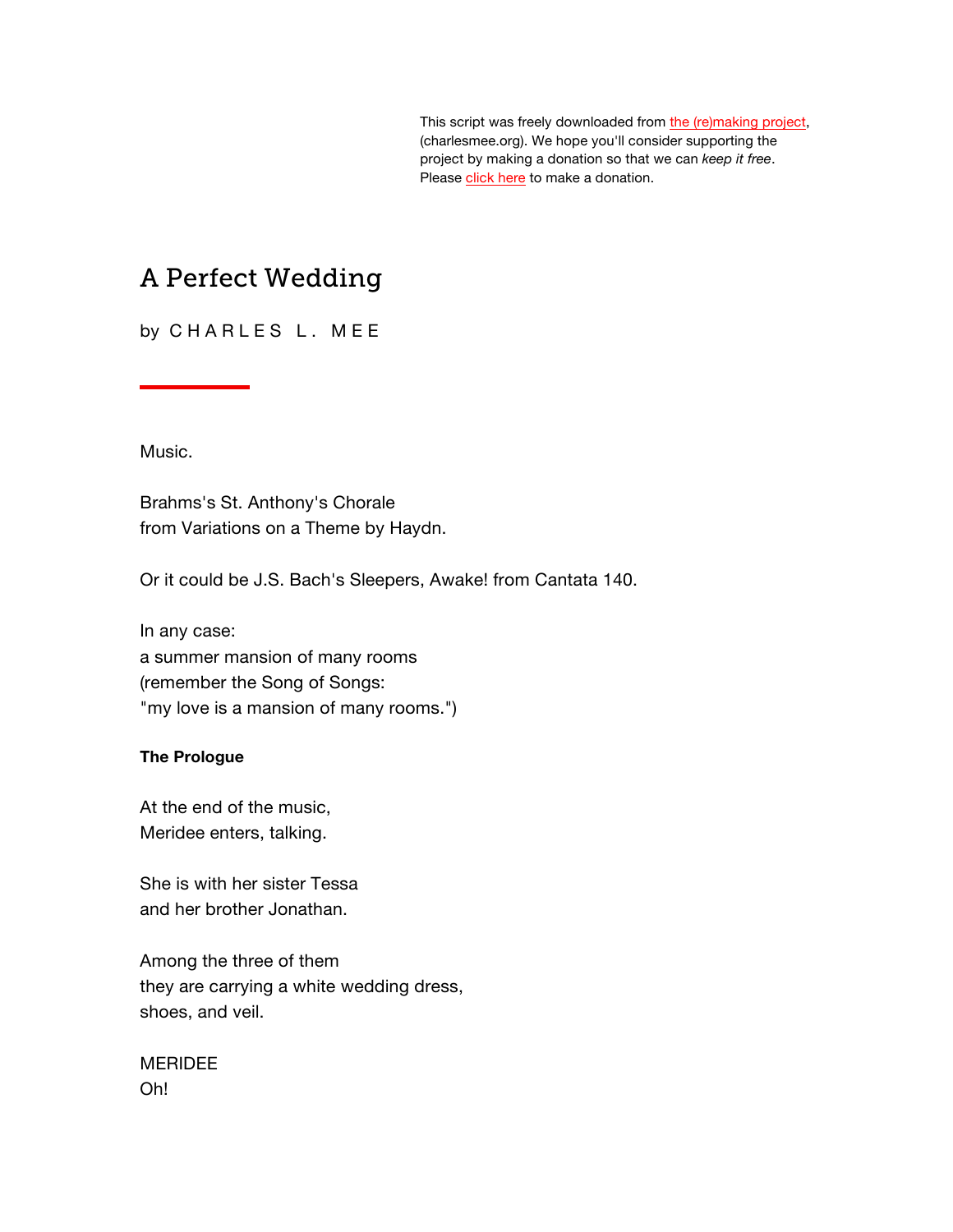This script was freely downloaded from the (re)making project, (charlesmee.org). We hope you'll consider supporting the project by making a donation so that we can *keep it free*. Please click here to make a donation.

# A Perfect Wedding

by C H A R L E S L . M E E

Music.

Brahms's St. Anthony's Chorale
from Variations on a Theme by Haydn.

Or it could be J.S. Bach's Sleepers, Awake! from Cantata 140.

In any case:
a summer mansion of many rooms
(remember the Song of Songs:
"my love is a mansion of many rooms.")

**The Prologue**

At the end of the music,
Meridee enters, talking.

She is with her sister Tessa
and her brother Jonathan.

Among the three of them
they are carrying a white wedding dress,
shoes, and veil.

MERIDEE
Oh!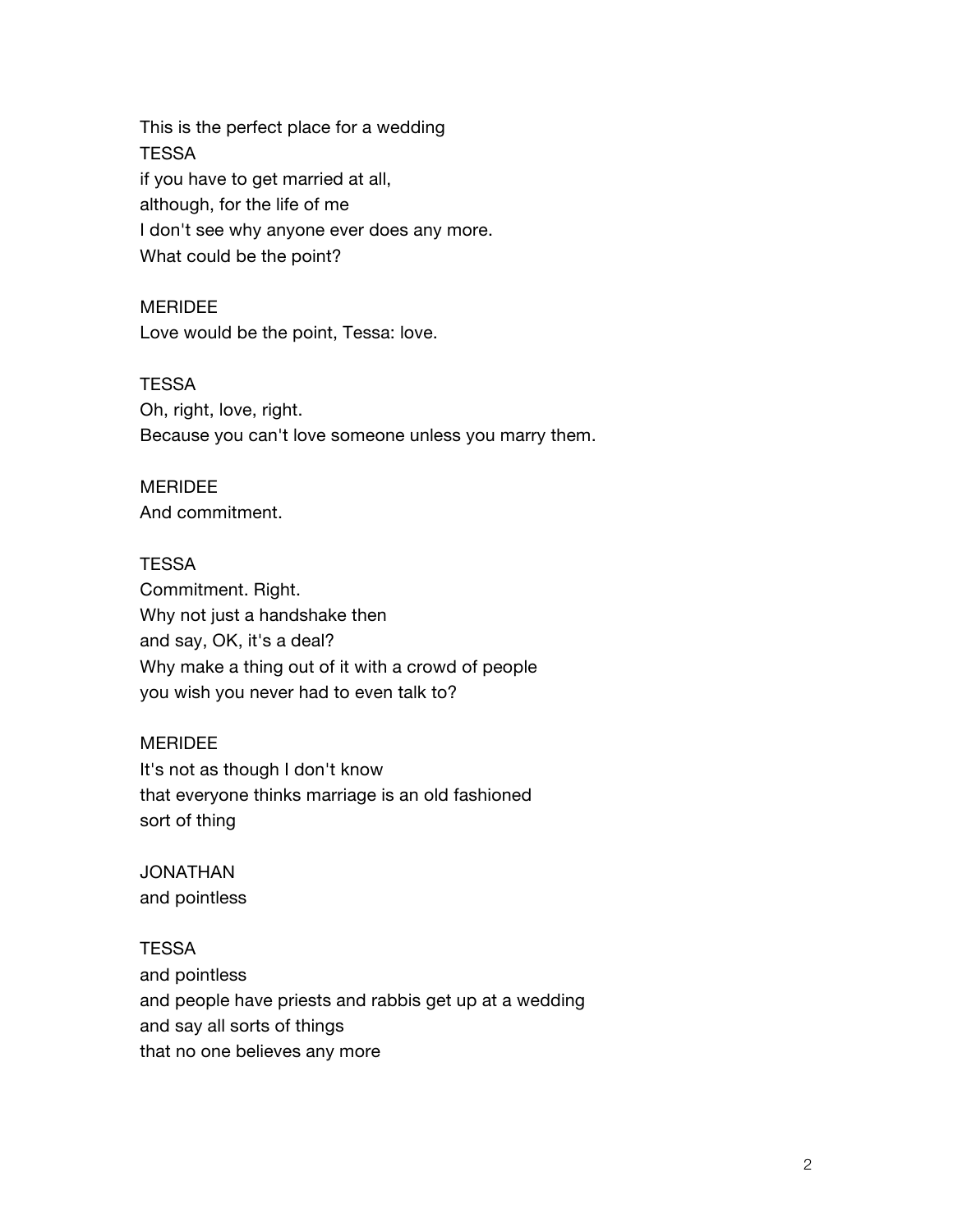This is the perfect place for a wedding
TESSA
if you have to get married at all,
although, for the life of me
I don't see why anyone ever does any more.
What could be the point?

MERIDEE
Love would be the point, Tessa: love.

TESSA
Oh, right, love, right.
Because you can't love someone unless you marry them.

MERIDEE
And commitment.

TESSA
Commitment. Right.
Why not just a handshake then
and say, OK, it's a deal?
Why make a thing out of it with a crowd of people
you wish you never had to even talk to?

MERIDEE
It's not as though I don't know
that everyone thinks marriage is an old fashioned
sort of thing

JONATHAN
and pointless

TESSA
and pointless
and people have priests and rabbis get up at a wedding
and say all sorts of things
that no one believes any more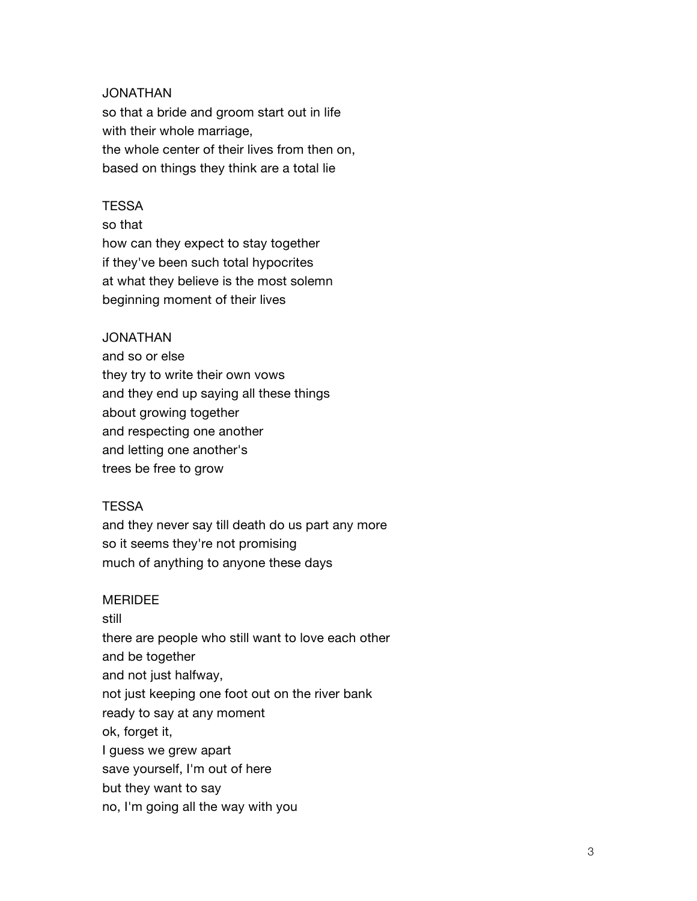JONATHAN
so that a bride and groom start out in life
with their whole marriage,
the whole center of their lives from then on,
based on things they think are a total lie

TESSA
so that
how can they expect to stay together
if they've been such total hypocrites
at what they believe is the most solemn
beginning moment of their lives

JONATHAN
and so or else
they try to write their own vows
and they end up saying all these things
about growing together
and respecting one another
and letting one another's
trees be free to grow

TESSA
and they never say till death do us part any more
so it seems they're not promising
much of anything to anyone these days

MERIDEE
still
there are people who still want to love each other
and be together
and not just halfway,
not just keeping one foot out on the river bank
ready to say at any moment
ok, forget it,
I guess we grew apart
save yourself, I'm out of here
but they want to say
no, I'm going all the way with you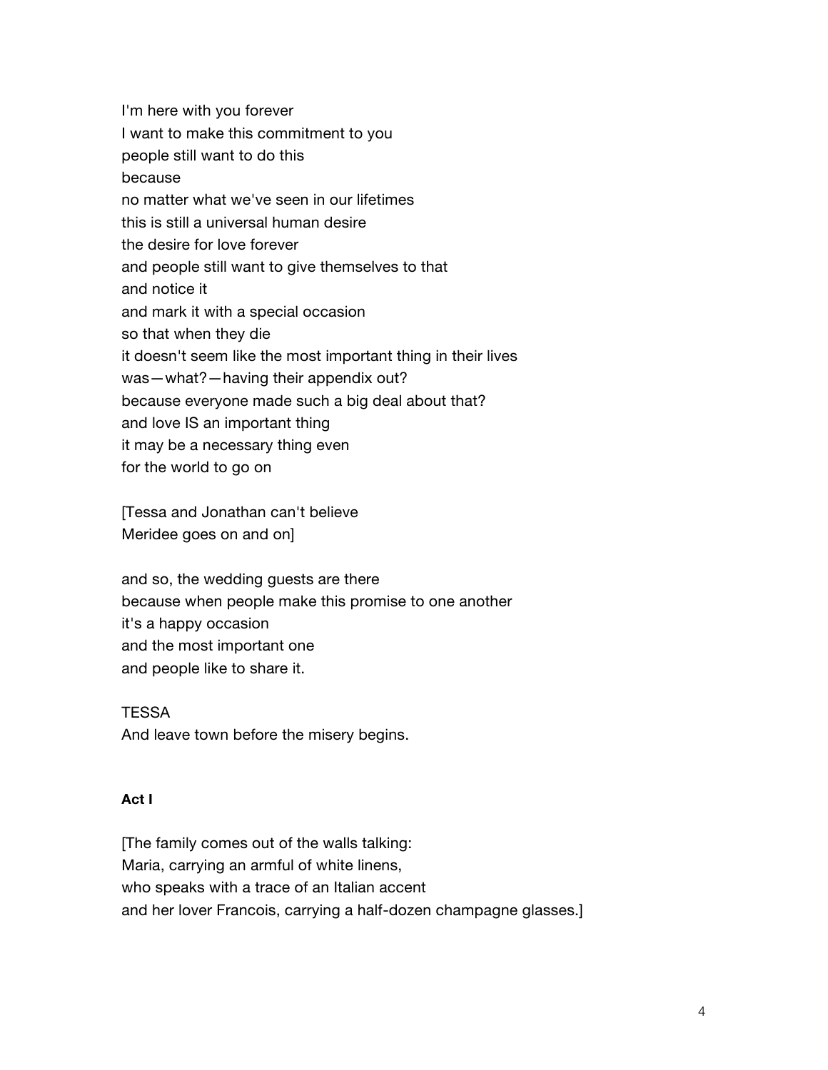I'm here with you forever
I want to make this commitment to you
people still want to do this
because
no matter what we've seen in our lifetimes
this is still a universal human desire
the desire for love forever
and people still want to give themselves to that
and notice it
and mark it with a special occasion
so that when they die
it doesn't seem like the most important thing in their lives
was—what?—having their appendix out?
because everyone made such a big deal about that?
and love IS an important thing
it may be a necessary thing even
for the world to go on

[Tessa and Jonathan can't believe
Meridee goes on and on]

and so, the wedding guests are there
because when people make this promise to one another
it's a happy occasion
and the most important one
and people like to share it.

TESSA
And leave town before the misery begins.

**Act I**

[The family comes out of the walls talking:
Maria, carrying an armful of white linens,
who speaks with a trace of an Italian accent
and her lover Francois, carrying a half-dozen champagne glasses.]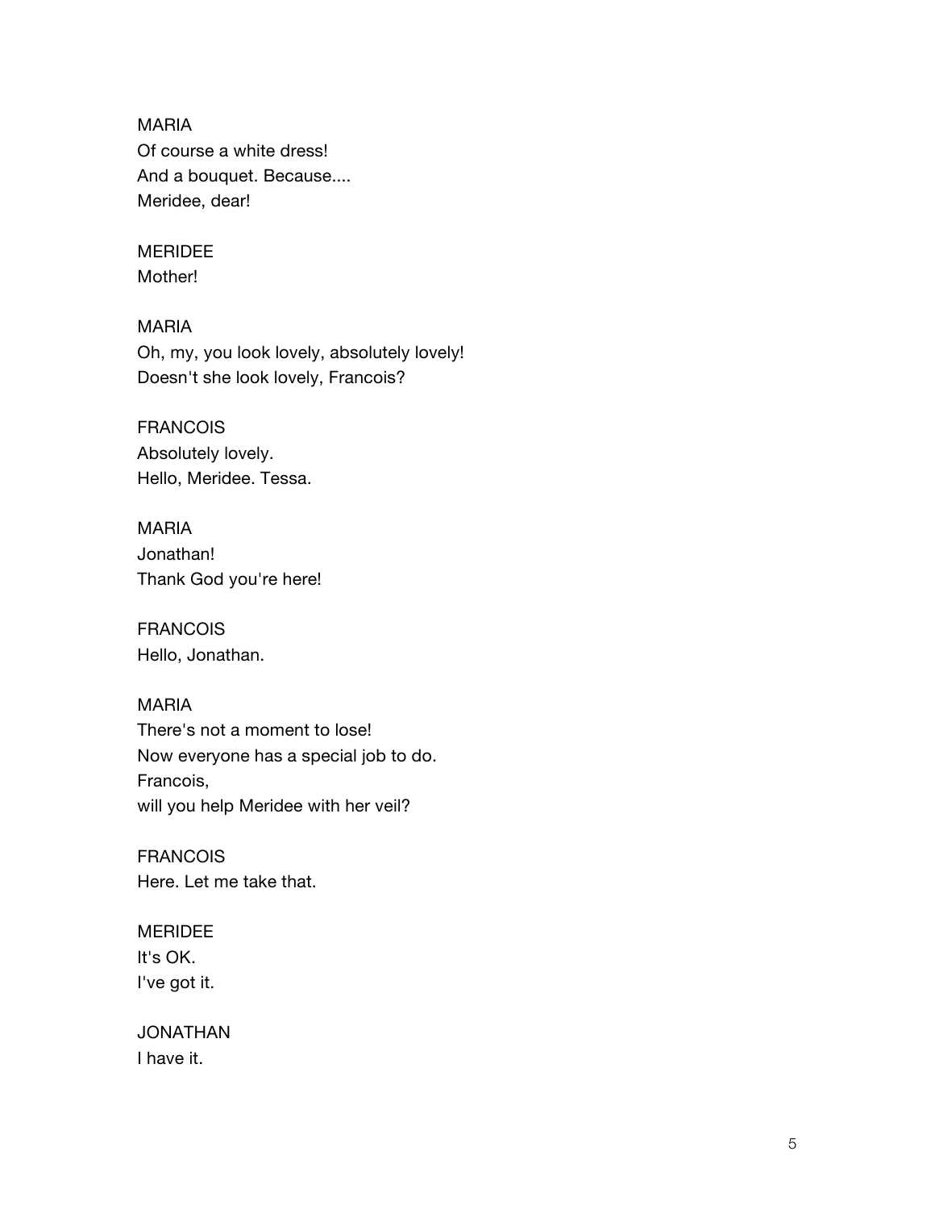MARIA
Of course a white dress!
And a bouquet. Because....
Meridee, dear!

MERIDEE
Mother!

MARIA
Oh, my, you look lovely, absolutely lovely!
Doesn't she look lovely, Francois?

FRANCOIS
Absolutely lovely.
Hello, Meridee. Tessa.

MARIA
Jonathan!
Thank God you're here!

FRANCOIS
Hello, Jonathan.

MARIA
There's not a moment to lose!
Now everyone has a special job to do.
Francois,
will you help Meridee with her veil?

FRANCOIS
Here. Let me take that.

MERIDEE
It's OK.
I've got it.

JONATHAN
I have it.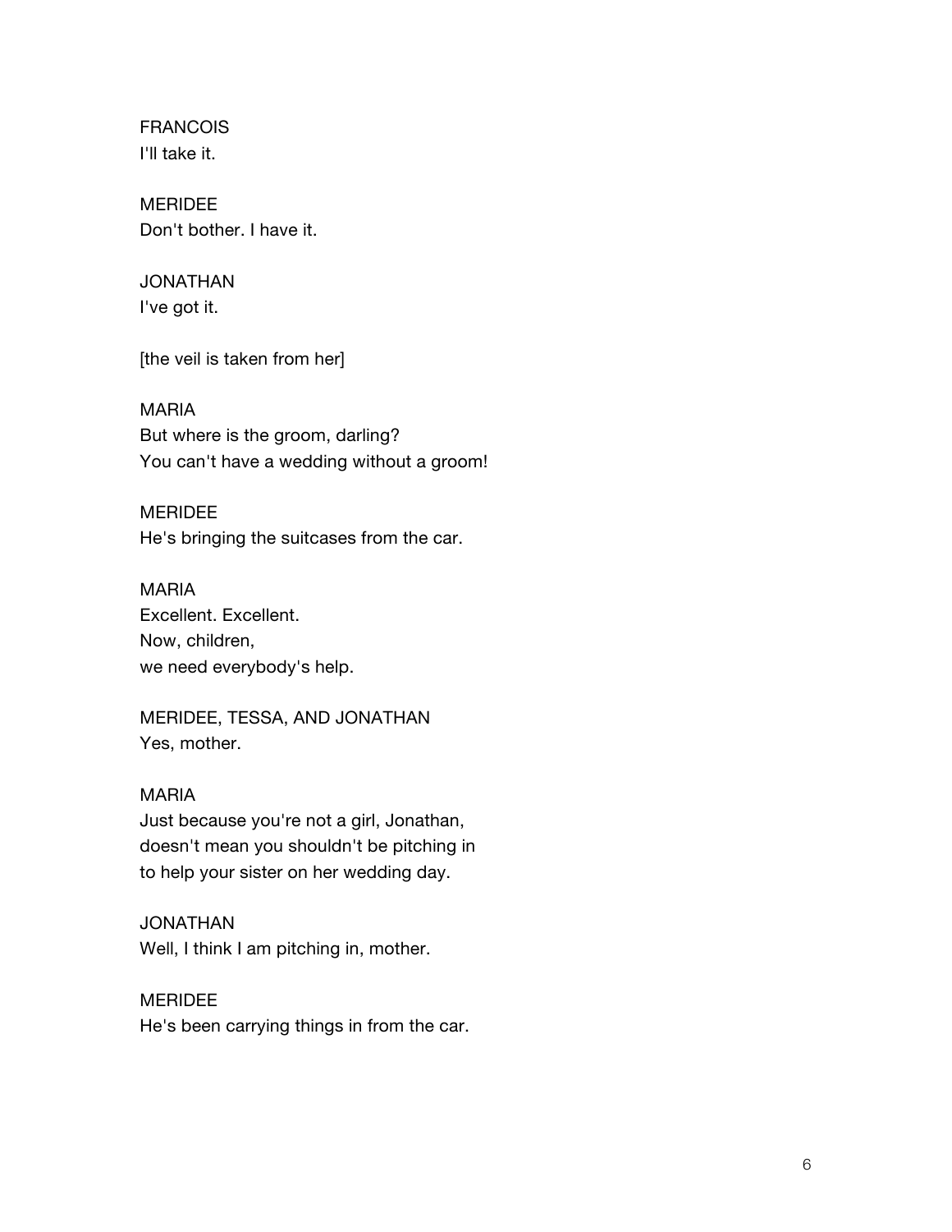FRANCOIS
I'll take it.

MERIDEE
Don't bother. I have it.

JONATHAN
I've got it.

[the veil is taken from her]

MARIA
But where is the groom, darling?
You can't have a wedding without a groom!

MERIDEE
He's bringing the suitcases from the car.

MARIA
Excellent. Excellent.
Now, children,
we need everybody's help.

MERIDEE, TESSA, AND JONATHAN
Yes, mother.

MARIA
Just because you're not a girl, Jonathan,
doesn't mean you shouldn't be pitching in
to help your sister on her wedding day.

JONATHAN
Well, I think I am pitching in, mother.

MERIDEE
He's been carrying things in from the car.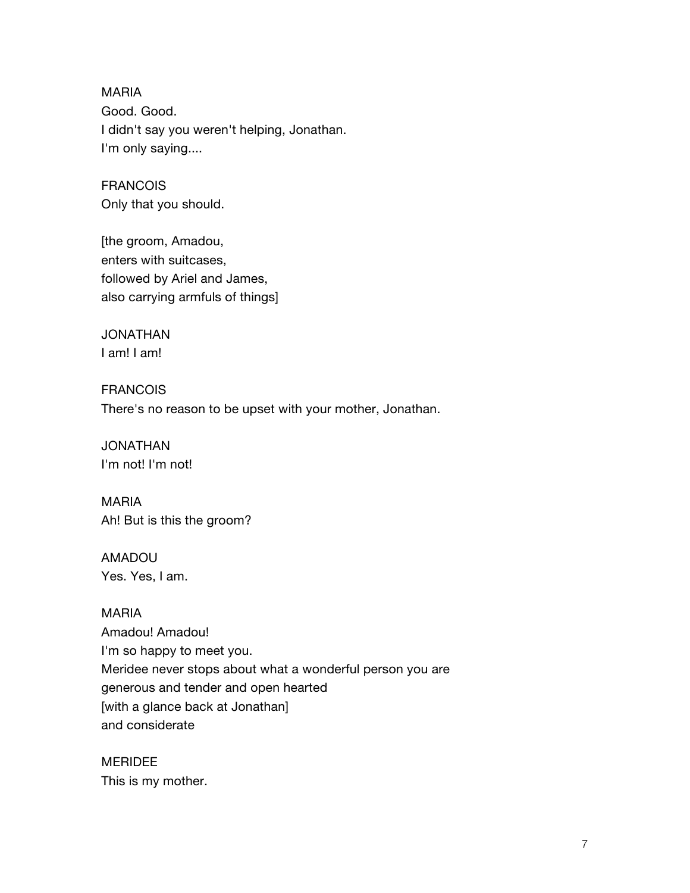MARIA
Good. Good.
I didn't say you weren't helping, Jonathan.
I'm only saying....

FRANCOIS
Only that you should.

[the groom, Amadou,
enters with suitcases,
followed by Ariel and James,
also carrying armfuls of things]

JONATHAN
I am! I am!

FRANCOIS
There's no reason to be upset with your mother, Jonathan.

JONATHAN
I'm not! I'm not!

MARIA
Ah! But is this the groom?

AMADOU
Yes. Yes, I am.

MARIA
Amadou! Amadou!
I'm so happy to meet you.
Meridee never stops about what a wonderful person you are
generous and tender and open hearted
[with a glance back at Jonathan]
and considerate

MERIDEE
This is my mother.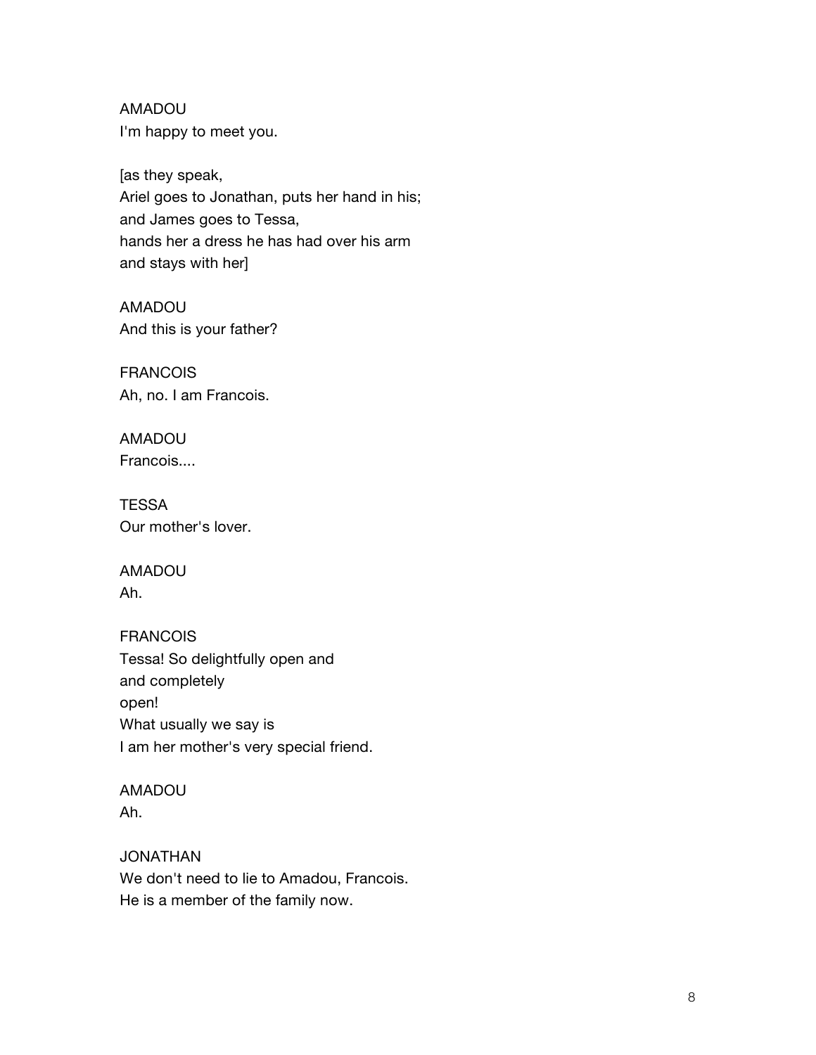AMADOU
I'm happy to meet you.

[as they speak,
Ariel goes to Jonathan, puts her hand in his;
and James goes to Tessa,
hands her a dress he has had over his arm
and stays with her]

AMADOU
And this is your father?

FRANCOIS
Ah, no. I am Francois.

AMADOU
Francois....

TESSA
Our mother's lover.

AMADOU
Ah.

FRANCOIS
Tessa! So delightfully open and
and completely
open!
What usually we say is
I am her mother's very special friend.

AMADOU
Ah.

JONATHAN
We don't need to lie to Amadou, Francois.
He is a member of the family now.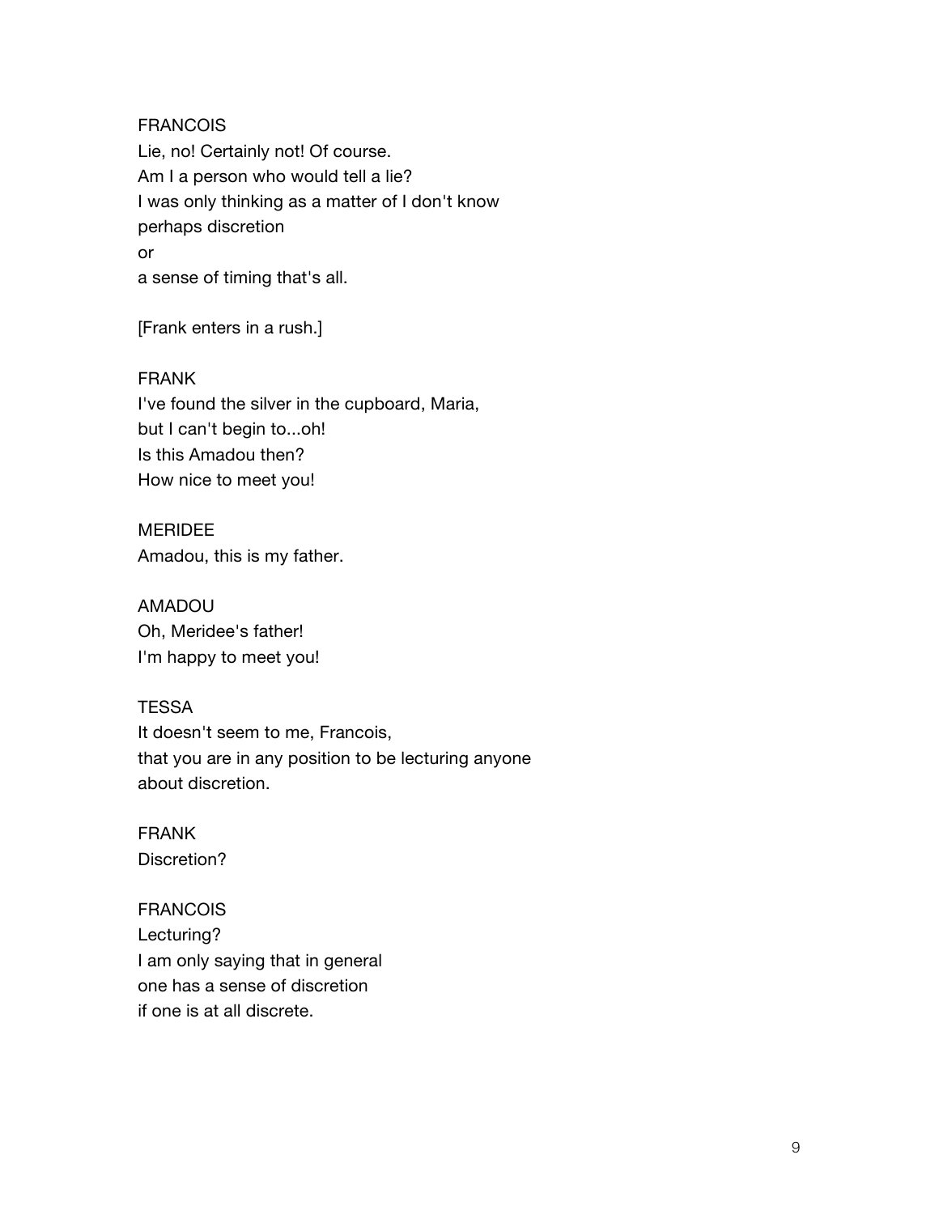FRANCOIS
Lie, no! Certainly not! Of course.
Am I a person who would tell a lie?
I was only thinking as a matter of I don't know
perhaps discretion
or
a sense of timing that's all.

[Frank enters in a rush.]

FRANK
I've found the silver in the cupboard, Maria,
but I can't begin to...oh!
Is this Amadou then?
How nice to meet you!

MERIDEE
Amadou, this is my father.

AMADOU
Oh, Meridee's father!
I'm happy to meet you!

TESSA
It doesn't seem to me, Francois,
that you are in any position to be lecturing anyone
about discretion.

FRANK
Discretion?

FRANCOIS
Lecturing?
I am only saying that in general
one has a sense of discretion
if one is at all discrete.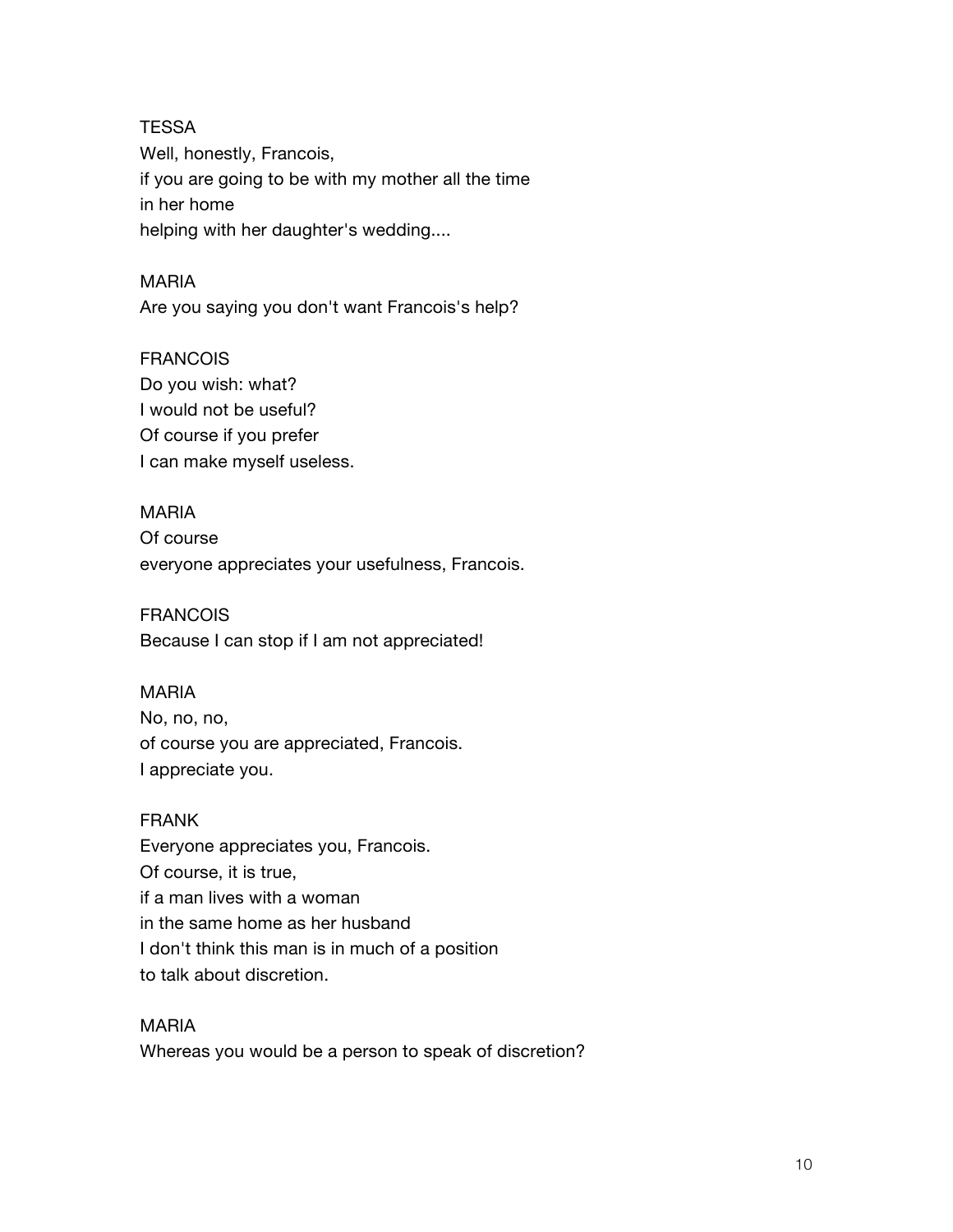TESSA
Well, honestly, Francois,
if you are going to be with my mother all the time
in her home
helping with her daughter's wedding....

MARIA
Are you saying you don't want Francois's help?

FRANCOIS
Do you wish: what?
I would not be useful?
Of course if you prefer
I can make myself useless.

MARIA
Of course
everyone appreciates your usefulness, Francois.

FRANCOIS
Because I can stop if I am not appreciated!

MARIA
No, no, no,
of course you are appreciated, Francois.
I appreciate you.

FRANK
Everyone appreciates you, Francois.
Of course, it is true,
if a man lives with a woman
in the same home as her husband
I don't think this man is in much of a position
to talk about discretion.

MARIA
Whereas you would be a person to speak of discretion?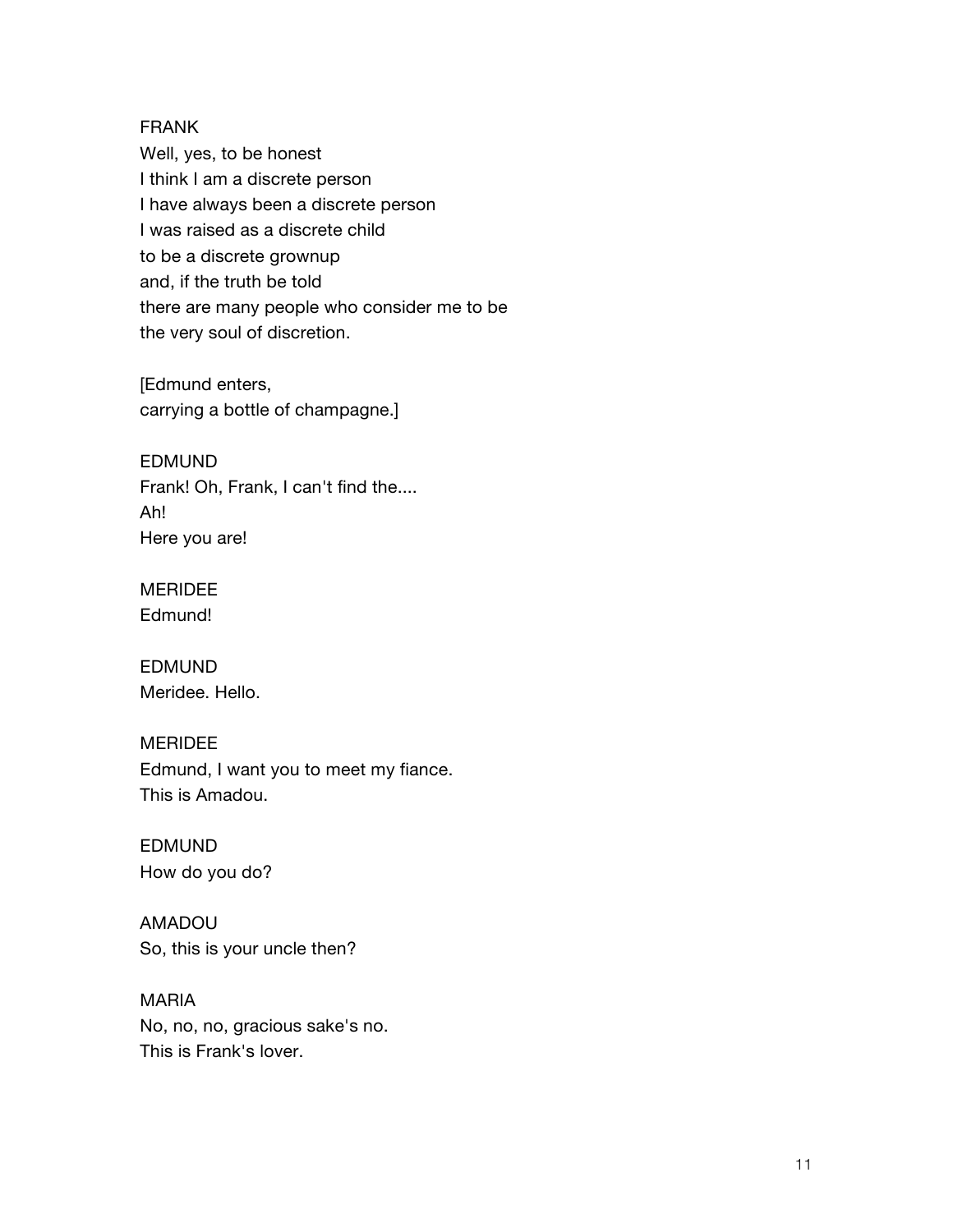FRANK
Well, yes, to be honest
I think I am a discrete person
I have always been a discrete person
I was raised as a discrete child
to be a discrete grownup
and, if the truth be told
there are many people who consider me to be
the very soul of discretion.

[Edmund enters,
carrying a bottle of champagne.]

EDMUND
Frank! Oh, Frank, I can't find the....
Ah!
Here you are!

MERIDEE
Edmund!

EDMUND
Meridee. Hello.

MERIDEE
Edmund, I want you to meet my fiance.
This is Amadou.

EDMUND
How do you do?

AMADOU
So, this is your uncle then?

MARIA
No, no, no, gracious sake's no.
This is Frank's lover.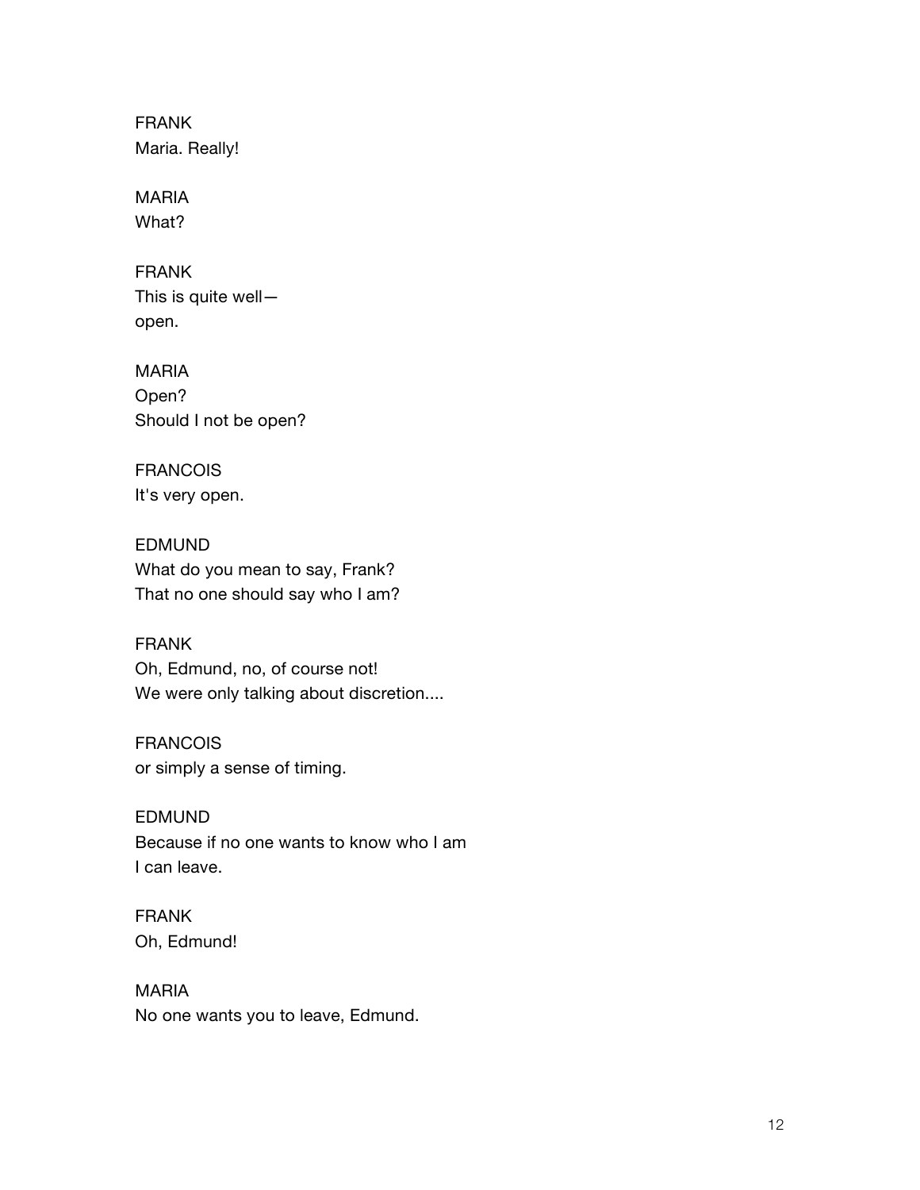FRANK
Maria. Really!

MARIA
What?

FRANK
This is quite well—
open.

MARIA
Open?
Should I not be open?

FRANCOIS
It's very open.

EDMUND
What do you mean to say, Frank?
That no one should say who I am?

FRANK
Oh, Edmund, no, of course not!
We were only talking about discretion....

FRANCOIS
or simply a sense of timing.

EDMUND
Because if no one wants to know who I am
I can leave.

FRANK
Oh, Edmund!

MARIA
No one wants you to leave, Edmund.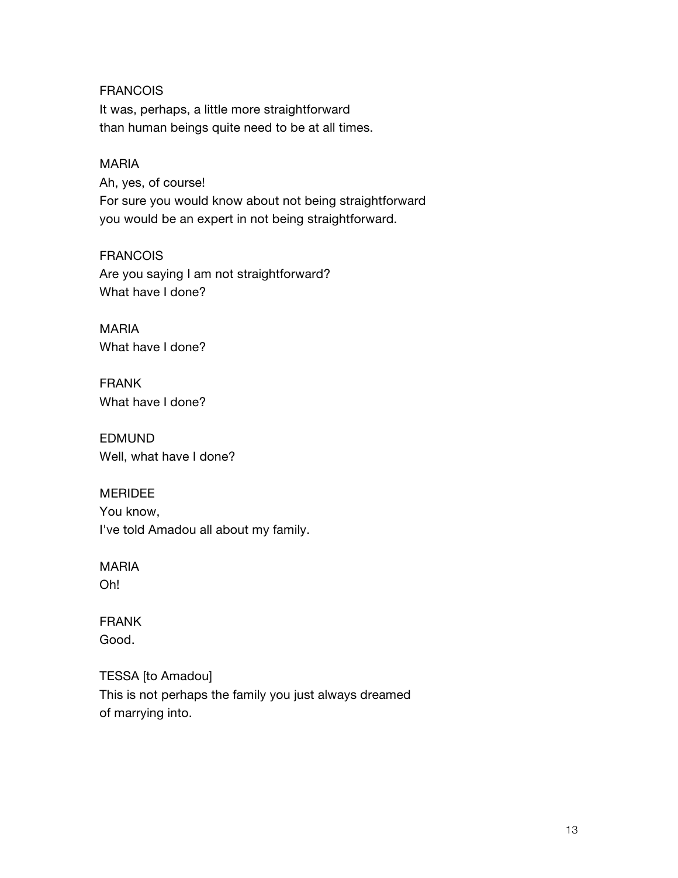FRANCOIS
It was, perhaps, a little more straightforward
than human beings quite need to be at all times.

MARIA
Ah, yes, of course!
For sure you would know about not being straightforward
you would be an expert in not being straightforward.

FRANCOIS
Are you saying I am not straightforward?
What have I done?

MARIA
What have I done?

FRANK
What have I done?

EDMUND
Well, what have I done?

MERIDEE
You know,
I've told Amadou all about my family.

MARIA
Oh!

FRANK
Good.

TESSA [to Amadou]
This is not perhaps the family you just always dreamed
of marrying into.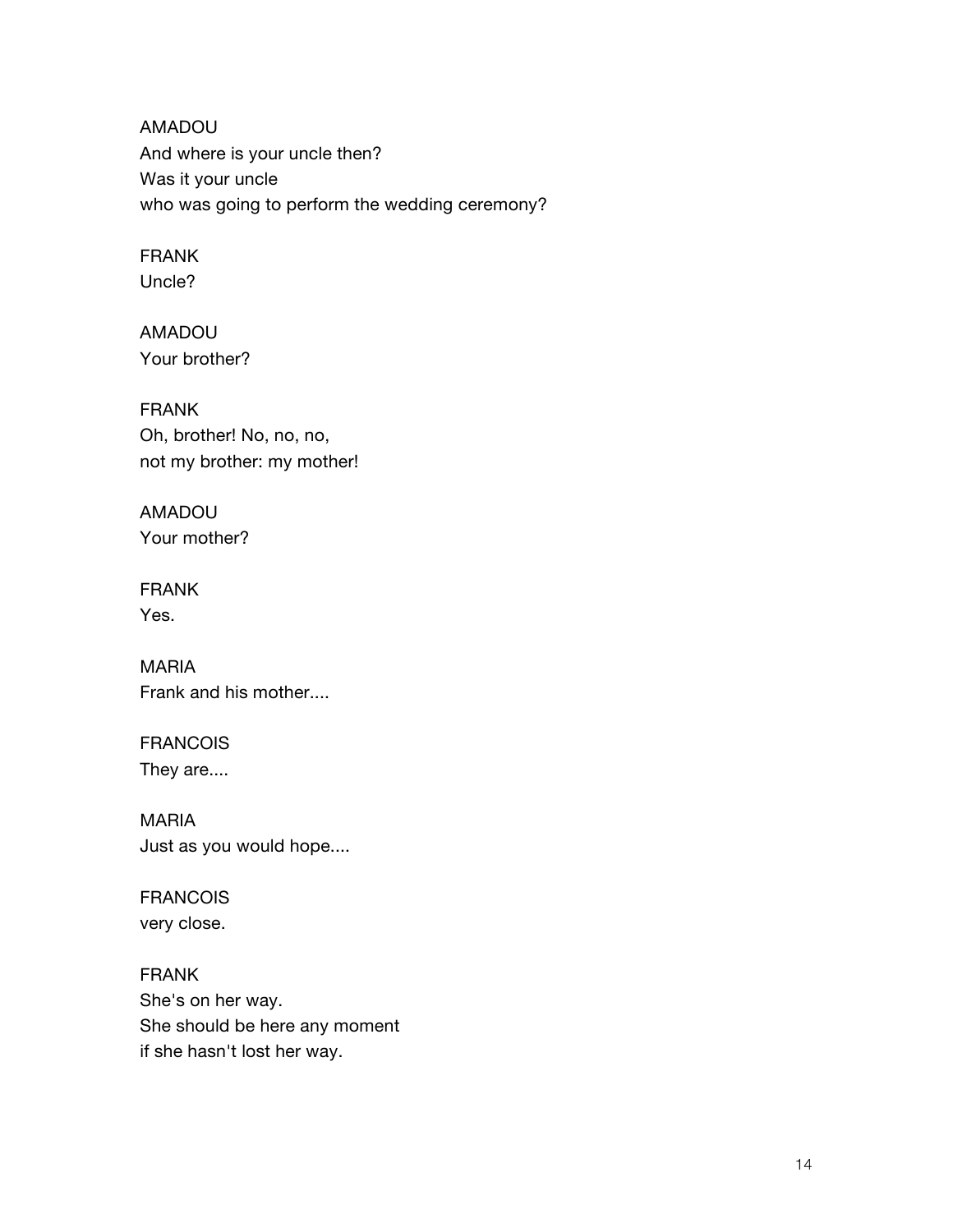AMADOU
And where is your uncle then?
Was it your uncle
who was going to perform the wedding ceremony?

FRANK
Uncle?

AMADOU
Your brother?

FRANK
Oh, brother! No, no, no,
not my brother: my mother!

AMADOU
Your mother?

FRANK
Yes.

MARIA
Frank and his mother....

FRANCOIS
They are....

MARIA
Just as you would hope....

FRANCOIS
very close.

FRANK
She's on her way.
She should be here any moment
if she hasn't lost her way.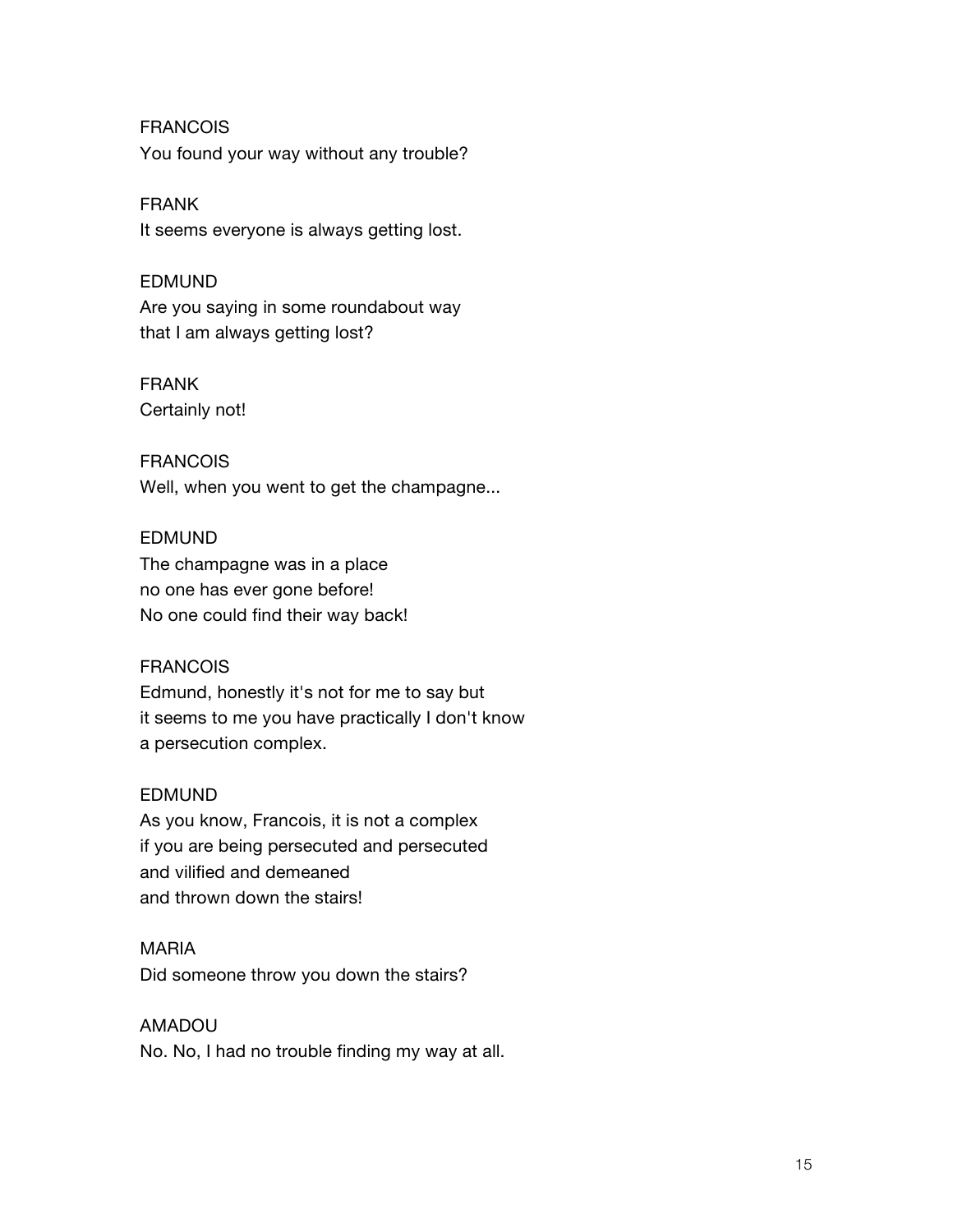FRANCOIS
You found your way without any trouble?

FRANK
It seems everyone is always getting lost.

EDMUND
Are you saying in some roundabout way
that I am always getting lost?

FRANK
Certainly not!

FRANCOIS
Well, when you went to get the champagne...

EDMUND
The champagne was in a place
no one has ever gone before!
No one could find their way back!

FRANCOIS
Edmund, honestly it's not for me to say but
it seems to me you have practically I don't know
a persecution complex.

EDMUND
As you know, Francois, it is not a complex
if you are being persecuted and persecuted
and vilified and demeaned
and thrown down the stairs!

MARIA
Did someone throw you down the stairs?

AMADOU
No. No, I had no trouble finding my way at all.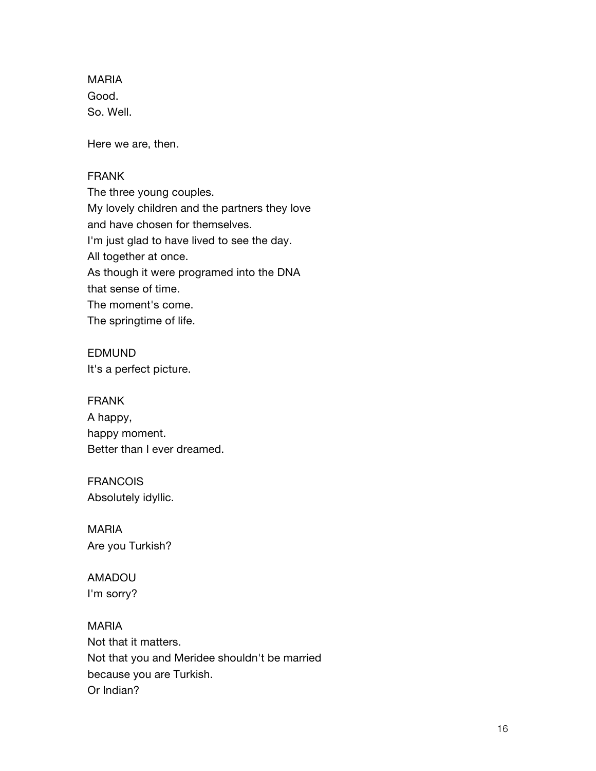MARIA
Good.
So. Well.

Here we are, then.

FRANK
The three young couples.
My lovely children and the partners they love
and have chosen for themselves.
I'm just glad to have lived to see the day.
All together at once.
As though it were programed into the DNA
that sense of time.
The moment's come.
The springtime of life.

EDMUND
It's a perfect picture.

FRANK
A happy,
happy moment.
Better than I ever dreamed.

FRANCOIS
Absolutely idyllic.

MARIA
Are you Turkish?

AMADOU
I'm sorry?

MARIA
Not that it matters.
Not that you and Meridee shouldn't be married
because you are Turkish.
Or Indian?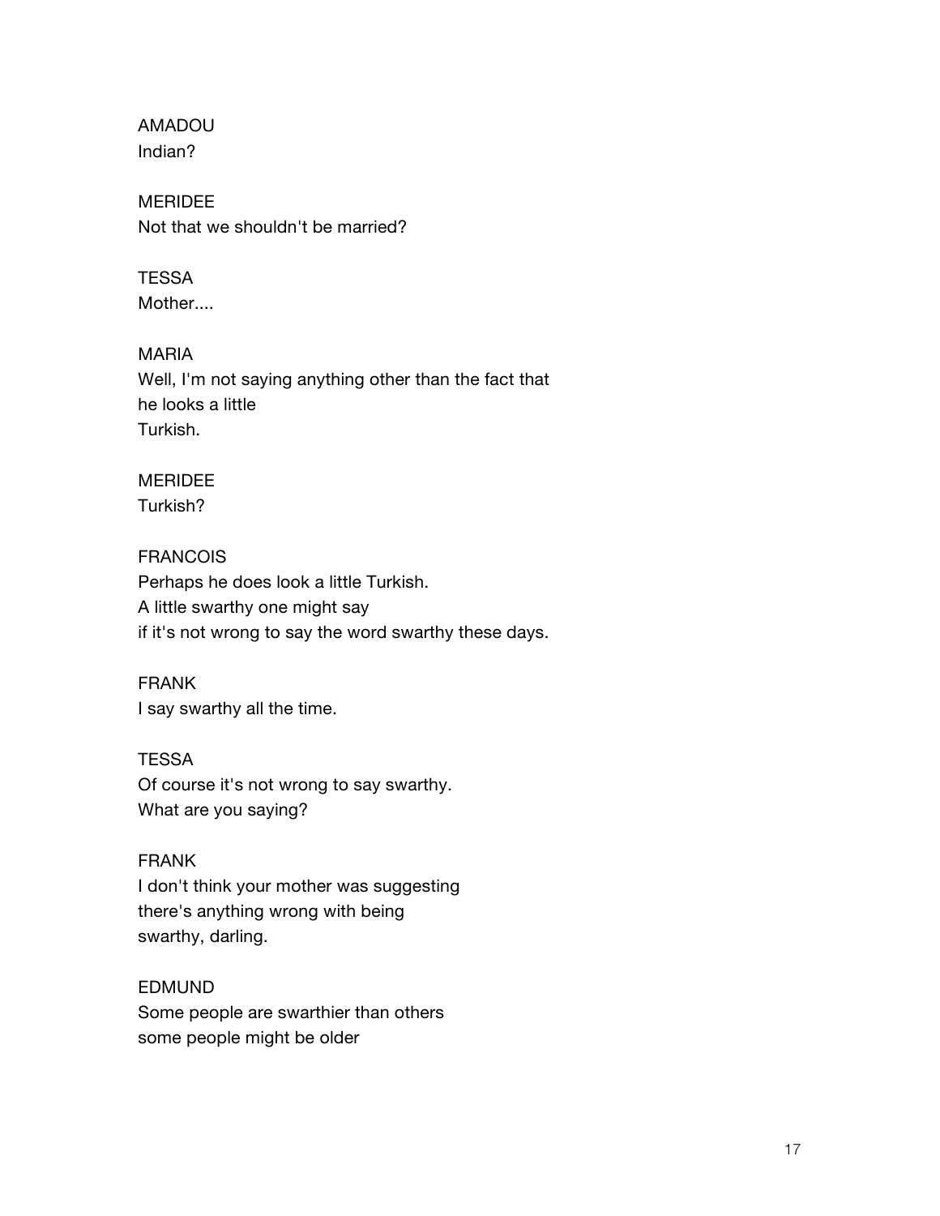AMADOU
Indian?

MERIDEE
Not that we shouldn't be married?

TESSA
Mother....

MARIA
Well, I'm not saying anything other than the fact that
he looks a little
Turkish.

MERIDEE
Turkish?

FRANCOIS
Perhaps he does look a little Turkish.
A little swarthy one might say
if it's not wrong to say the word swarthy these days.

FRANK
I say swarthy all the time.

TESSA
Of course it's not wrong to say swarthy.
What are you saying?

FRANK
I don't think your mother was suggesting
there's anything wrong with being
swarthy, darling.

EDMUND
Some people are swarthier than others
some people might be older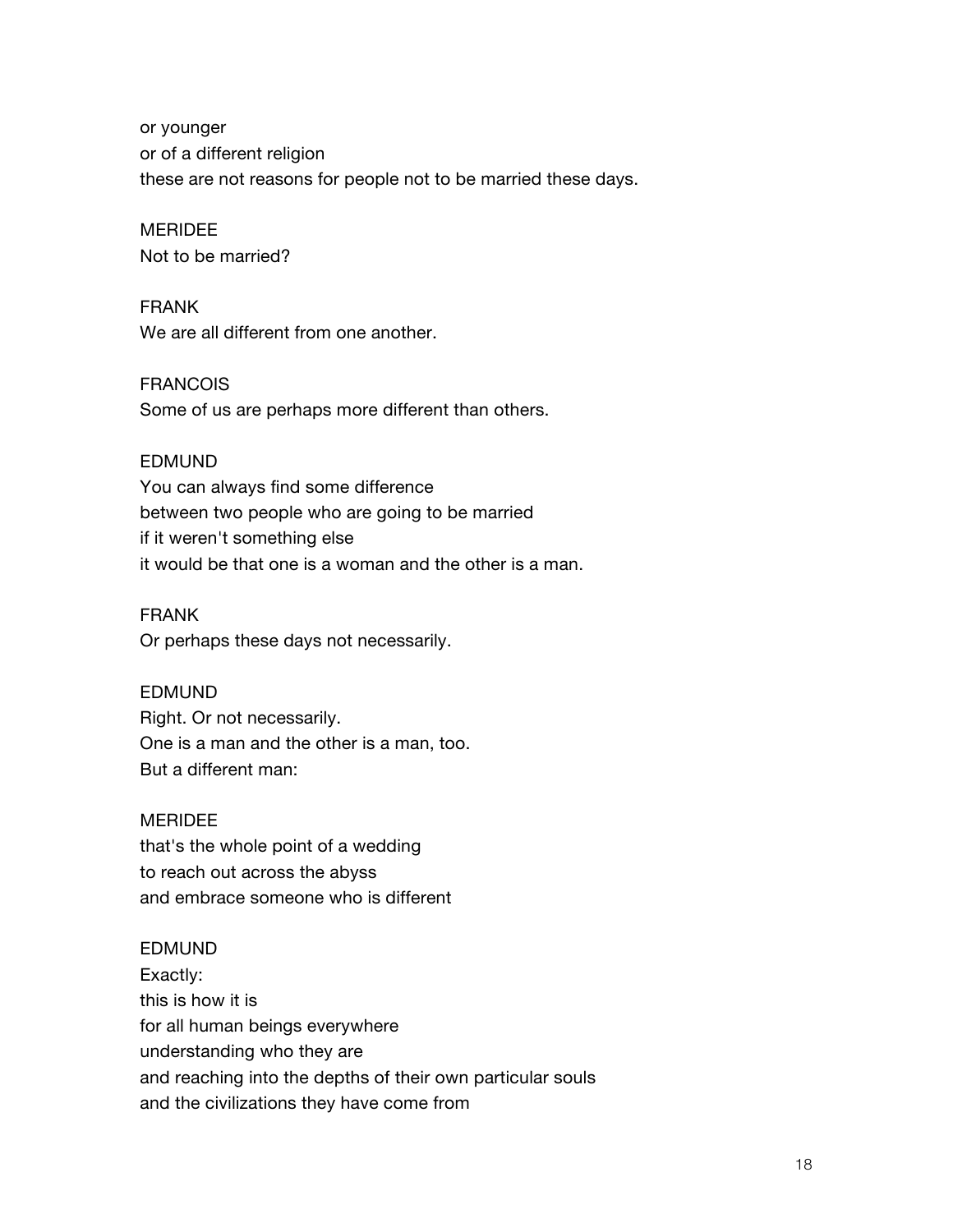or younger
or of a different religion
these are not reasons for people not to be married these days.

MERIDEE
Not to be married?

FRANK
We are all different from one another.

FRANCOIS
Some of us are perhaps more different than others.

EDMUND
You can always find some difference
between two people who are going to be married
if it weren't something else
it would be that one is a woman and the other is a man.

FRANK
Or perhaps these days not necessarily.

EDMUND
Right. Or not necessarily.
One is a man and the other is a man, too.
But a different man:

MERIDEE
that's the whole point of a wedding
to reach out across the abyss
and embrace someone who is different

EDMUND
Exactly:
this is how it is
for all human beings everywhere
understanding who they are
and reaching into the depths of their own particular souls
and the civilizations they have come from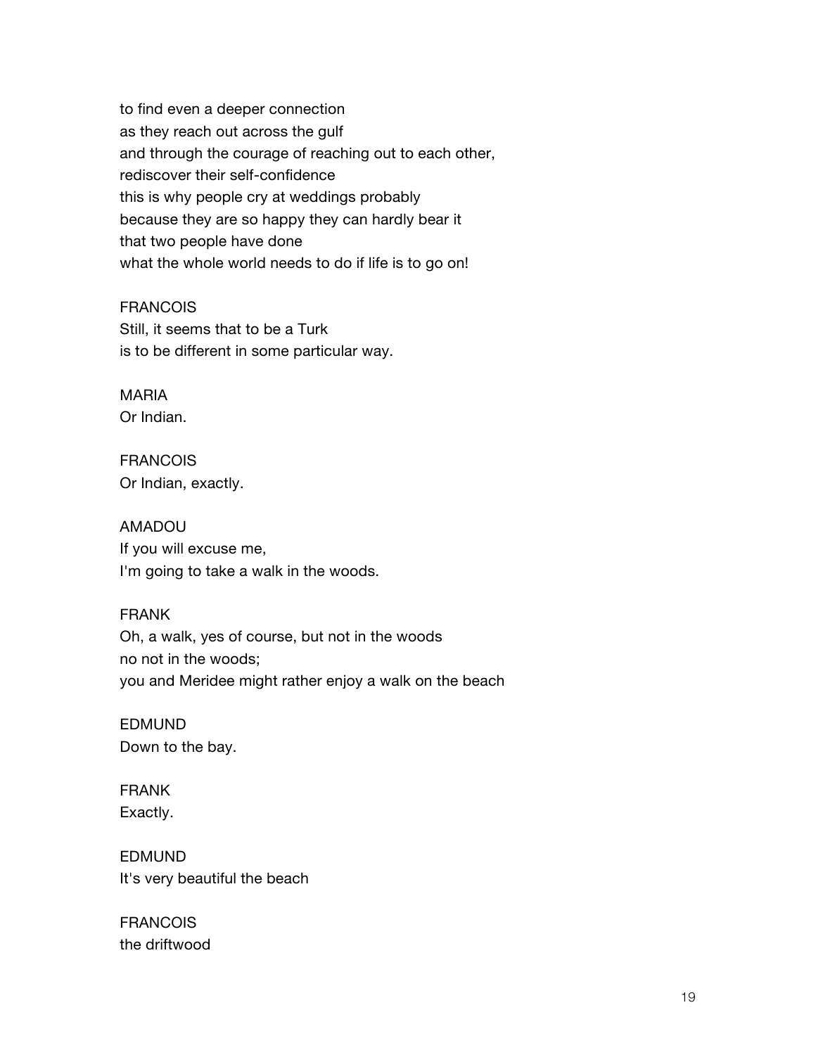to find even a deeper connection
as they reach out across the gulf
and through the courage of reaching out to each other,
rediscover their self-confidence
this is why people cry at weddings probably
because they are so happy they can hardly bear it
that two people have done
what the whole world needs to do if life is to go on!

FRANCOIS
Still, it seems that to be a Turk
is to be different in some particular way.

MARIA
Or Indian.

FRANCOIS
Or Indian, exactly.

AMADOU
If you will excuse me,
I'm going to take a walk in the woods.

FRANK
Oh, a walk, yes of course, but not in the woods
no not in the woods;
you and Meridee might rather enjoy a walk on the beach

EDMUND
Down to the bay.

FRANK
Exactly.

EDMUND
It's very beautiful the beach

FRANCOIS
the driftwood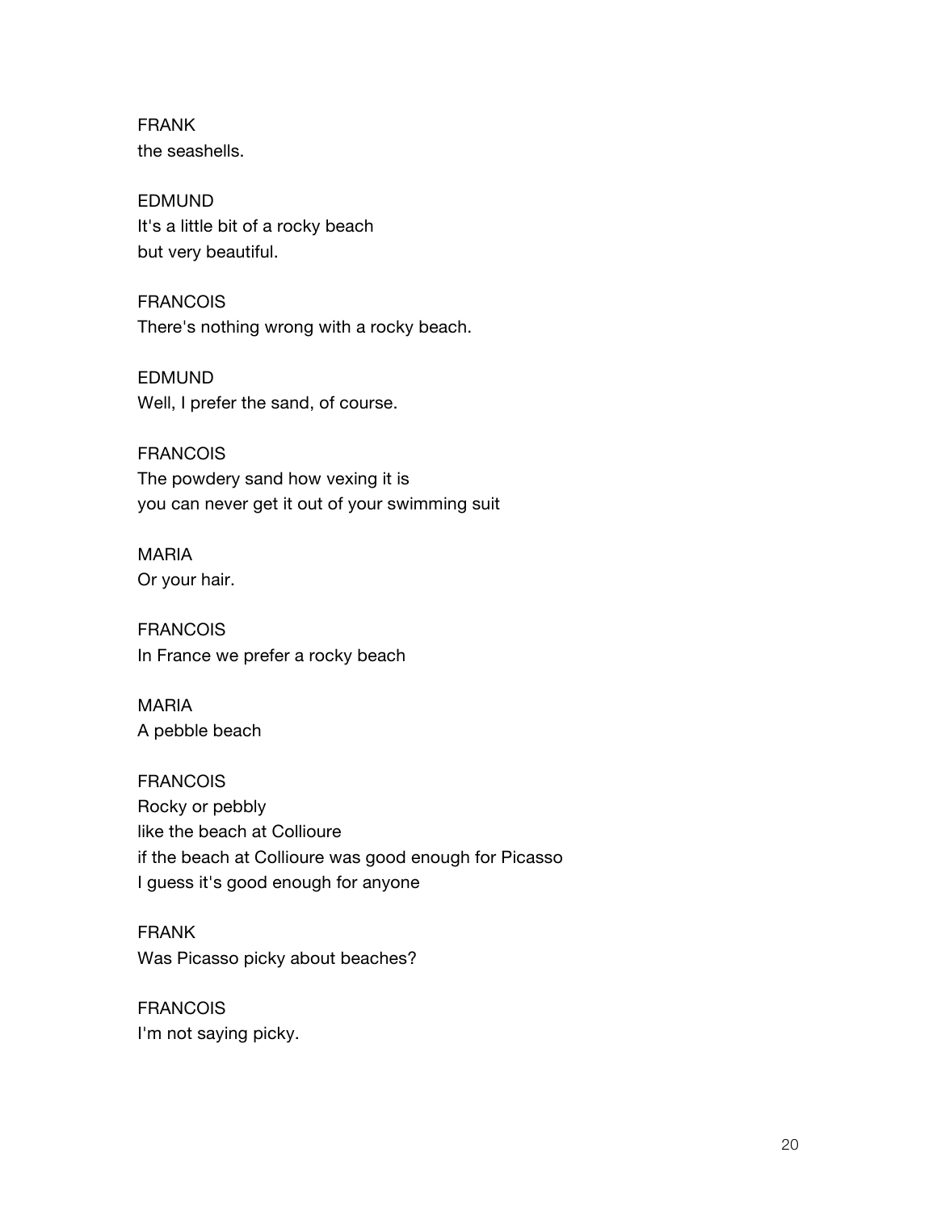FRANK
the seashells.

EDMUND
It's a little bit of a rocky beach
but very beautiful.

FRANCOIS
There's nothing wrong with a rocky beach.

EDMUND
Well, I prefer the sand, of course.

FRANCOIS
The powdery sand how vexing it is
you can never get it out of your swimming suit

MARIA
Or your hair.

FRANCOIS
In France we prefer a rocky beach

MARIA
A pebble beach

FRANCOIS
Rocky or pebbly
like the beach at Collioure
if the beach at Collioure was good enough for Picasso
I guess it's good enough for anyone

FRANK
Was Picasso picky about beaches?

FRANCOIS
I'm not saying picky.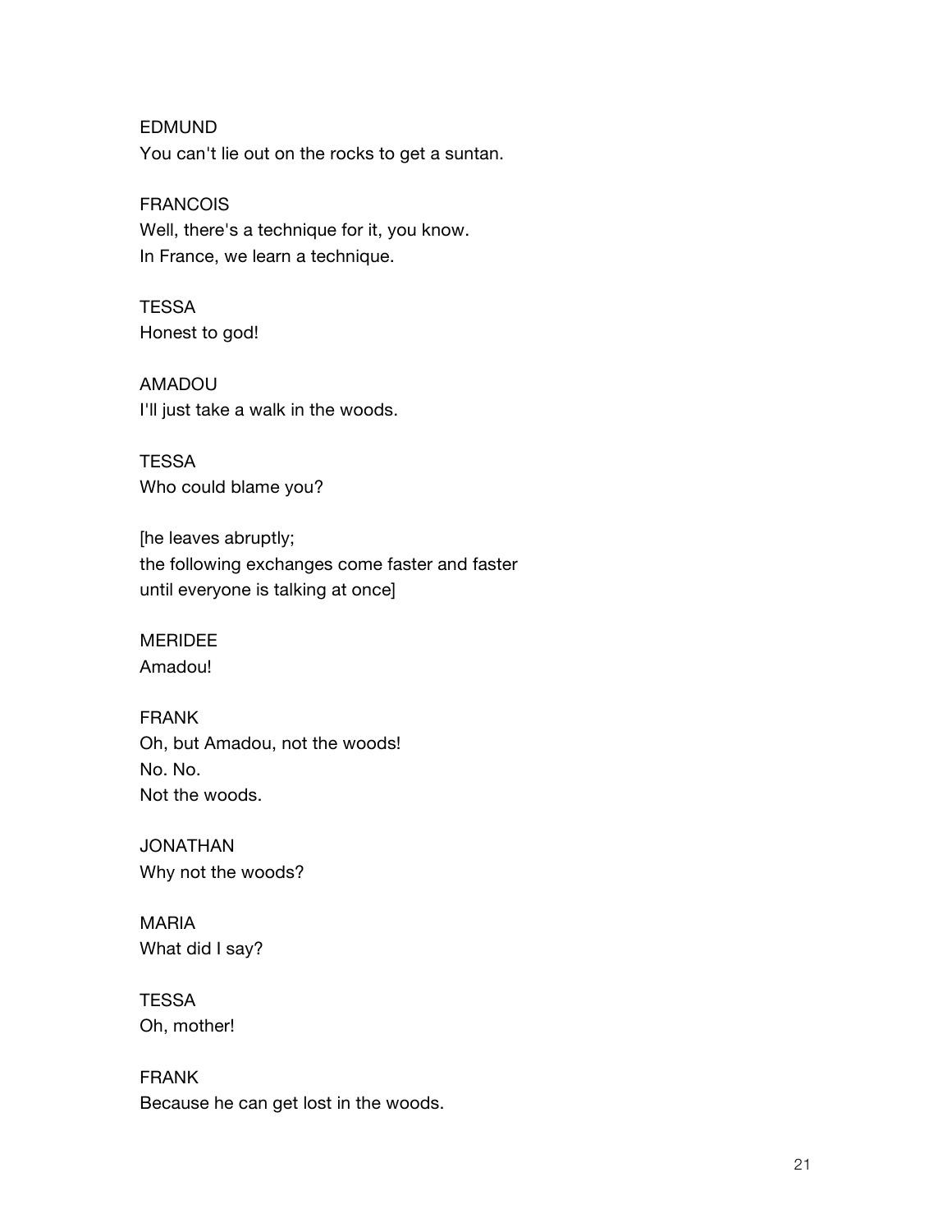EDMUND
You can't lie out on the rocks to get a suntan.

FRANCOIS
Well, there's a technique for it, you know.
In France, we learn a technique.

TESSA
Honest to god!

AMADOU
I'll just take a walk in the woods.

TESSA
Who could blame you?

[he leaves abruptly;
the following exchanges come faster and faster
until everyone is talking at once]

MERIDEE
Amadou!

FRANK
Oh, but Amadou, not the woods!
No. No.
Not the woods.

JONATHAN
Why not the woods?

MARIA
What did I say?

TESSA
Oh, mother!

FRANK
Because he can get lost in the woods.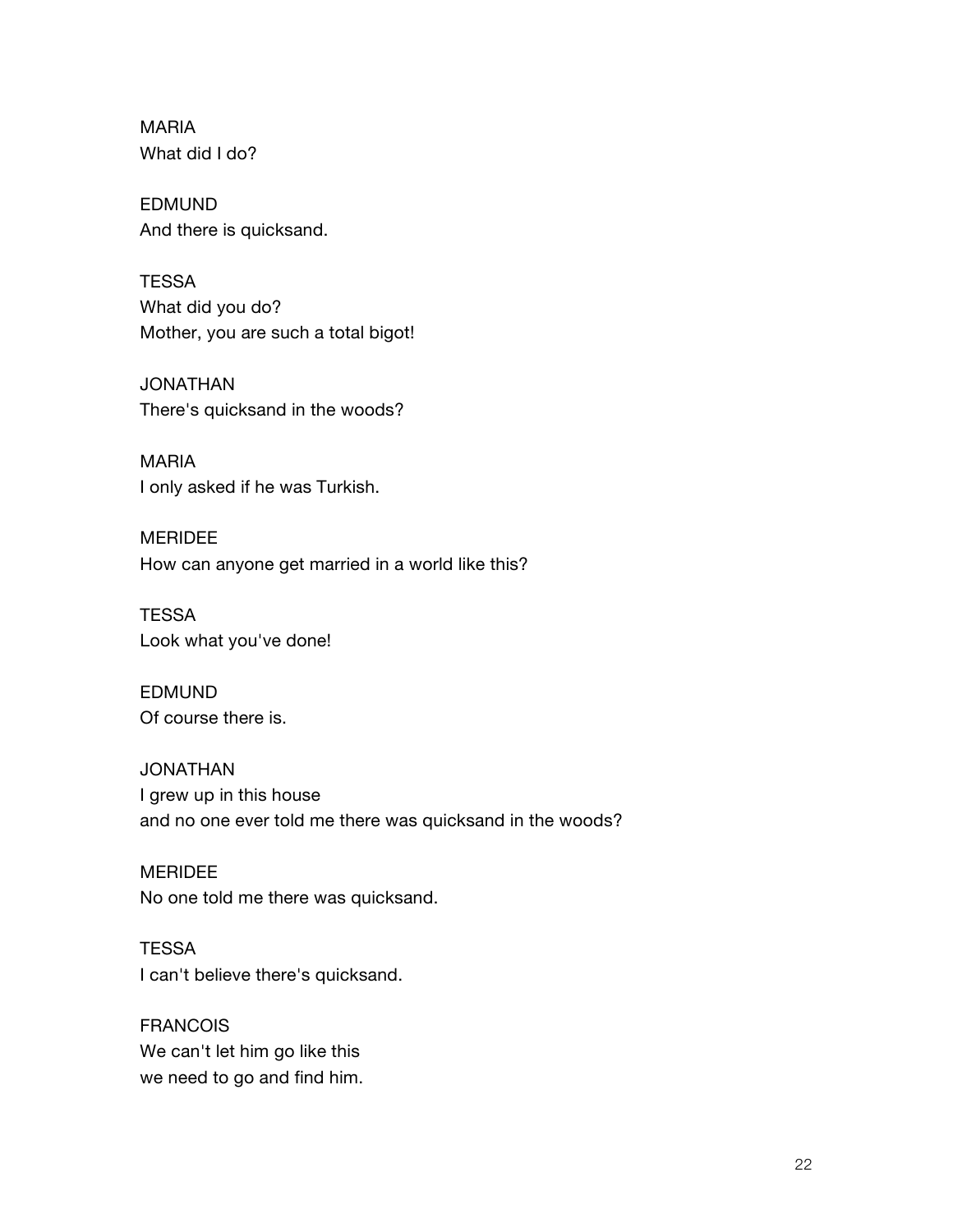MARIA
What did I do?

EDMUND
And there is quicksand.

TESSA
What did you do?
Mother, you are such a total bigot!

JONATHAN
There's quicksand in the woods?

MARIA
I only asked if he was Turkish.

MERIDEE
How can anyone get married in a world like this?

TESSA
Look what you've done!

EDMUND
Of course there is.

JONATHAN
I grew up in this house
and no one ever told me there was quicksand in the woods?

MERIDEE
No one told me there was quicksand.

TESSA
I can't believe there's quicksand.

FRANCOIS
We can't let him go like this
we need to go and find him.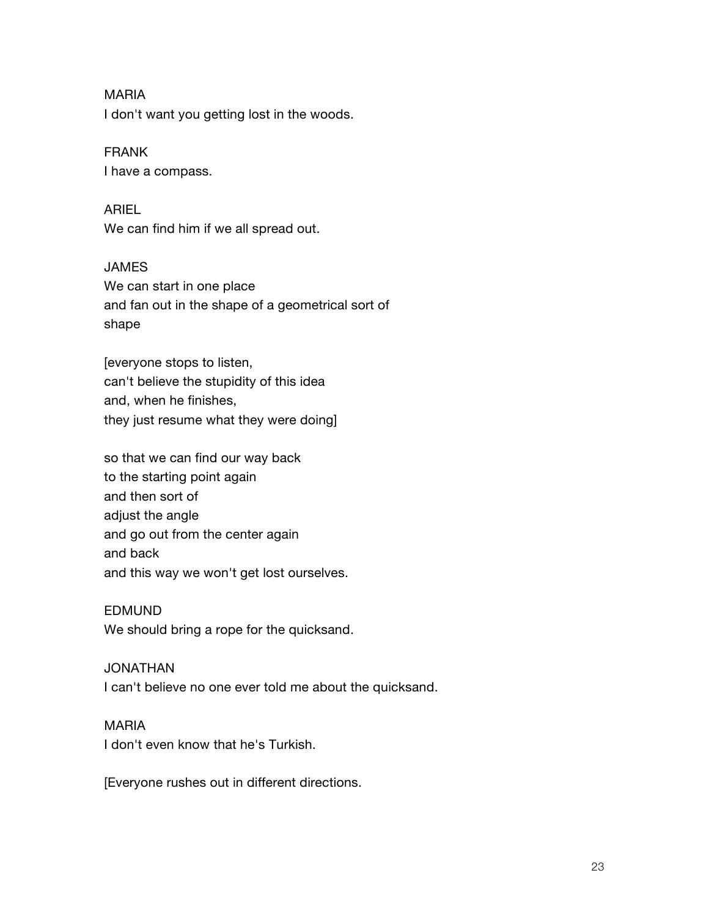MARIA
I don't want you getting lost in the woods.

FRANK
I have a compass.

ARIEL
We can find him if we all spread out.

JAMES
We can start in one place
and fan out in the shape of a geometrical sort of
shape

[everyone stops to listen,
can't believe the stupidity of this idea
and, when he finishes,
they just resume what they were doing]

so that we can find our way back
to the starting point again
and then sort of
adjust the angle
and go out from the center again
and back
and this way we won't get lost ourselves.

EDMUND
We should bring a rope for the quicksand.

JONATHAN
I can't believe no one ever told me about the quicksand.

MARIA
I don't even know that he's Turkish.

[Everyone rushes out in different directions.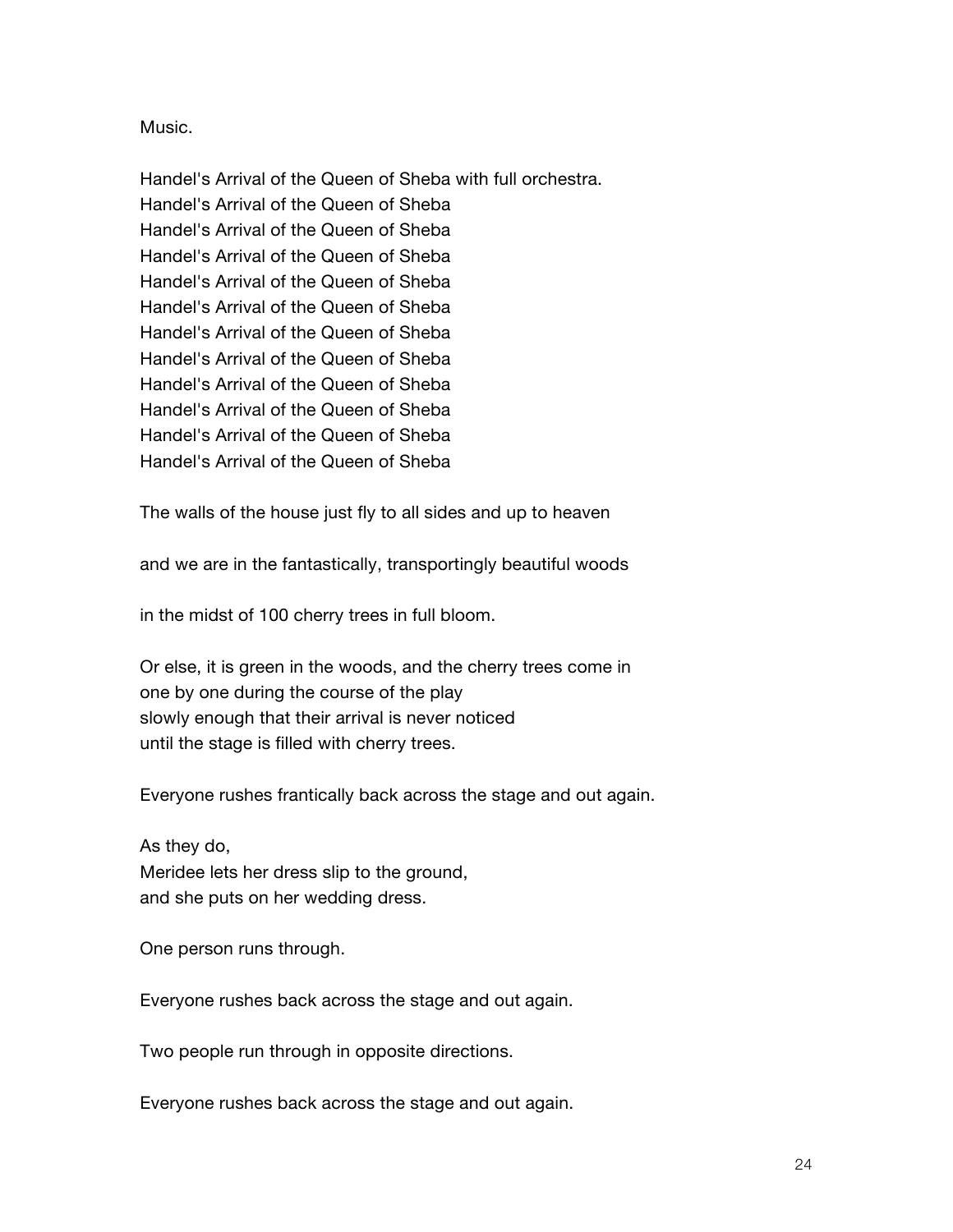Music.

Handel's Arrival of the Queen of Sheba with full orchestra.
Handel's Arrival of the Queen of Sheba
Handel's Arrival of the Queen of Sheba
Handel's Arrival of the Queen of Sheba
Handel's Arrival of the Queen of Sheba
Handel's Arrival of the Queen of Sheba
Handel's Arrival of the Queen of Sheba
Handel's Arrival of the Queen of Sheba
Handel's Arrival of the Queen of Sheba
Handel's Arrival of the Queen of Sheba
Handel's Arrival of the Queen of Sheba
Handel's Arrival of the Queen of Sheba

The walls of the house just fly to all sides and up to heaven

and we are in the fantastically, transportingly beautiful woods

in the midst of 100 cherry trees in full bloom.

Or else, it is green in the woods, and the cherry trees come in
one by one during the course of the play
slowly enough that their arrival is never noticed
until the stage is filled with cherry trees.

Everyone rushes frantically back across the stage and out again.

As they do,
Meridee lets her dress slip to the ground,
and she puts on her wedding dress.

One person runs through.

Everyone rushes back across the stage and out again.

Two people run through in opposite directions.

Everyone rushes back across the stage and out again.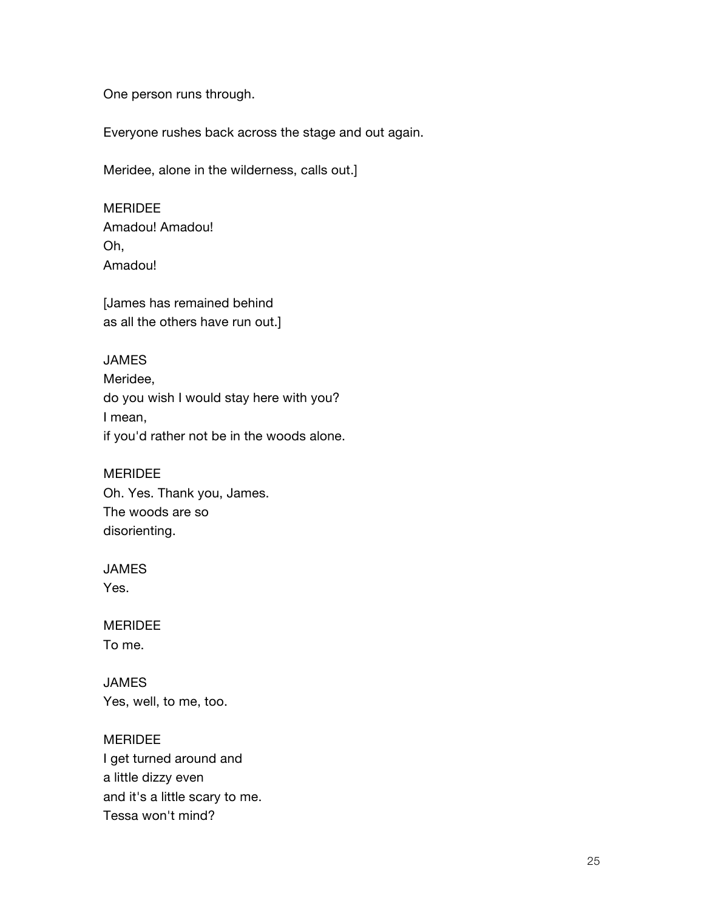One person runs through.

Everyone rushes back across the stage and out again.

Meridee, alone in the wilderness, calls out.]

MERIDEE
Amadou! Amadou!
Oh,
Amadou!

[James has remained behind
as all the others have run out.]

JAMES
Meridee,
do you wish I would stay here with you?
I mean,
if you'd rather not be in the woods alone.

MERIDEE
Oh. Yes. Thank you, James.
The woods are so
disorienting.

JAMES
Yes.

MERIDEE
To me.

JAMES
Yes, well, to me, too.

MERIDEE
I get turned around and
a little dizzy even
and it's a little scary to me.
Tessa won't mind?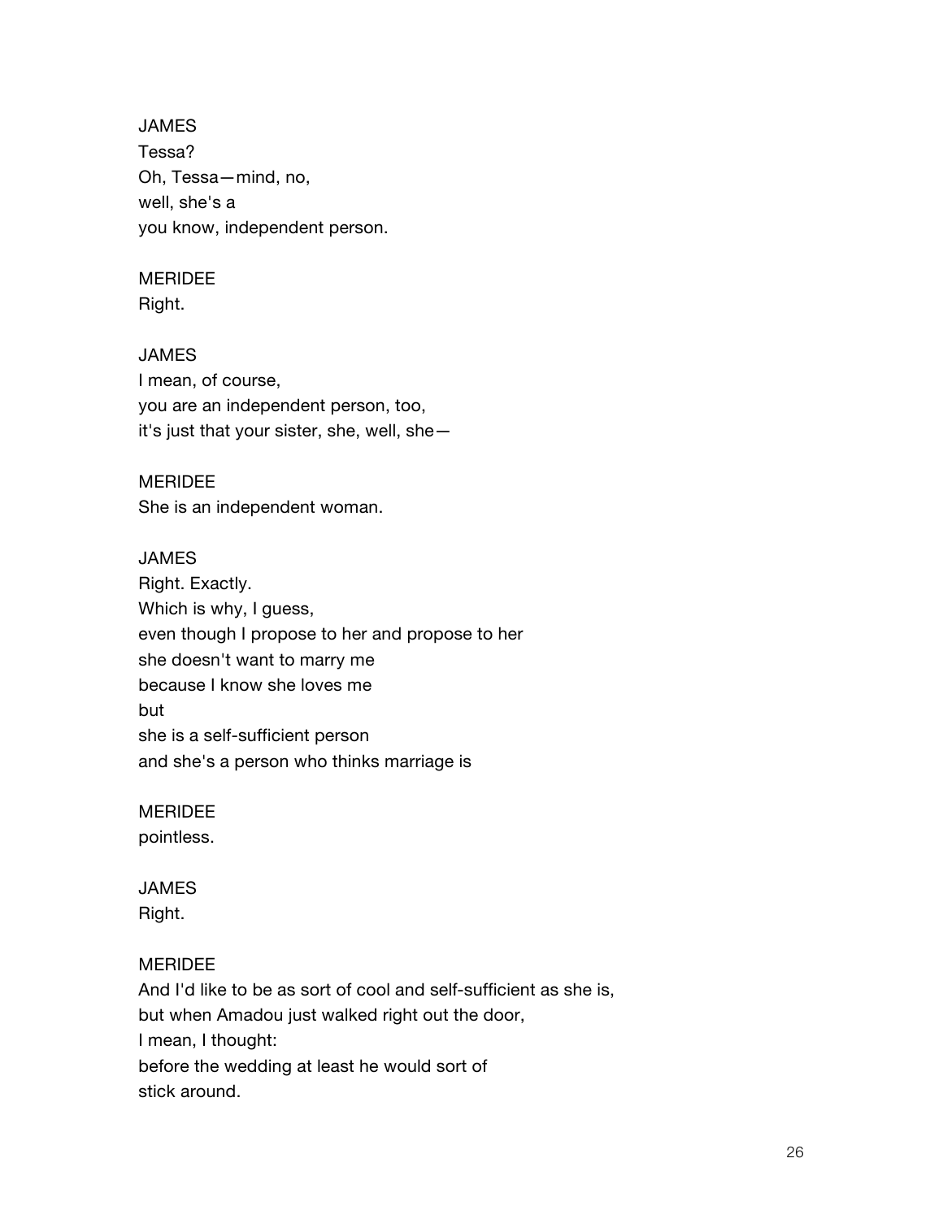JAMES
Tessa?
Oh, Tessa—mind, no,
well, she's a
you know, independent person.

MERIDEE
Right.

JAMES
I mean, of course,
you are an independent person, too,
it's just that your sister, she, well, she—

MERIDEE
She is an independent woman.

JAMES
Right. Exactly.
Which is why, I guess,
even though I propose to her and propose to her
she doesn't want to marry me
because I know she loves me
but
she is a self-sufficient person
and she's a person who thinks marriage is

MERIDEE
pointless.

JAMES
Right.

MERIDEE
And I'd like to be as sort of cool and self-sufficient as she is,
but when Amadou just walked right out the door,
I mean, I thought:
before the wedding at least he would sort of
stick around.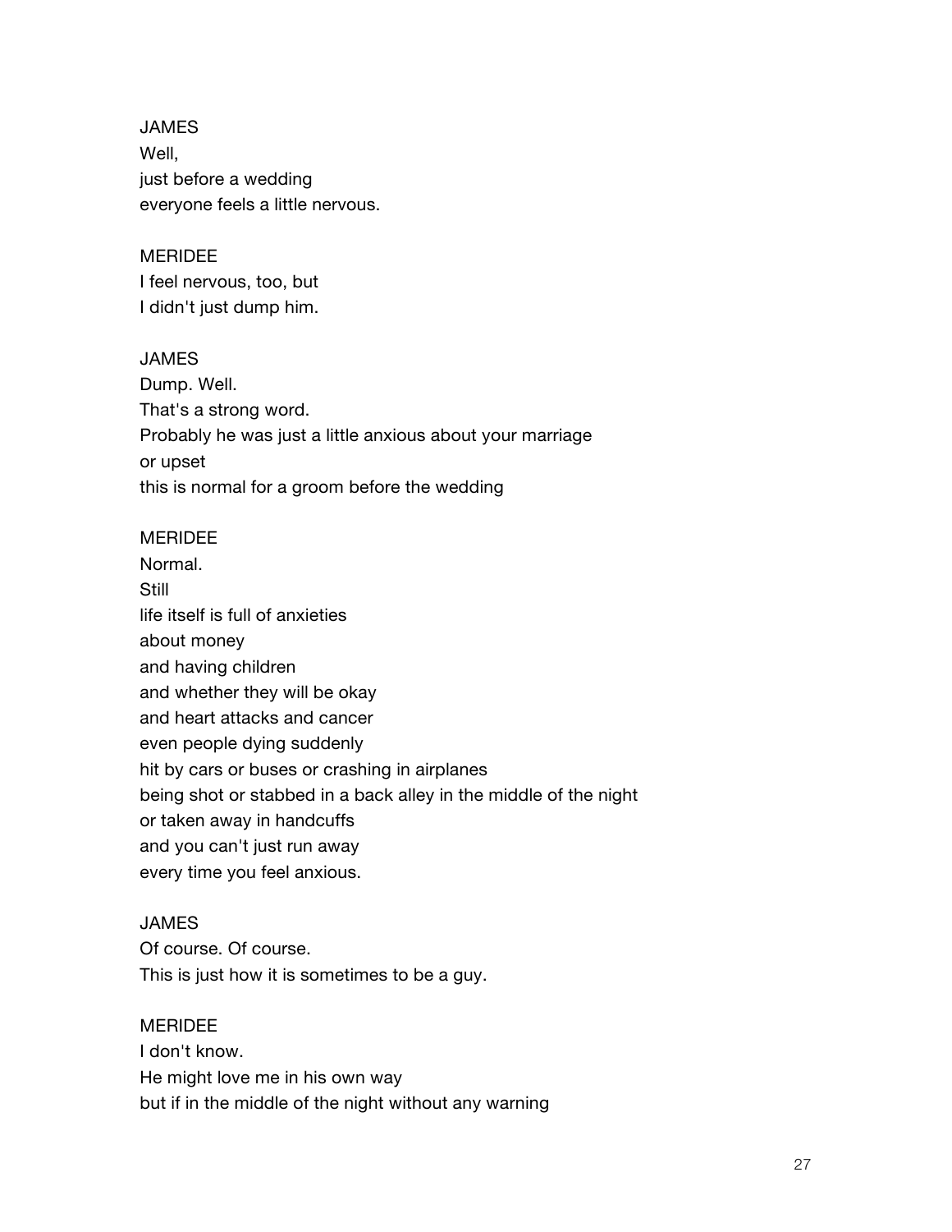JAMES
Well,
just before a wedding
everyone feels a little nervous.

MERIDEE
I feel nervous, too, but
I didn't just dump him.

JAMES
Dump. Well.
That's a strong word.
Probably he was just a little anxious about your marriage
or upset
this is normal for a groom before the wedding

MERIDEE
Normal.
Still
life itself is full of anxieties
about money
and having children
and whether they will be okay
and heart attacks and cancer
even people dying suddenly
hit by cars or buses or crashing in airplanes
being shot or stabbed in a back alley in the middle of the night
or taken away in handcuffs
and you can't just run away
every time you feel anxious.

JAMES
Of course. Of course.
This is just how it is sometimes to be a guy.

MERIDEE
I don't know.
He might love me in his own way
but if in the middle of the night without any warning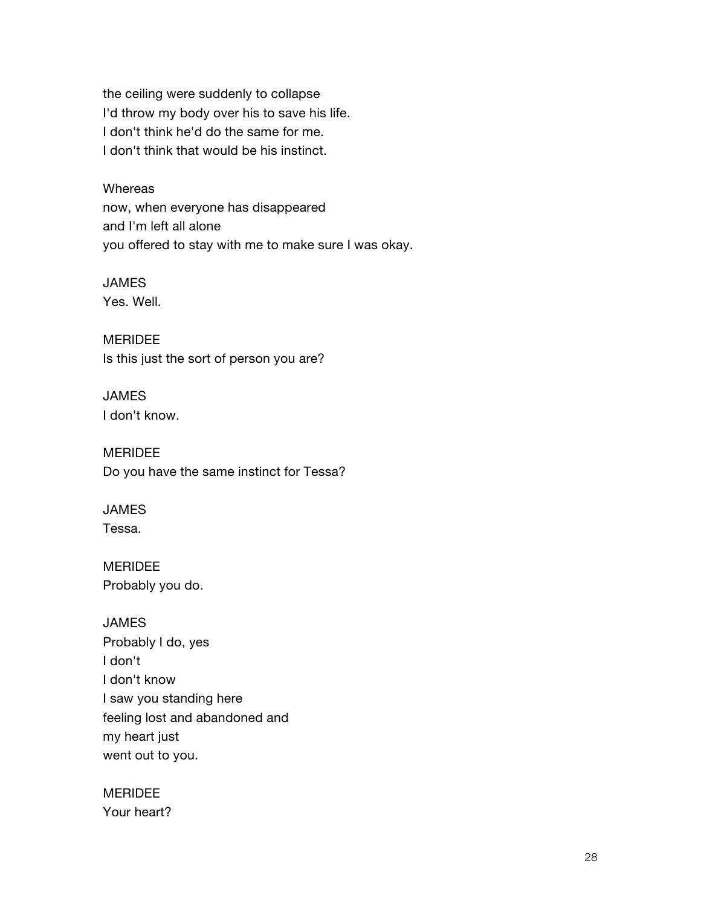the ceiling were suddenly to collapse
I'd throw my body over his to save his life.
I don't think he'd do the same for me.
I don't think that would be his instinct.

Whereas
now, when everyone has disappeared
and I'm left all alone
you offered to stay with me to make sure I was okay.

JAMES
Yes. Well.

MERIDEE
Is this just the sort of person you are?

JAMES
I don't know.

MERIDEE
Do you have the same instinct for Tessa?

JAMES
Tessa.

MERIDEE
Probably you do.

JAMES
Probably I do, yes
I don't
I don't know
I saw you standing here
feeling lost and abandoned and
my heart just
went out to you.

MERIDEE
Your heart?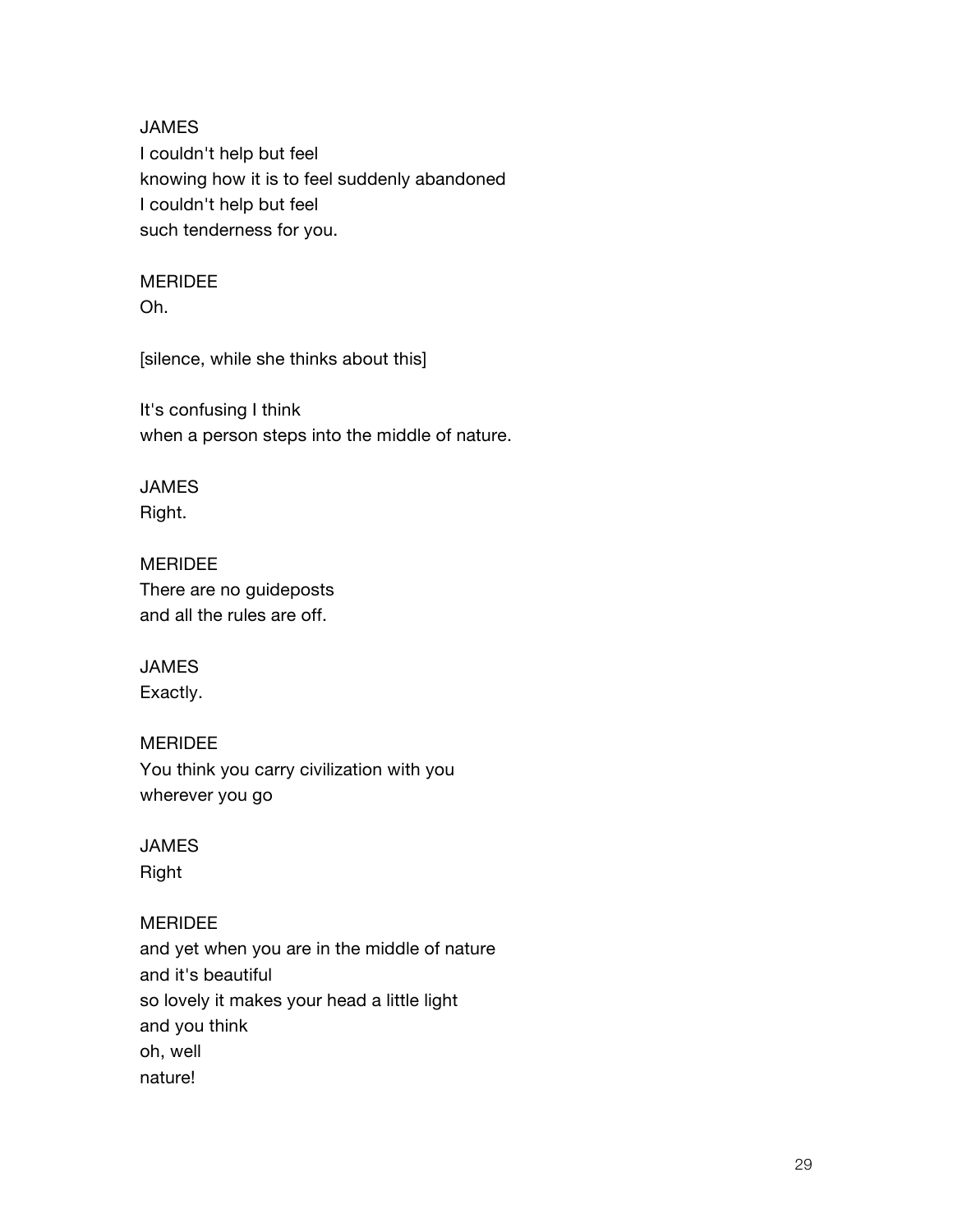JAMES
I couldn't help but feel
knowing how it is to feel suddenly abandoned
I couldn't help but feel
such tenderness for you.

MERIDEE
Oh.

[silence, while she thinks about this]

It's confusing I think
when a person steps into the middle of nature.

JAMES
Right.

MERIDEE
There are no guideposts
and all the rules are off.

JAMES
Exactly.

MERIDEE
You think you carry civilization with you
wherever you go

JAMES
Right

MERIDEE
and yet when you are in the middle of nature
and it's beautiful
so lovely it makes your head a little light
and you think
oh, well
nature!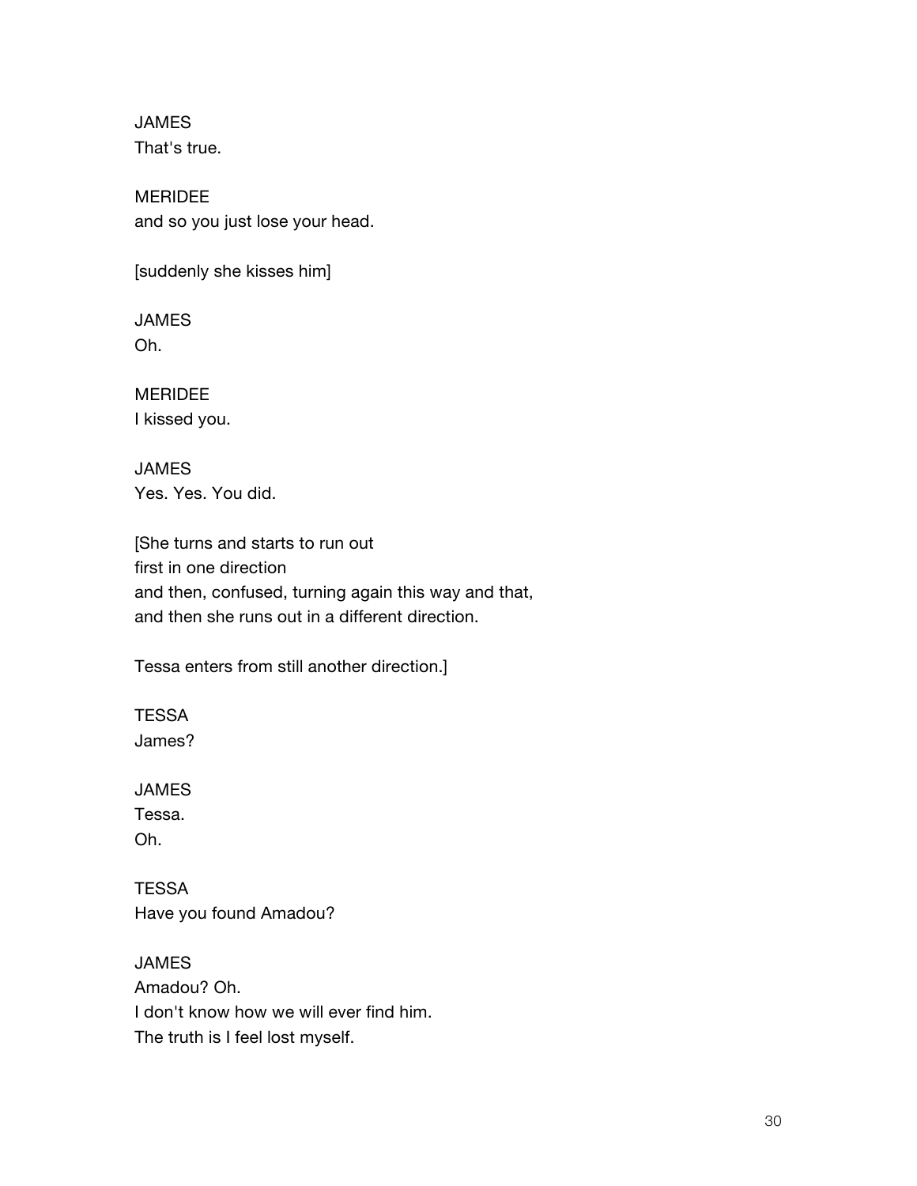JAMES
That's true.

MERIDEE
and so you just lose your head.

[suddenly she kisses him]

JAMES
Oh.

MERIDEE
I kissed you.

JAMES
Yes. Yes. You did.

[She turns and starts to run out
first in one direction
and then, confused, turning again this way and that,
and then she runs out in a different direction.

Tessa enters from still another direction.]

TESSA
James?

JAMES
Tessa.
Oh.

TESSA
Have you found Amadou?

JAMES
Amadou? Oh.
I don't know how we will ever find him.
The truth is I feel lost myself.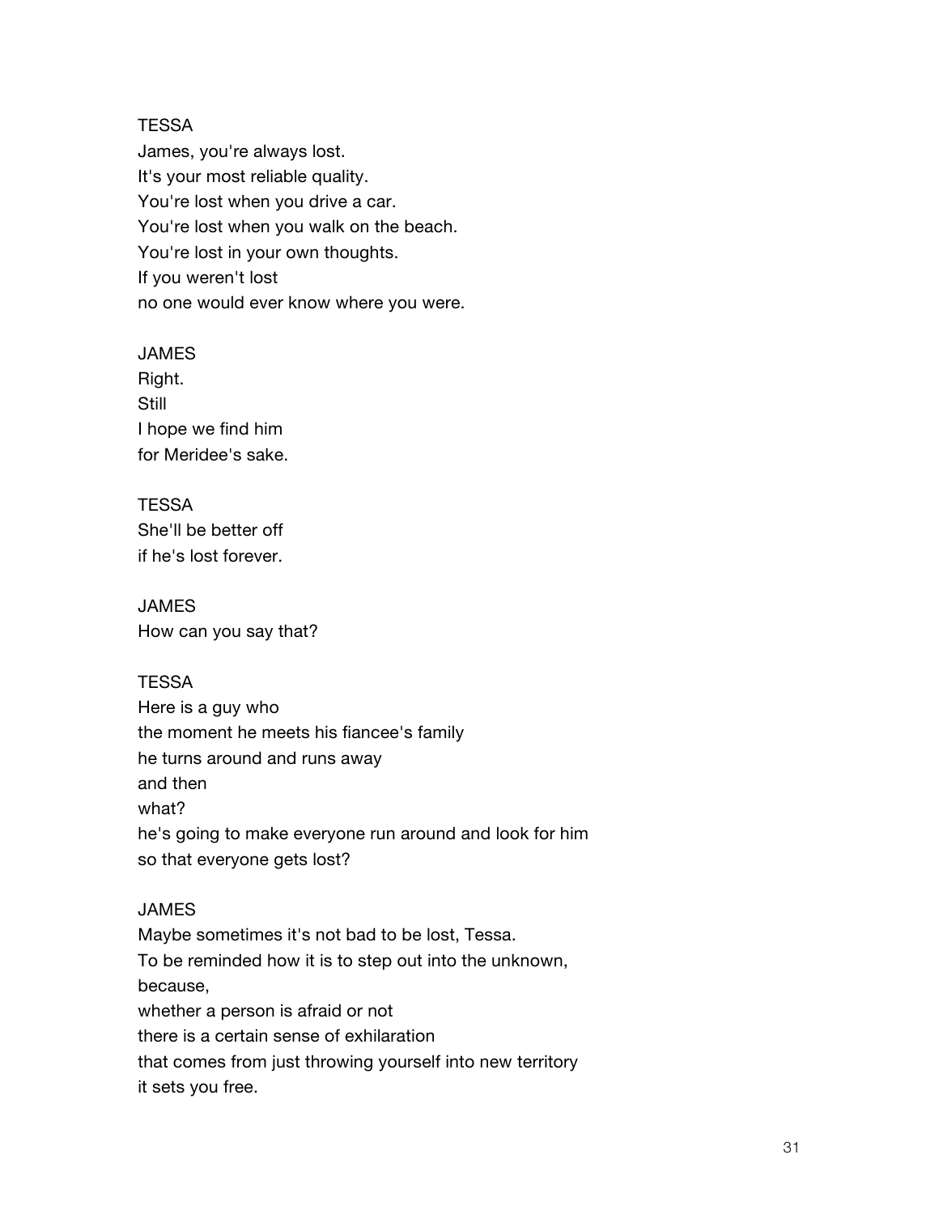TESSA
James, you're always lost.
It's your most reliable quality.
You're lost when you drive a car.
You're lost when you walk on the beach.
You're lost in your own thoughts.
If you weren't lost
no one would ever know where you were.

JAMES
Right.
Still
I hope we find him
for Meridee's sake.

TESSA
She'll be better off
if he's lost forever.

JAMES
How can you say that?

TESSA
Here is a guy who
the moment he meets his fiancee's family
he turns around and runs away
and then
what?
he's going to make everyone run around and look for him
so that everyone gets lost?

JAMES
Maybe sometimes it's not bad to be lost, Tessa.
To be reminded how it is to step out into the unknown,
because,
whether a person is afraid or not
there is a certain sense of exhilaration
that comes from just throwing yourself into new territory
it sets you free.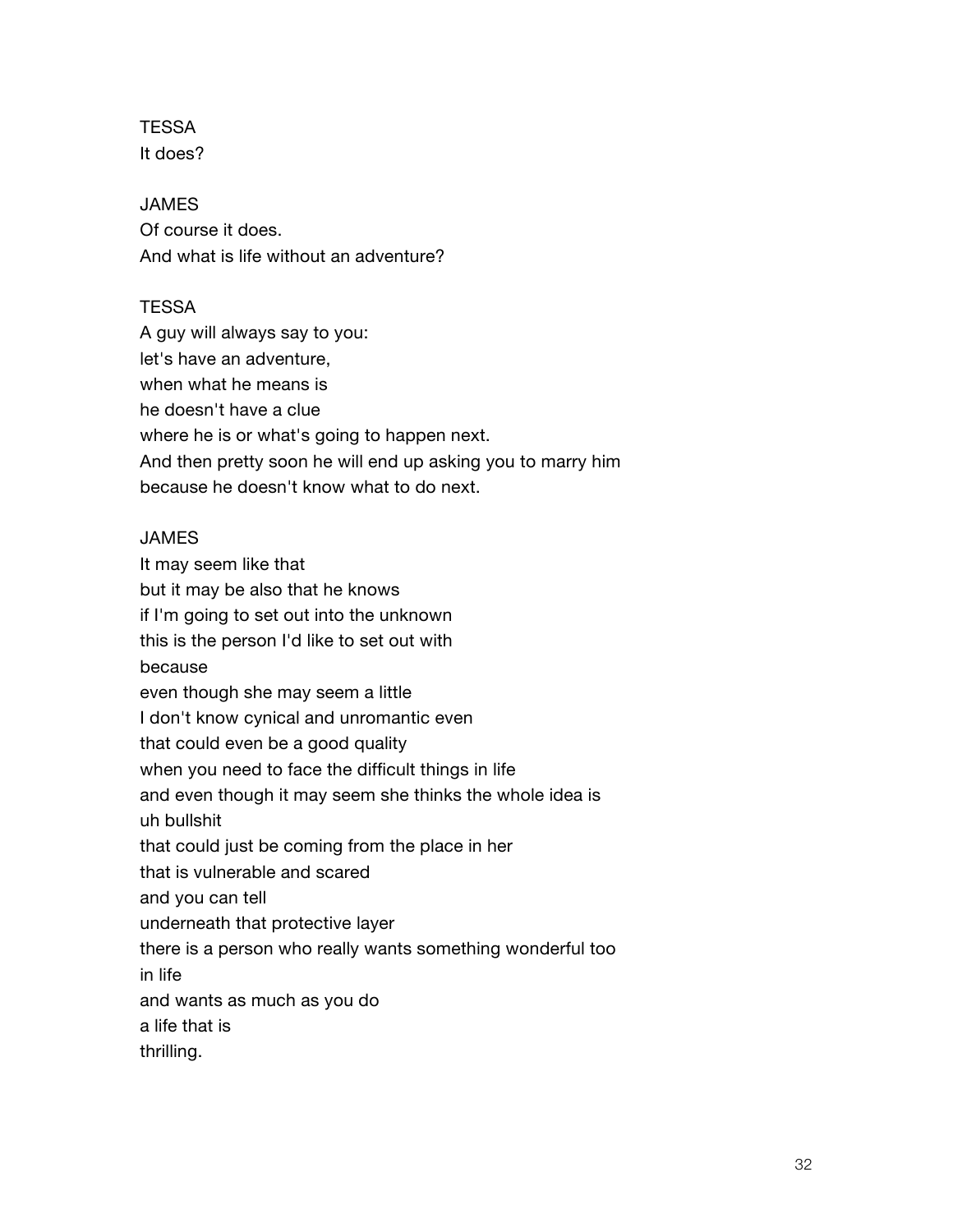TESSA
It does?

JAMES
Of course it does.
And what is life without an adventure?

TESSA
A guy will always say to you:
let's have an adventure,
when what he means is
he doesn't have a clue
where he is or what's going to happen next.
And then pretty soon he will end up asking you to marry him
because he doesn't know what to do next.

JAMES
It may seem like that
but it may be also that he knows
if I'm going to set out into the unknown
this is the person I'd like to set out with
because
even though she may seem a little
I don't know cynical and unromantic even
that could even be a good quality
when you need to face the difficult things in life
and even though it may seem she thinks the whole idea is
uh bullshit
that could just be coming from the place in her
that is vulnerable and scared
and you can tell
underneath that protective layer
there is a person who really wants something wonderful too
in life
and wants as much as you do
a life that is
thrilling.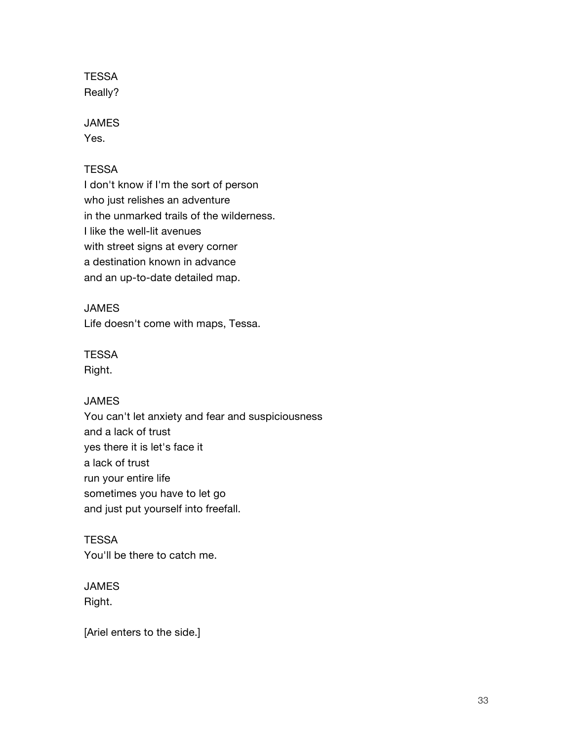TESSA
Really?

JAMES
Yes.

TESSA
I don't know if I'm the sort of person
who just relishes an adventure
in the unmarked trails of the wilderness.
I like the well-lit avenues
with street signs at every corner
a destination known in advance
and an up-to-date detailed map.

JAMES
Life doesn't come with maps, Tessa.

TESSA
Right.

JAMES
You can't let anxiety and fear and suspiciousness
and a lack of trust
yes there it is let's face it
a lack of trust
run your entire life
sometimes you have to let go
and just put yourself into freefall.

TESSA
You'll be there to catch me.

JAMES
Right.

[Ariel enters to the side.]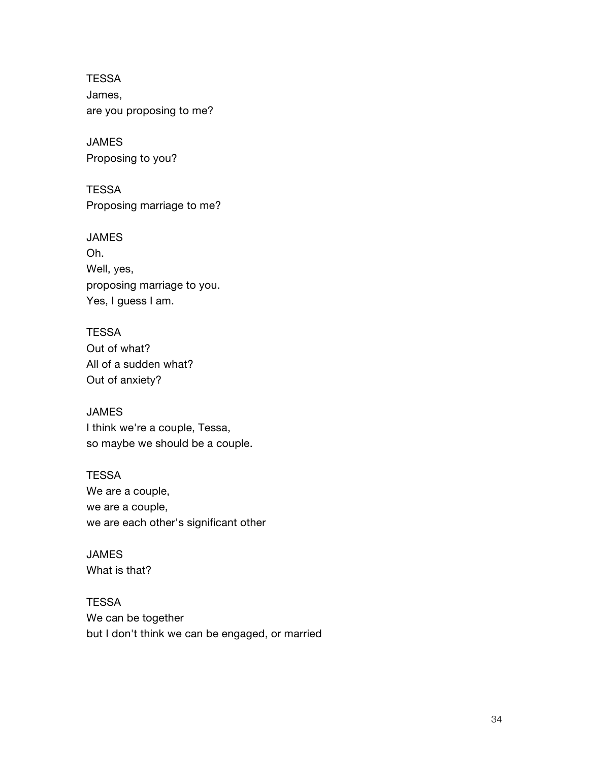TESSA
James,
are you proposing to me?

JAMES
Proposing to you?

TESSA
Proposing marriage to me?

JAMES
Oh.
Well, yes,
proposing marriage to you.
Yes, I guess I am.

TESSA
Out of what?
All of a sudden what?
Out of anxiety?

JAMES
I think we're a couple, Tessa,
so maybe we should be a couple.

TESSA
We are a couple,
we are a couple,
we are each other's significant other

JAMES
What is that?

TESSA
We can be together
but I don't think we can be engaged, or married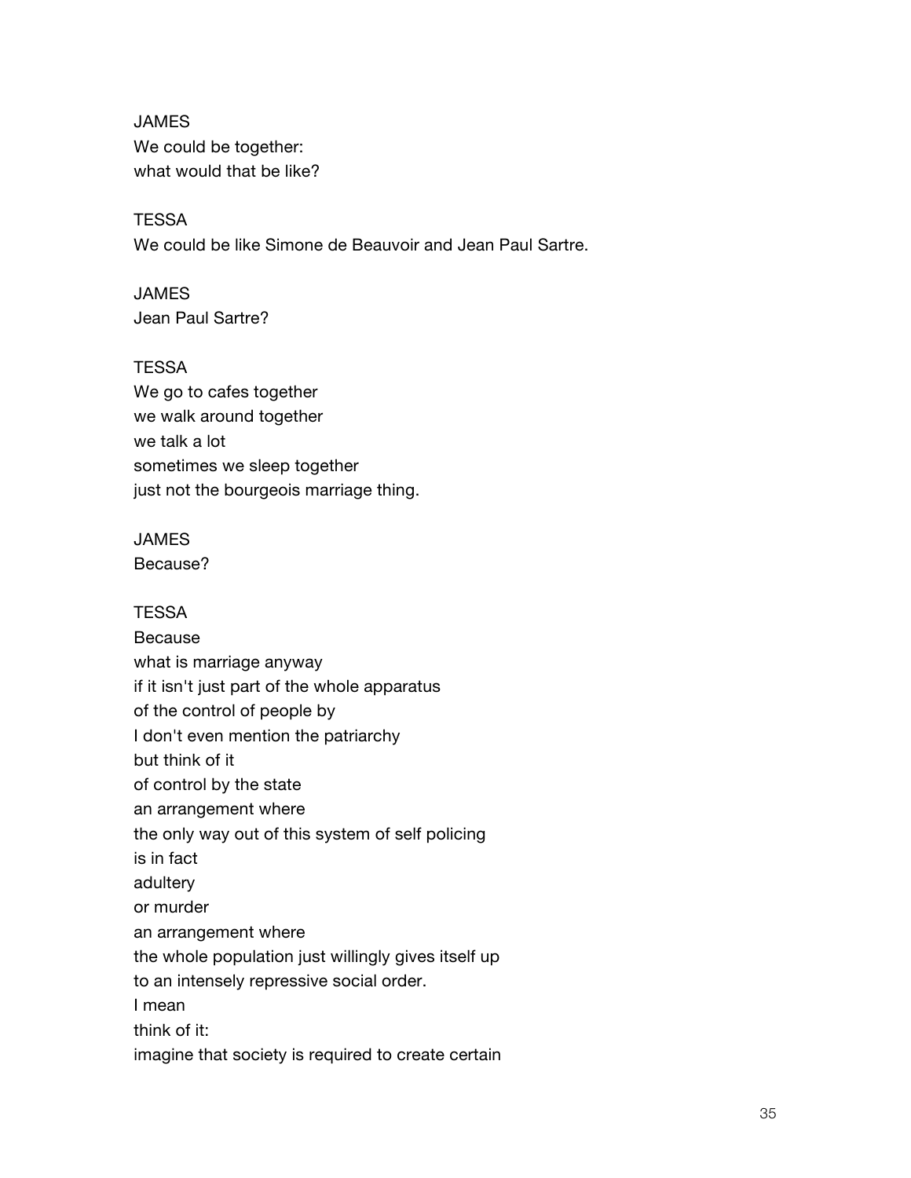JAMES
We could be together:
what would that be like?

TESSA
We could be like Simone de Beauvoir and Jean Paul Sartre.

JAMES
Jean Paul Sartre?

TESSA
We go to cafes together
we walk around together
we talk a lot
sometimes we sleep together
just not the bourgeois marriage thing.

JAMES
Because?

TESSA
Because
what is marriage anyway
if it isn't just part of the whole apparatus
of the control of people by
I don't even mention the patriarchy
but think of it
of control by the state
an arrangement where
the only way out of this system of self policing
is in fact
adultery
or murder
an arrangement where
the whole population just willingly gives itself up
to an intensely repressive social order.
I mean
think of it:
imagine that society is required to create certain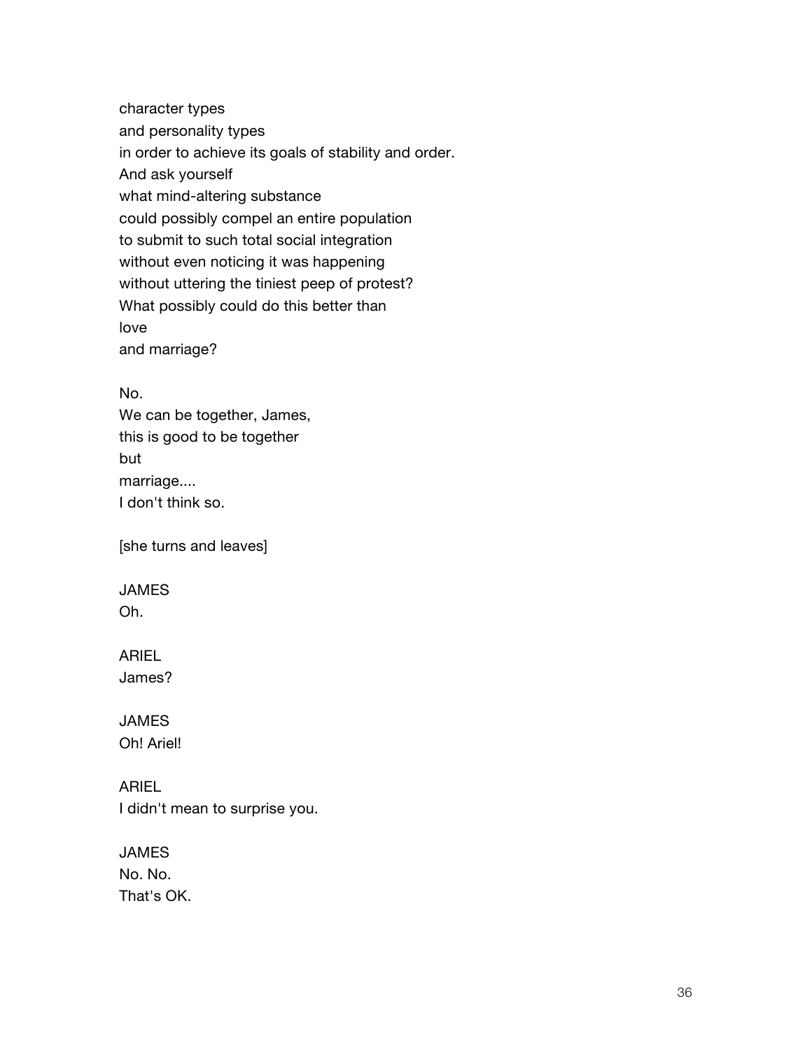character types
and personality types
in order to achieve its goals of stability and order.
And ask yourself
what mind-altering substance
could possibly compel an entire population
to submit to such total social integration
without even noticing it was happening
without uttering the tiniest peep of protest?
What possibly could do this better than
love
and marriage?

No.
We can be together, James,
this is good to be together
but
marriage....
I don't think so.

[she turns and leaves]

JAMES
Oh.

ARIEL
James?

JAMES
Oh! Ariel!

ARIEL
I didn't mean to surprise you.

JAMES
No. No.
That's OK.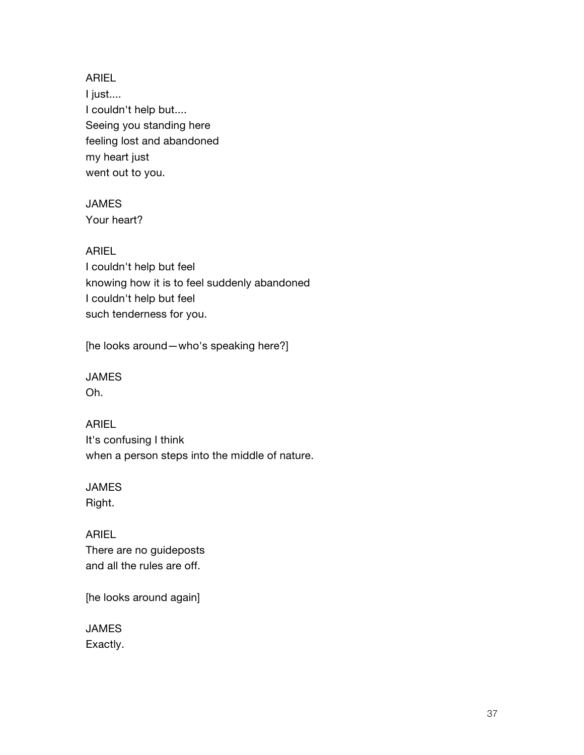ARIEL
I just....
I couldn't help but....
Seeing you standing here
feeling lost and abandoned
my heart just
went out to you.

JAMES
Your heart?

ARIEL
I couldn't help but feel
knowing how it is to feel suddenly abandoned
I couldn't help but feel
such tenderness for you.

[he looks around—who's speaking here?]

JAMES
Oh.

ARIEL
It's confusing I think
when a person steps into the middle of nature.

JAMES
Right.

ARIEL
There are no guideposts
and all the rules are off.

[he looks around again]

JAMES
Exactly.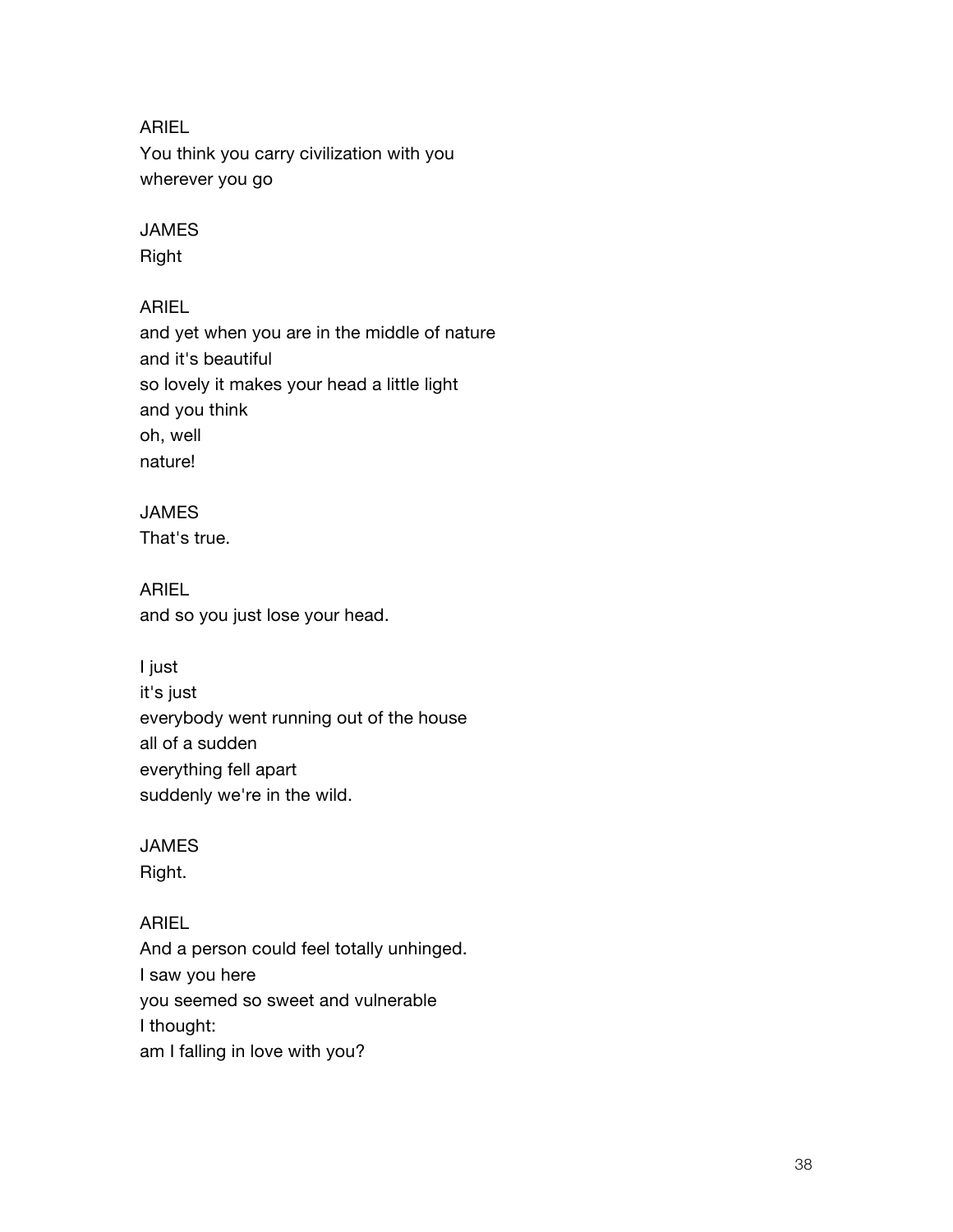ARIEL
You think you carry civilization with you
wherever you go

JAMES
Right

ARIEL
and yet when you are in the middle of nature
and it's beautiful
so lovely it makes your head a little light
and you think
oh, well
nature!

JAMES
That's true.

ARIEL
and so you just lose your head.

I just
it's just
everybody went running out of the house
all of a sudden
everything fell apart
suddenly we're in the wild.

JAMES
Right.

ARIEL
And a person could feel totally unhinged.
I saw you here
you seemed so sweet and vulnerable
I thought:
am I falling in love with you?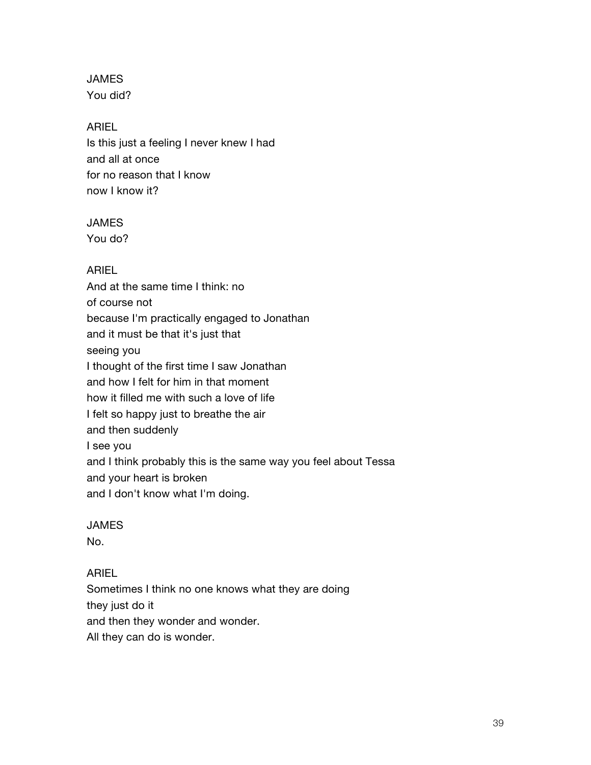JAMES
You did?

ARIEL
Is this just a feeling I never knew I had
and all at once
for no reason that I know
now I know it?

JAMES
You do?

ARIEL
And at the same time I think: no
of course not
because I'm practically engaged to Jonathan
and it must be that it's just that
seeing you
I thought of the first time I saw Jonathan
and how I felt for him in that moment
how it filled me with such a love of life
I felt so happy just to breathe the air
and then suddenly
I see you
and I think probably this is the same way you feel about Tessa
and your heart is broken
and I don't know what I'm doing.

JAMES
No.

ARIEL
Sometimes I think no one knows what they are doing
they just do it
and then they wonder and wonder.
All they can do is wonder.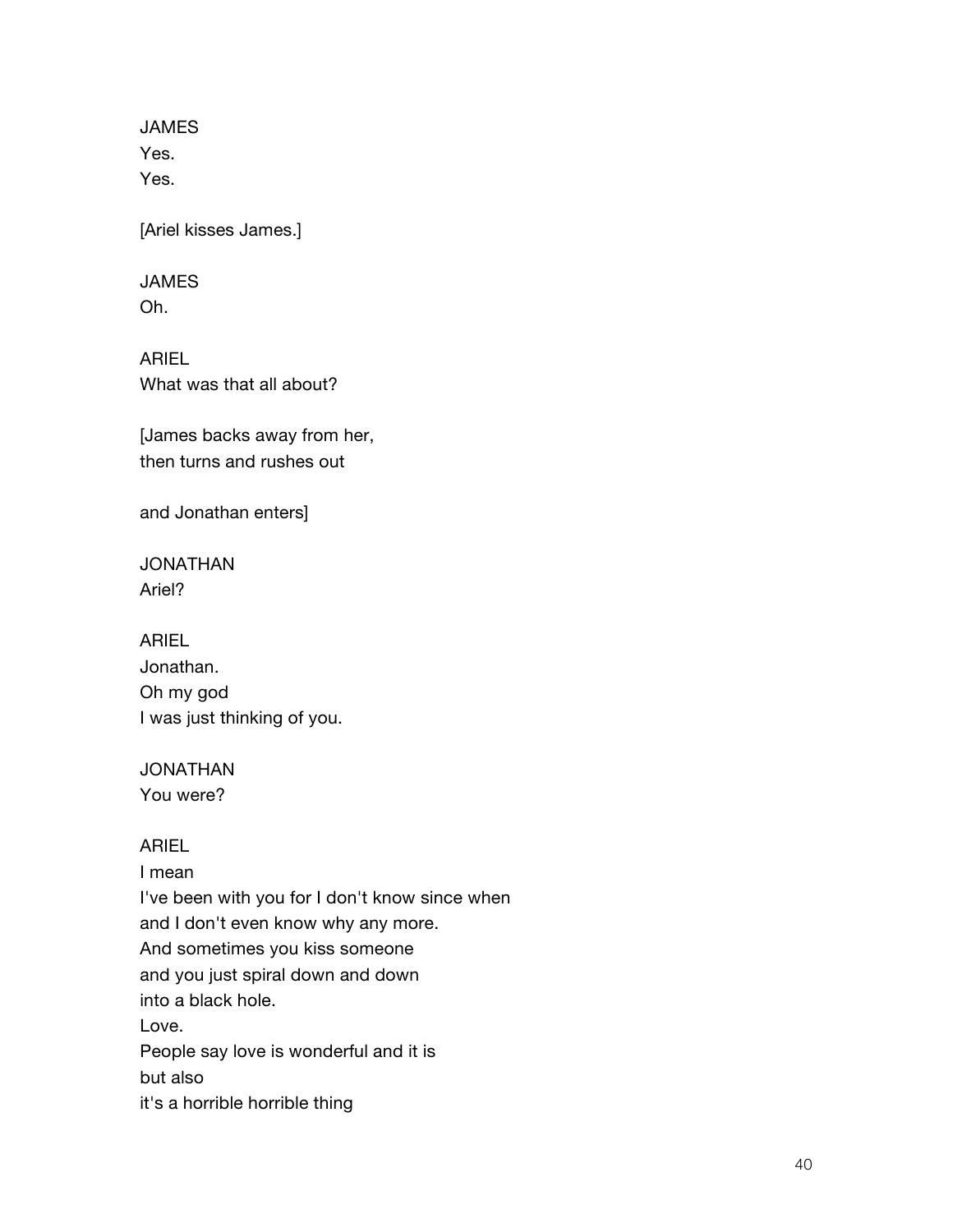JAMES  
Yes.  
Yes.

[Ariel kisses James.]

JAMES  
Oh.

ARIEL  
What was that all about?

[James backs away from her,  
then turns and rushes out

and Jonathan enters]

JONATHAN  
Ariel?

ARIEL  
Jonathan.  
Oh my god  
I was just thinking of you.

JONATHAN  
You were?

ARIEL  
I mean  
I've been with you for I don't know since when  
and I don't even know why any more.  
And sometimes you kiss someone  
and you just spiral down and down  
into a black hole.  
Love.  
People say love is wonderful and it is  
but also  
it's a horrible horrible thing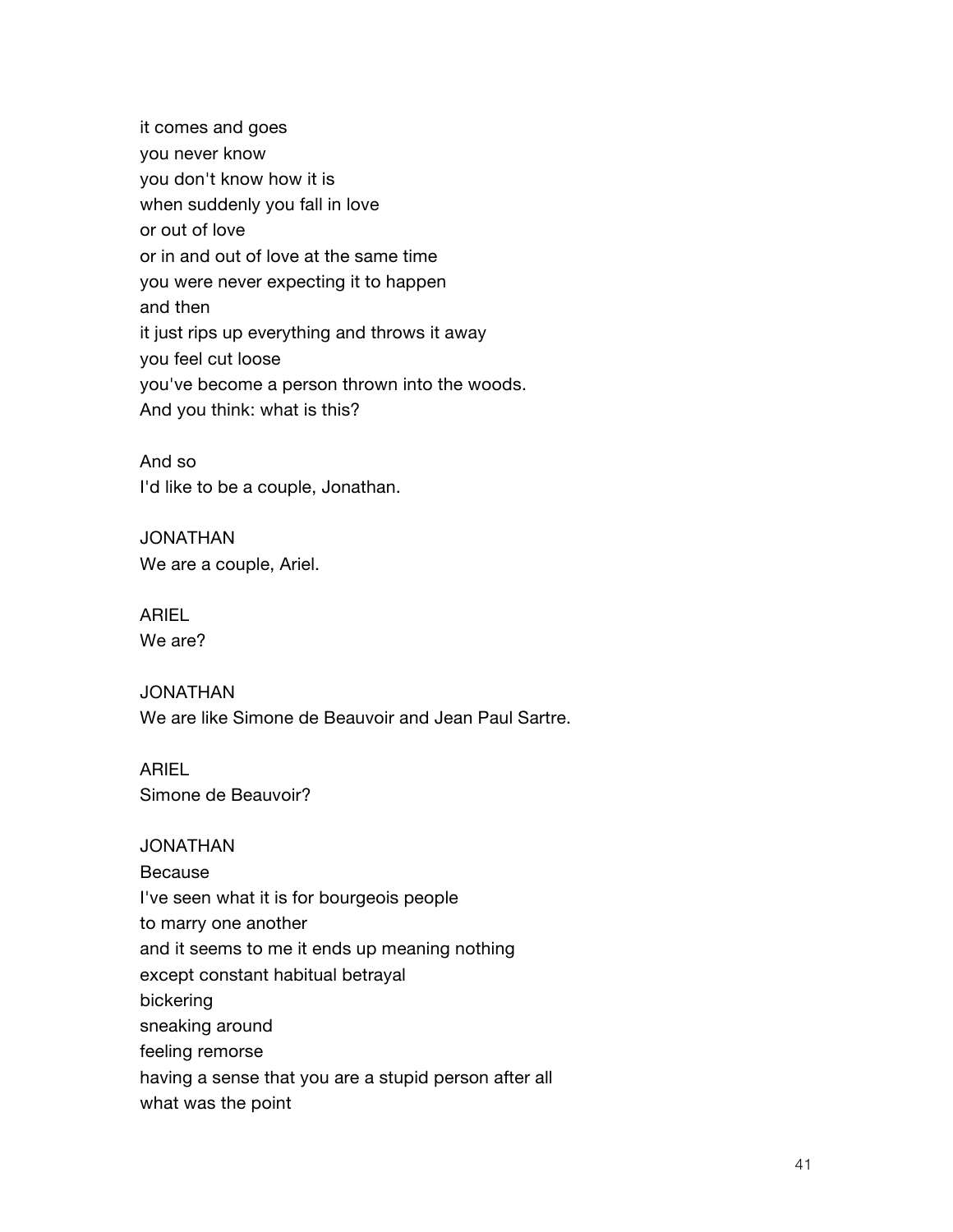it comes and goes
you never know
you don't know how it is
when suddenly you fall in love
or out of love
or in and out of love at the same time
you were never expecting it to happen
and then
it just rips up everything and throws it away
you feel cut loose
you've become a person thrown into the woods.
And you think: what is this?

And so
I'd like to be a couple, Jonathan.

JONATHAN
We are a couple, Ariel.

ARIEL
We are?

JONATHAN
We are like Simone de Beauvoir and Jean Paul Sartre.

ARIEL
Simone de Beauvoir?

JONATHAN
Because
I've seen what it is for bourgeois people
to marry one another
and it seems to me it ends up meaning nothing
except constant habitual betrayal
bickering
sneaking around
feeling remorse
having a sense that you are a stupid person after all
what was the point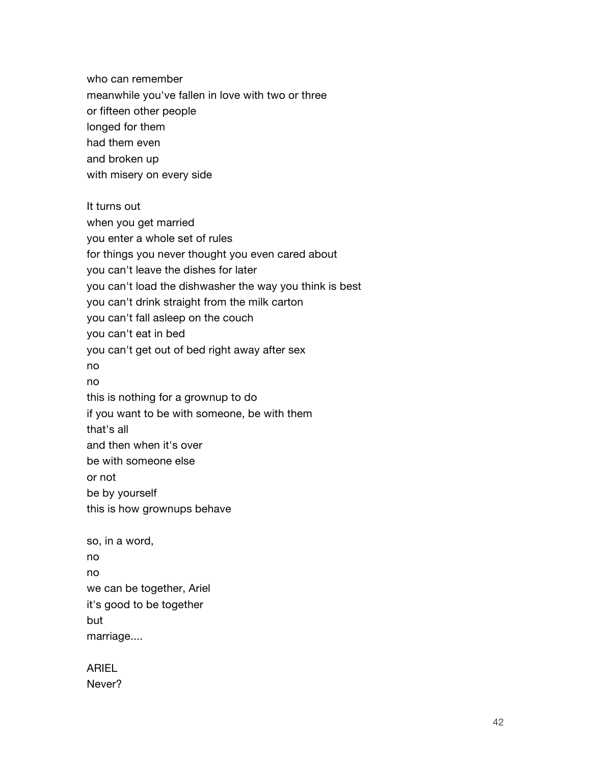who can remember
meanwhile you've fallen in love with two or three
or fifteen other people
longed for them
had them even
and broken up
with misery on every side

It turns out
when you get married
you enter a whole set of rules
for things you never thought you even cared about
you can't leave the dishes for later
you can't load the dishwasher the way you think is best
you can't drink straight from the milk carton
you can't fall asleep on the couch
you can't eat in bed
you can't get out of bed right away after sex
no
no
this is nothing for a grownup to do
if you want to be with someone, be with them
that's all
and then when it's over
be with someone else
or not
be by yourself
this is how grownups behave

so, in a word,
no
no
we can be together, Ariel
it's good to be together
but
marriage....

ARIEL
Never?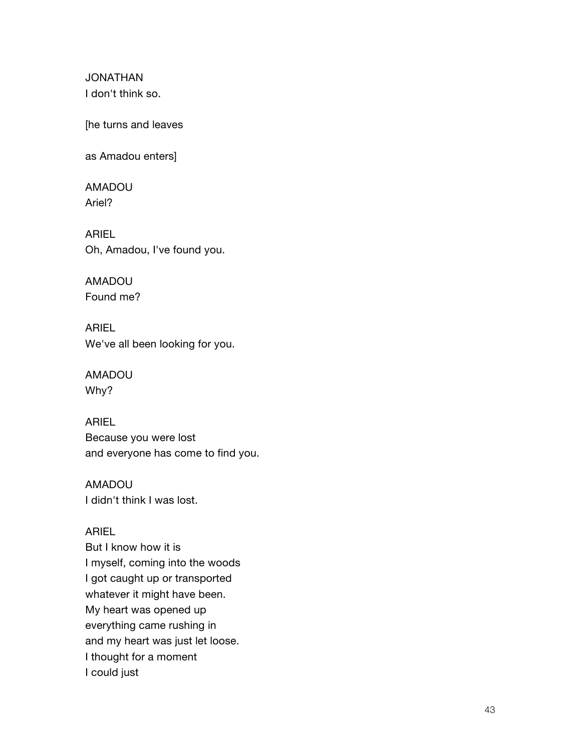JONATHAN
I don't think so.

[he turns and leaves

as Amadou enters]

AMADOU
Ariel?

ARIEL
Oh, Amadou, I've found you.

AMADOU
Found me?

ARIEL
We've all been looking for you.

AMADOU
Why?

ARIEL
Because you were lost
and everyone has come to find you.

AMADOU
I didn't think I was lost.

ARIEL
But I know how it is
I myself, coming into the woods
I got caught up or transported
whatever it might have been.
My heart was opened up
everything came rushing in
and my heart was just let loose.
I thought for a moment
I could just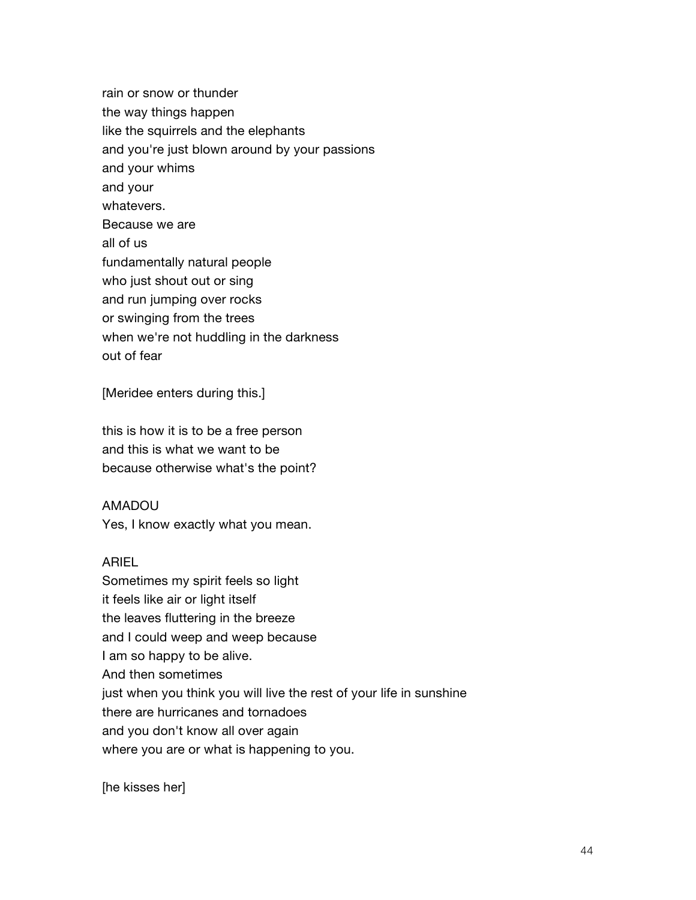rain or snow or thunder  
the way things happen  
like the squirrels and the elephants  
and you're just blown around by your passions  
and your whims  
and your  
whatevers.  
Because we are  
all of us  
fundamentally natural people  
who just shout out or sing  
and run jumping over rocks  
or swinging from the trees  
when we're not huddling in the darkness  
out of fear

[Meridee enters during this.]

this is how it is to be a free person  
and this is what we want to be  
because otherwise what's the point?

AMADOU  
Yes, I know exactly what you mean.

ARIEL  
Sometimes my spirit feels so light  
it feels like air or light itself  
the leaves fluttering in the breeze  
and I could weep and weep because  
I am so happy to be alive.  
And then sometimes  
just when you think you will live the rest of your life in sunshine  
there are hurricanes and tornadoes  
and you don't know all over again  
where you are or what is happening to you.

[he kisses her]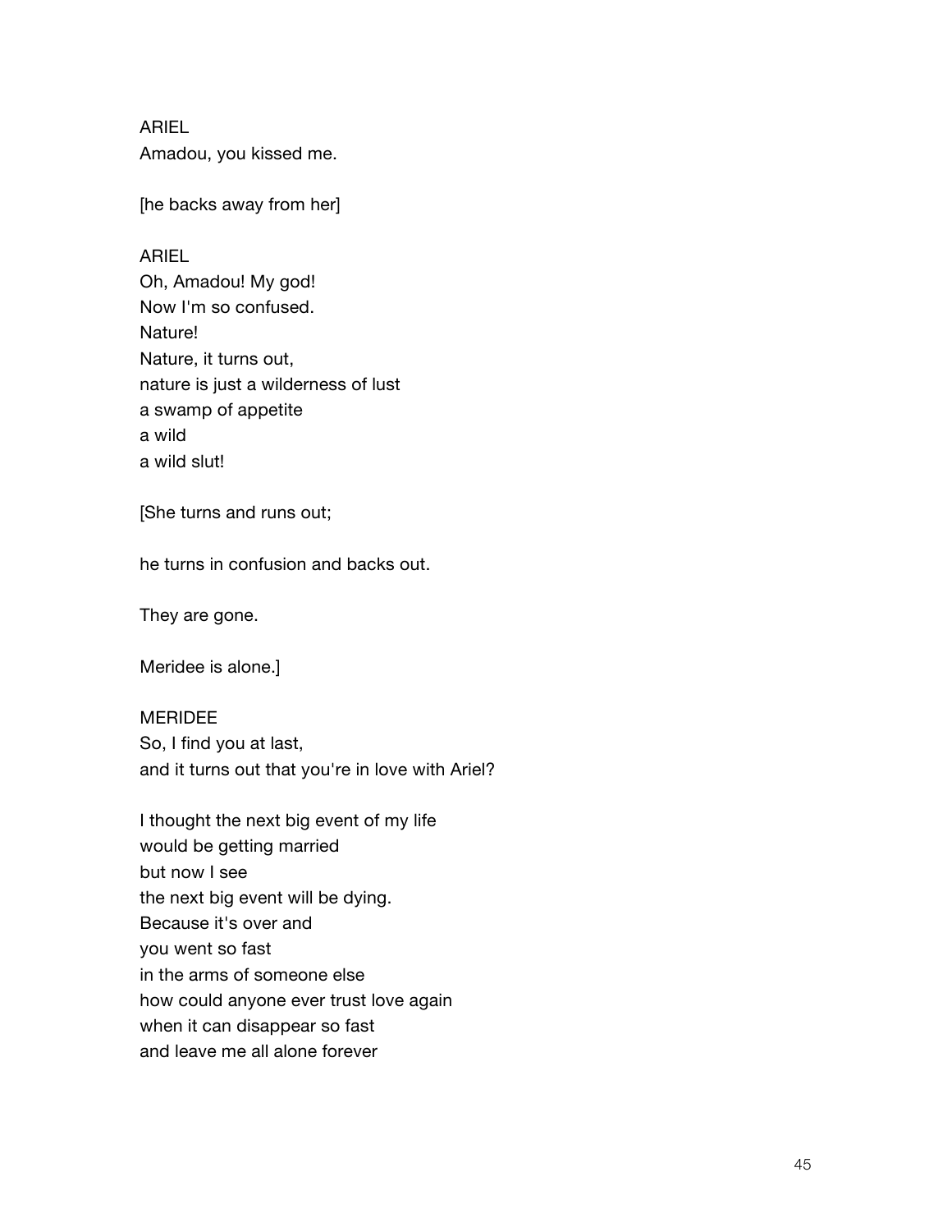ARIEL
Amadou, you kissed me.

[he backs away from her]

ARIEL
Oh, Amadou! My god!
Now I'm so confused.
Nature!
Nature, it turns out,
nature is just a wilderness of lust
a swamp of appetite
a wild
a wild slut!

[She turns and runs out;

he turns in confusion and backs out.

They are gone.

Meridee is alone.]

MERIDEE
So, I find you at last,
and it turns out that you're in love with Ariel?

I thought the next big event of my life
would be getting married
but now I see
the next big event will be dying.
Because it's over and
you went so fast
in the arms of someone else
how could anyone ever trust love again
when it can disappear so fast
and leave me all alone forever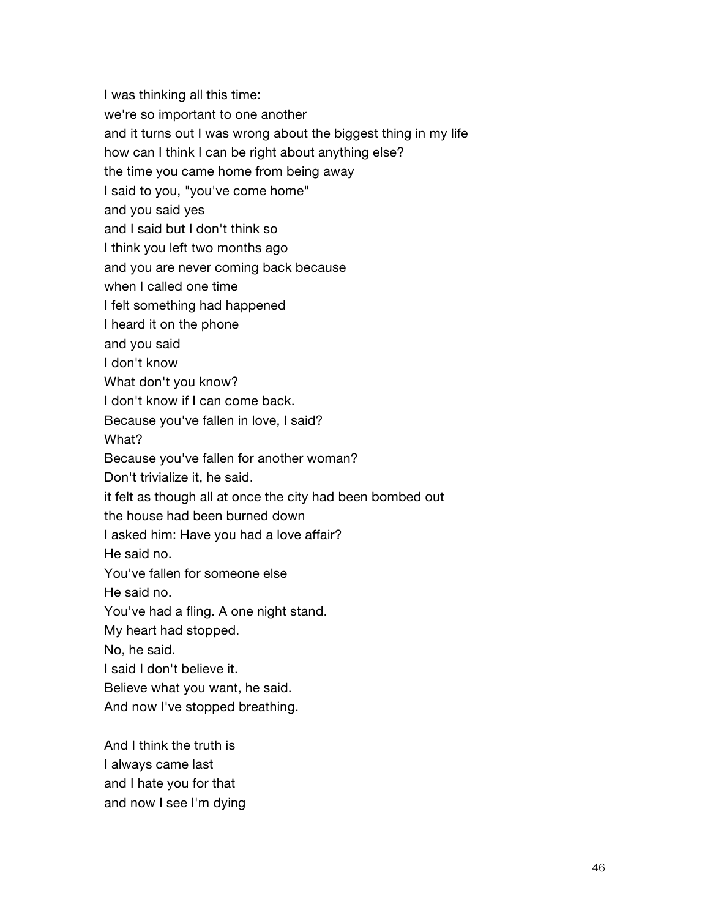I was thinking all this time:
we're so important to one another
and it turns out I was wrong about the biggest thing in my life
how can I think I can be right about anything else?
the time you came home from being away
I said to you, "you've come home"
and you said yes
and I said but I don't think so
I think you left two months ago
and you are never coming back because
when I called one time
I felt something had happened
I heard it on the phone
and you said
I don't know
What don't you know?
I don't know if I can come back.
Because you've fallen in love, I said?
What?
Because you've fallen for another woman?
Don't trivialize it, he said.
it felt as though all at once the city had been bombed out
the house had been burned down
I asked him: Have you had a love affair?
He said no.
You've fallen for someone else
He said no.
You've had a fling. A one night stand.
My heart had stopped.
No, he said.
I said I don't believe it.
Believe what you want, he said.
And now I've stopped breathing.

And I think the truth is
I always came last
and I hate you for that
and now I see I'm dying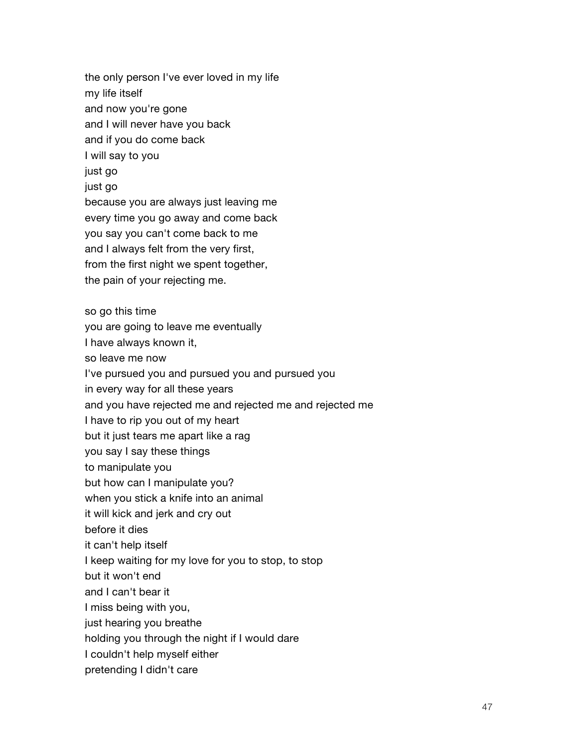the only person I've ever loved in my life  
my life itself  
and now you're gone  
and I will never have you back  
and if you do come back  
I will say to you  
just go  
just go  
because you are always just leaving me  
every time you go away and come back  
you say you can't come back to me  
and I always felt from the very first,  
from the first night we spent together,  
the pain of your rejecting me.

so go this time  
you are going to leave me eventually  
I have always known it,  
so leave me now  
I've pursued you and pursued you and pursued you  
in every way for all these years  
and you have rejected me and rejected me and rejected me  
I have to rip you out of my heart  
but it just tears me apart like a rag  
you say I say these things  
to manipulate you  
but how can I manipulate you?  
when you stick a knife into an animal  
it will kick and jerk and cry out  
before it dies  
it can't help itself  
I keep waiting for my love for you to stop, to stop  
but it won't end  
and I can't bear it  
I miss being with you,  
just hearing you breathe  
holding you through the night if I would dare  
I couldn't help myself either  
pretending I didn't care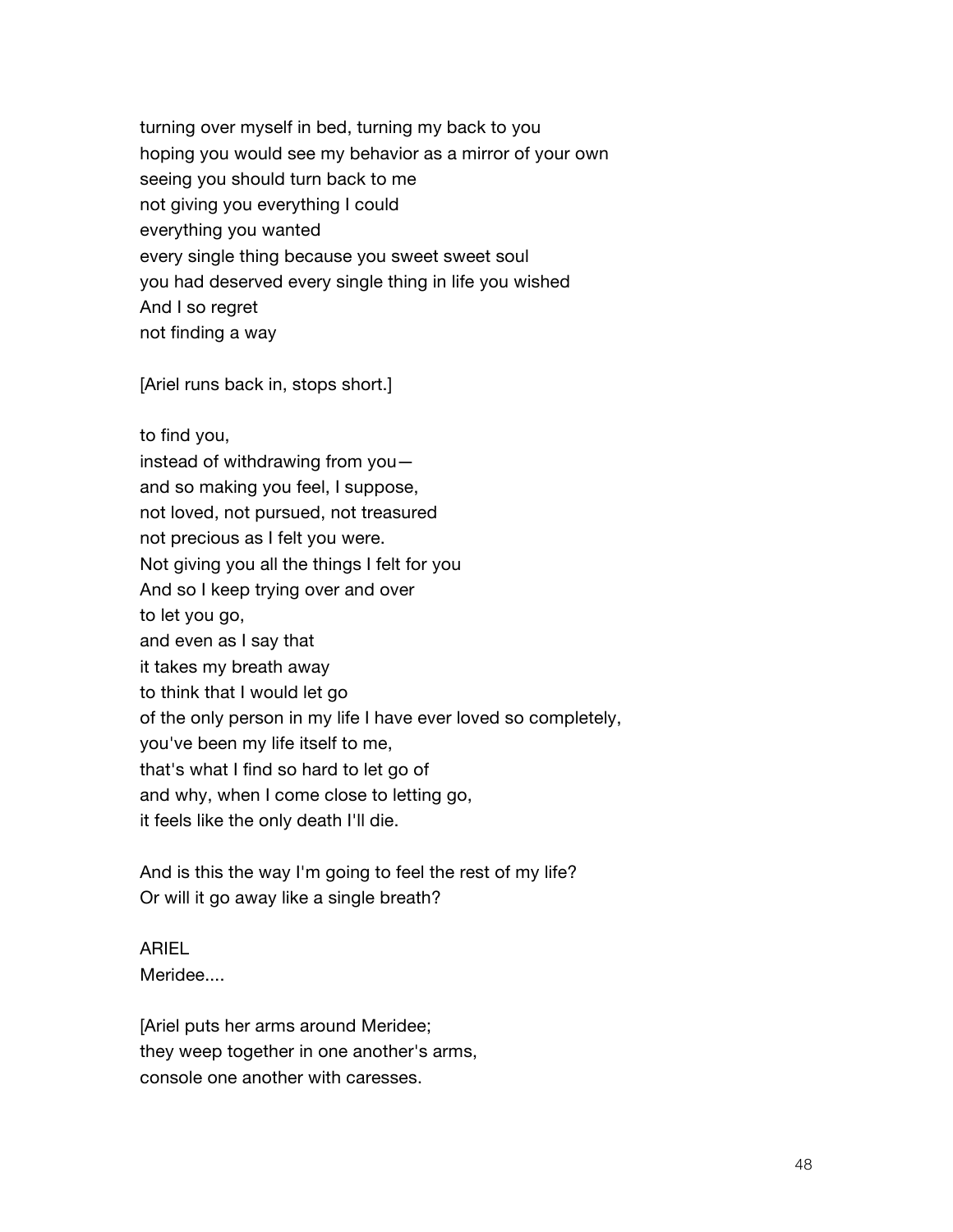turning over myself in bed, turning my back to you
hoping you would see my behavior as a mirror of your own
seeing you should turn back to me
not giving you everything I could
everything you wanted
every single thing because you sweet sweet soul
you had deserved every single thing in life you wished
And I so regret
not finding a way

[Ariel runs back in, stops short.]

to find you,
instead of withdrawing from you—
and so making you feel, I suppose,
not loved, not pursued, not treasured
not precious as I felt you were.
Not giving you all the things I felt for you
And so I keep trying over and over
to let you go,
and even as I say that
it takes my breath away
to think that I would let go
of the only person in my life I have ever loved so completely,
you've been my life itself to me,
that's what I find so hard to let go of
and why, when I come close to letting go,
it feels like the only death I'll die.

And is this the way I'm going to feel the rest of my life?
Or will it go away like a single breath?

ARIEL
Meridee....

[Ariel puts her arms around Meridee;
they weep together in one another's arms,
console one another with caresses.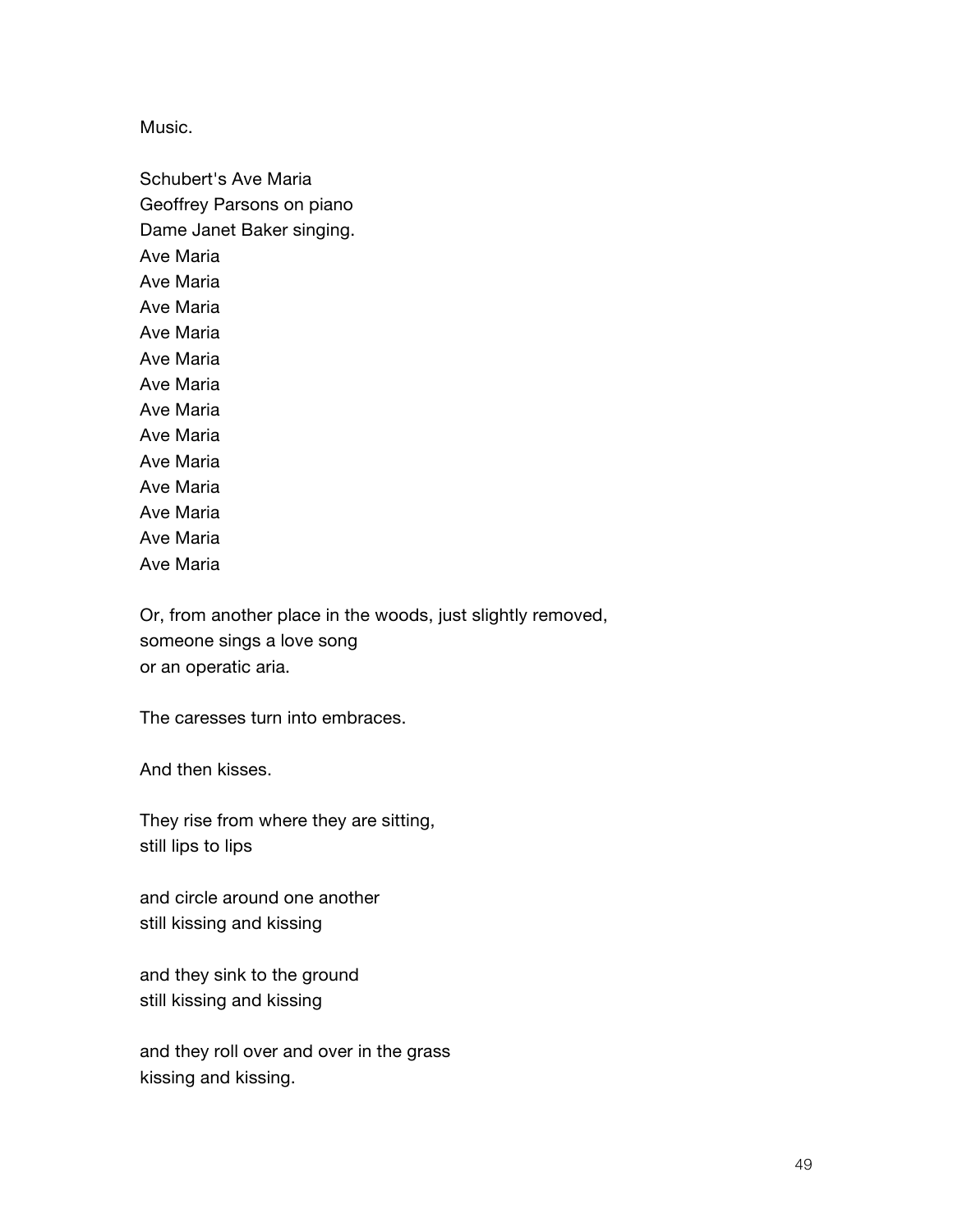Music.

Schubert's Ave Maria  
Geoffrey Parsons on piano  
Dame Janet Baker singing.  
Ave Maria  
Ave Maria  
Ave Maria  
Ave Maria  
Ave Maria  
Ave Maria  
Ave Maria  
Ave Maria  
Ave Maria  
Ave Maria  
Ave Maria  
Ave Maria  
Ave Maria

Or, from another place in the woods, just slightly removed,  
someone sings a love song  
or an operatic aria.

The caresses turn into embraces.

And then kisses.

They rise from where they are sitting,  
still lips to lips

and circle around one another  
still kissing and kissing

and they sink to the ground  
still kissing and kissing

and they roll over and over in the grass  
kissing and kissing.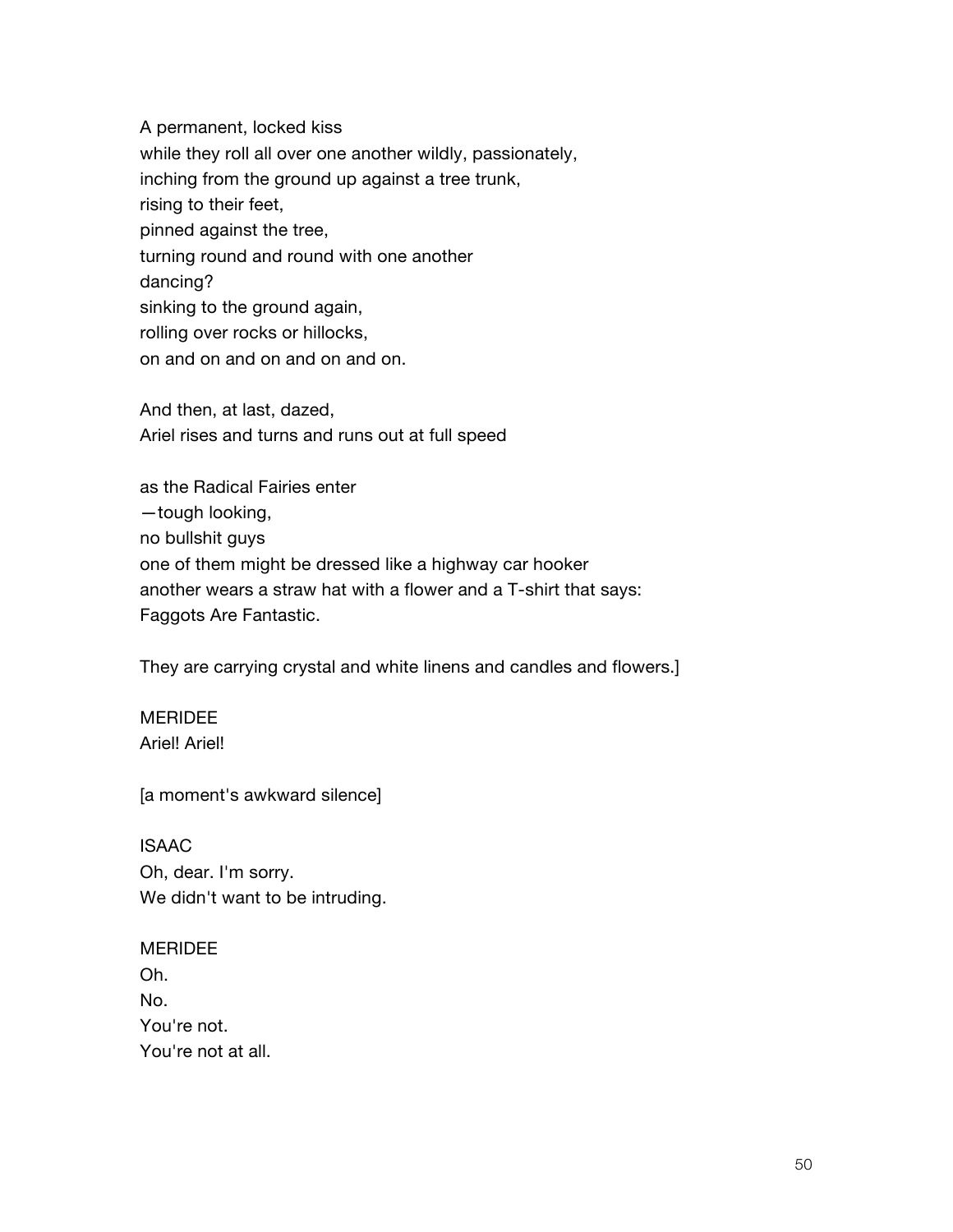A permanent, locked kiss  
while they roll all over one another wildly, passionately,  
inching from the ground up against a tree trunk,  
rising to their feet,  
pinned against the tree,  
turning round and round with one another  
dancing?  
sinking to the ground again,  
rolling over rocks or hillocks,  
on and on and on and on and on.

And then, at last, dazed,  
Ariel rises and turns and runs out at full speed

as the Radical Fairies enter  
—tough looking,  
no bullshit guys  
one of them might be dressed like a highway car hooker  
another wears a straw hat with a flower and a T-shirt that says:  
Faggots Are Fantastic.

They are carrying crystal and white linens and candles and flowers.]

MERIDEE  
Ariel! Ariel!

[a moment's awkward silence]

ISAAC  
Oh, dear. I'm sorry.  
We didn't want to be intruding.

MERIDEE  
Oh.  
No.  
You're not.  
You're not at all.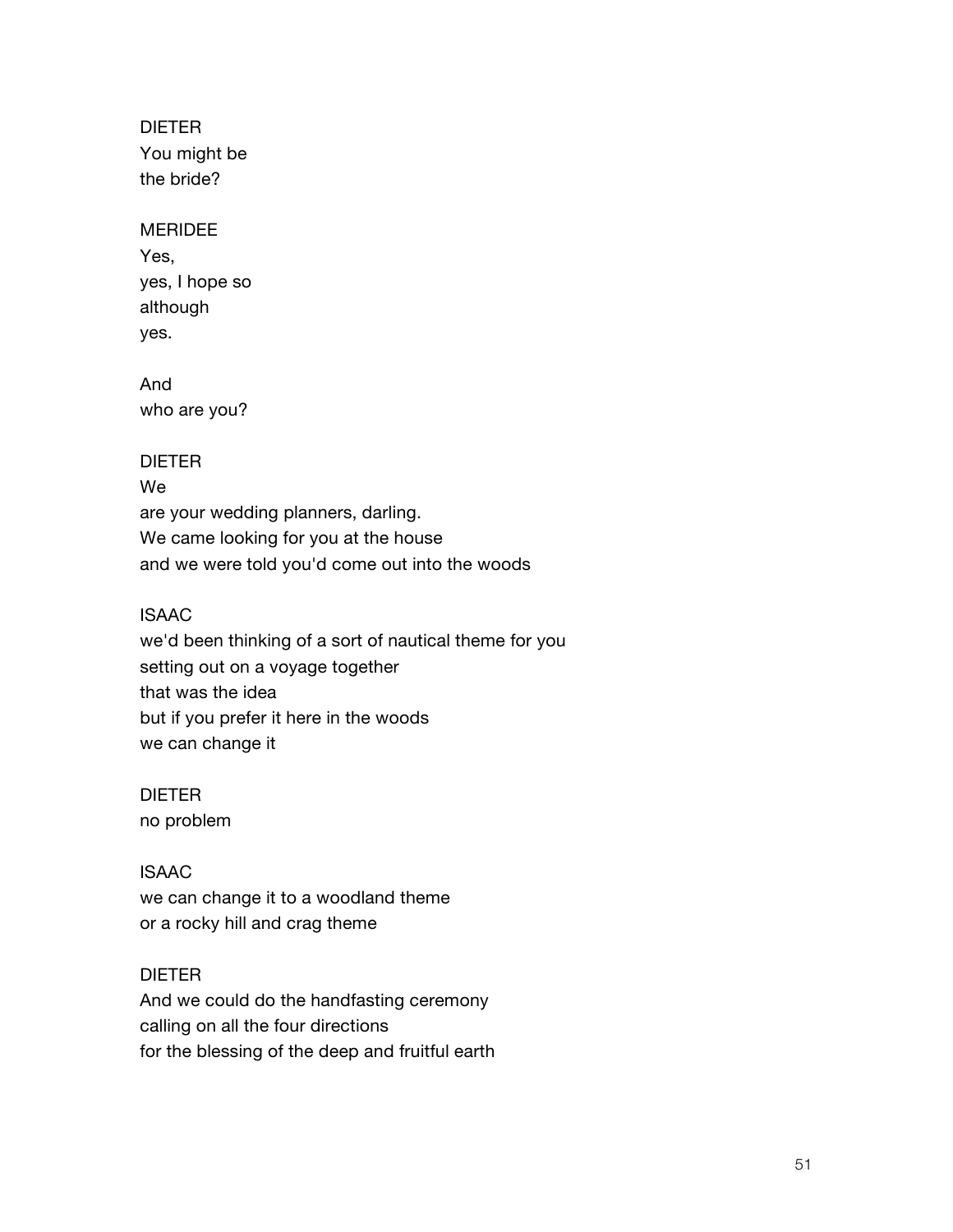DIETER
You might be
the bride?

MERIDEE
Yes,
yes, I hope so
although
yes.

And
who are you?

DIETER
We
are your wedding planners, darling.
We came looking for you at the house
and we were told you'd come out into the woods

ISAAC
we'd been thinking of a sort of nautical theme for you
setting out on a voyage together
that was the idea
but if you prefer it here in the woods
we can change it

DIETER
no problem

ISAAC
we can change it to a woodland theme
or a rocky hill and crag theme

DIETER
And we could do the handfasting ceremony
calling on all the four directions
for the blessing of the deep and fruitful earth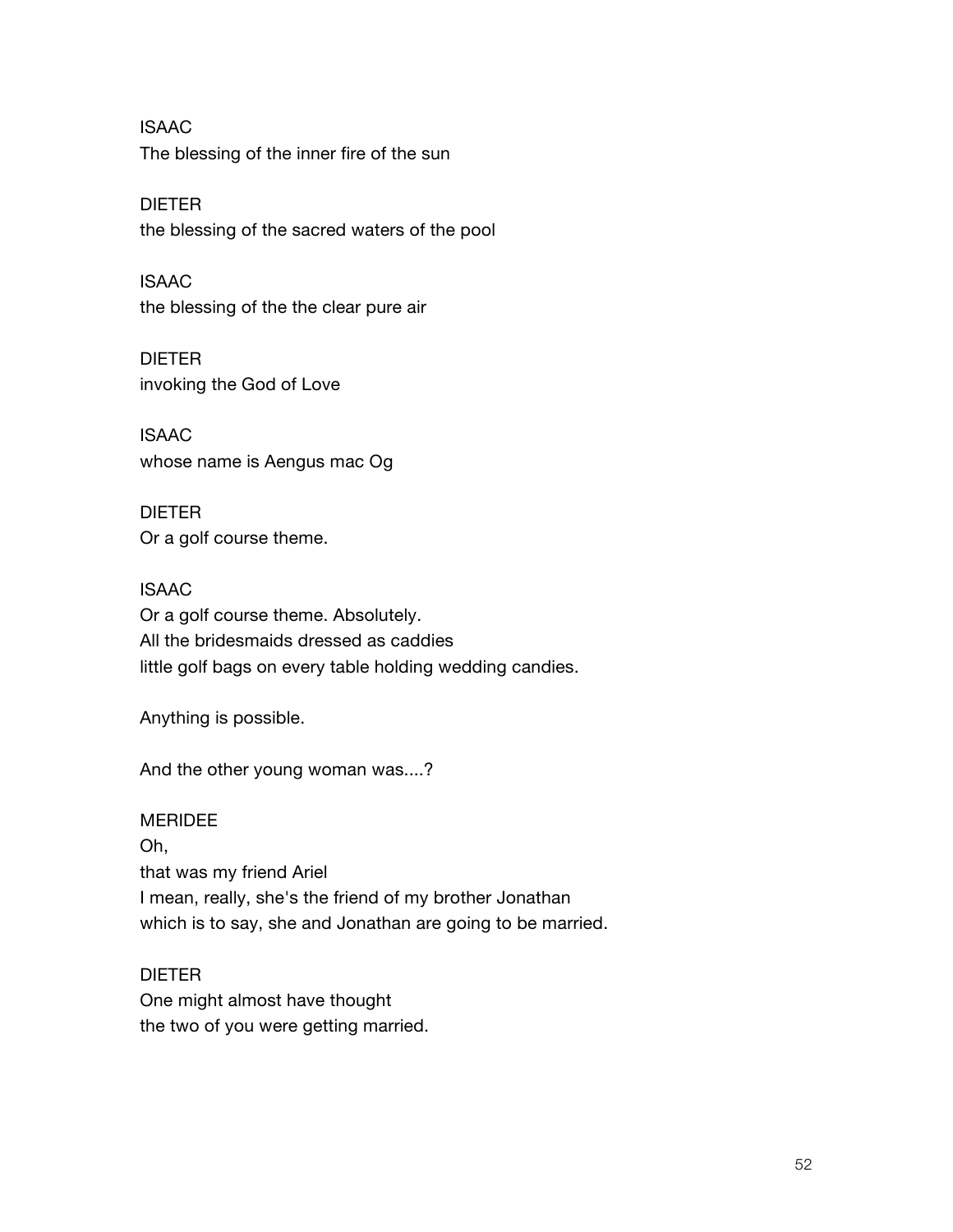ISAAC
The blessing of the inner fire of the sun

DIETER
the blessing of the sacred waters of the pool

ISAAC
the blessing of the the clear pure air

DIETER
invoking the God of Love

ISAAC
whose name is Aengus mac Og

DIETER
Or a golf course theme.

ISAAC
Or a golf course theme. Absolutely.
All the bridesmaids dressed as caddies
little golf bags on every table holding wedding candies.

Anything is possible.

And the other young woman was....?

MERIDEE
Oh,
that was my friend Ariel
I mean, really, she's the friend of my brother Jonathan
which is to say, she and Jonathan are going to be married.

DIETER
One might almost have thought
the two of you were getting married.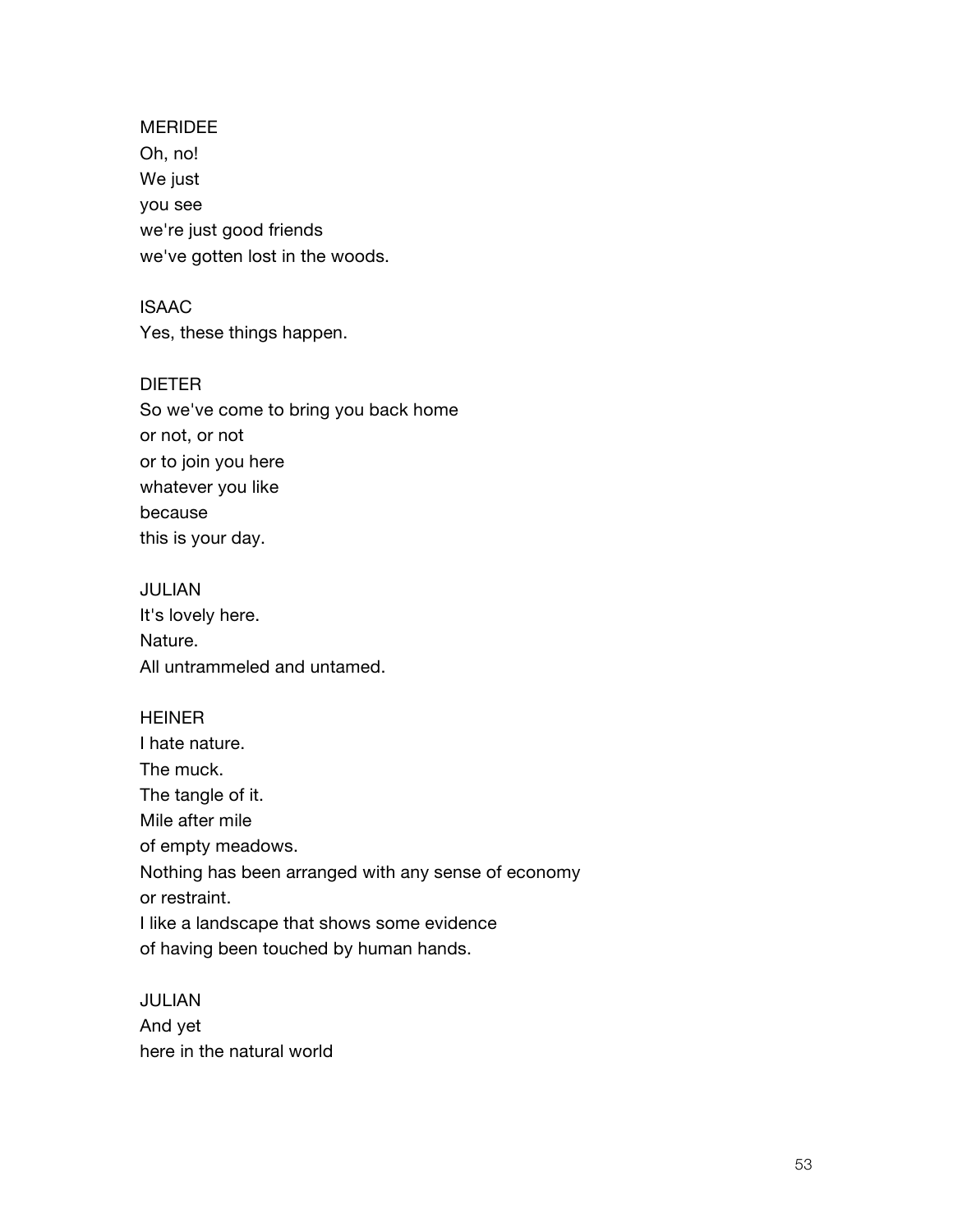MERIDEE
Oh, no!
We just
you see
we're just good friends
we've gotten lost in the woods.

ISAAC
Yes, these things happen.

DIETER
So we've come to bring you back home
or not, or not
or to join you here
whatever you like
because
this is your day.

JULIAN
It's lovely here.
Nature.
All untrammeled and untamed.

HEINER
I hate nature.
The muck.
The tangle of it.
Mile after mile
of empty meadows.
Nothing has been arranged with any sense of economy
or restraint.
I like a landscape that shows some evidence
of having been touched by human hands.

JULIAN
And yet
here in the natural world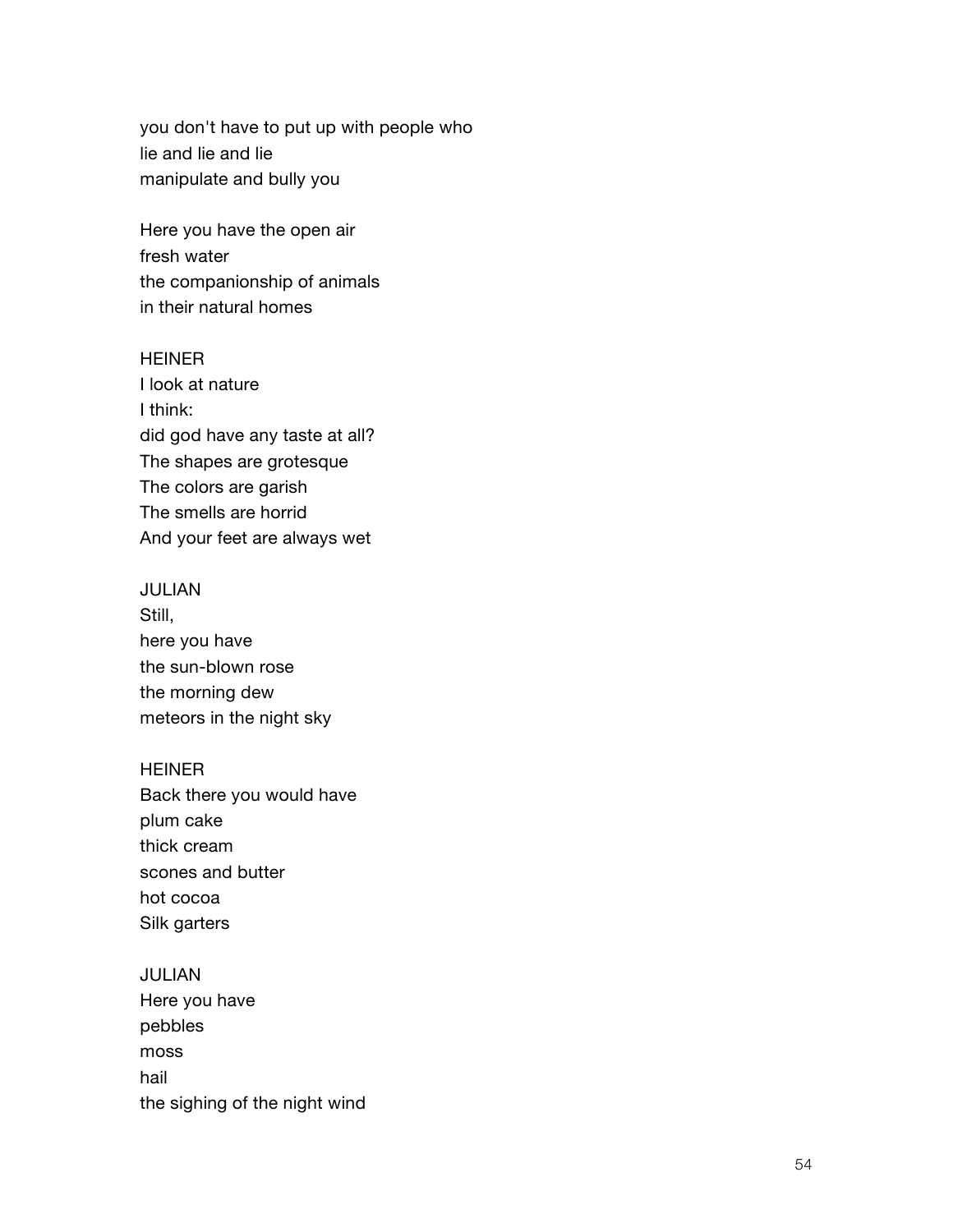you don't have to put up with people who
lie and lie and lie
manipulate and bully you

Here you have the open air
fresh water
the companionship of animals
in their natural homes

HEINER
I look at nature
I think:
did god have any taste at all?
The shapes are grotesque
The colors are garish
The smells are horrid
And your feet are always wet

JULIAN
Still,
here you have
the sun-blown rose
the morning dew
meteors in the night sky

HEINER
Back there you would have
plum cake
thick cream
scones and butter
hot cocoa
Silk garters

JULIAN
Here you have
pebbles
moss
hail
the sighing of the night wind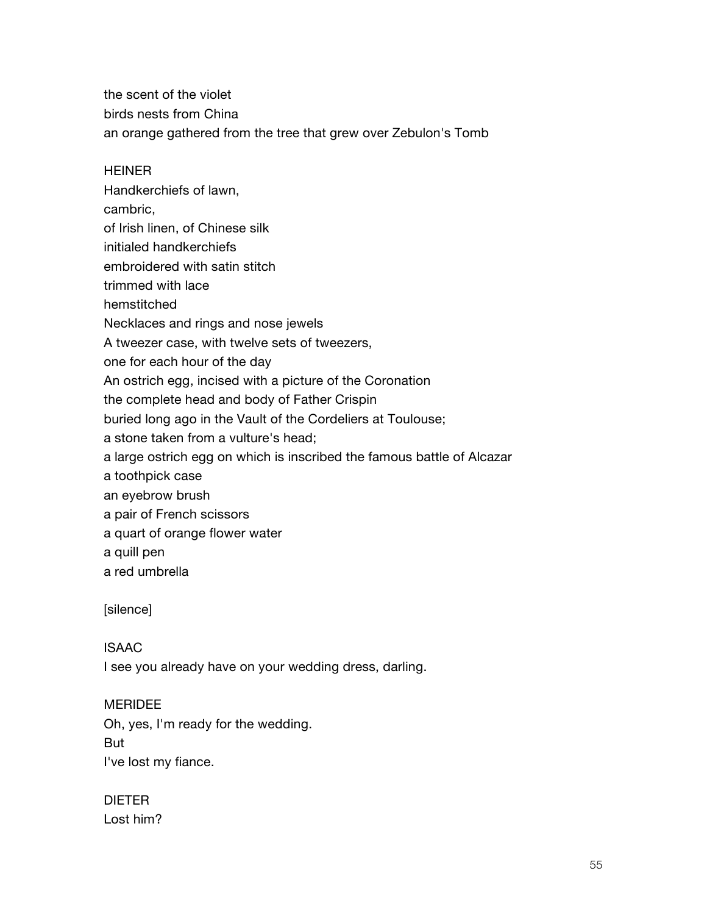the scent of the violet  
birds nests from China  
an orange gathered from the tree that grew over Zebulon's Tomb

HEINER  
Handkerchiefs of lawn,  
cambric,  
of Irish linen, of Chinese silk  
initialed handkerchiefs  
embroidered with satin stitch  
trimmed with lace  
hemstitched  
Necklaces and rings and nose jewels  
A tweezer case, with twelve sets of tweezers,  
one for each hour of the day  
An ostrich egg, incised with a picture of the Coronation  
the complete head and body of Father Crispin  
buried long ago in the Vault of the Cordeliers at Toulouse;  
a stone taken from a vulture's head;  
a large ostrich egg on which is inscribed the famous battle of Alcazar  
a toothpick case  
an eyebrow brush  
a pair of French scissors  
a quart of orange flower water  
a quill pen  
a red umbrella

[silence]

ISAAC  
I see you already have on your wedding dress, darling.

MERIDEE  
Oh, yes, I'm ready for the wedding.  
But  
I've lost my fiance.

DIETER  
Lost him?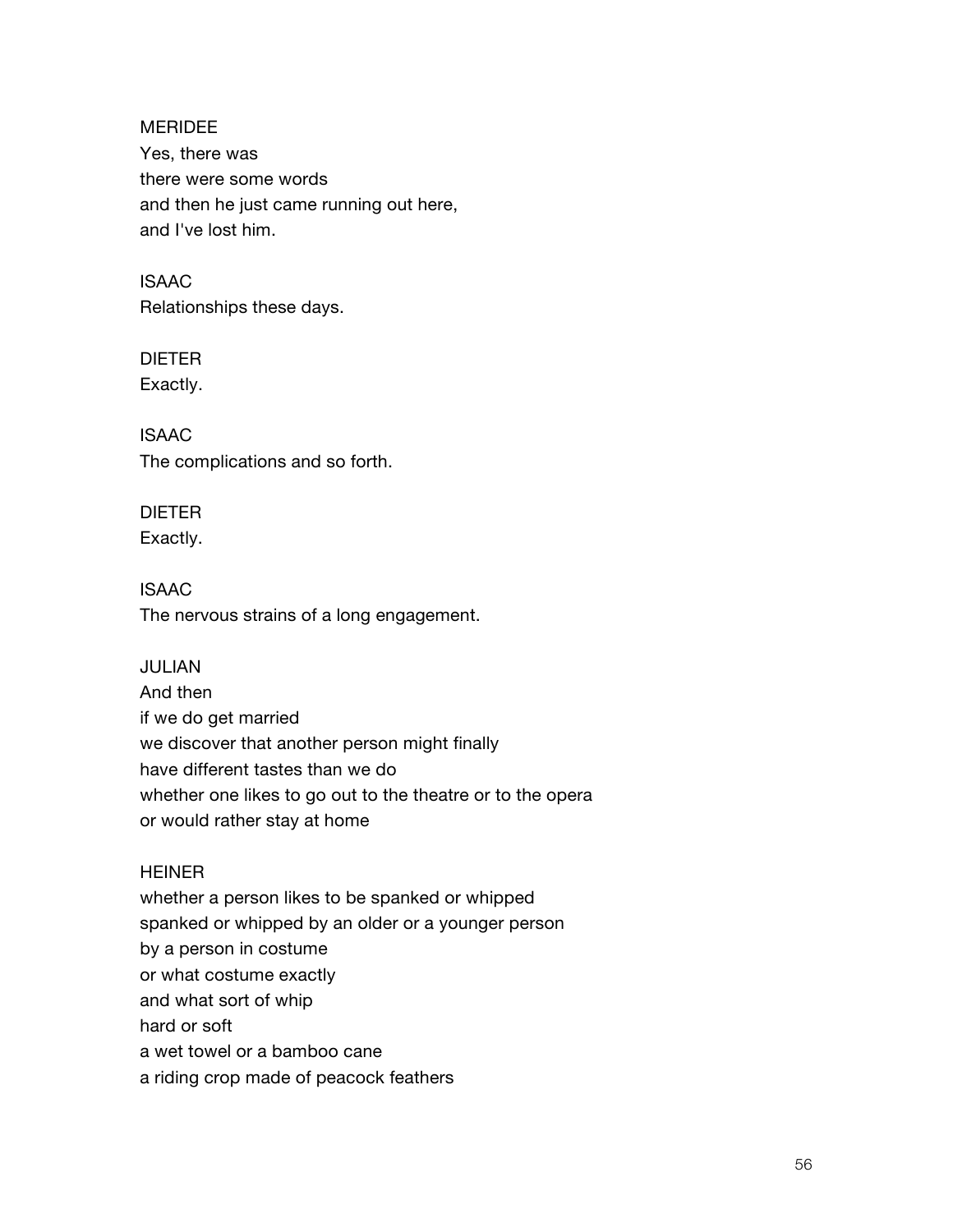MERIDEE
Yes, there was
there were some words
and then he just came running out here,
and I've lost him.

ISAAC
Relationships these days.

DIETER
Exactly.

ISAAC
The complications and so forth.

DIETER
Exactly.

ISAAC
The nervous strains of a long engagement.

JULIAN
And then
if we do get married
we discover that another person might finally
have different tastes than we do
whether one likes to go out to the theatre or to the opera
or would rather stay at home

HEINER
whether a person likes to be spanked or whipped
spanked or whipped by an older or a younger person
by a person in costume
or what costume exactly
and what sort of whip
hard or soft
a wet towel or a bamboo cane
a riding crop made of peacock feathers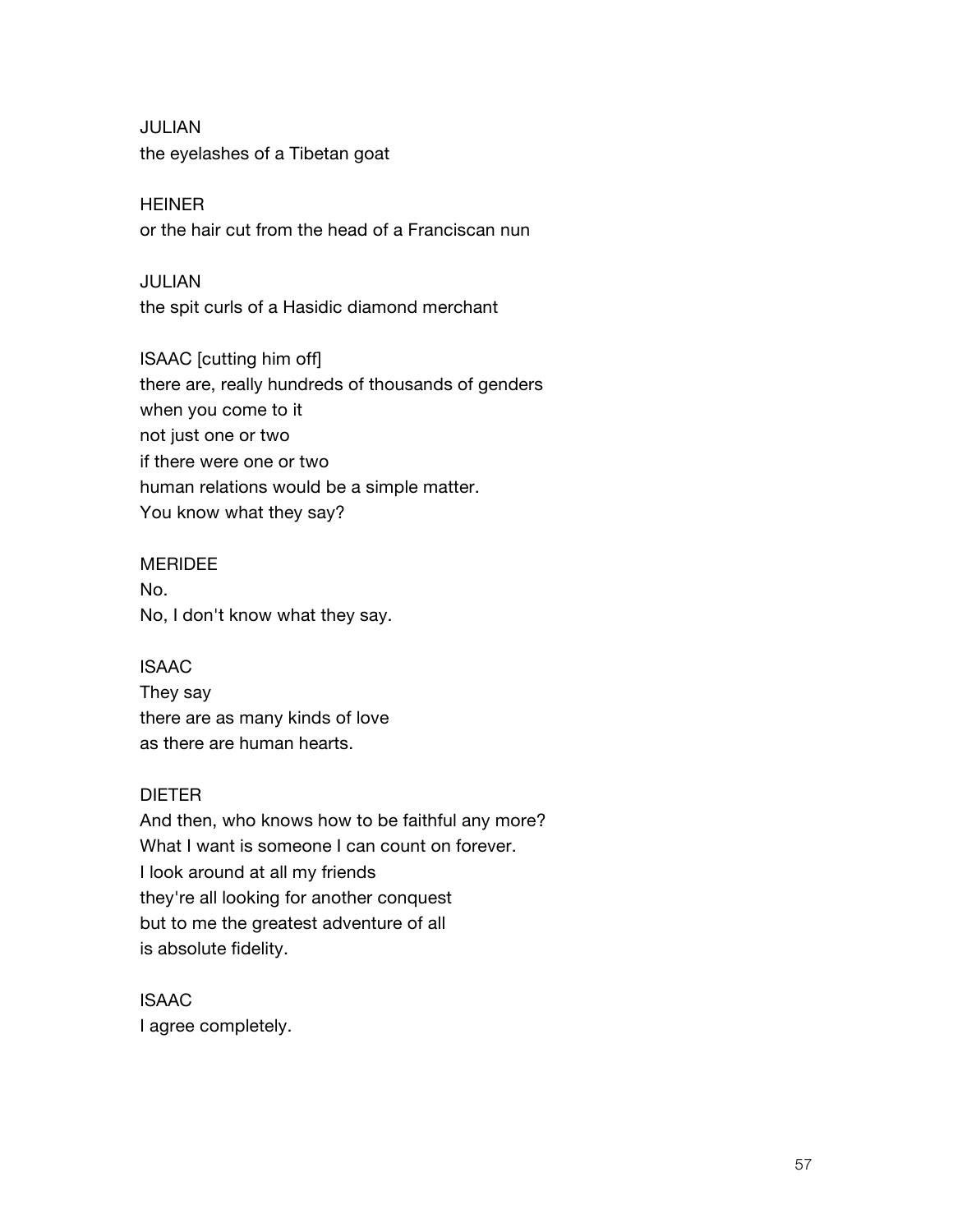JULIAN
the eyelashes of a Tibetan goat

HEINER
or the hair cut from the head of a Franciscan nun

JULIAN
the spit curls of a Hasidic diamond merchant

ISAAC [cutting him off]
there are, really hundreds of thousands of genders
when you come to it
not just one or two
if there were one or two
human relations would be a simple matter.
You know what they say?

MERIDEE
No.
No, I don't know what they say.

ISAAC
They say
there are as many kinds of love
as there are human hearts.

DIETER
And then, who knows how to be faithful any more?
What I want is someone I can count on forever.
I look around at all my friends
they're all looking for another conquest
but to me the greatest adventure of all
is absolute fidelity.

ISAAC
I agree completely.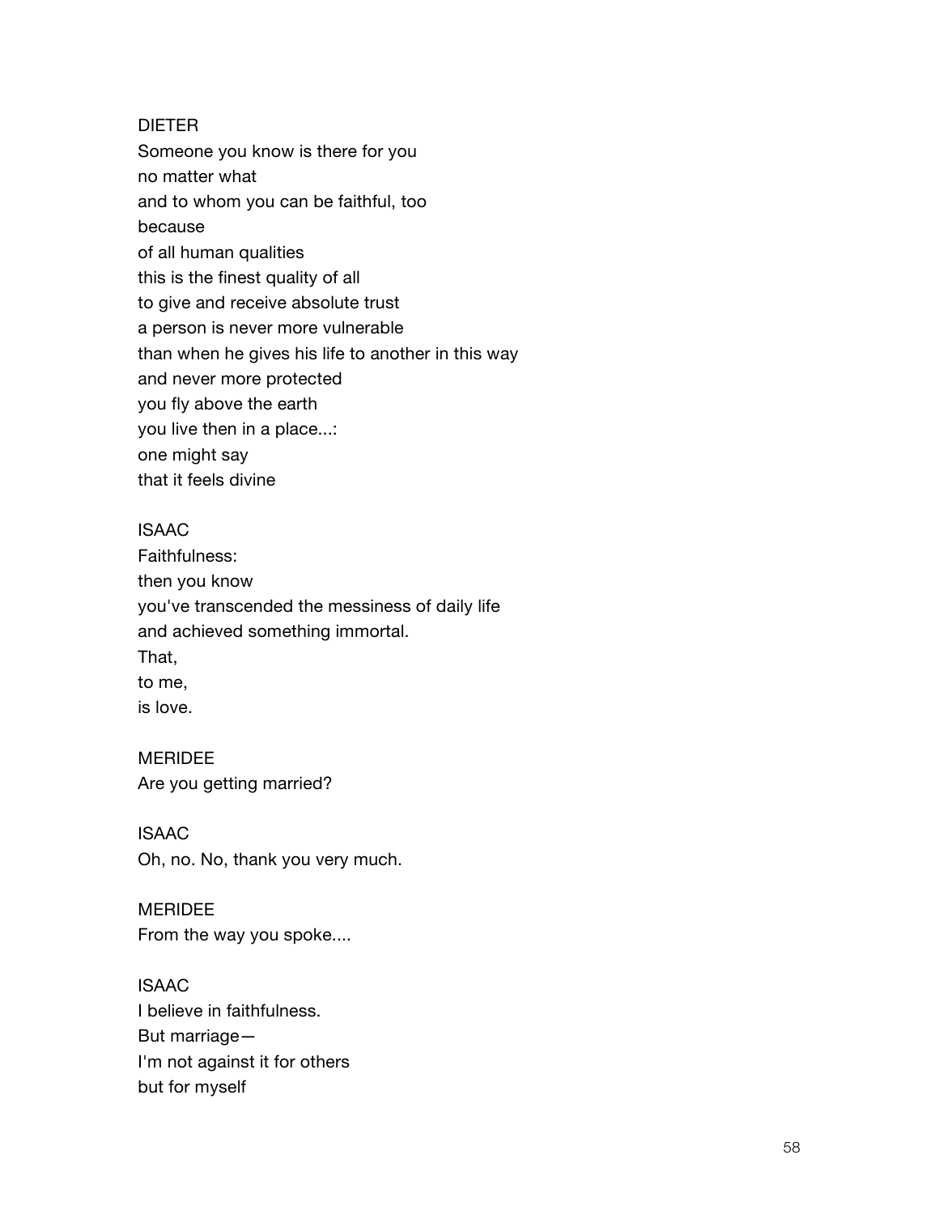DIETER
Someone you know is there for you
no matter what
and to whom you can be faithful, too
because
of all human qualities
this is the finest quality of all
to give and receive absolute trust
a person is never more vulnerable
than when he gives his life to another in this way
and never more protected
you fly above the earth
you live then in a place...:
one might say
that it feels divine

ISAAC
Faithfulness:
then you know
you've transcended the messiness of daily life
and achieved something immortal.
That,
to me,
is love.

MERIDEE
Are you getting married?

ISAAC
Oh, no. No, thank you very much.

MERIDEE
From the way you spoke....

ISAAC
I believe in faithfulness.
But marriage—
I'm not against it for others
but for myself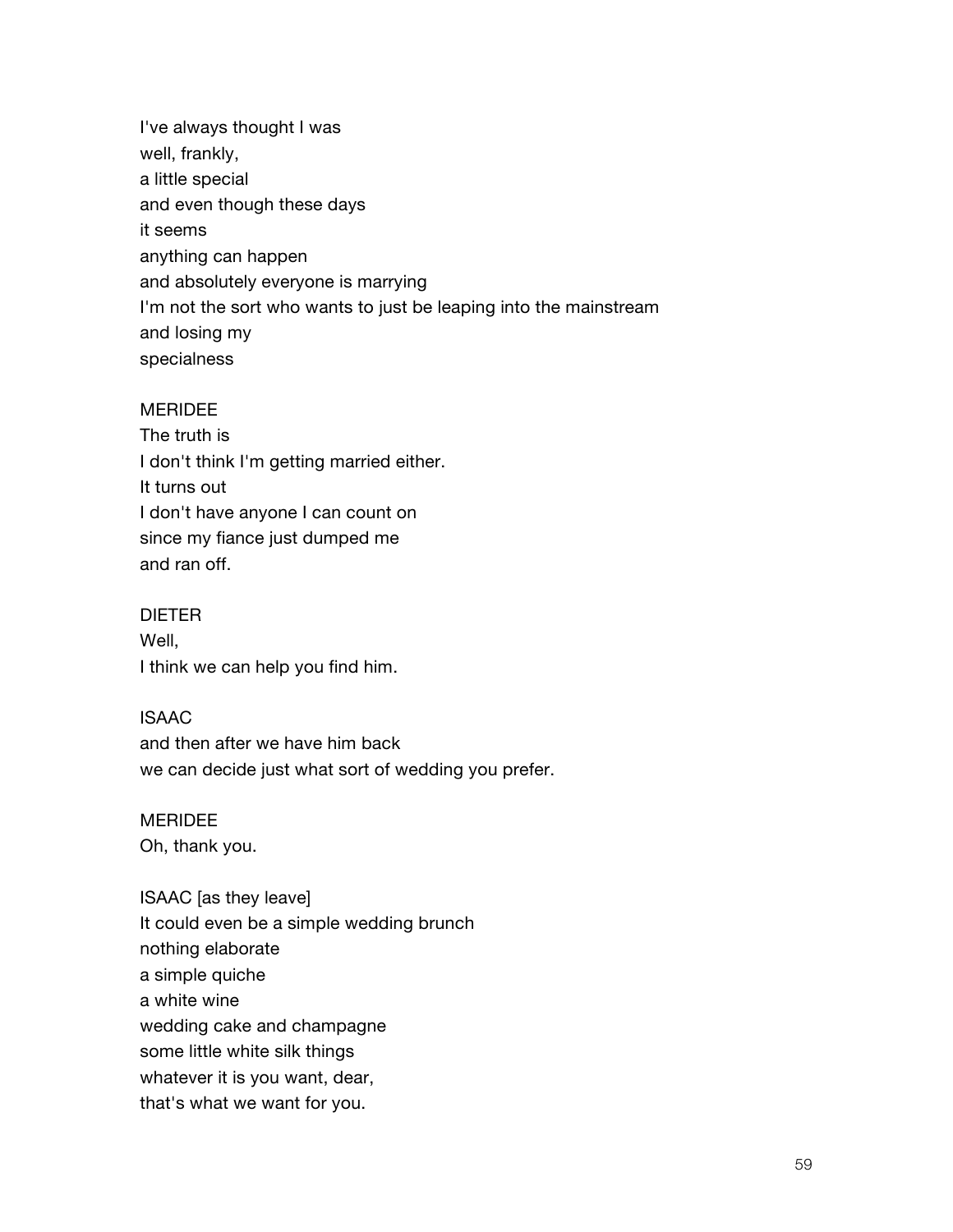I've always thought I was
well, frankly,
a little special
and even though these days
it seems
anything can happen
and absolutely everyone is marrying
I'm not the sort who wants to just be leaping into the mainstream
and losing my
specialness

MERIDEE
The truth is
I don't think I'm getting married either.
It turns out
I don't have anyone I can count on
since my fiance just dumped me
and ran off.

DIETER
Well,
I think we can help you find him.

ISAAC
and then after we have him back
we can decide just what sort of wedding you prefer.

MERIDEE
Oh, thank you.

ISAAC [as they leave]
It could even be a simple wedding brunch
nothing elaborate
a simple quiche
a white wine
wedding cake and champagne
some little white silk things
whatever it is you want, dear,
that's what we want for you.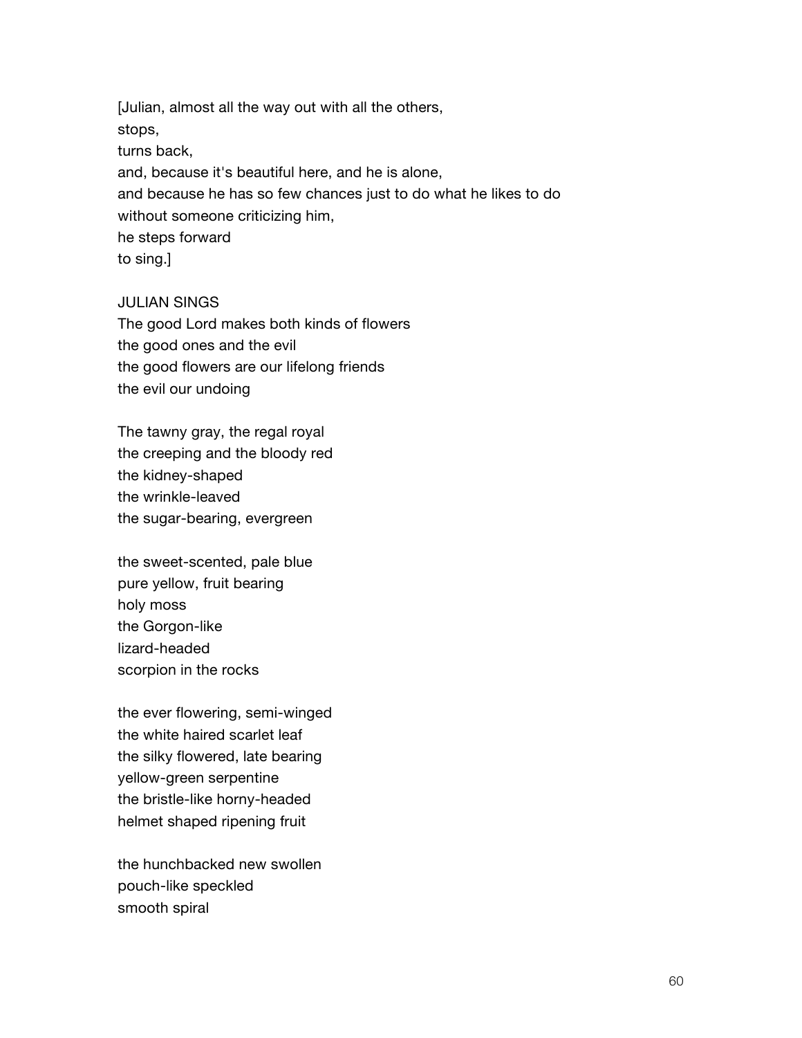[Julian, almost all the way out with all the others,
stops,
turns back,
and, because it's beautiful here, and he is alone,
and because he has so few chances just to do what he likes to do
without someone criticizing him,
he steps forward
to sing.]

JULIAN SINGS
The good Lord makes both kinds of flowers
the good ones and the evil
the good flowers are our lifelong friends
the evil our undoing

The tawny gray, the regal royal
the creeping and the bloody red
the kidney-shaped
the wrinkle-leaved
the sugar-bearing, evergreen

the sweet-scented, pale blue
pure yellow, fruit bearing
holy moss
the Gorgon-like
lizard-headed
scorpion in the rocks

the ever flowering, semi-winged
the white haired scarlet leaf
the silky flowered, late bearing
yellow-green serpentine
the bristle-like horny-headed
helmet shaped ripening fruit

the hunchbacked new swollen
pouch-like speckled
smooth spiral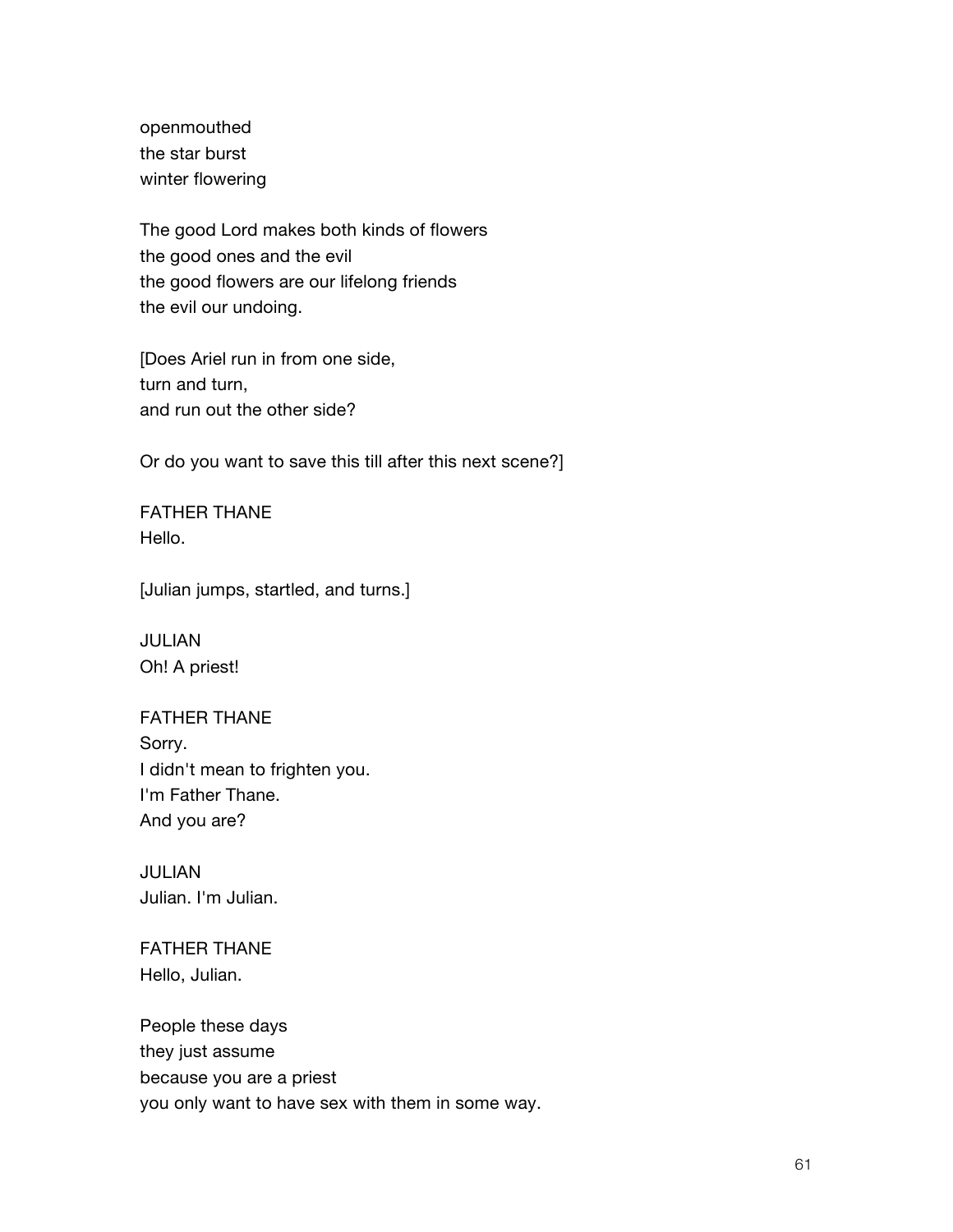openmouthed
the star burst
winter flowering

The good Lord makes both kinds of flowers
the good ones and the evil
the good flowers are our lifelong friends
the evil our undoing.

[Does Ariel run in from one side,
turn and turn,
and run out the other side?

Or do you want to save this till after this next scene?]

FATHER THANE
Hello.

[Julian jumps, startled, and turns.]

JULIAN
Oh! A priest!

FATHER THANE
Sorry.
I didn't mean to frighten you.
I'm Father Thane.
And you are?

JULIAN
Julian. I'm Julian.

FATHER THANE
Hello, Julian.

People these days
they just assume
because you are a priest
you only want to have sex with them in some way.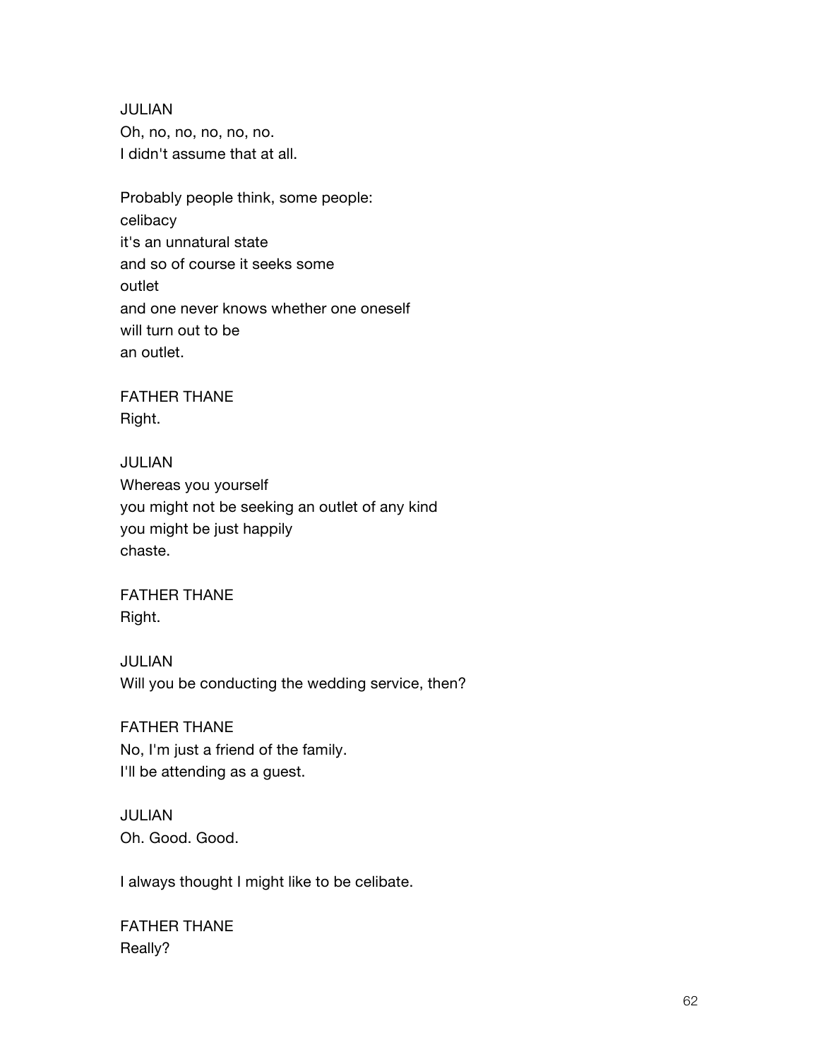JULIAN
Oh, no, no, no, no, no.
I didn't assume that at all.

Probably people think, some people:
celibacy
it's an unnatural state
and so of course it seeks some
outlet
and one never knows whether one oneself
will turn out to be
an outlet.

FATHER THANE
Right.

JULIAN
Whereas you yourself
you might not be seeking an outlet of any kind
you might be just happily
chaste.

FATHER THANE
Right.

JULIAN
Will you be conducting the wedding service, then?

FATHER THANE
No, I'm just a friend of the family.
I'll be attending as a guest.

JULIAN
Oh. Good. Good.

I always thought I might like to be celibate.

FATHER THANE
Really?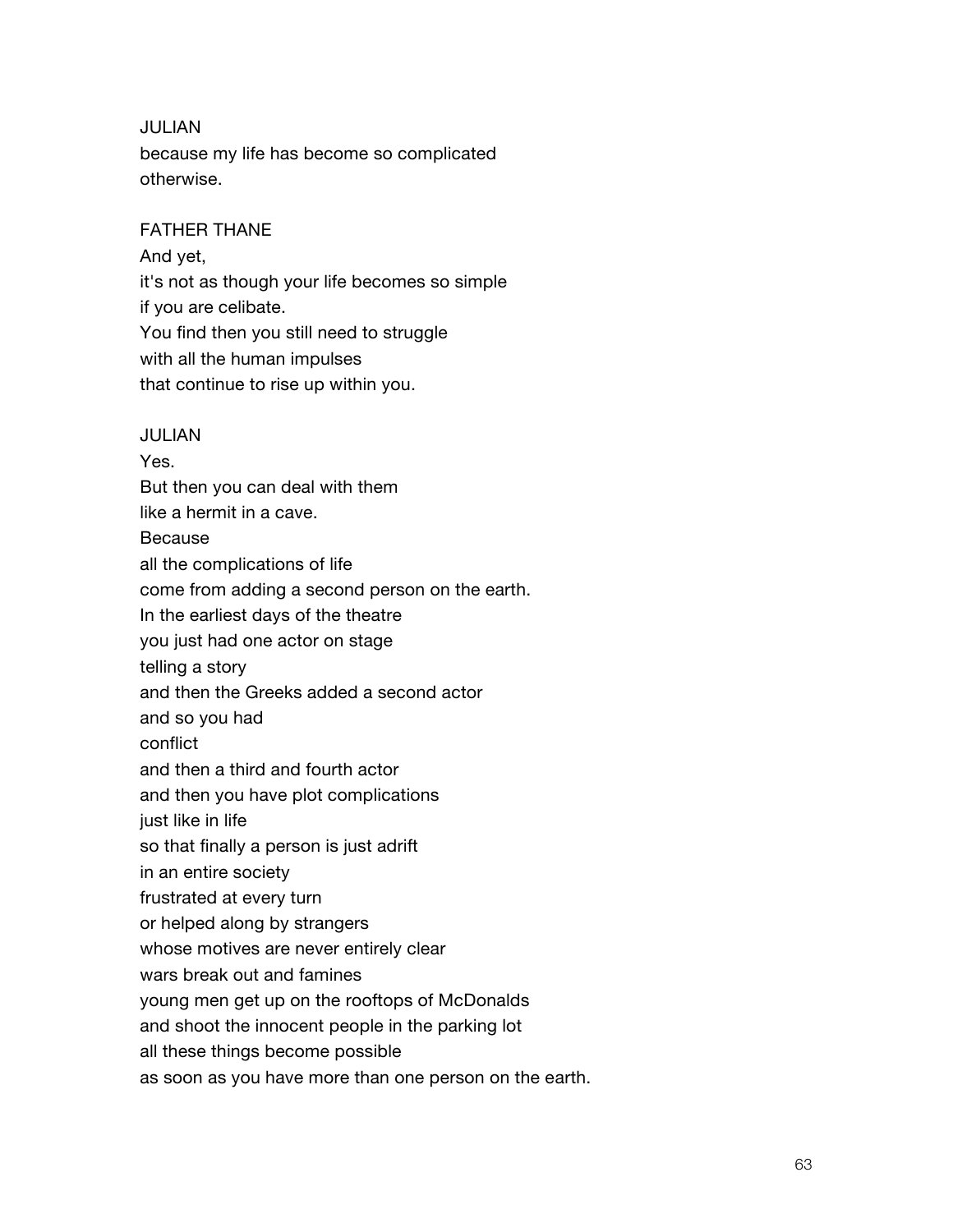JULIAN
because my life has become so complicated
otherwise.

FATHER THANE
And yet,
it's not as though your life becomes so simple
if you are celibate.
You find then you still need to struggle
with all the human impulses
that continue to rise up within you.

JULIAN
Yes.
But then you can deal with them
like a hermit in a cave.
Because
all the complications of life
come from adding a second person on the earth.
In the earliest days of the theatre
you just had one actor on stage
telling a story
and then the Greeks added a second actor
and so you had
conflict
and then a third and fourth actor
and then you have plot complications
just like in life
so that finally a person is just adrift
in an entire society
frustrated at every turn
or helped along by strangers
whose motives are never entirely clear
wars break out and famines
young men get up on the rooftops of McDonalds
and shoot the innocent people in the parking lot
all these things become possible
as soon as you have more than one person on the earth.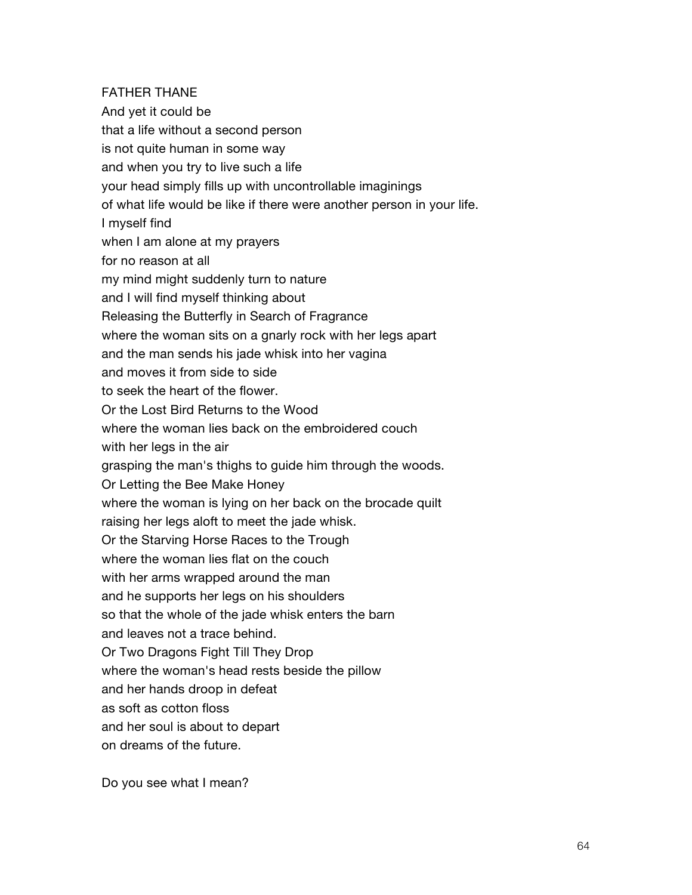FATHER THANE  
And yet it could be  
that a life without a second person  
is not quite human in some way  
and when you try to live such a life  
your head simply fills up with uncontrollable imaginings  
of what life would be like if there were another person in your life.  
I myself find  
when I am alone at my prayers  
for no reason at all  
my mind might suddenly turn to nature  
and I will find myself thinking about  
Releasing the Butterfly in Search of Fragrance  
where the woman sits on a gnarly rock with her legs apart  
and the man sends his jade whisk into her vagina  
and moves it from side to side  
to seek the heart of the flower.  
Or the Lost Bird Returns to the Wood  
where the woman lies back on the embroidered couch  
with her legs in the air  
grasping the man's thighs to guide him through the woods.  
Or Letting the Bee Make Honey  
where the woman is lying on her back on the brocade quilt  
raising her legs aloft to meet the jade whisk.  
Or the Starving Horse Races to the Trough  
where the woman lies flat on the couch  
with her arms wrapped around the man  
and he supports her legs on his shoulders  
so that the whole of the jade whisk enters the barn  
and leaves not a trace behind.  
Or Two Dragons Fight Till They Drop  
where the woman's head rests beside the pillow  
and her hands droop in defeat  
as soft as cotton floss  
and her soul is about to depart  
on dreams of the future.

Do you see what I mean?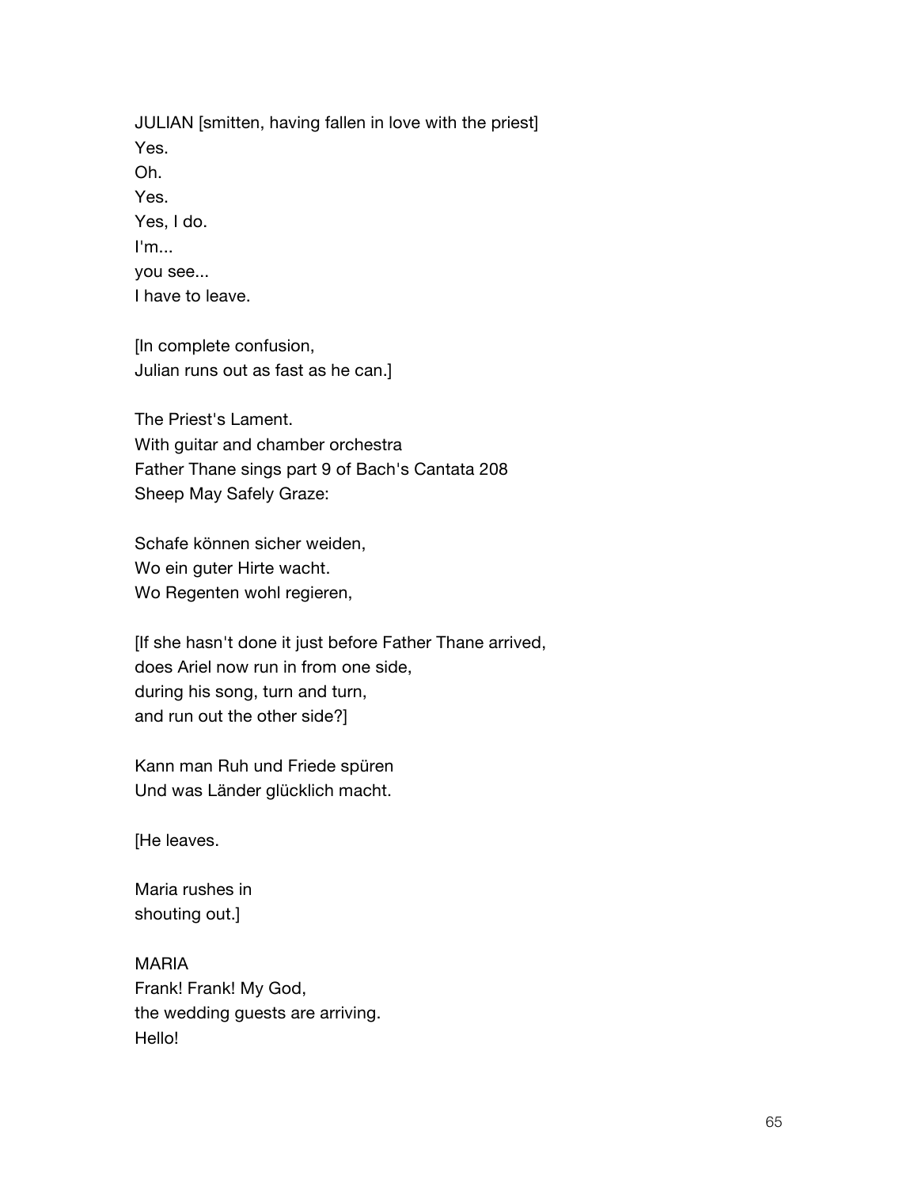JULIAN [smitten, having fallen in love with the priest]  
Yes.  
Oh.  
Yes.  
Yes, I do.  
I'm...  
you see...  
I have to leave.

[In complete confusion,  
Julian runs out as fast as he can.]

The Priest's Lament.  
With guitar and chamber orchestra  
Father Thane sings part 9 of Bach's Cantata 208  
Sheep May Safely Graze:

Schafe können sicher weiden,  
Wo ein guter Hirte wacht.  
Wo Regenten wohl regieren,

[If she hasn't done it just before Father Thane arrived,  
does Ariel now run in from one side,  
during his song, turn and turn,  
and run out the other side?]

Kann man Ruh und Friede spüren  
Und was Länder glücklich macht.

[He leaves.

Maria rushes in  
shouting out.]

MARIA  
Frank! Frank! My God,  
the wedding guests are arriving.  
Hello!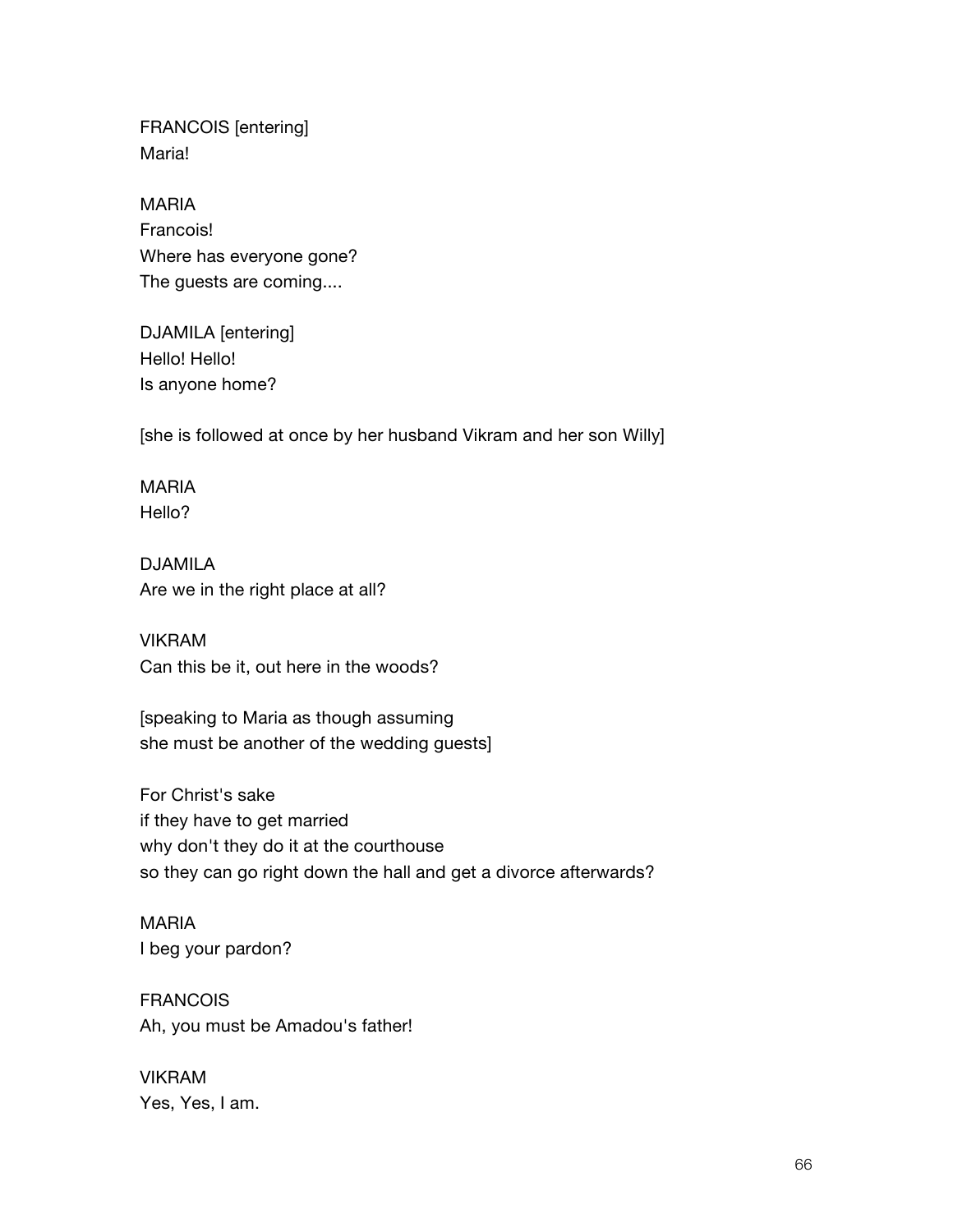FRANCOIS [entering]
Maria!

MARIA
Francois!
Where has everyone gone?
The guests are coming....

DJAMILA [entering]
Hello! Hello!
Is anyone home?

[she is followed at once by her husband Vikram and her son Willy]

MARIA
Hello?

DJAMILA
Are we in the right place at all?

VIKRAM
Can this be it, out here in the woods?

[speaking to Maria as though assuming
she must be another of the wedding guests]

For Christ's sake
if they have to get married
why don't they do it at the courthouse
so they can go right down the hall and get a divorce afterwards?

MARIA
I beg your pardon?

FRANCOIS
Ah, you must be Amadou's father!

VIKRAM
Yes, Yes, I am.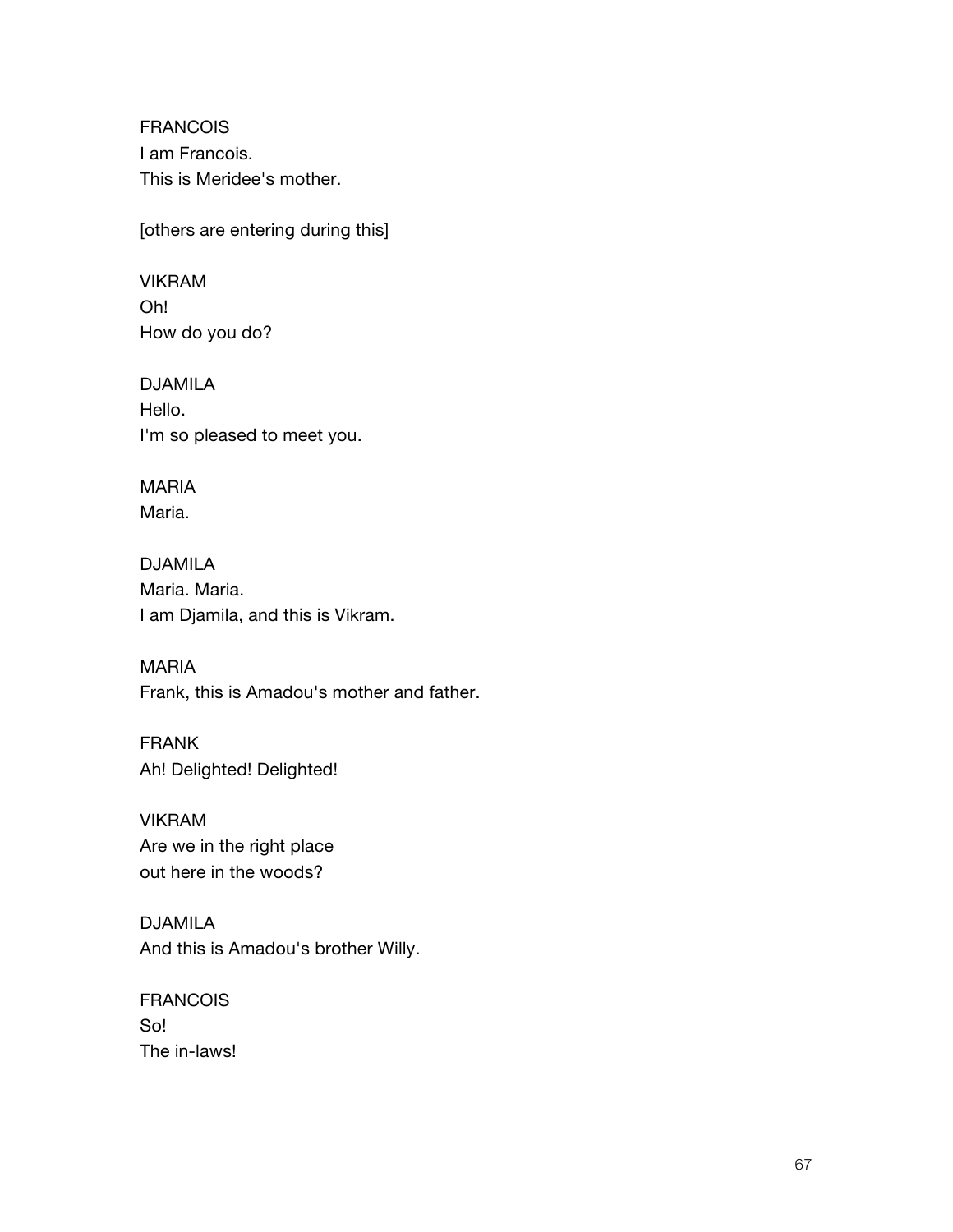FRANCOIS
I am Francois.
This is Meridee's mother.

[others are entering during this]

VIKRAM
Oh!
How do you do?

DJAMILA
Hello.
I'm so pleased to meet you.

MARIA
Maria.

DJAMILA
Maria. Maria.
I am Djamila, and this is Vikram.

MARIA
Frank, this is Amadou's mother and father.

FRANK
Ah! Delighted! Delighted!

VIKRAM
Are we in the right place
out here in the woods?

DJAMILA
And this is Amadou's brother Willy.

FRANCOIS
So!
The in-laws!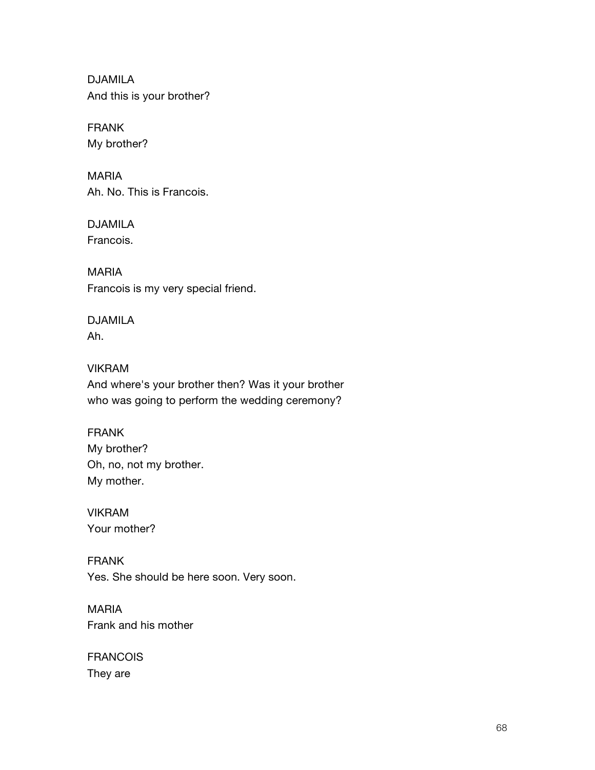DJAMILA
And this is your brother?

FRANK
My brother?

MARIA
Ah. No. This is Francois.

DJAMILA
Francois.

MARIA
Francois is my very special friend.

DJAMILA
Ah.

VIKRAM
And where's your brother then? Was it your brother
who was going to perform the wedding ceremony?

FRANK
My brother?
Oh, no, not my brother.
My mother.

VIKRAM
Your mother?

FRANK
Yes. She should be here soon. Very soon.

MARIA
Frank and his mother

FRANCOIS
They are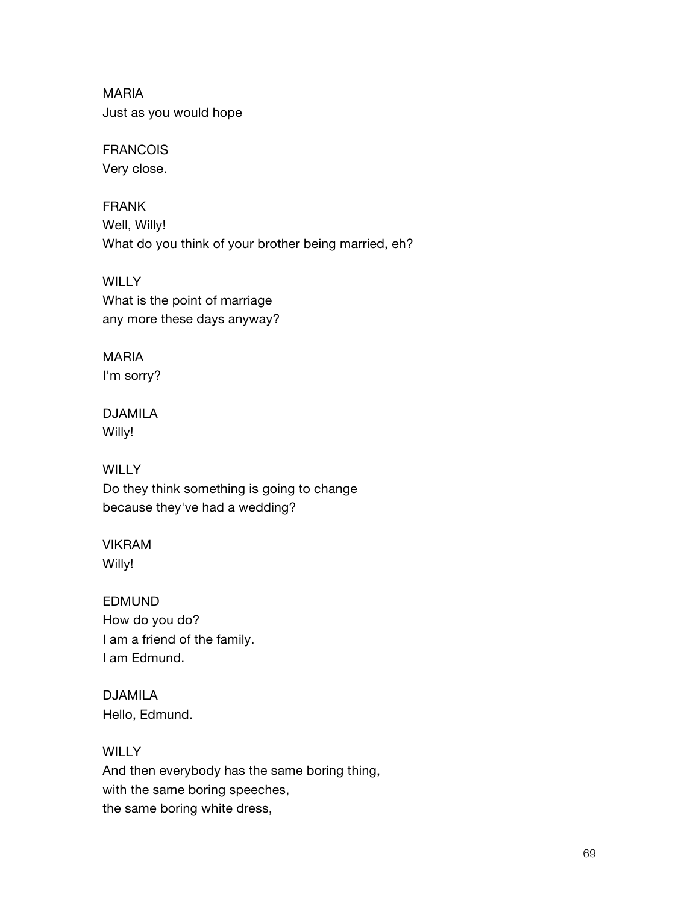MARIA
Just as you would hope

FRANCOIS
Very close.

FRANK
Well, Willy!
What do you think of your brother being married, eh?

WILLY
What is the point of marriage
any more these days anyway?

MARIA
I'm sorry?

DJAMILA
Willy!

WILLY
Do they think something is going to change
because they've had a wedding?

VIKRAM
Willy!

EDMUND
How do you do?
I am a friend of the family.
I am Edmund.

DJAMILA
Hello, Edmund.

WILLY
And then everybody has the same boring thing,
with the same boring speeches,
the same boring white dress,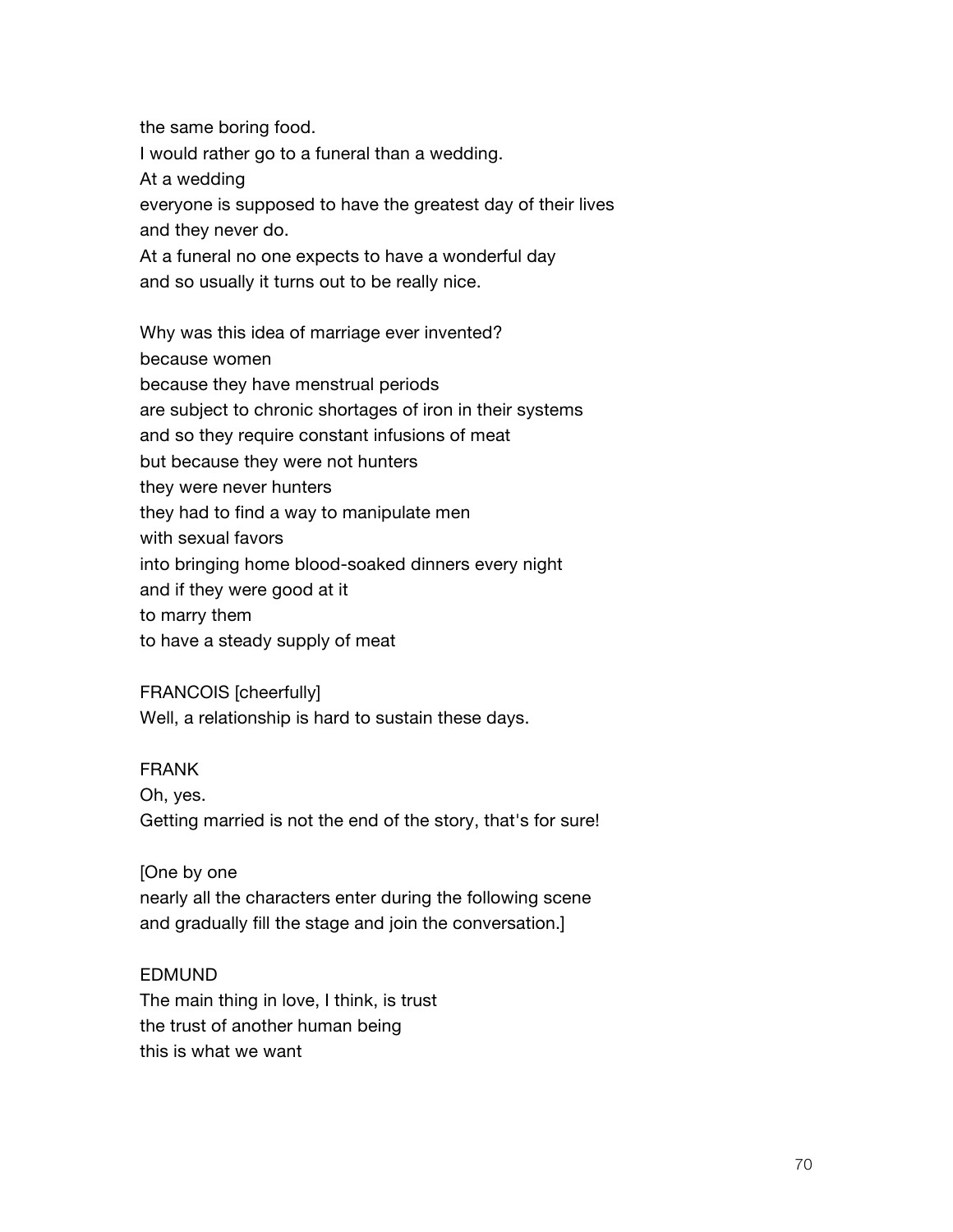the same boring food.  
I would rather go to a funeral than a wedding.  
At a wedding  
everyone is supposed to have the greatest day of their lives  
and they never do.  
At a funeral no one expects to have a wonderful day  
and so usually it turns out to be really nice.

Why was this idea of marriage ever invented?  
because women  
because they have menstrual periods  
are subject to chronic shortages of iron in their systems  
and so they require constant infusions of meat  
but because they were not hunters  
they were never hunters  
they had to find a way to manipulate men  
with sexual favors  
into bringing home blood-soaked dinners every night  
and if they were good at it  
to marry them  
to have a steady supply of meat

FRANCOIS [cheerfully]  
Well, a relationship is hard to sustain these days.

FRANK  
Oh, yes.  
Getting married is not the end of the story, that's for sure!

[One by one  
nearly all the characters enter during the following scene  
and gradually fill the stage and join the conversation.]

EDMUND  
The main thing in love, I think, is trust  
the trust of another human being  
this is what we want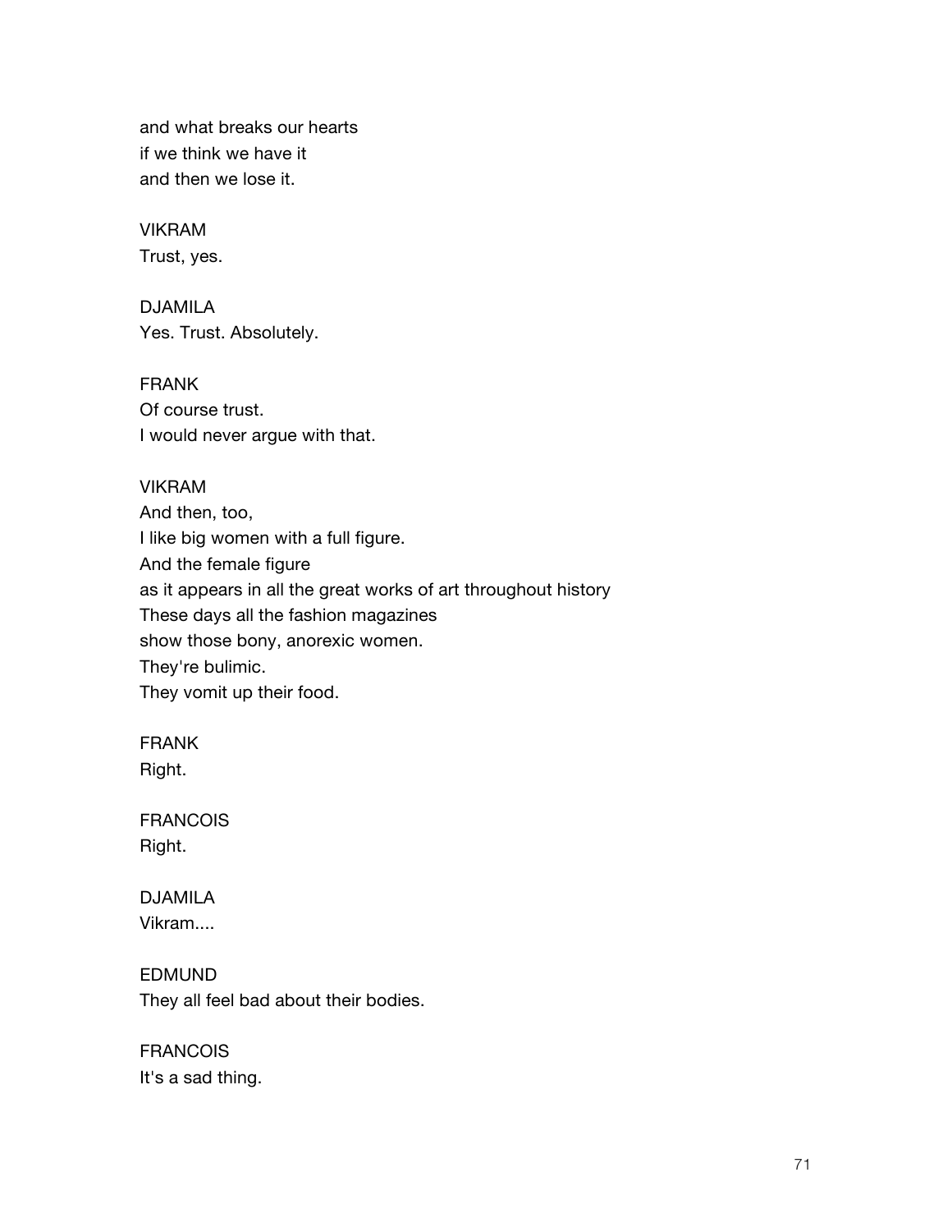and what breaks our hearts
if we think we have it
and then we lose it.

VIKRAM
Trust, yes.

DJAMILA
Yes. Trust. Absolutely.

FRANK
Of course trust.
I would never argue with that.

VIKRAM
And then, too,
I like big women with a full figure.
And the female figure
as it appears in all the great works of art throughout history
These days all the fashion magazines
show those bony, anorexic women.
They're bulimic.
They vomit up their food.

FRANK
Right.

FRANCOIS
Right.

DJAMILA
Vikram....

EDMUND
They all feel bad about their bodies.

FRANCOIS
It's a sad thing.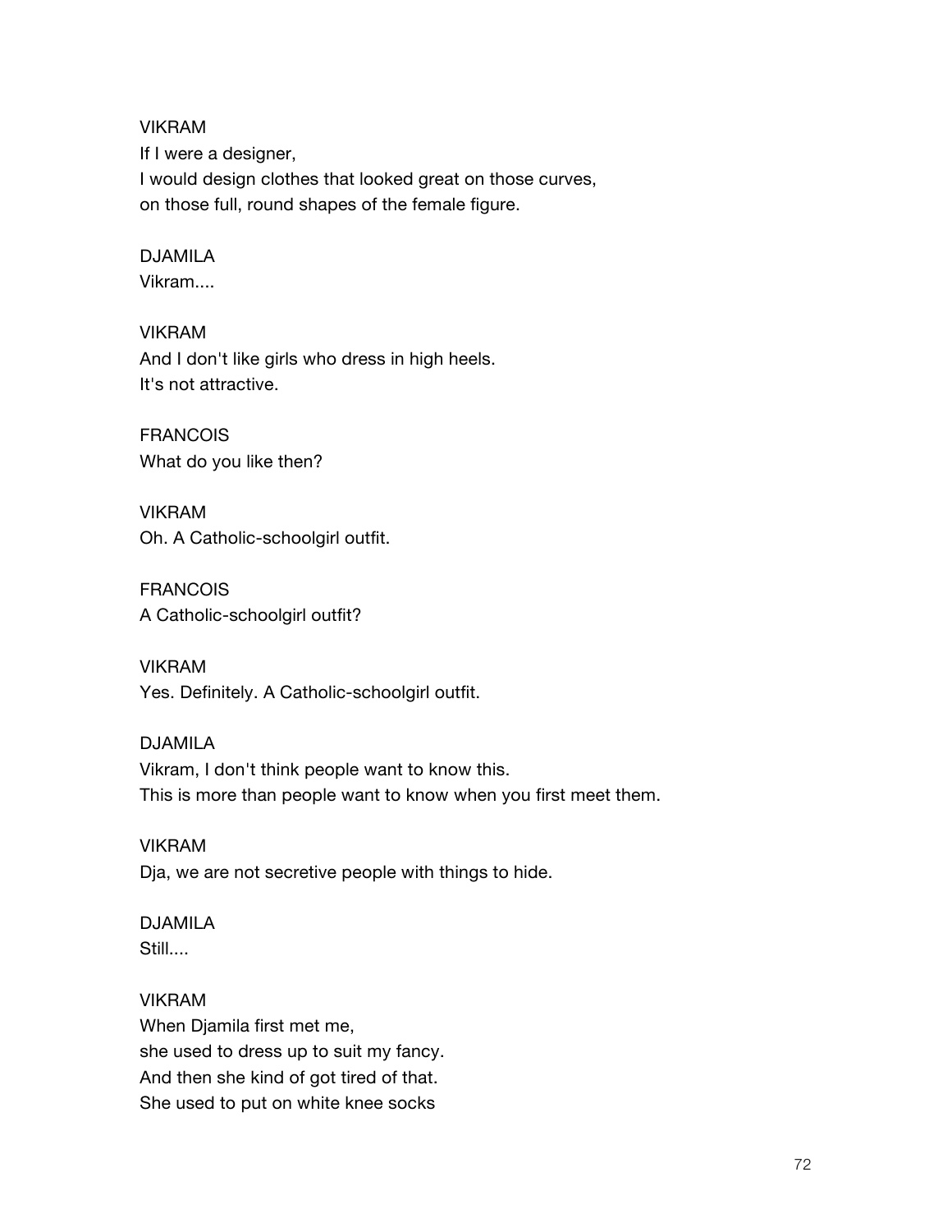VIKRAM
If I were a designer,
I would design clothes that looked great on those curves,
on those full, round shapes of the female figure.

DJAMILA
Vikram....

VIKRAM
And I don't like girls who dress in high heels.
It's not attractive.

FRANCOIS
What do you like then?

VIKRAM
Oh. A Catholic-schoolgirl outfit.

FRANCOIS
A Catholic-schoolgirl outfit?

VIKRAM
Yes. Definitely. A Catholic-schoolgirl outfit.

DJAMILA
Vikram, I don't think people want to know this.
This is more than people want to know when you first meet them.

VIKRAM
Dja, we are not secretive people with things to hide.

DJAMILA
Still....

VIKRAM
When Djamila first met me,
she used to dress up to suit my fancy.
And then she kind of got tired of that.
She used to put on white knee socks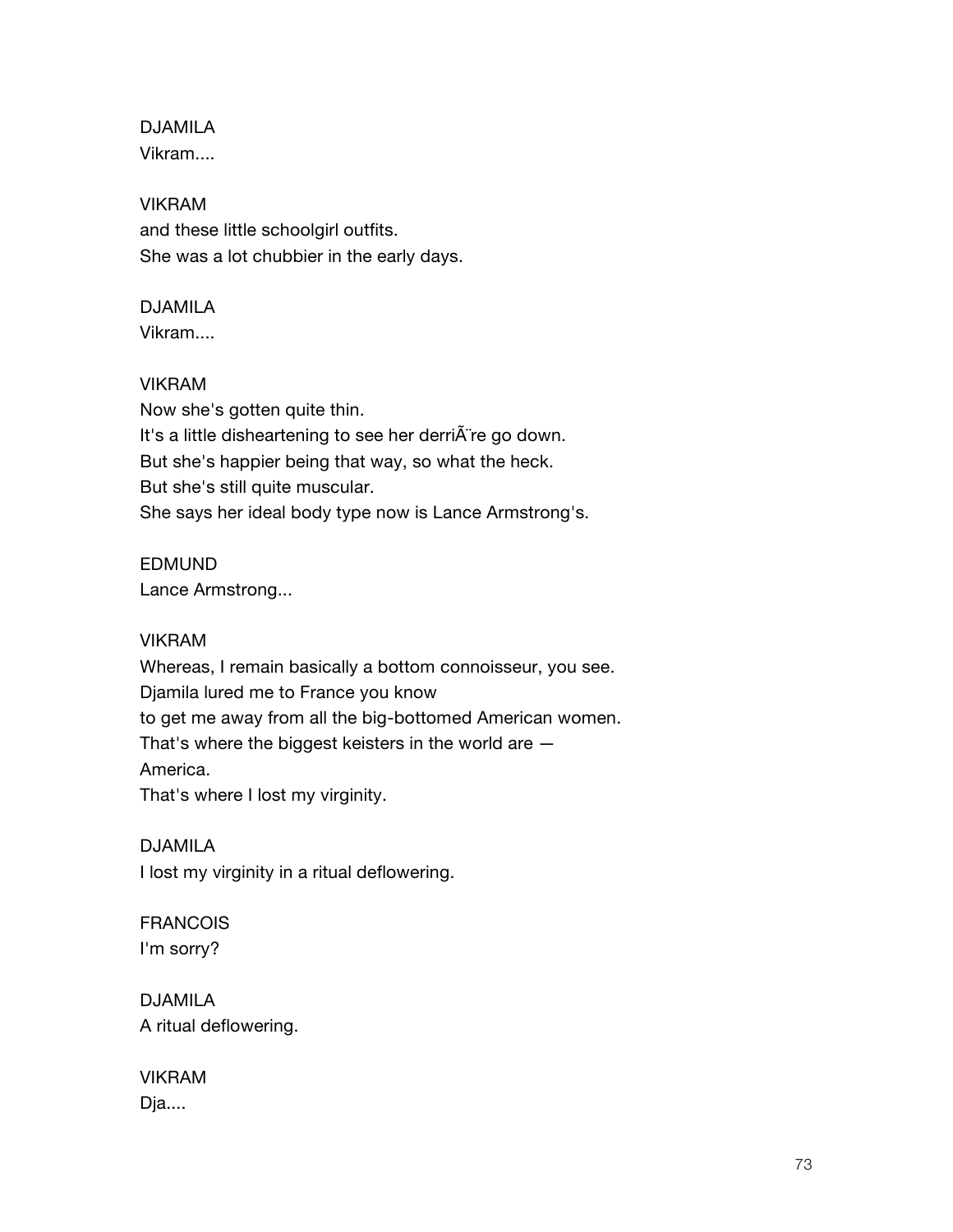DJAMILA
Vikram....

VIKRAM
and these little schoolgirl outfits.
She was a lot chubbier in the early days.

DJAMILA
Vikram....

VIKRAM
Now she's gotten quite thin.
It's a little disheartening to see her derriÃ¨re go down.
But she's happier being that way, so what the heck.
But she's still quite muscular.
She says her ideal body type now is Lance Armstrong's.

EDMUND
Lance Armstrong...

VIKRAM
Whereas, I remain basically a bottom connoisseur, you see.
Djamila lured me to France you know
to get me away from all the big-bottomed American women.
That's where the biggest keisters in the world are —
America.
That's where I lost my virginity.

DJAMILA
I lost my virginity in a ritual deflowering.

FRANCOIS
I'm sorry?

DJAMILA
A ritual deflowering.

VIKRAM
Dja....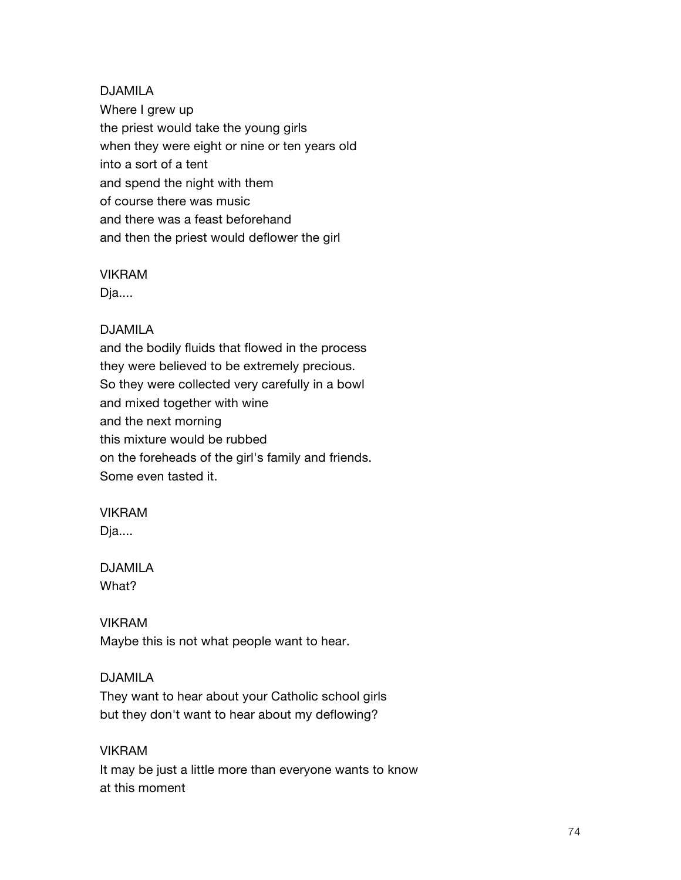DJAMILA
Where I grew up
the priest would take the young girls
when they were eight or nine or ten years old
into a sort of a tent
and spend the night with them
of course there was music
and there was a feast beforehand
and then the priest would deflower the girl

VIKRAM
Dja....

DJAMILA
and the bodily fluids that flowed in the process
they were believed to be extremely precious.
So they were collected very carefully in a bowl
and mixed together with wine
and the next morning
this mixture would be rubbed
on the foreheads of the girl's family and friends.
Some even tasted it.

VIKRAM
Dja....

DJAMILA
What?

VIKRAM
Maybe this is not what people want to hear.

DJAMILA
They want to hear about your Catholic school girls
but they don't want to hear about my deflowing?

VIKRAM
It may be just a little more than everyone wants to know
at this moment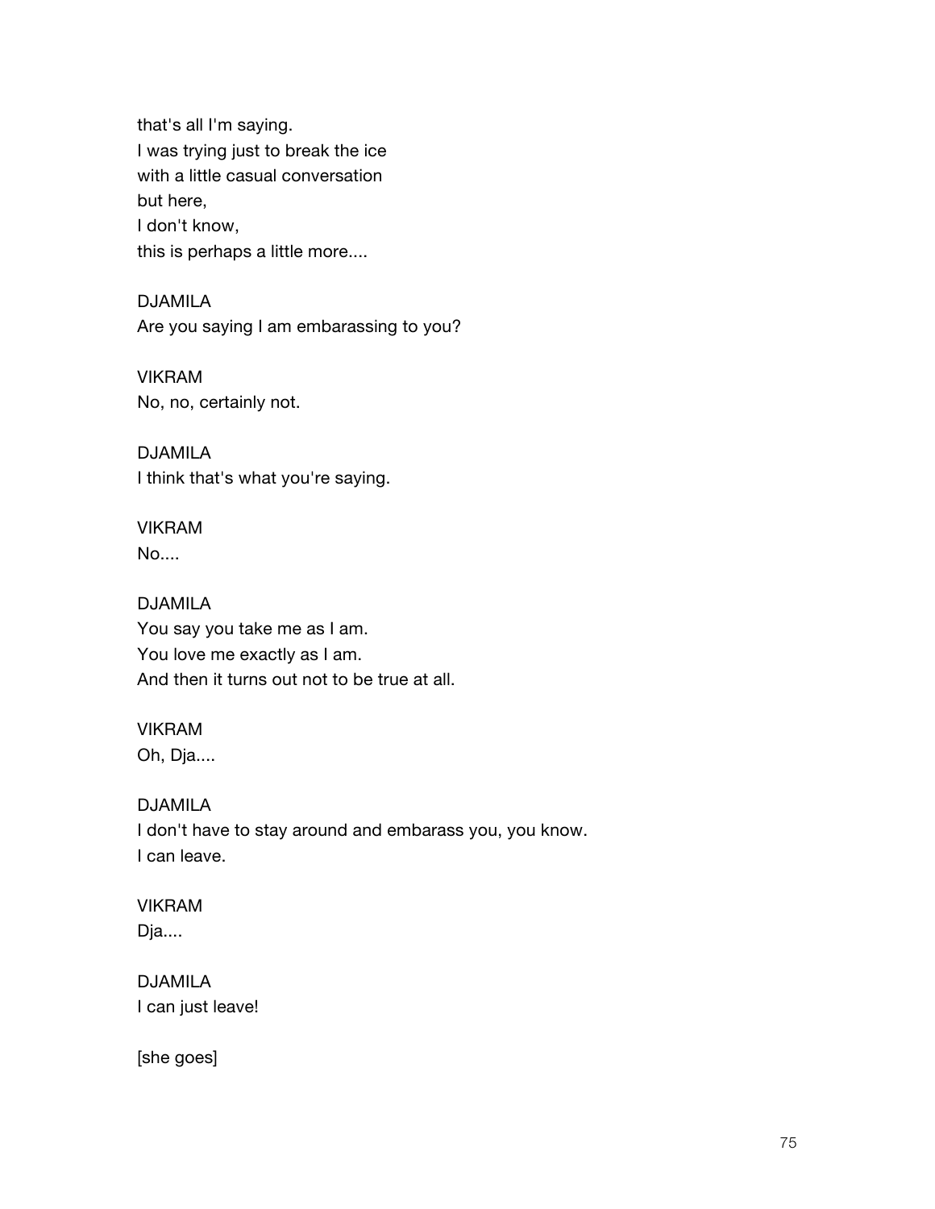that's all I'm saying.
I was trying just to break the ice
with a little casual conversation
but here,
I don't know,
this is perhaps a little more....

DJAMILA
Are you saying I am embarassing to you?

VIKRAM
No, no, certainly not.

DJAMILA
I think that's what you're saying.

VIKRAM
No....

DJAMILA
You say you take me as I am.
You love me exactly as I am.
And then it turns out not to be true at all.

VIKRAM
Oh, Dja....

DJAMILA
I don't have to stay around and embarass you, you know.
I can leave.

VIKRAM
Dja....

DJAMILA
I can just leave!

[she goes]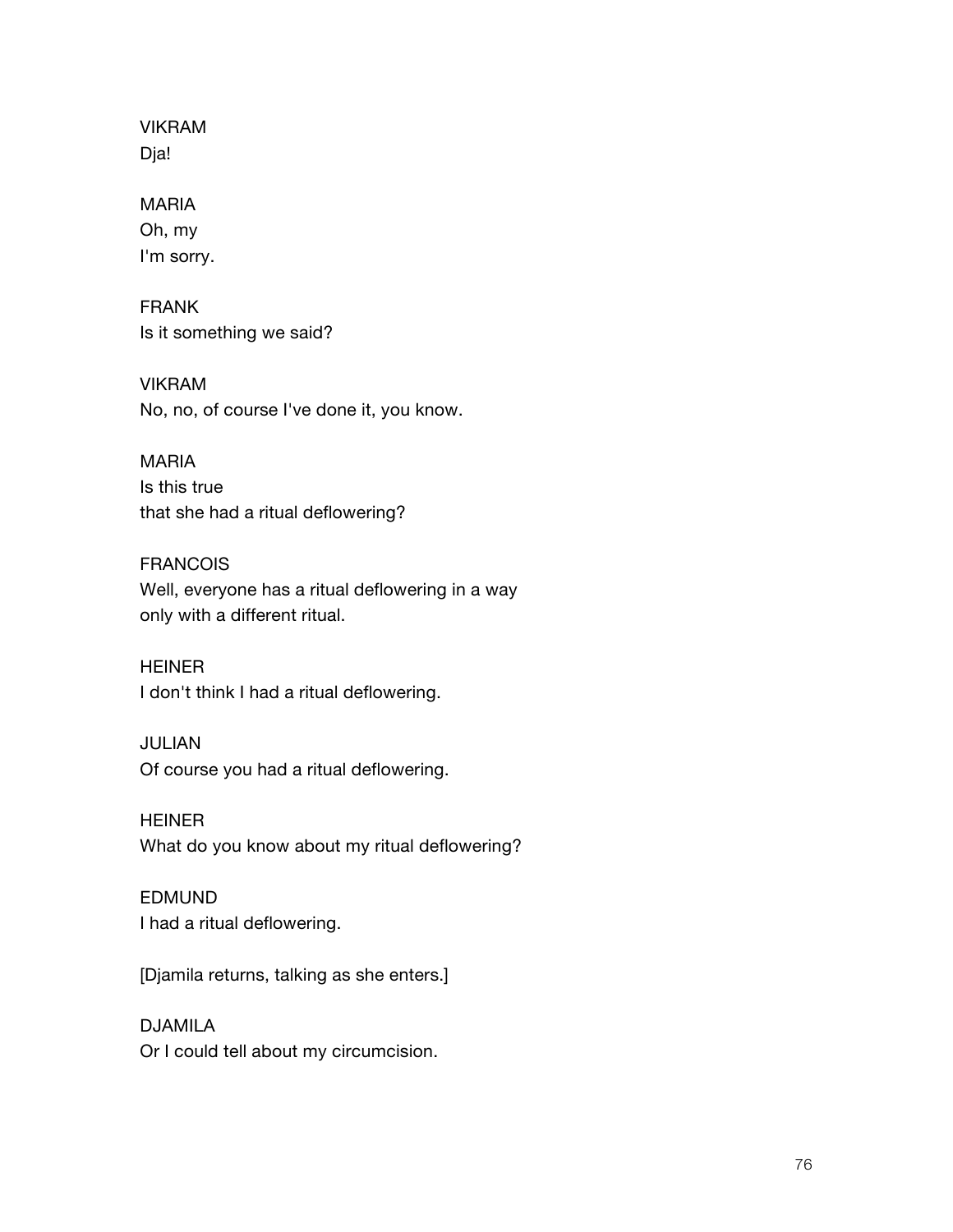VIKRAM
Dja!

MARIA
Oh, my
I'm sorry.

FRANK
Is it something we said?

VIKRAM
No, no, of course I've done it, you know.

MARIA
Is this true
that she had a ritual deflowering?

FRANCOIS
Well, everyone has a ritual deflowering in a way
only with a different ritual.

HEINER
I don't think I had a ritual deflowering.

JULIAN
Of course you had a ritual deflowering.

HEINER
What do you know about my ritual deflowering?

EDMUND
I had a ritual deflowering.

[Djamila returns, talking as she enters.]

DJAMILA
Or I could tell about my circumcision.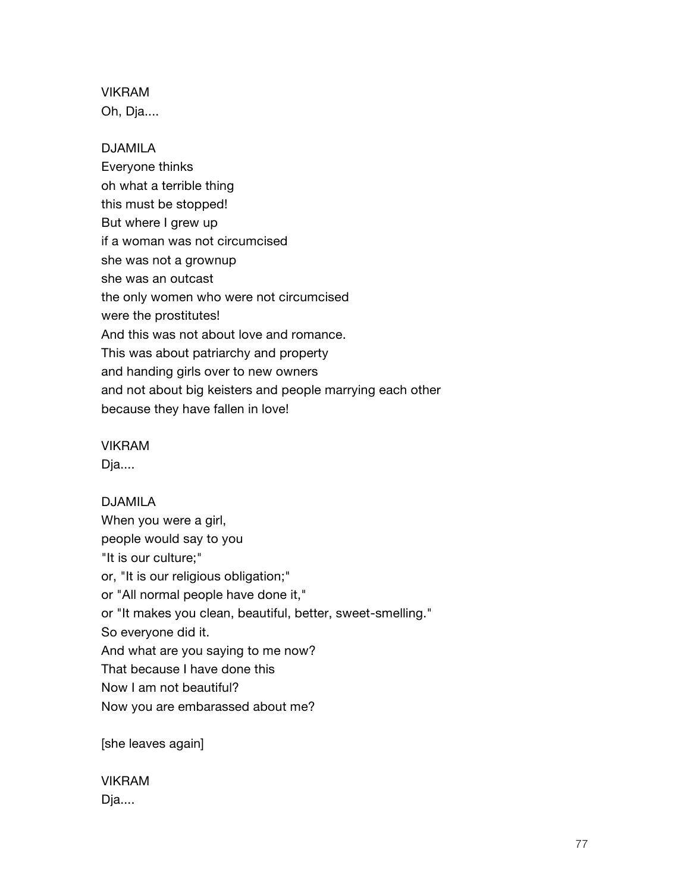VIKRAM
Oh, Dja....

DJAMILA
Everyone thinks
oh what a terrible thing
this must be stopped!
But where I grew up
if a woman was not circumcised
she was not a grownup
she was an outcast
the only women who were not circumcised
were the prostitutes!
And this was not about love and romance.
This was about patriarchy and property
and handing girls over to new owners
and not about big keisters and people marrying each other
because they have fallen in love!

VIKRAM
Dja....

DJAMILA
When you were a girl,
people would say to you
"It is our culture;"
or, "It is our religious obligation;"
or "All normal people have done it,"
or "It makes you clean, beautiful, better, sweet-smelling."
So everyone did it.
And what are you saying to me now?
That because I have done this
Now I am not beautiful?
Now you are embarassed about me?

[she leaves again]

VIKRAM
Dja....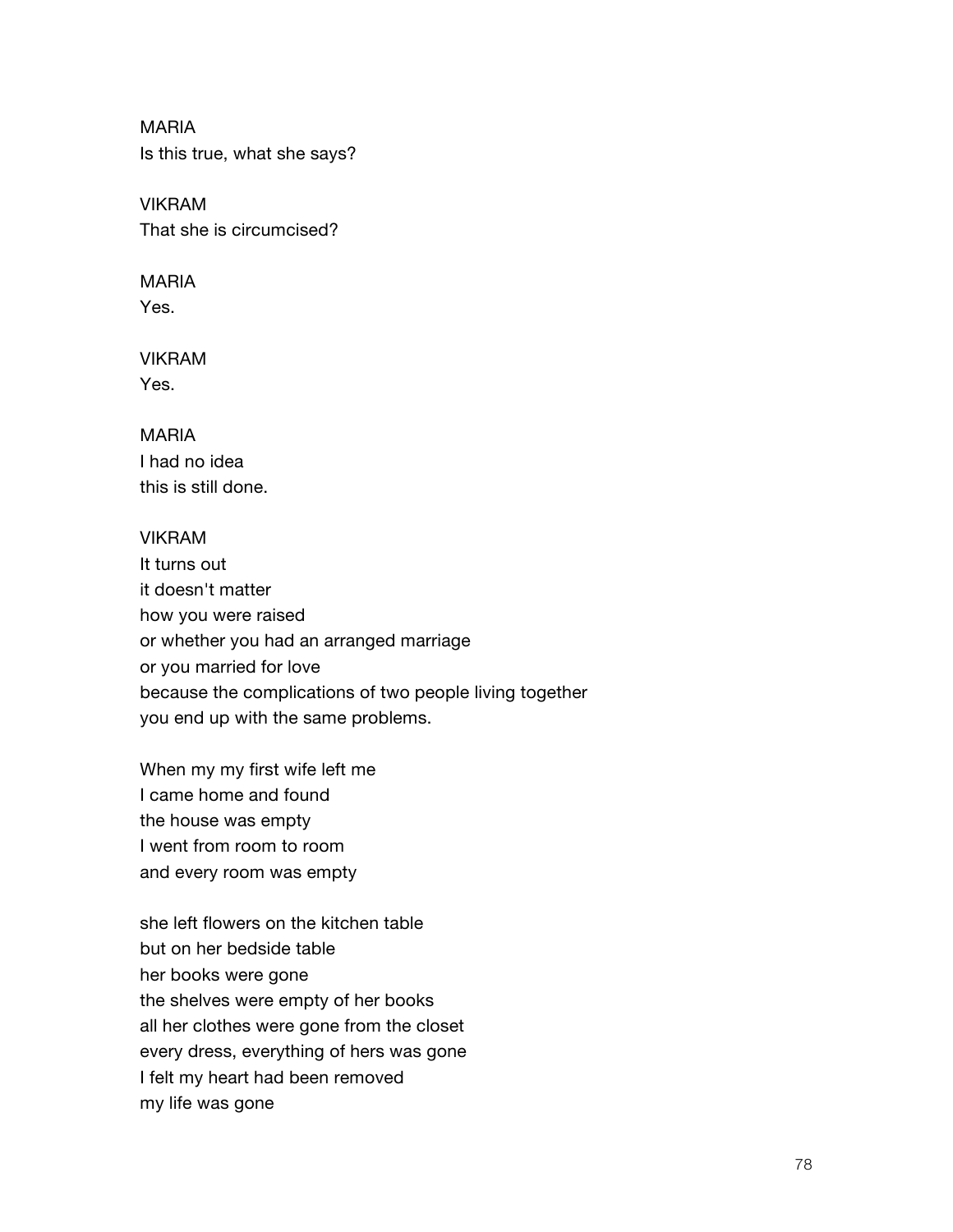MARIA
Is this true, what she says?

VIKRAM
That she is circumcised?

MARIA
Yes.

VIKRAM
Yes.

MARIA
I had no idea
this is still done.

VIKRAM
It turns out
it doesn't matter
how you were raised
or whether you had an arranged marriage
or you married for love
because the complications of two people living together
you end up with the same problems.

When my my first wife left me
I came home and found
the house was empty
I went from room to room
and every room was empty

she left flowers on the kitchen table
but on her bedside table
her books were gone
the shelves were empty of her books
all her clothes were gone from the closet
every dress, everything of hers was gone
I felt my heart had been removed
my life was gone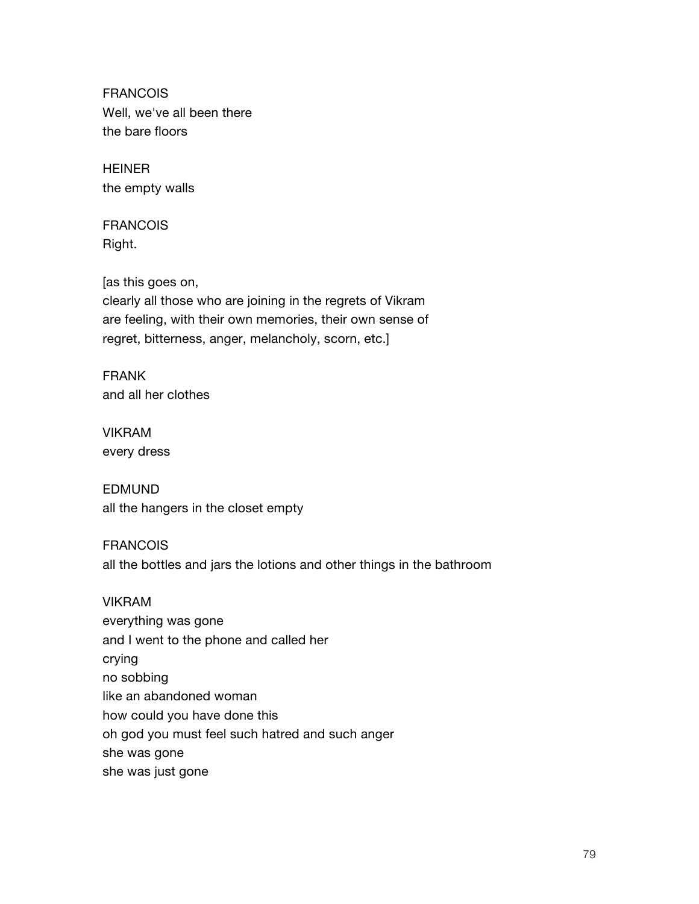FRANCOIS
Well, we've all been there
the bare floors

HEINER
the empty walls

FRANCOIS
Right.

[as this goes on,
clearly all those who are joining in the regrets of Vikram
are feeling, with their own memories, their own sense of
regret, bitterness, anger, melancholy, scorn, etc.]

FRANK
and all her clothes

VIKRAM
every dress

EDMUND
all the hangers in the closet empty

FRANCOIS
all the bottles and jars the lotions and other things in the bathroom

VIKRAM
everything was gone
and I went to the phone and called her
crying
no sobbing
like an abandoned woman
how could you have done this
oh god you must feel such hatred and such anger
she was gone
she was just gone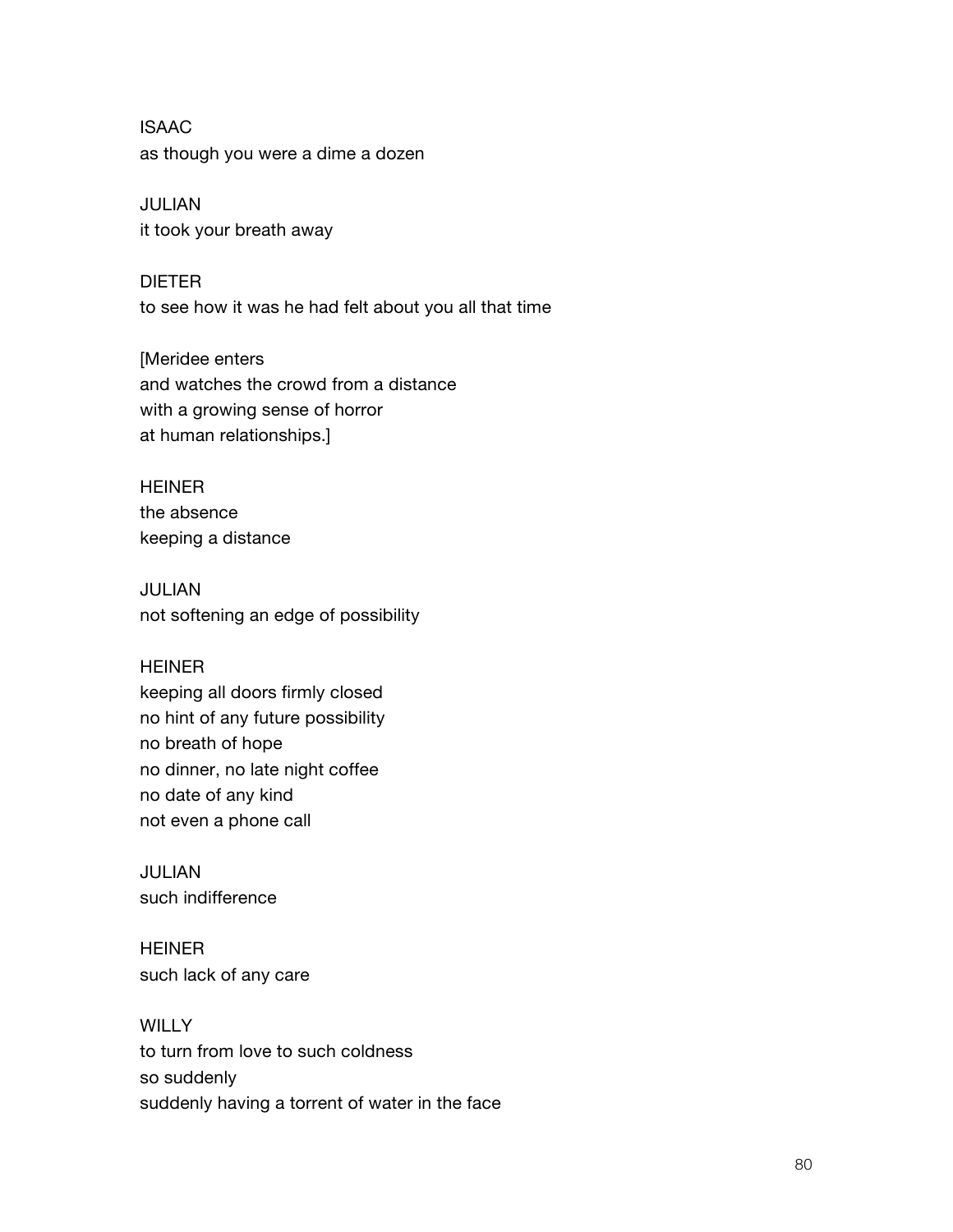ISAAC
as though you were a dime a dozen

JULIAN
it took your breath away

DIETER
to see how it was he had felt about you all that time

[Meridee enters
and watches the crowd from a distance
with a growing sense of horror
at human relationships.]

HEINER
the absence
keeping a distance

JULIAN
not softening an edge of possibility

HEINER
keeping all doors firmly closed
no hint of any future possibility
no breath of hope
no dinner, no late night coffee
no date of any kind
not even a phone call

JULIAN
such indifference

HEINER
such lack of any care

WILLY
to turn from love to such coldness
so suddenly
suddenly having a torrent of water in the face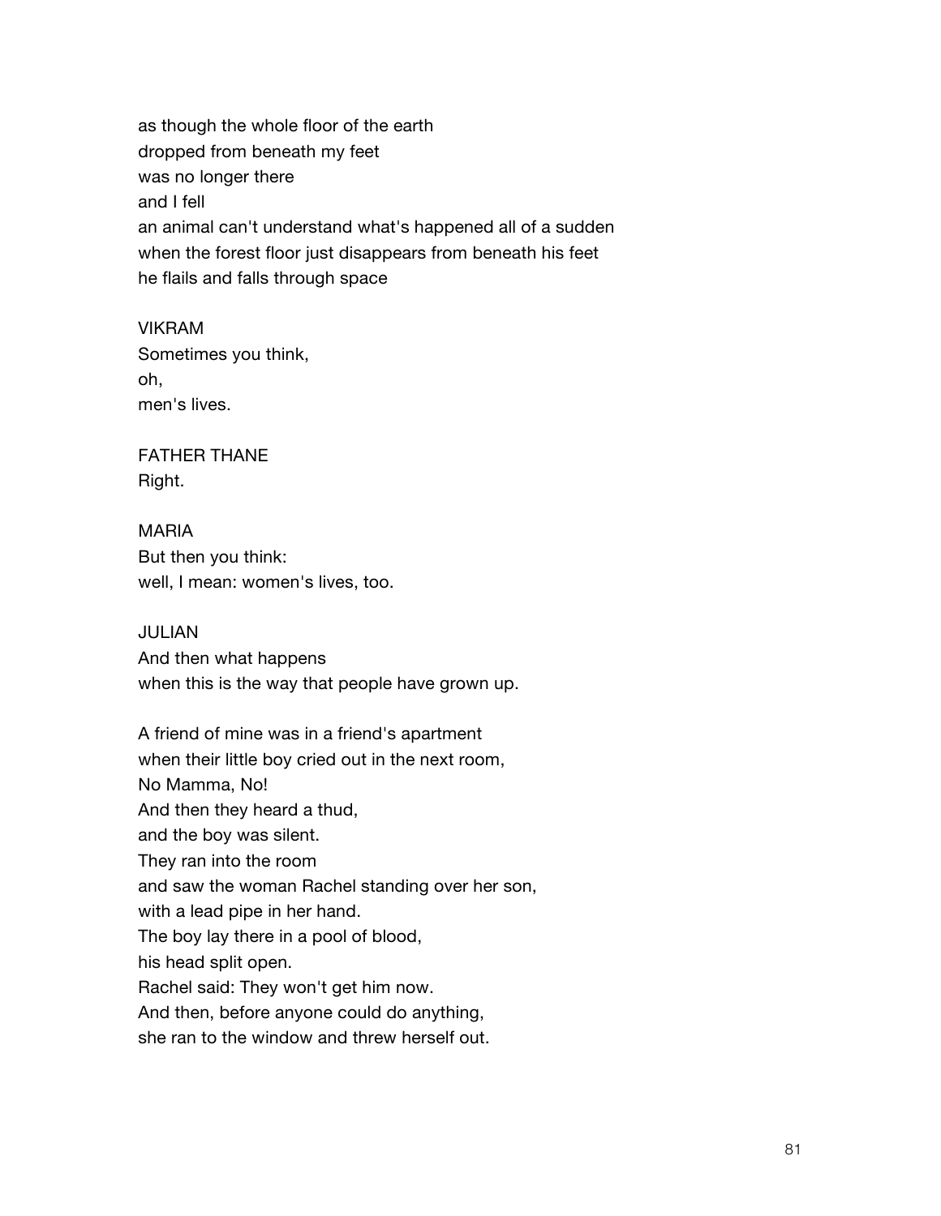as though the whole floor of the earth  
dropped from beneath my feet  
was no longer there  
and I fell  
an animal can't understand what's happened all of a sudden  
when the forest floor just disappears from beneath his feet  
he flails and falls through space

VIKRAM  
Sometimes you think,  
oh,  
men's lives.

FATHER THANE  
Right.

MARIA  
But then you think:  
well, I mean: women's lives, too.

JULIAN  
And then what happens  
when this is the way that people have grown up.

A friend of mine was in a friend's apartment  
when their little boy cried out in the next room,  
No Mamma, No!  
And then they heard a thud,  
and the boy was silent.  
They ran into the room  
and saw the woman Rachel standing over her son,  
with a lead pipe in her hand.  
The boy lay there in a pool of blood,  
his head split open.  
Rachel said: They won't get him now.  
And then, before anyone could do anything,  
she ran to the window and threw herself out.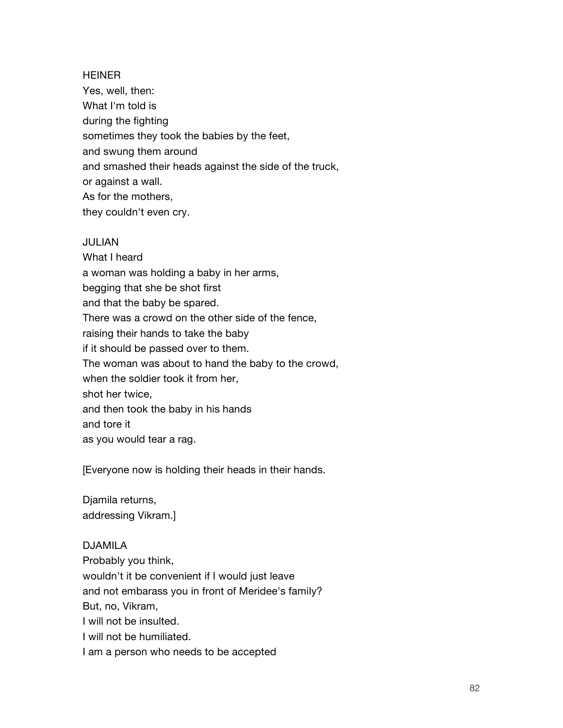HEINER
Yes, well, then:
What I'm told is
during the fighting
sometimes they took the babies by the feet,
and swung them around
and smashed their heads against the side of the truck,
or against a wall.
As for the mothers,
they couldn't even cry.

JULIAN
What I heard
a woman was holding a baby in her arms,
begging that she be shot first
and that the baby be spared.
There was a crowd on the other side of the fence,
raising their hands to take the baby
if it should be passed over to them.
The woman was about to hand the baby to the crowd,
when the soldier took it from her,
shot her twice,
and then took the baby in his hands
and tore it
as you would tear a rag.

[Everyone now is holding their heads in their hands.

Djamila returns,
addressing Vikram.]

DJAMILA
Probably you think,
wouldn't it be convenient if I would just leave
and not embarass you in front of Meridee's family?
But, no, Vikram,
I will not be insulted.
I will not be humiliated.
I am a person who needs to be accepted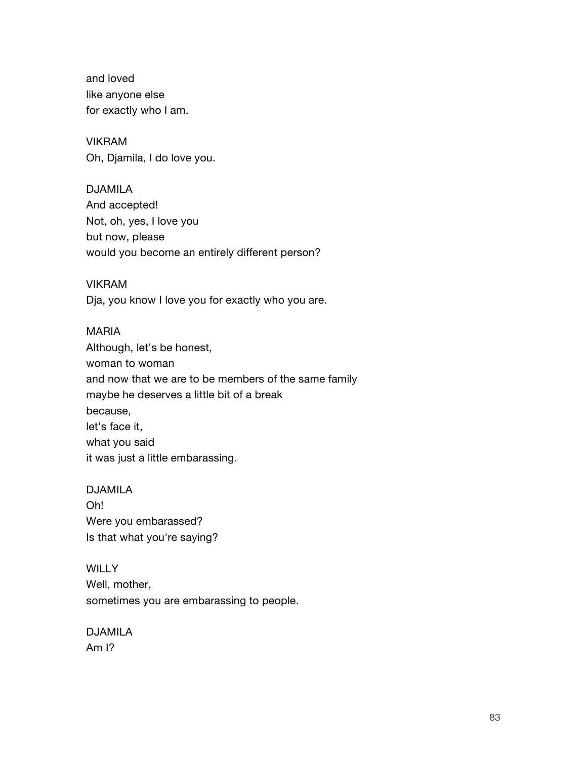and loved
like anyone else
for exactly who I am.

VIKRAM
Oh, Djamila, I do love you.

DJAMILA
And accepted!
Not, oh, yes, I love you
but now, please
would you become an entirely different person?

VIKRAM
Dja, you know I love you for exactly who you are.

MARIA
Although, let's be honest,
woman to woman
and now that we are to be members of the same family
maybe he deserves a little bit of a break
because,
let's face it,
what you said
it was just a little embarassing.

DJAMILA
Oh!
Were you embarassed?
Is that what you're saying?

WILLY
Well, mother,
sometimes you are embarassing to people.

DJAMILA
Am I?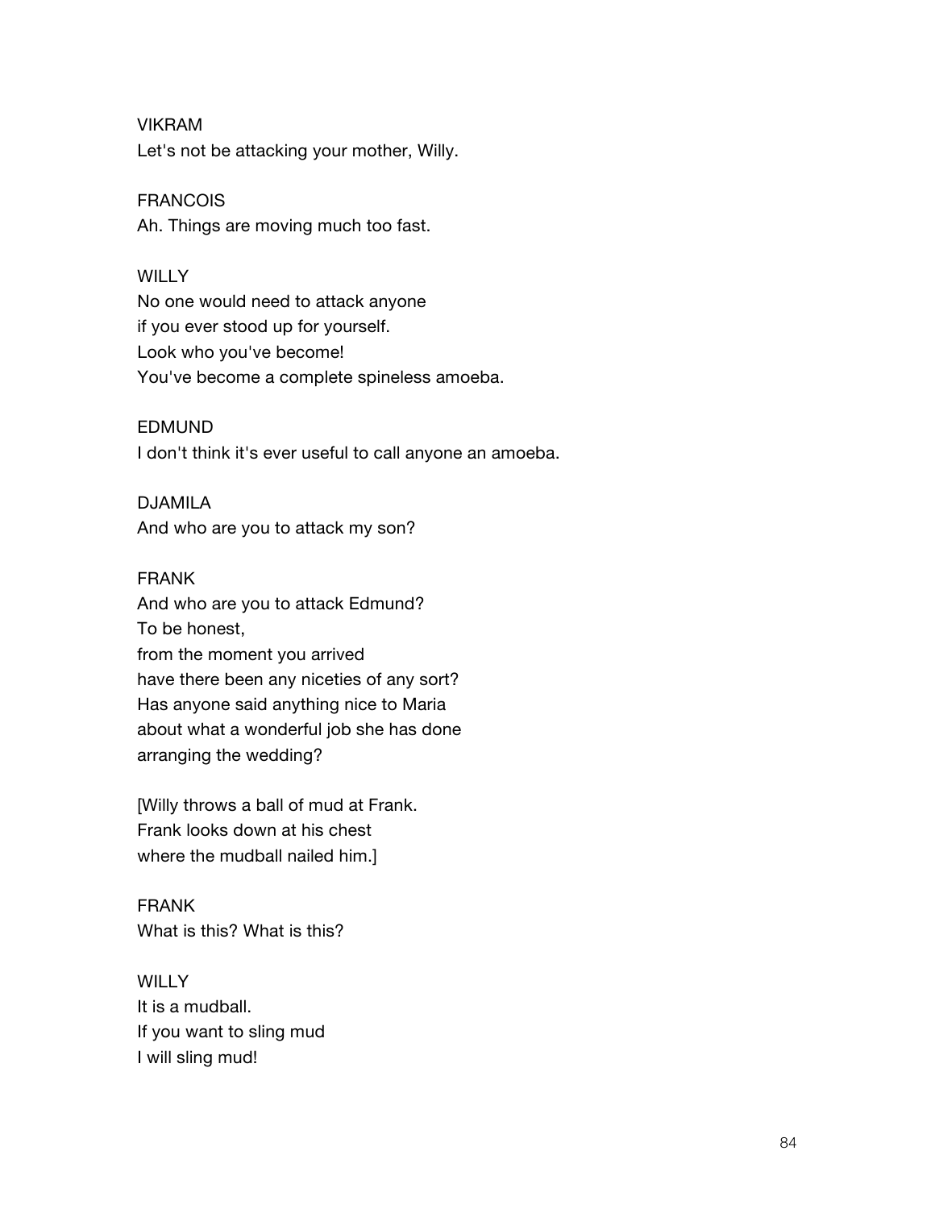VIKRAM
Let's not be attacking your mother, Willy.

FRANCOIS
Ah. Things are moving much too fast.

WILLY
No one would need to attack anyone
if you ever stood up for yourself.
Look who you've become!
You've become a complete spineless amoeba.

EDMUND
I don't think it's ever useful to call anyone an amoeba.

DJAMILA
And who are you to attack my son?

FRANK
And who are you to attack Edmund?
To be honest,
from the moment you arrived
have there been any niceties of any sort?
Has anyone said anything nice to Maria
about what a wonderful job she has done
arranging the wedding?

[Willy throws a ball of mud at Frank.
Frank looks down at his chest
where the mudball nailed him.]

FRANK
What is this? What is this?

WILLY
It is a mudball.
If you want to sling mud
I will sling mud!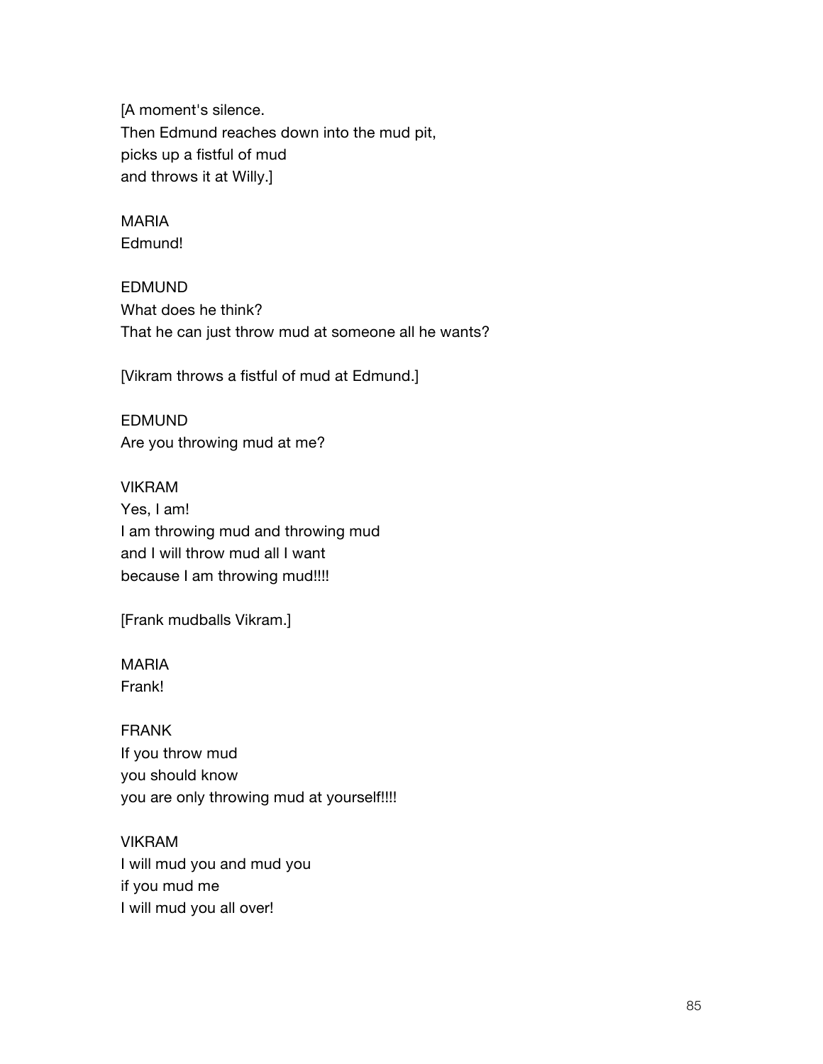[A moment's silence.
Then Edmund reaches down into the mud pit,
picks up a fistful of mud
and throws it at Willy.]

MARIA
Edmund!

EDMUND
What does he think?
That he can just throw mud at someone all he wants?

[Vikram throws a fistful of mud at Edmund.]

EDMUND
Are you throwing mud at me?

VIKRAM
Yes, I am!
I am throwing mud and throwing mud
and I will throw mud all I want
because I am throwing mud!!!!

[Frank mudballs Vikram.]

MARIA
Frank!

FRANK
If you throw mud
you should know
you are only throwing mud at yourself!!!!

VIKRAM
I will mud you and mud you
if you mud me
I will mud you all over!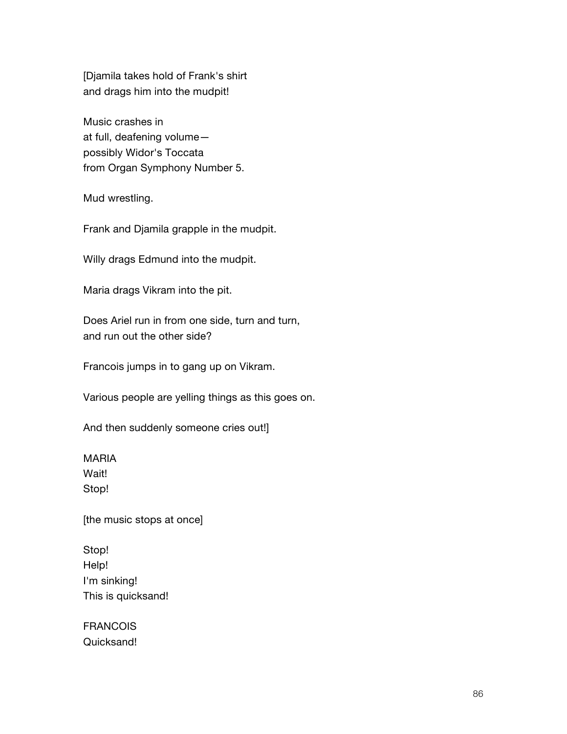[Djamila takes hold of Frank's shirt
and drags him into the mudpit!

Music crashes in
at full, deafening volume—
possibly Widor's Toccata
from Organ Symphony Number 5.

Mud wrestling.

Frank and Djamila grapple in the mudpit.

Willy drags Edmund into the mudpit.

Maria drags Vikram into the pit.

Does Ariel run in from one side, turn and turn,
and run out the other side?

Francois jumps in to gang up on Vikram.

Various people are yelling things as this goes on.

And then suddenly someone cries out!]

MARIA
Wait!
Stop!

[the music stops at once]

Stop!
Help!
I'm sinking!
This is quicksand!

FRANCOIS
Quicksand!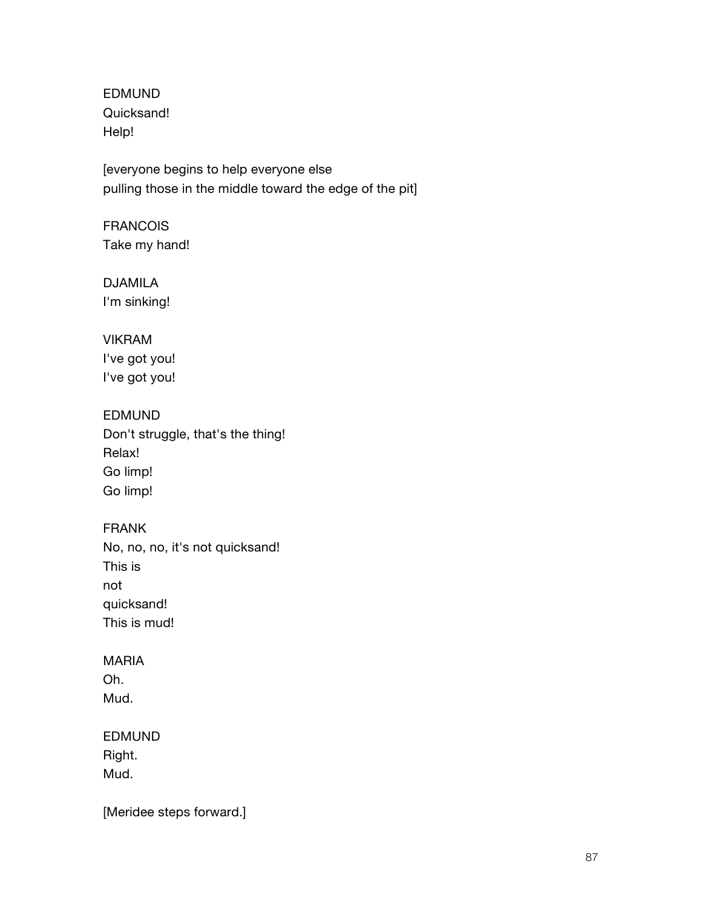EDMUND
Quicksand!
Help!

[everyone begins to help everyone else
pulling those in the middle toward the edge of the pit]

FRANCOIS
Take my hand!

DJAMILA
I'm sinking!

VIKRAM
I've got you!
I've got you!

EDMUND
Don't struggle, that's the thing!
Relax!
Go limp!
Go limp!

FRANK
No, no, no, it's not quicksand!
This is
not
quicksand!
This is mud!

MARIA
Oh.
Mud.

EDMUND
Right.
Mud.

[Meridee steps forward.]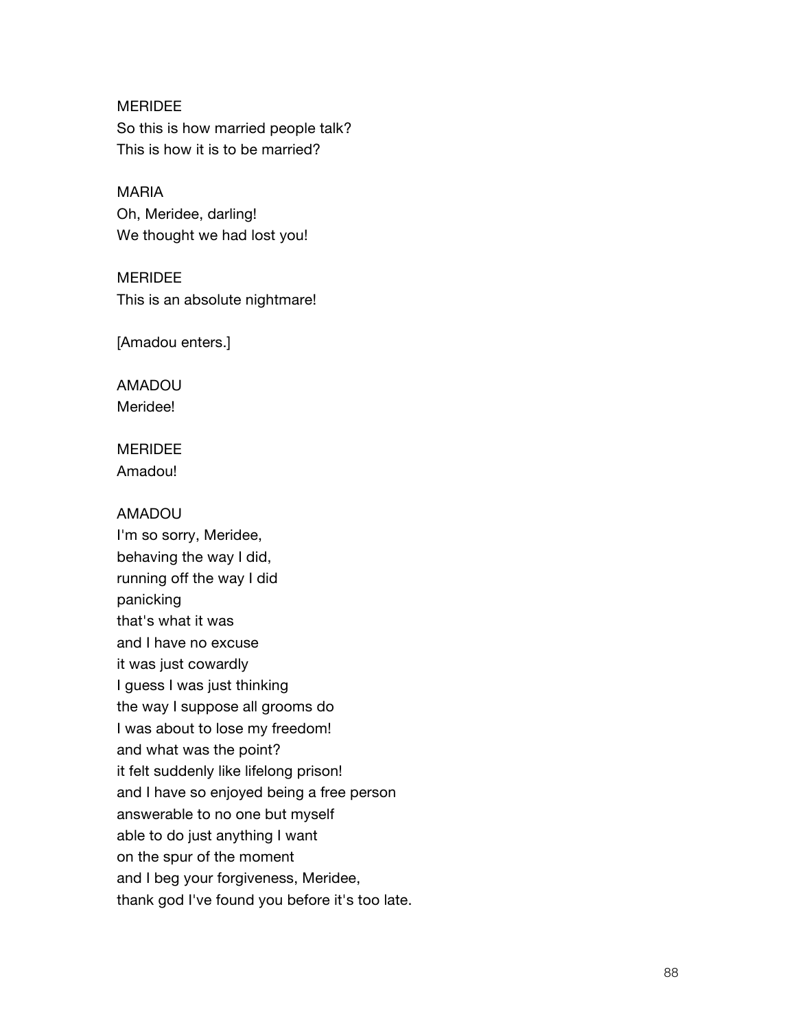MERIDEE
So this is how married people talk?
This is how it is to be married?

MARIA
Oh, Meridee, darling!
We thought we had lost you!

MERIDEE
This is an absolute nightmare!

[Amadou enters.]

AMADOU
Meridee!

MERIDEE
Amadou!

AMADOU
I'm so sorry, Meridee,
behaving the way I did,
running off the way I did
panicking
that's what it was
and I have no excuse
it was just cowardly
I guess I was just thinking
the way I suppose all grooms do
I was about to lose my freedom!
and what was the point?
it felt suddenly like lifelong prison!
and I have so enjoyed being a free person
answerable to no one but myself
able to do just anything I want
on the spur of the moment
and I beg your forgiveness, Meridee,
thank god I've found you before it's too late.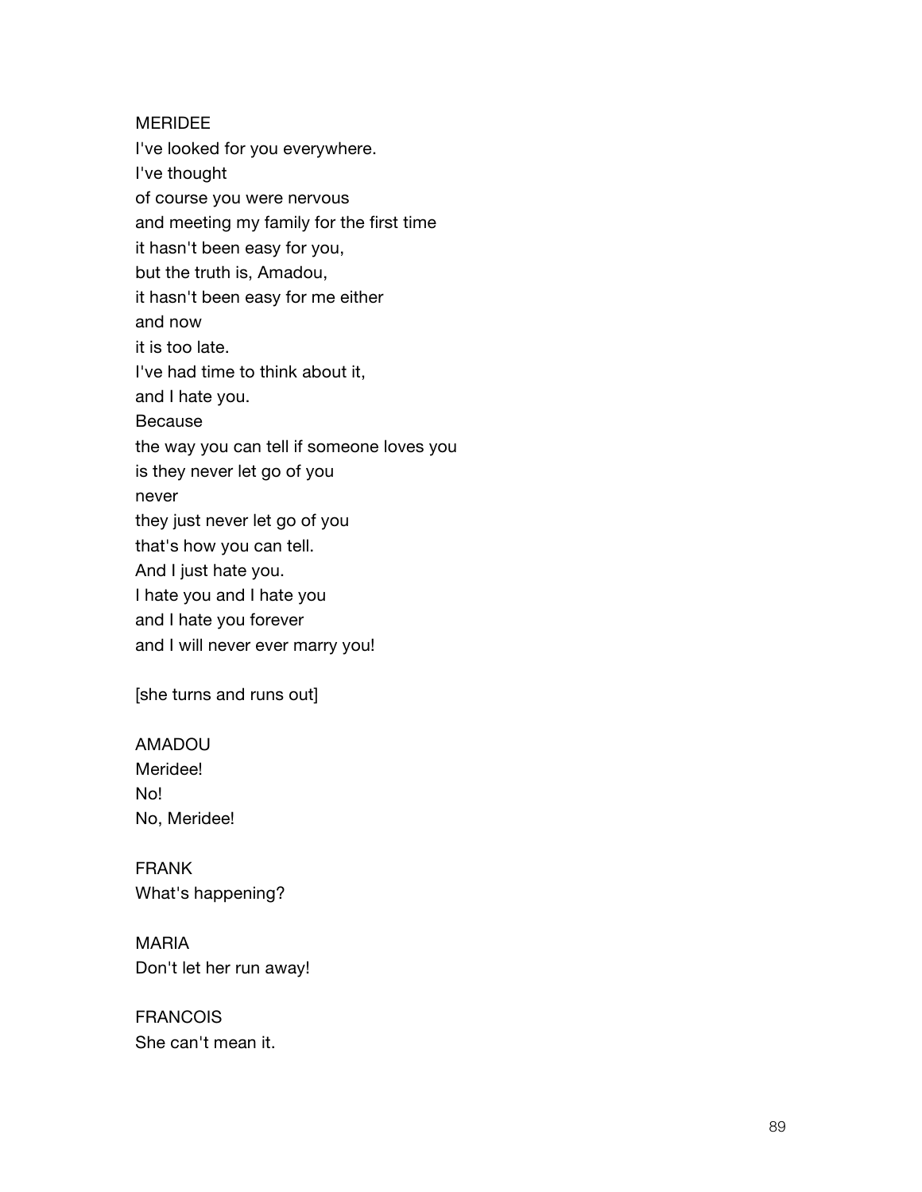MERIDEE
I've looked for you everywhere.
I've thought
of course you were nervous
and meeting my family for the first time
it hasn't been easy for you,
but the truth is, Amadou,
it hasn't been easy for me either
and now
it is too late.
I've had time to think about it,
and I hate you.
Because
the way you can tell if someone loves you
is they never let go of you
never
they just never let go of you
that's how you can tell.
And I just hate you.
I hate you and I hate you
and I hate you forever
and I will never ever marry you!

[she turns and runs out]

AMADOU
Meridee!
No!
No, Meridee!

FRANK
What's happening?

MARIA
Don't let her run away!

FRANCOIS
She can't mean it.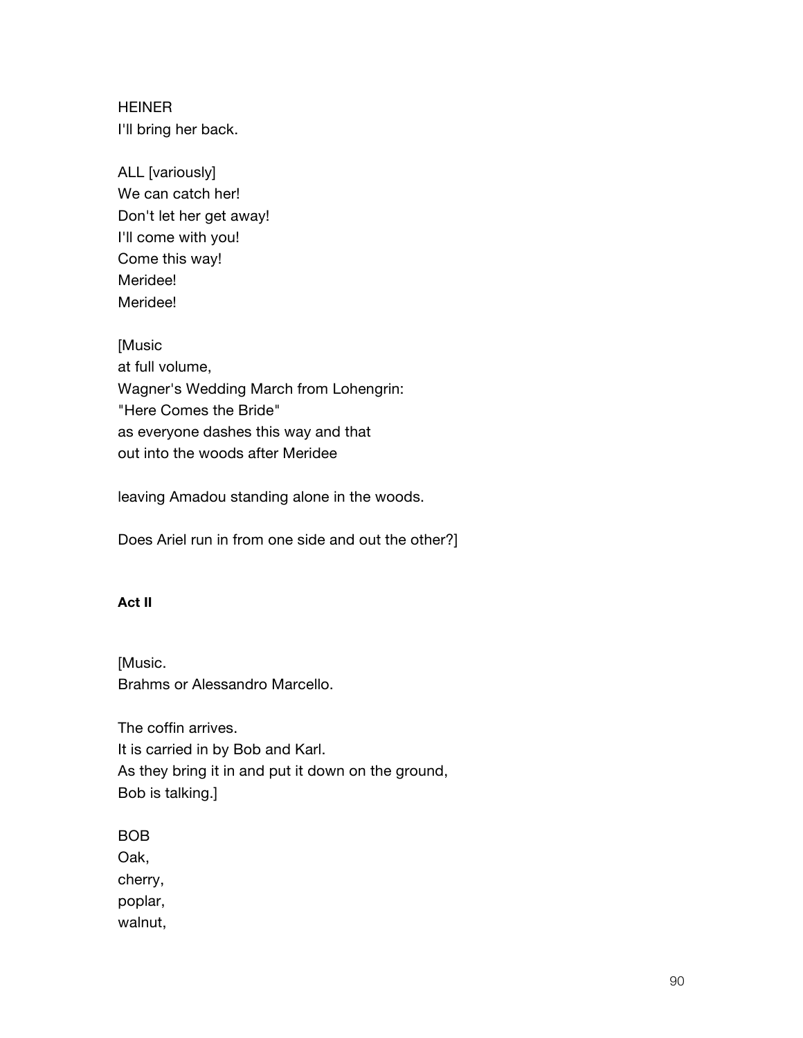HEINER
I'll bring her back.

ALL [variously]
We can catch her!
Don't let her get away!
I'll come with you!
Come this way!
Meridee!
Meridee!

[Music
at full volume,
Wagner's Wedding March from Lohengrin:
"Here Comes the Bride"
as everyone dashes this way and that
out into the woods after Meridee

leaving Amadou standing alone in the woods.

Does Ariel run in from one side and out the other?]

**Act II**

[Music.
Brahms or Alessandro Marcello.

The coffin arrives.
It is carried in by Bob and Karl.
As they bring it in and put it down on the ground,
Bob is talking.]

BOB
Oak,
cherry,
poplar,
walnut,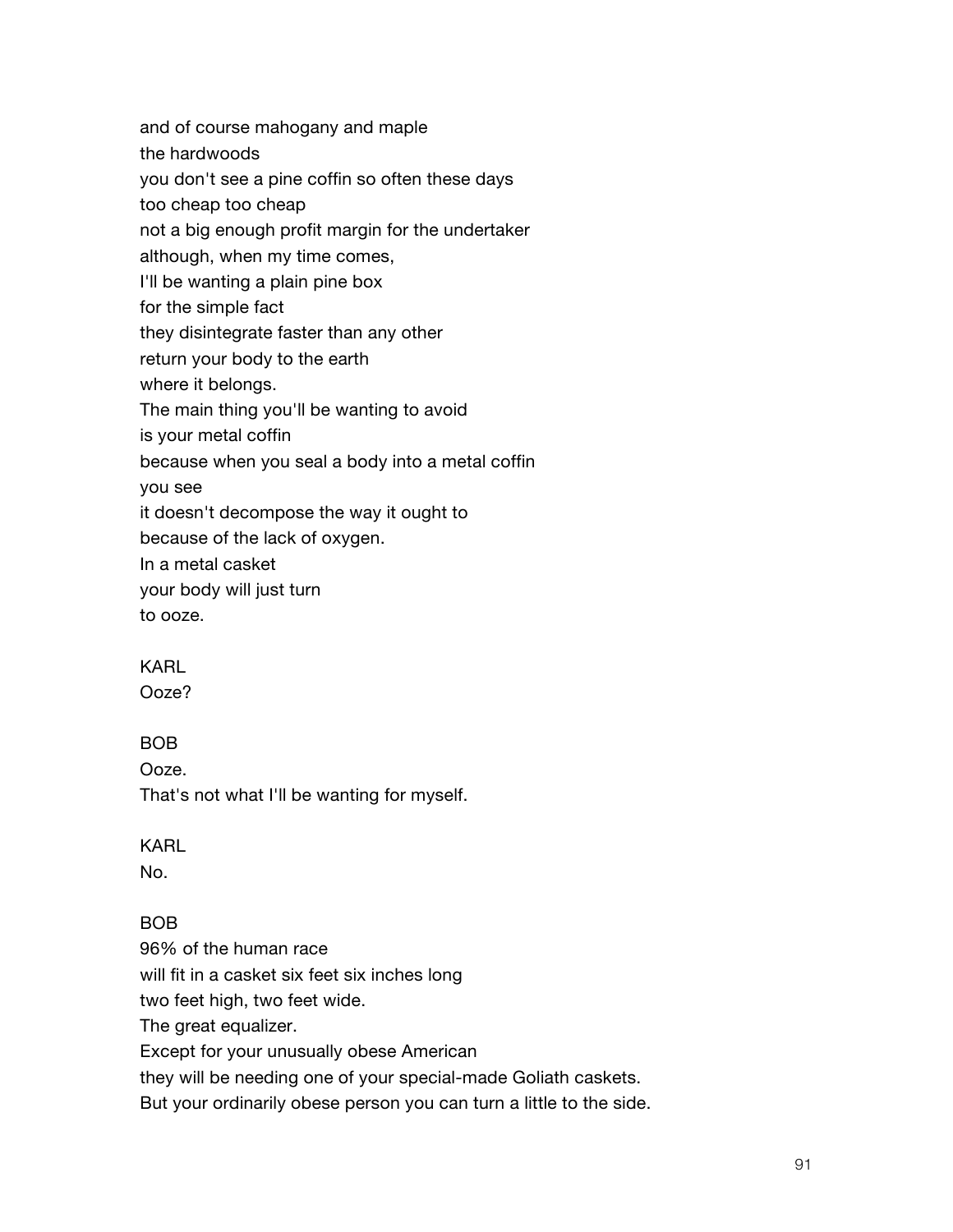and of course mahogany and maple
the hardwoods
you don't see a pine coffin so often these days
too cheap too cheap
not a big enough profit margin for the undertaker
although, when my time comes,
I'll be wanting a plain pine box
for the simple fact
they disintegrate faster than any other
return your body to the earth
where it belongs.
The main thing you'll be wanting to avoid
is your metal coffin
because when you seal a body into a metal coffin
you see
it doesn't decompose the way it ought to
because of the lack of oxygen.
In a metal casket
your body will just turn
to ooze.

KARL
Ooze?

BOB
Ooze.
That's not what I'll be wanting for myself.

KARL
No.

BOB
96% of the human race
will fit in a casket six feet six inches long
two feet high, two feet wide.
The great equalizer.
Except for your unusually obese American
they will be needing one of your special-made Goliath caskets.
But your ordinarily obese person you can turn a little to the side.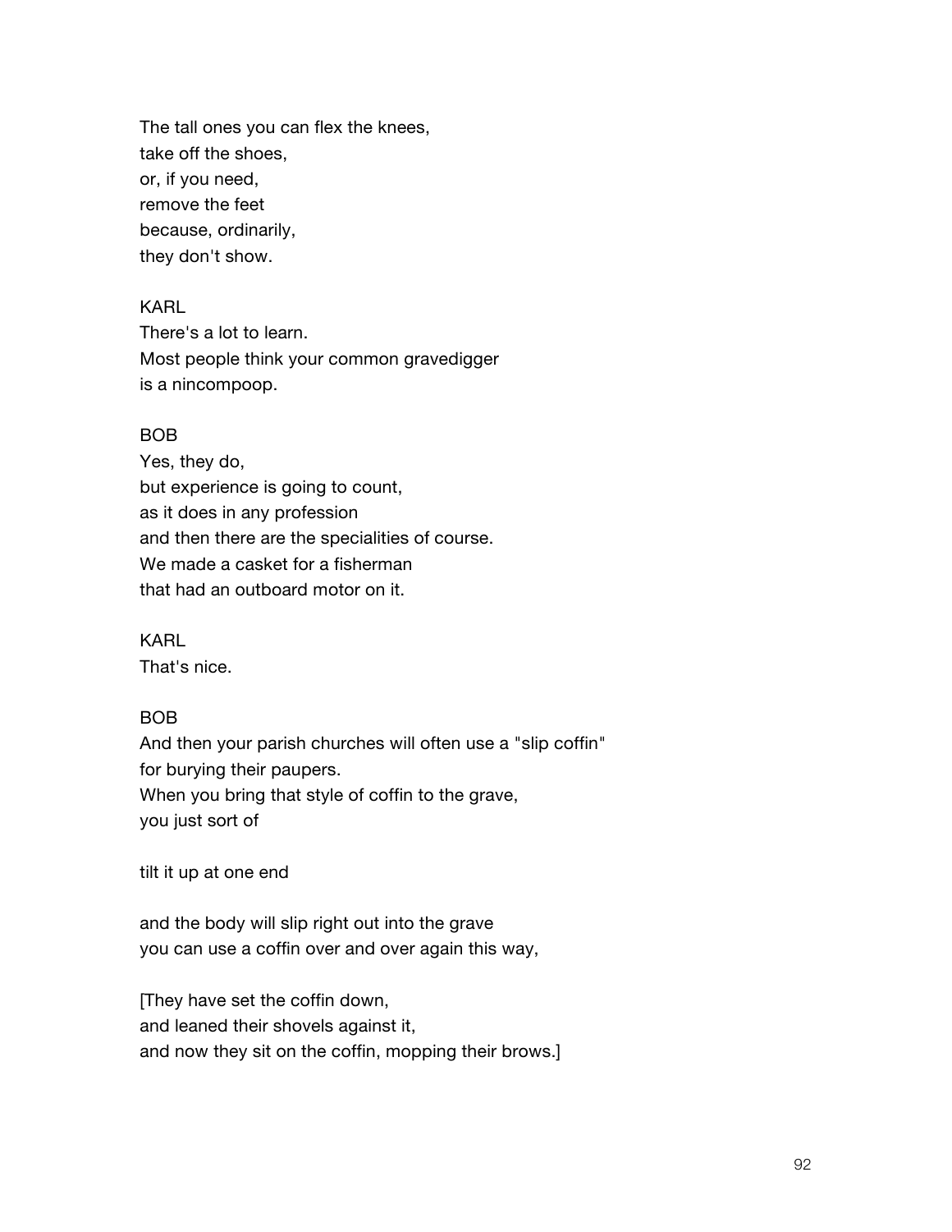The tall ones you can flex the knees,
take off the shoes,
or, if you need,
remove the feet
because, ordinarily,
they don't show.

KARL
There's a lot to learn.
Most people think your common gravedigger
is a nincompoop.

BOB
Yes, they do,
but experience is going to count,
as it does in any profession
and then there are the specialities of course.
We made a casket for a fisherman
that had an outboard motor on it.

KARL
That's nice.

BOB
And then your parish churches will often use a "slip coffin"
for burying their paupers.
When you bring that style of coffin to the grave,
you just sort of

tilt it up at one end

and the body will slip right out into the grave
you can use a coffin over and over again this way,

[They have set the coffin down,
and leaned their shovels against it,
and now they sit on the coffin, mopping their brows.]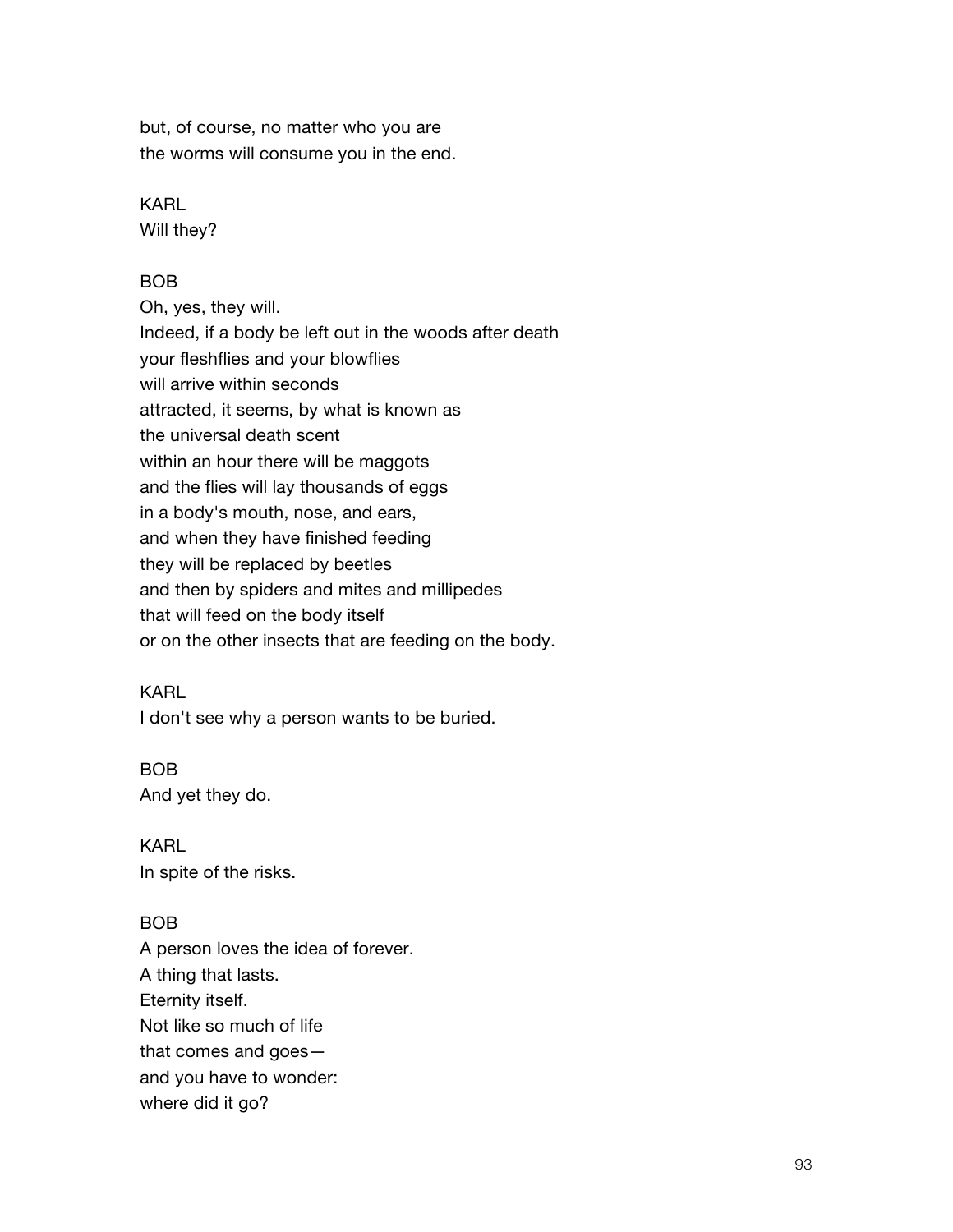but, of course, no matter who you are
the worms will consume you in the end.

KARL
Will they?

BOB
Oh, yes, they will.
Indeed, if a body be left out in the woods after death
your fleshflies and your blowflies
will arrive within seconds
attracted, it seems, by what is known as
the universal death scent
within an hour there will be maggots
and the flies will lay thousands of eggs
in a body's mouth, nose, and ears,
and when they have finished feeding
they will be replaced by beetles
and then by spiders and mites and millipedes
that will feed on the body itself
or on the other insects that are feeding on the body.

KARL
I don't see why a person wants to be buried.

BOB
And yet they do.

KARL
In spite of the risks.

BOB
A person loves the idea of forever.
A thing that lasts.
Eternity itself.
Not like so much of life
that comes and goes—
and you have to wonder:
where did it go?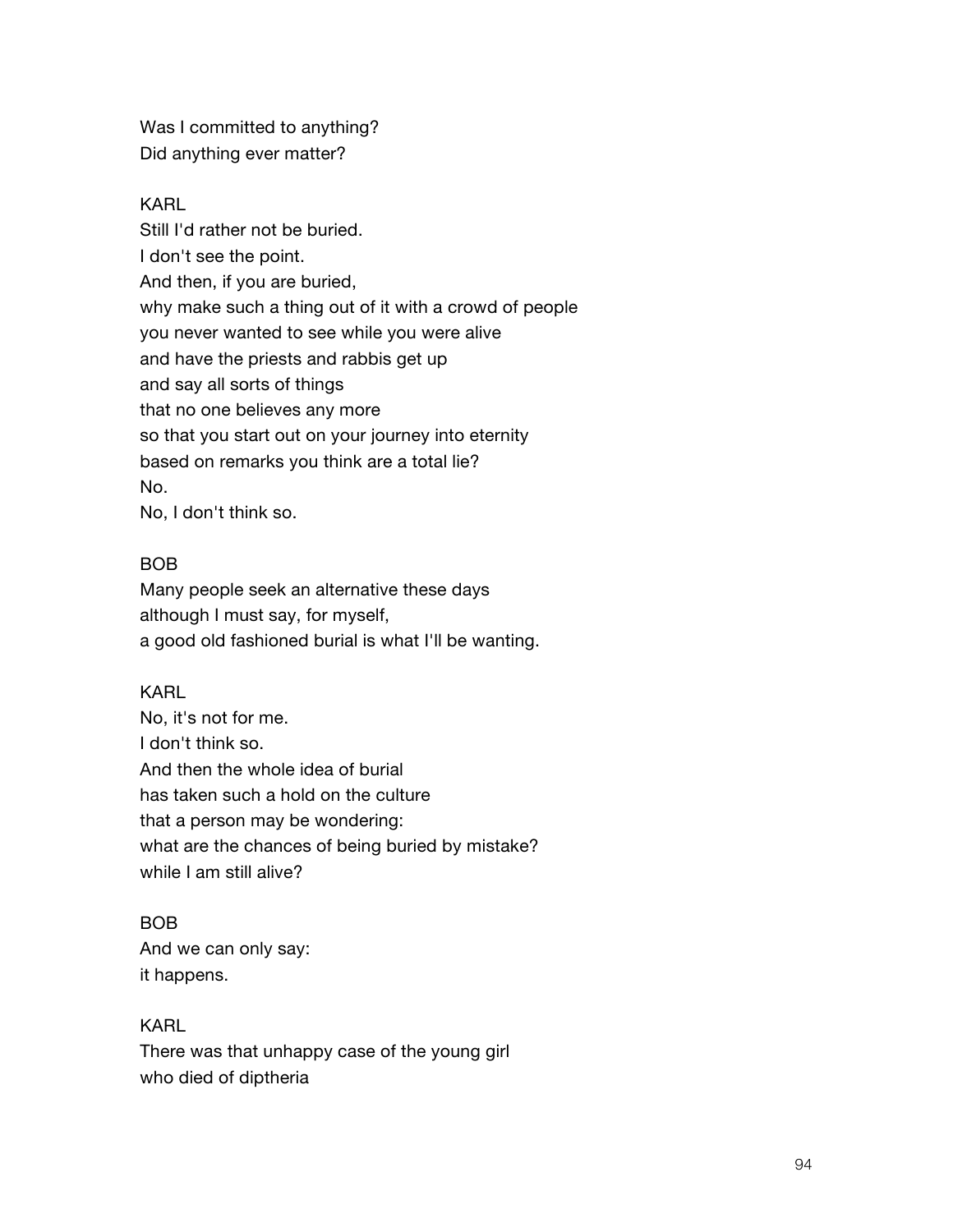Was I committed to anything?
Did anything ever matter?

KARL
Still I'd rather not be buried.
I don't see the point.
And then, if you are buried,
why make such a thing out of it with a crowd of people
you never wanted to see while you were alive
and have the priests and rabbis get up
and say all sorts of things
that no one believes any more
so that you start out on your journey into eternity
based on remarks you think are a total lie?
No.
No, I don't think so.

BOB
Many people seek an alternative these days
although I must say, for myself,
a good old fashioned burial is what I'll be wanting.

KARL
No, it's not for me.
I don't think so.
And then the whole idea of burial
has taken such a hold on the culture
that a person may be wondering:
what are the chances of being buried by mistake?
while I am still alive?

BOB
And we can only say:
it happens.

KARL
There was that unhappy case of the young girl
who died of diptheria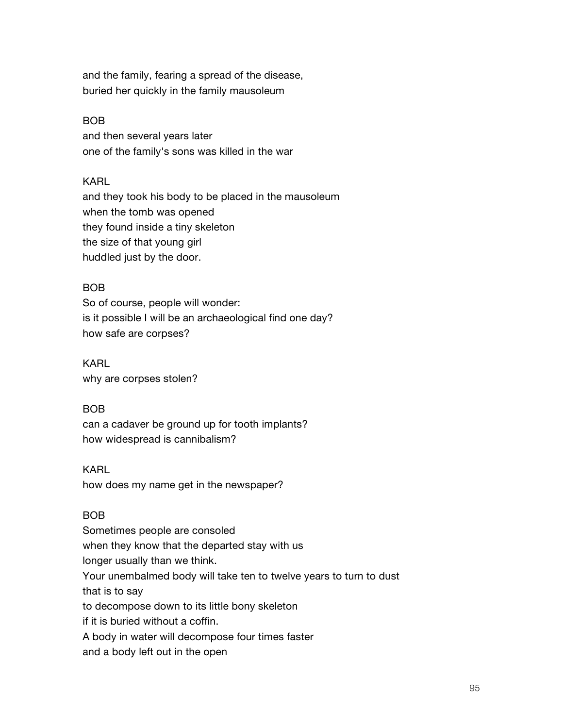and the family, fearing a spread of the disease,
buried her quickly in the family mausoleum

BOB
and then several years later
one of the family's sons was killed in the war

KARL
and they took his body to be placed in the mausoleum
when the tomb was opened
they found inside a tiny skeleton
the size of that young girl
huddled just by the door.

BOB
So of course, people will wonder:
is it possible I will be an archaeological find one day?
how safe are corpses?

KARL
why are corpses stolen?

BOB
can a cadaver be ground up for tooth implants?
how widespread is cannibalism?

KARL
how does my name get in the newspaper?

BOB
Sometimes people are consoled
when they know that the departed stay with us
longer usually than we think.
Your unembalmed body will take ten to twelve years to turn to dust
that is to say
to decompose down to its little bony skeleton
if it is buried without a coffin.
A body in water will decompose four times faster
and a body left out in the open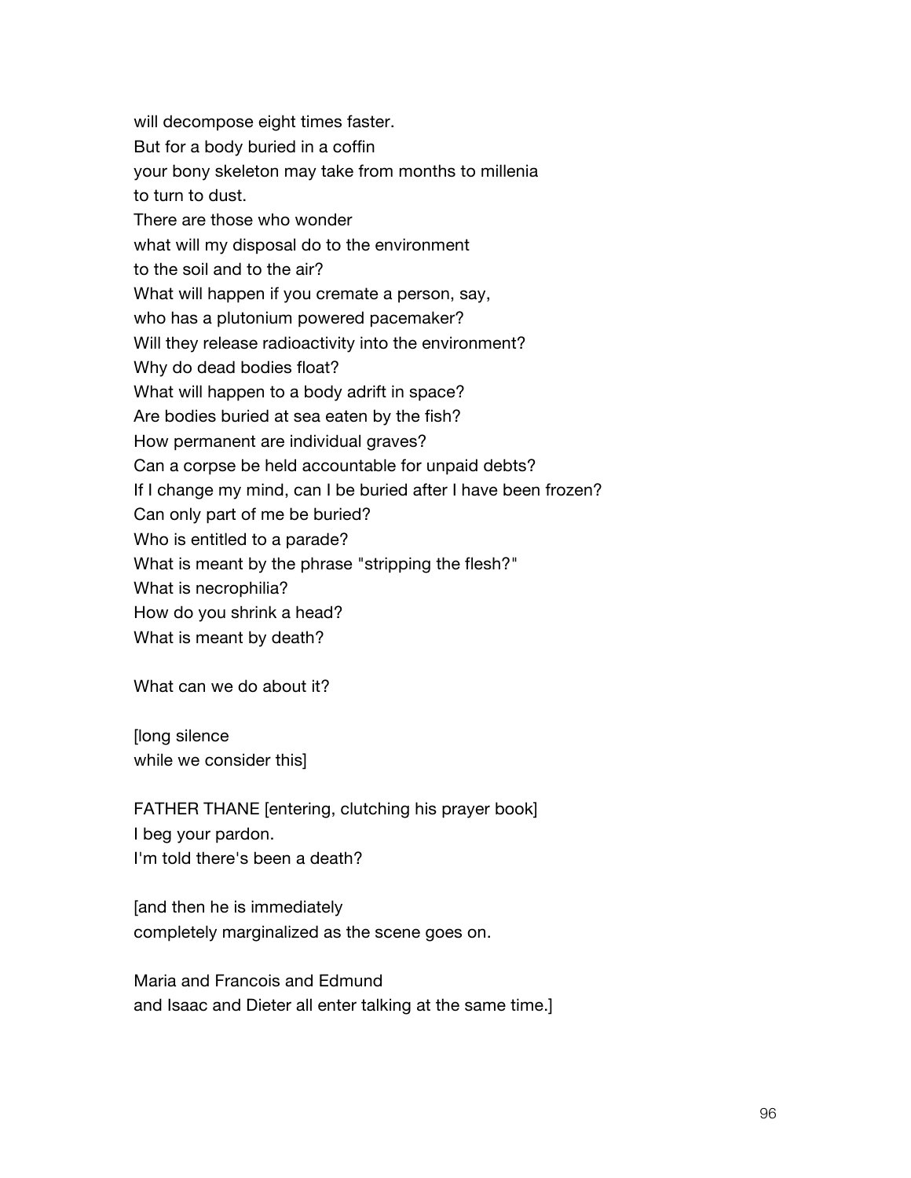will decompose eight times faster.
But for a body buried in a coffin
your bony skeleton may take from months to millenia
to turn to dust.
There are those who wonder
what will my disposal do to the environment
to the soil and to the air?
What will happen if you cremate a person, say,
who has a plutonium powered pacemaker?
Will they release radioactivity into the environment?
Why do dead bodies float?
What will happen to a body adrift in space?
Are bodies buried at sea eaten by the fish?
How permanent are individual graves?
Can a corpse be held accountable for unpaid debts?
If I change my mind, can I be buried after I have been frozen?
Can only part of me be buried?
Who is entitled to a parade?
What is meant by the phrase "stripping the flesh?"
What is necrophilia?
How do you shrink a head?
What is meant by death?

What can we do about it?

[long silence
while we consider this]

FATHER THANE [entering, clutching his prayer book]
I beg your pardon.
I'm told there's been a death?

[and then he is immediately
completely marginalized as the scene goes on.

Maria and Francois and Edmund
and Isaac and Dieter all enter talking at the same time.]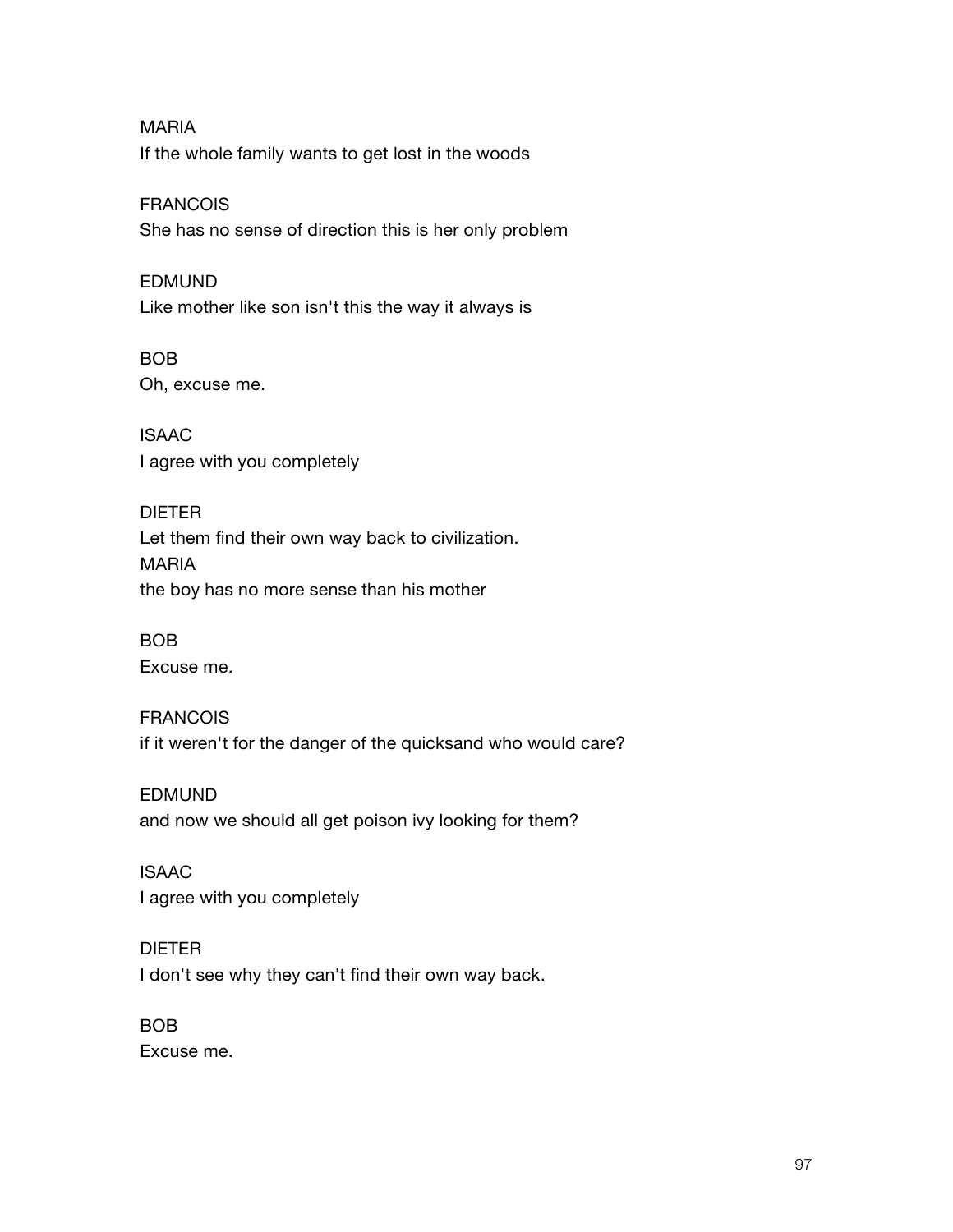MARIA
If the whole family wants to get lost in the woods

FRANCOIS
She has no sense of direction this is her only problem

EDMUND
Like mother like son isn't this the way it always is

BOB
Oh, excuse me.

ISAAC
I agree with you completely

DIETER
Let them find their own way back to civilization.
MARIA
the boy has no more sense than his mother

BOB
Excuse me.

FRANCOIS
if it weren't for the danger of the quicksand who would care?

EDMUND
and now we should all get poison ivy looking for them?

ISAAC
I agree with you completely

DIETER
I don't see why they can't find their own way back.

BOB
Excuse me.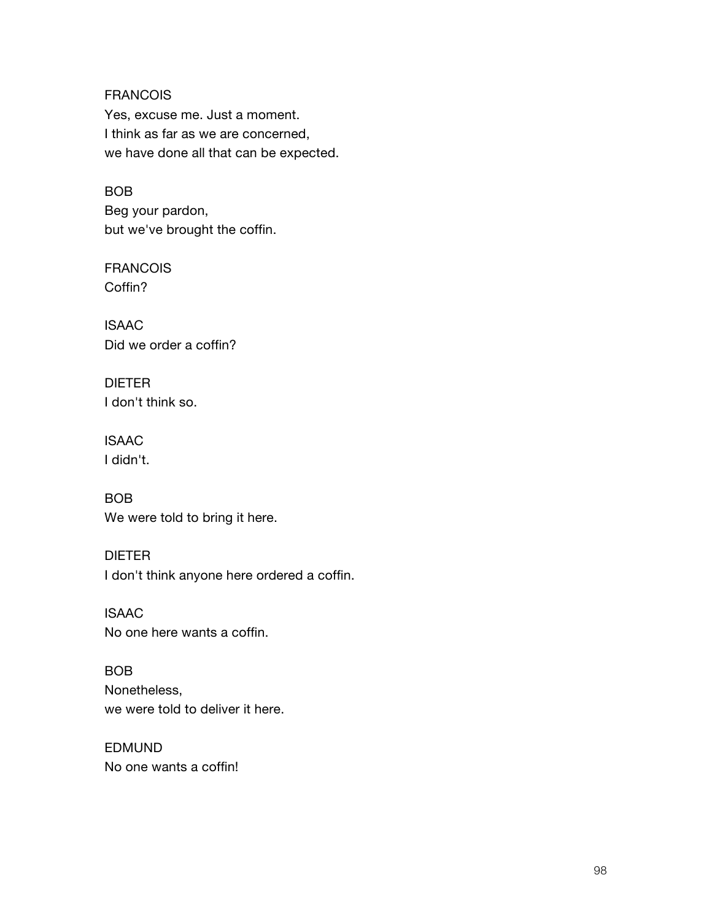FRANCOIS
Yes, excuse me. Just a moment.
I think as far as we are concerned,
we have done all that can be expected.

BOB
Beg your pardon,
but we've brought the coffin.

FRANCOIS
Coffin?

ISAAC
Did we order a coffin?

DIETER
I don't think so.

ISAAC
I didn't.

BOB
We were told to bring it here.

DIETER
I don't think anyone here ordered a coffin.

ISAAC
No one here wants a coffin.

BOB
Nonetheless,
we were told to deliver it here.

EDMUND
No one wants a coffin!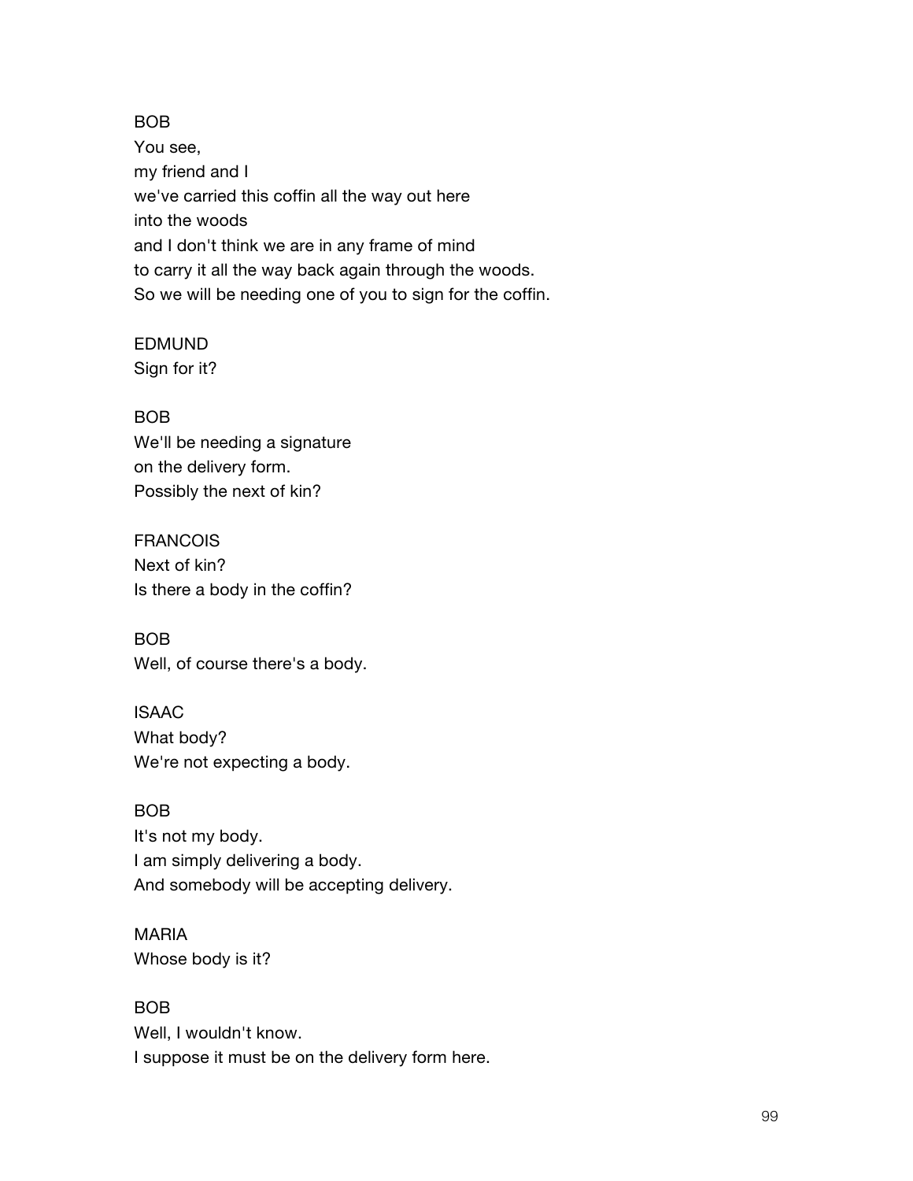BOB
You see,
my friend and I
we've carried this coffin all the way out here
into the woods
and I don't think we are in any frame of mind
to carry it all the way back again through the woods.
So we will be needing one of you to sign for the coffin.

EDMUND
Sign for it?

BOB
We'll be needing a signature
on the delivery form.
Possibly the next of kin?

FRANCOIS
Next of kin?
Is there a body in the coffin?

BOB
Well, of course there's a body.

ISAAC
What body?
We're not expecting a body.

BOB
It's not my body.
I am simply delivering a body.
And somebody will be accepting delivery.

MARIA
Whose body is it?

BOB
Well, I wouldn't know.
I suppose it must be on the delivery form here.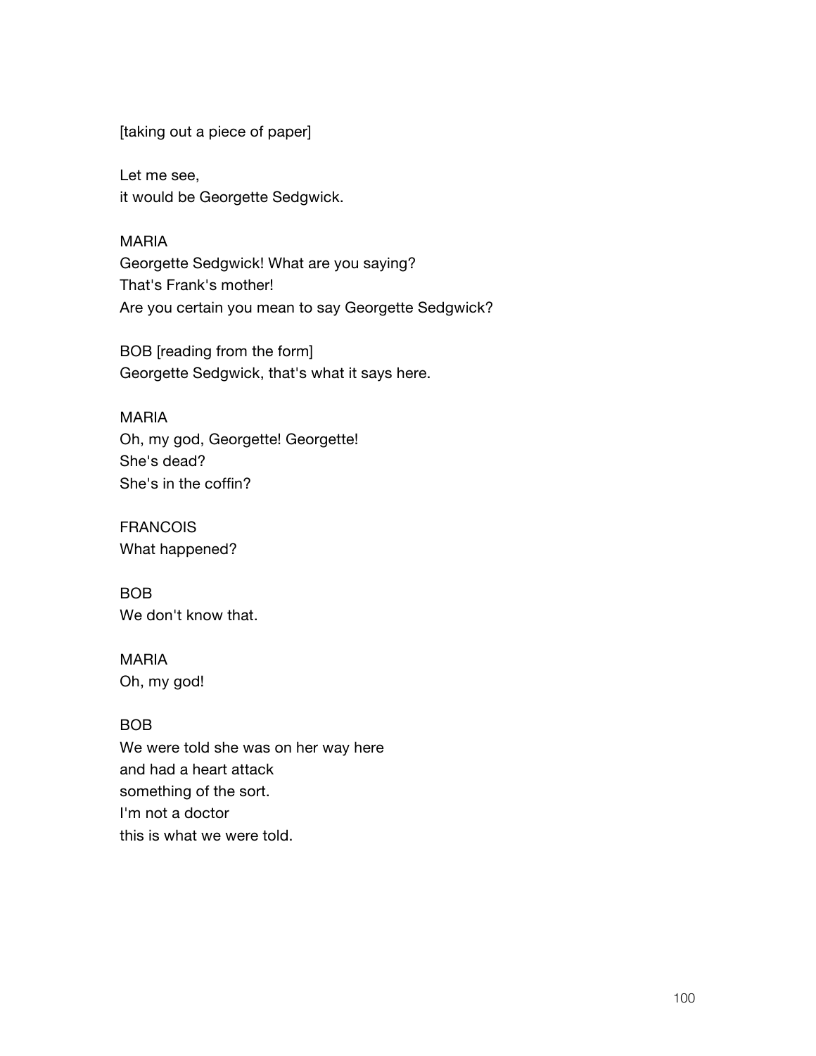[taking out a piece of paper]

Let me see,
it would be Georgette Sedgwick.

MARIA
Georgette Sedgwick! What are you saying?
That's Frank's mother!
Are you certain you mean to say Georgette Sedgwick?

BOB [reading from the form]
Georgette Sedgwick, that's what it says here.

MARIA
Oh, my god, Georgette! Georgette!
She's dead?
She's in the coffin?

FRANCOIS
What happened?

BOB
We don't know that.

MARIA
Oh, my god!

BOB
We were told she was on her way here
and had a heart attack
something of the sort.
I'm not a doctor
this is what we were told.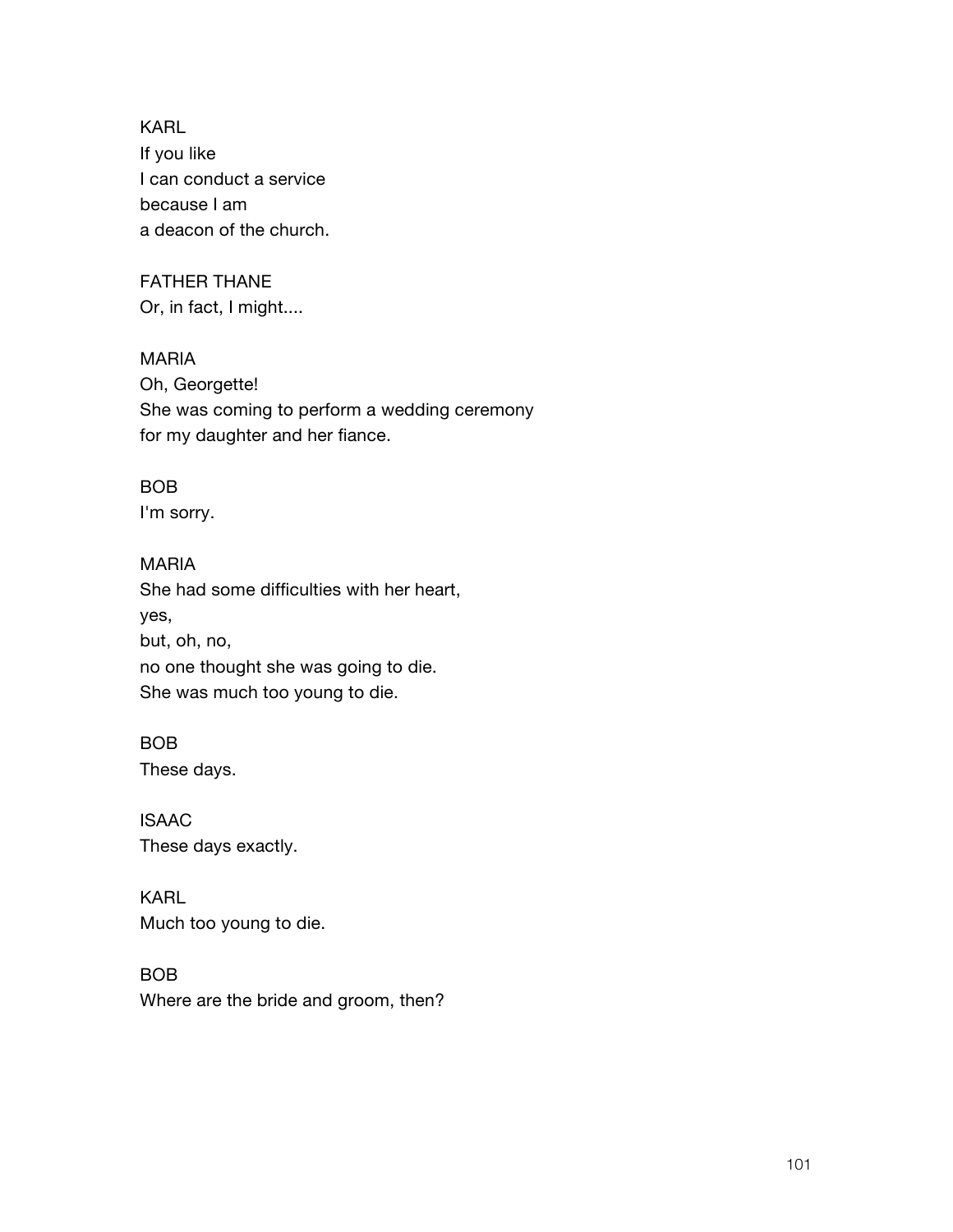KARL
If you like
I can conduct a service
because I am
a deacon of the church.

FATHER THANE
Or, in fact, I might....

MARIA
Oh, Georgette!
She was coming to perform a wedding ceremony
for my daughter and her fiance.

BOB
I'm sorry.

MARIA
She had some difficulties with her heart,
yes,
but, oh, no,
no one thought she was going to die.
She was much too young to die.

BOB
These days.

ISAAC
These days exactly.

KARL
Much too young to die.

BOB
Where are the bride and groom, then?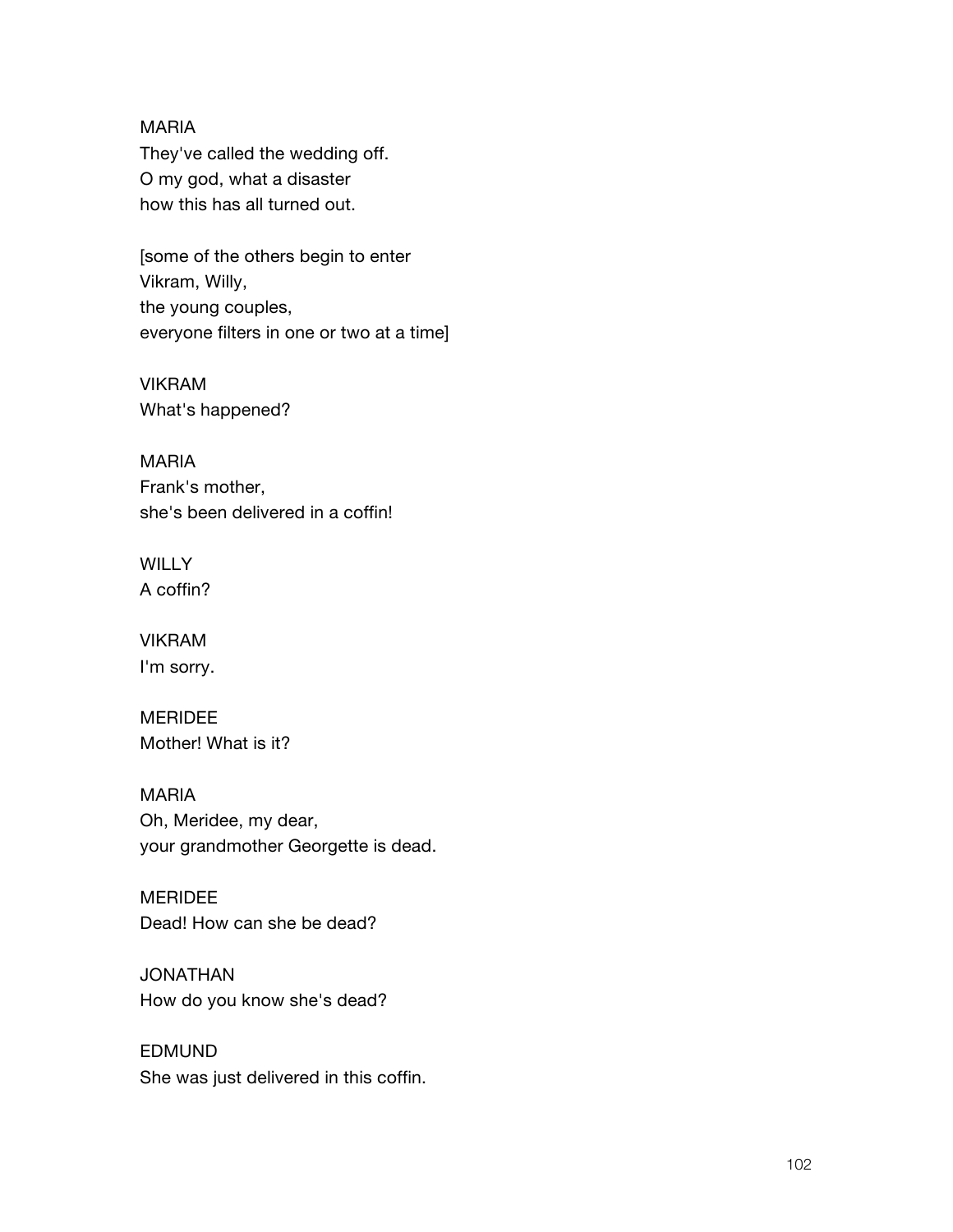MARIA
They've called the wedding off.
O my god, what a disaster
how this has all turned out.

[some of the others begin to enter
Vikram, Willy,
the young couples,
everyone filters in one or two at a time]

VIKRAM
What's happened?

MARIA
Frank's mother,
she's been delivered in a coffin!

WILLY
A coffin?

VIKRAM
I'm sorry.

MERIDEE
Mother! What is it?

MARIA
Oh, Meridee, my dear,
your grandmother Georgette is dead.

MERIDEE
Dead! How can she be dead?

JONATHAN
How do you know she's dead?

EDMUND
She was just delivered in this coffin.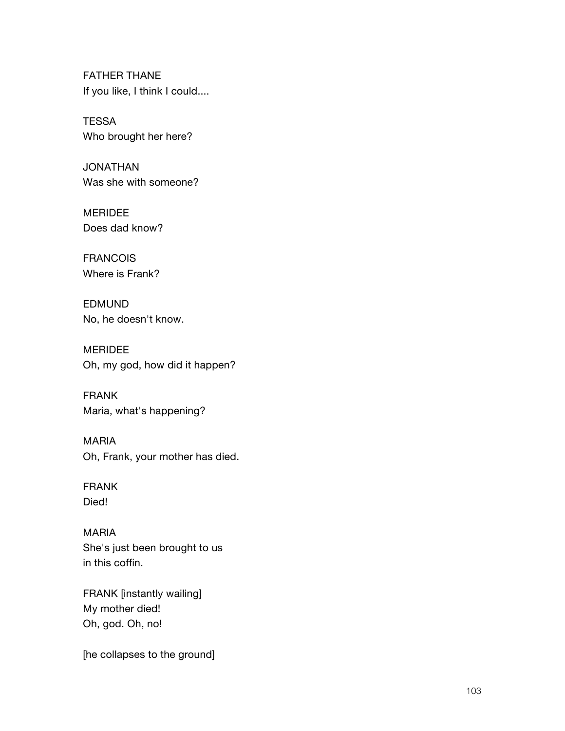FATHER THANE
If you like, I think I could....

TESSA
Who brought her here?

JONATHAN
Was she with someone?

MERIDEE
Does dad know?

FRANCOIS
Where is Frank?

EDMUND
No, he doesn't know.

MERIDEE
Oh, my god, how did it happen?

FRANK
Maria, what's happening?

MARIA
Oh, Frank, your mother has died.

FRANK
Died!

MARIA
She's just been brought to us
in this coffin.

FRANK [instantly wailing]
My mother died!
Oh, god. Oh, no!

[he collapses to the ground]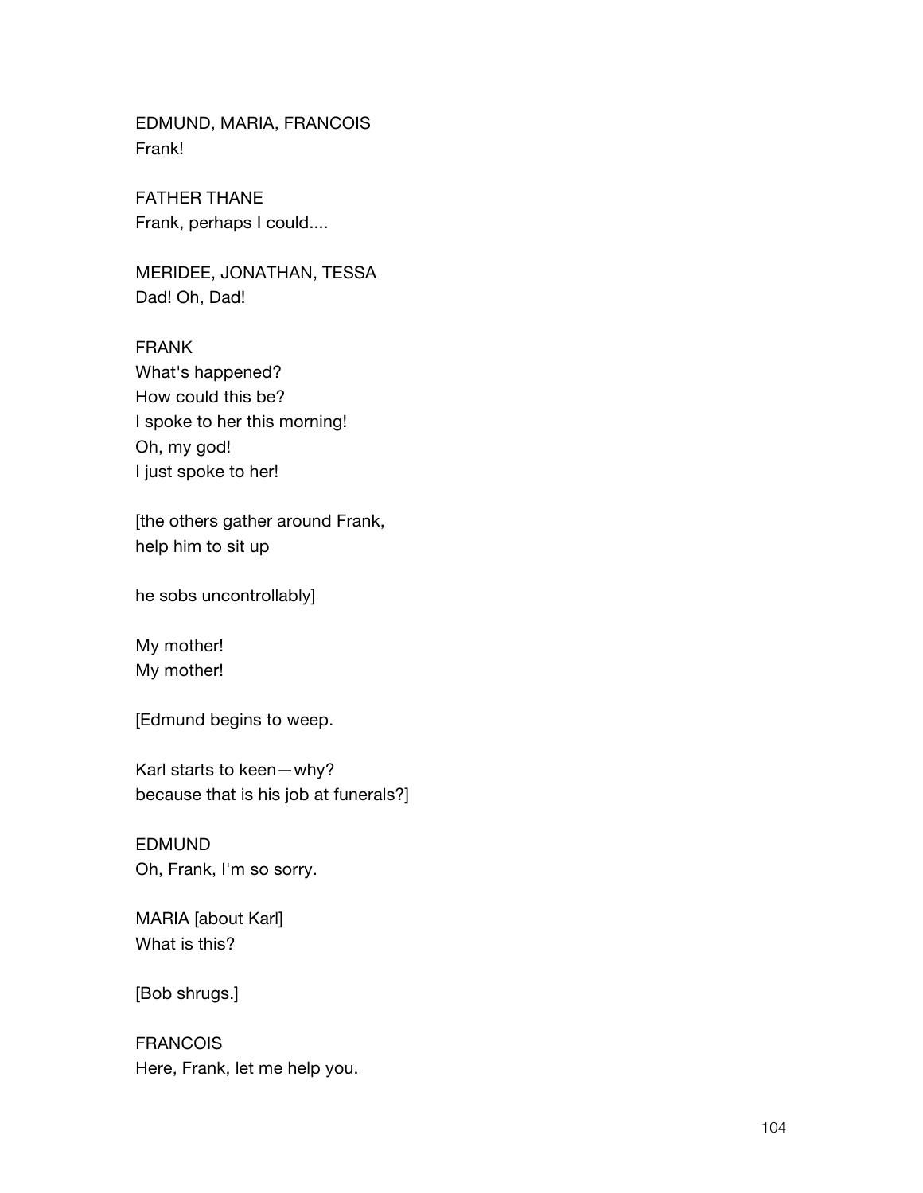EDMUND, MARIA, FRANCOIS
Frank!

FATHER THANE
Frank, perhaps I could....

MERIDEE, JONATHAN, TESSA
Dad! Oh, Dad!

FRANK
What's happened?
How could this be?
I spoke to her this morning!
Oh, my god!
I just spoke to her!

[the others gather around Frank,
help him to sit up

he sobs uncontrollably]

My mother!
My mother!

[Edmund begins to weep.

Karl starts to keen—why?
because that is his job at funerals?]

EDMUND
Oh, Frank, I'm so sorry.

MARIA [about Karl]
What is this?

[Bob shrugs.]

FRANCOIS
Here, Frank, let me help you.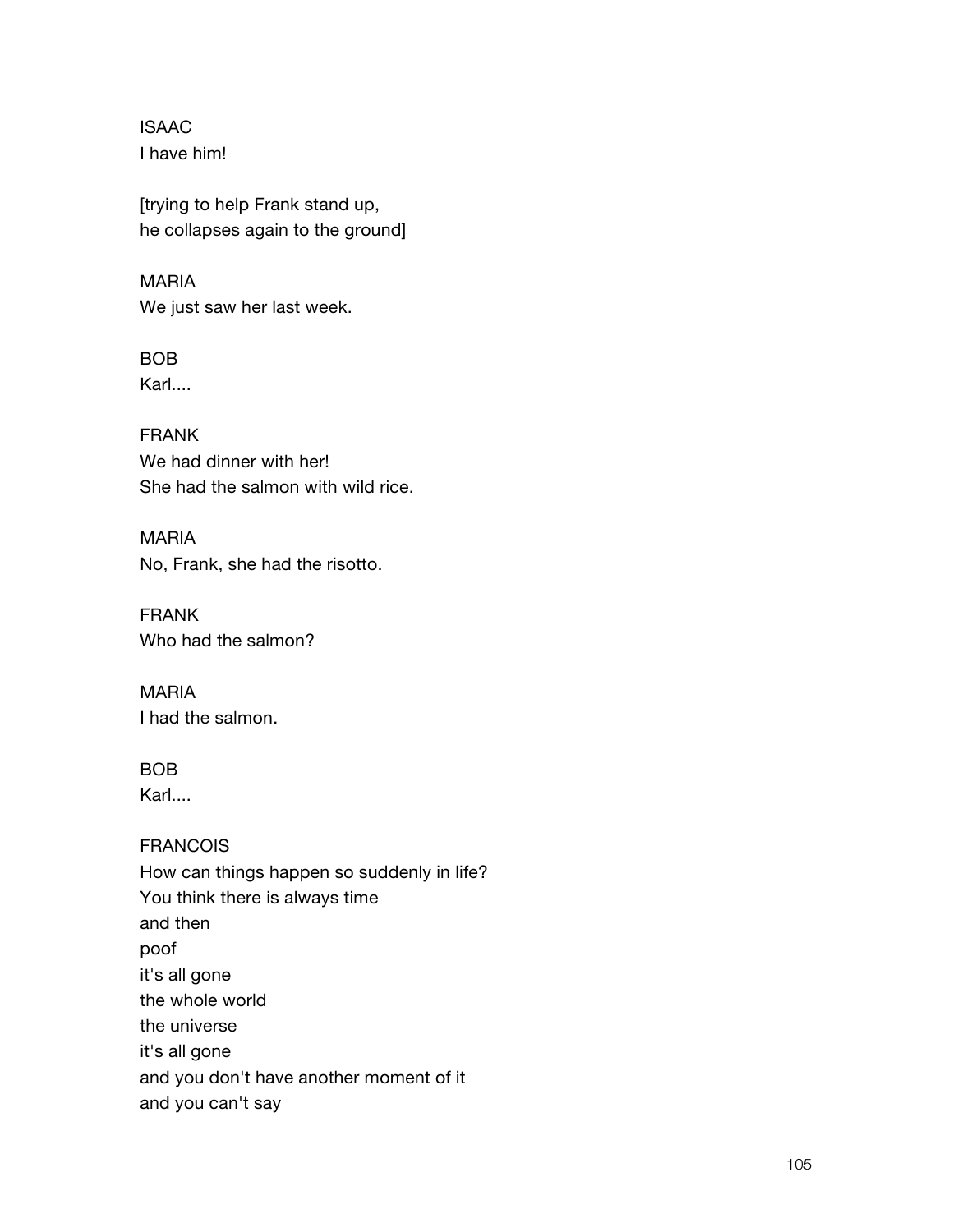ISAAC
I have him!

[trying to help Frank stand up,
he collapses again to the ground]

MARIA
We just saw her last week.

BOB
Karl....

FRANK
We had dinner with her!
She had the salmon with wild rice.

MARIA
No, Frank, she had the risotto.

FRANK
Who had the salmon?

MARIA
I had the salmon.

BOB
Karl....

FRANCOIS
How can things happen so suddenly in life?
You think there is always time
and then
poof
it's all gone
the whole world
the universe
it's all gone
and you don't have another moment of it
and you can't say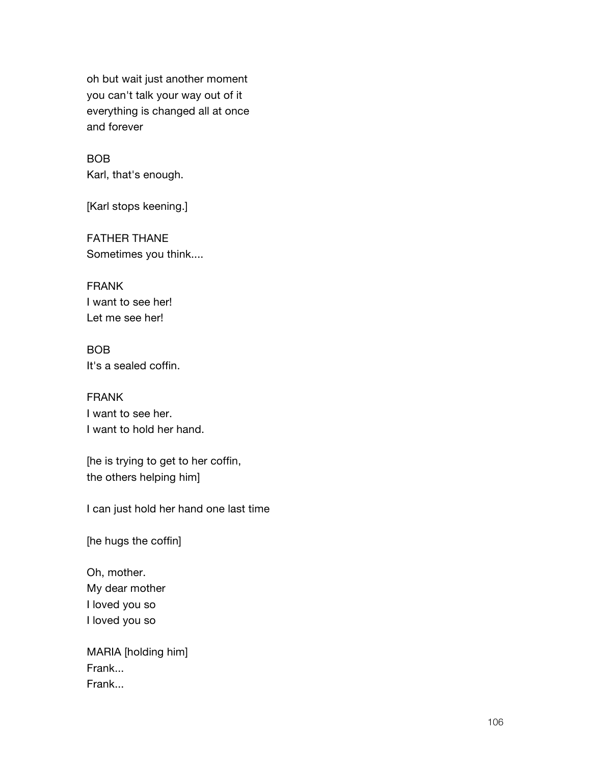oh but wait just another moment
you can't talk your way out of it
everything is changed all at once
and forever

BOB
Karl, that's enough.

[Karl stops keening.]

FATHER THANE
Sometimes you think....

FRANK
I want to see her!
Let me see her!

BOB
It's a sealed coffin.

FRANK
I want to see her.
I want to hold her hand.

[he is trying to get to her coffin,
the others helping him]

I can just hold her hand one last time

[he hugs the coffin]

Oh, mother.
My dear mother
I loved you so
I loved you so

MARIA [holding him]
Frank...
Frank...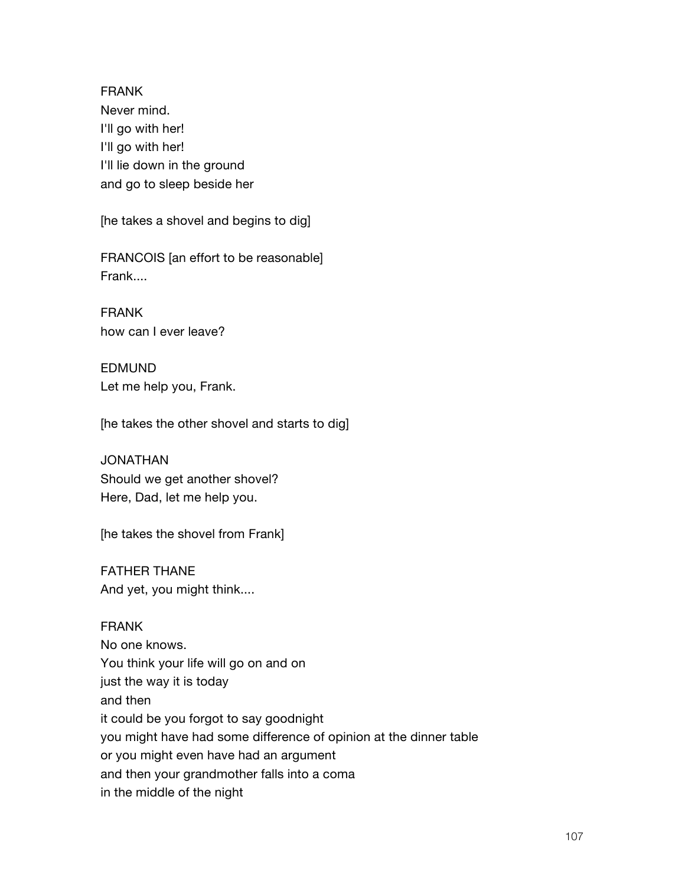FRANK
Never mind.
I'll go with her!
I'll go with her!
I'll lie down in the ground
and go to sleep beside her

[he takes a shovel and begins to dig]

FRANCOIS [an effort to be reasonable]
Frank....

FRANK
how can I ever leave?

EDMUND
Let me help you, Frank.

[he takes the other shovel and starts to dig]

JONATHAN
Should we get another shovel?
Here, Dad, let me help you.

[he takes the shovel from Frank]

FATHER THANE
And yet, you might think....

FRANK
No one knows.
You think your life will go on and on
just the way it is today
and then
it could be you forgot to say goodnight
you might have had some difference of opinion at the dinner table
or you might even have had an argument
and then your grandmother falls into a coma
in the middle of the night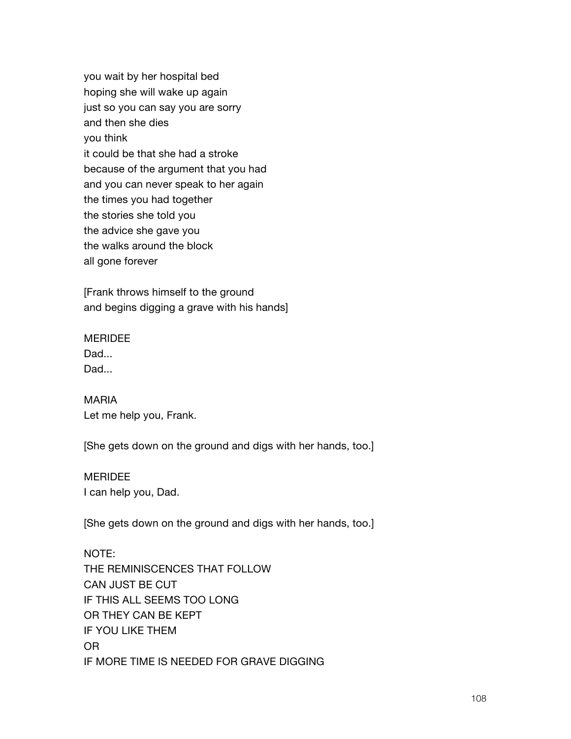you wait by her hospital bed
hoping she will wake up again
just so you can say you are sorry
and then she dies
you think
it could be that she had a stroke
because of the argument that you had
and you can never speak to her again
the times you had together
the stories she told you
the advice she gave you
the walks around the block
all gone forever

[Frank throws himself to the ground
and begins digging a grave with his hands]

MERIDEE
Dad...
Dad...

MARIA
Let me help you, Frank.

[She gets down on the ground and digs with her hands, too.]

MERIDEE
I can help you, Dad.

[She gets down on the ground and digs with her hands, too.]

NOTE:
THE REMINISCENCES THAT FOLLOW
CAN JUST BE CUT
IF THIS ALL SEEMS TOO LONG
OR THEY CAN BE KEPT
IF YOU LIKE THEM
OR
IF MORE TIME IS NEEDED FOR GRAVE DIGGING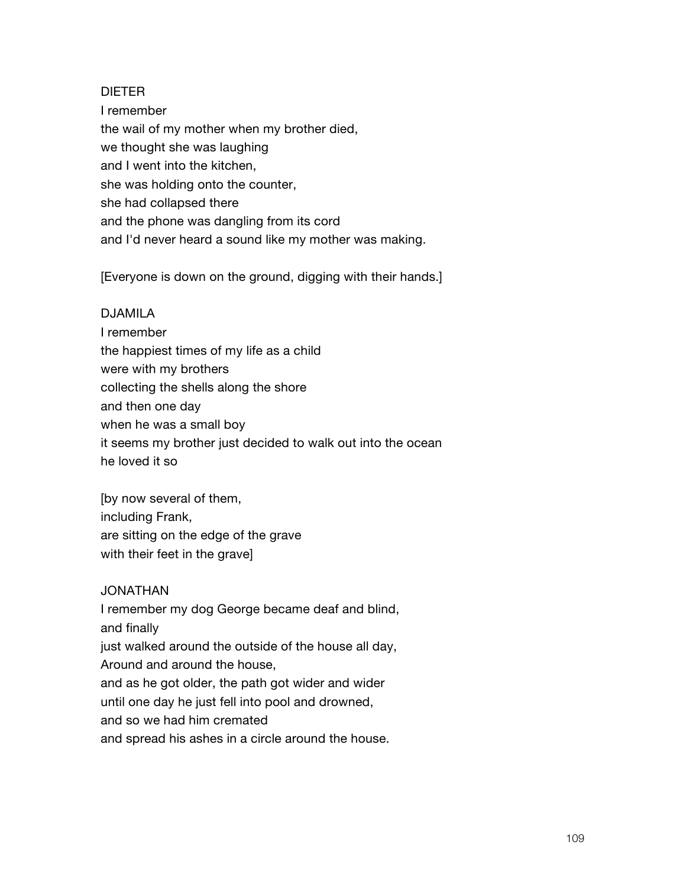DIETER
I remember
the wail of my mother when my brother died,
we thought she was laughing
and I went into the kitchen,
she was holding onto the counter,
she had collapsed there
and the phone was dangling from its cord
and I'd never heard a sound like my mother was making.

[Everyone is down on the ground, digging with their hands.]

DJAMILA
I remember
the happiest times of my life as a child
were with my brothers
collecting the shells along the shore
and then one day
when he was a small boy
it seems my brother just decided to walk out into the ocean
he loved it so

[by now several of them,
including Frank,
are sitting on the edge of the grave
with their feet in the grave]

JONATHAN
I remember my dog George became deaf and blind,
and finally
just walked around the outside of the house all day,
Around and around the house,
and as he got older, the path got wider and wider
until one day he just fell into pool and drowned,
and so we had him cremated
and spread his ashes in a circle around the house.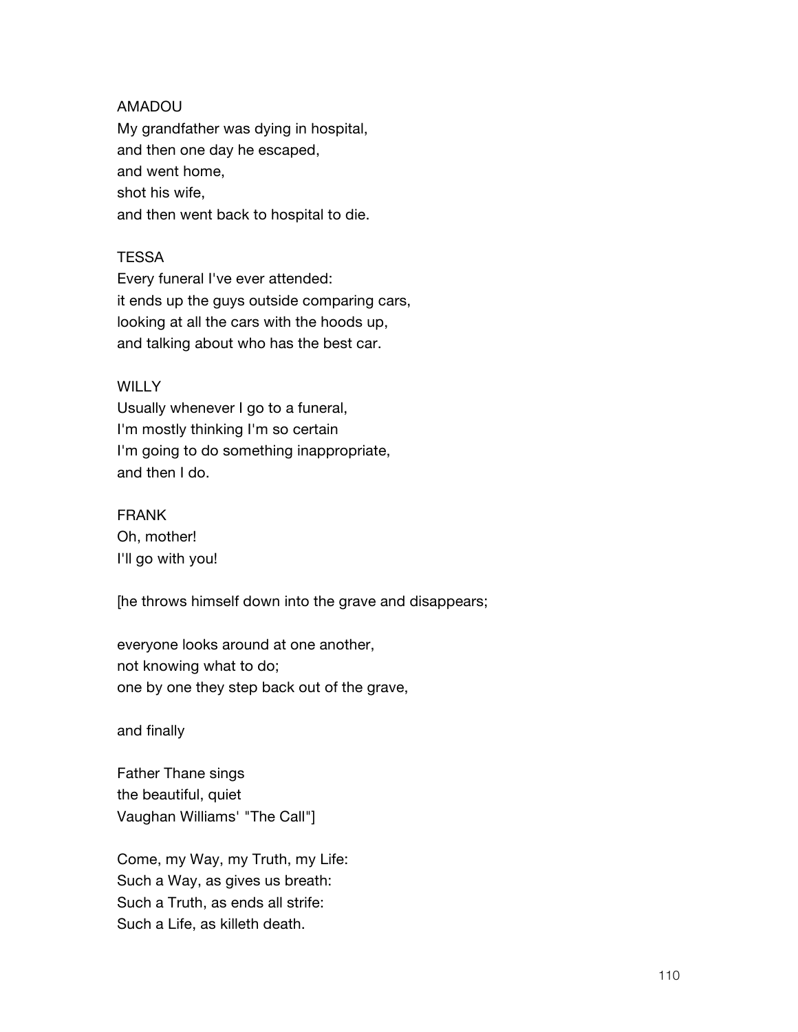AMADOU
My grandfather was dying in hospital,
and then one day he escaped,
and went home,
shot his wife,
and then went back to hospital to die.

TESSA
Every funeral I've ever attended:
it ends up the guys outside comparing cars,
looking at all the cars with the hoods up,
and talking about who has the best car.

WILLY
Usually whenever I go to a funeral,
I'm mostly thinking I'm so certain
I'm going to do something inappropriate,
and then I do.

FRANK
Oh, mother!
I'll go with you!

[he throws himself down into the grave and disappears;

everyone looks around at one another,
not knowing what to do;
one by one they step back out of the grave,

and finally

Father Thane sings
the beautiful, quiet
Vaughan Williams' "The Call"]

Come, my Way, my Truth, my Life:
Such a Way, as gives us breath:
Such a Truth, as ends all strife:
Such a Life, as killeth death.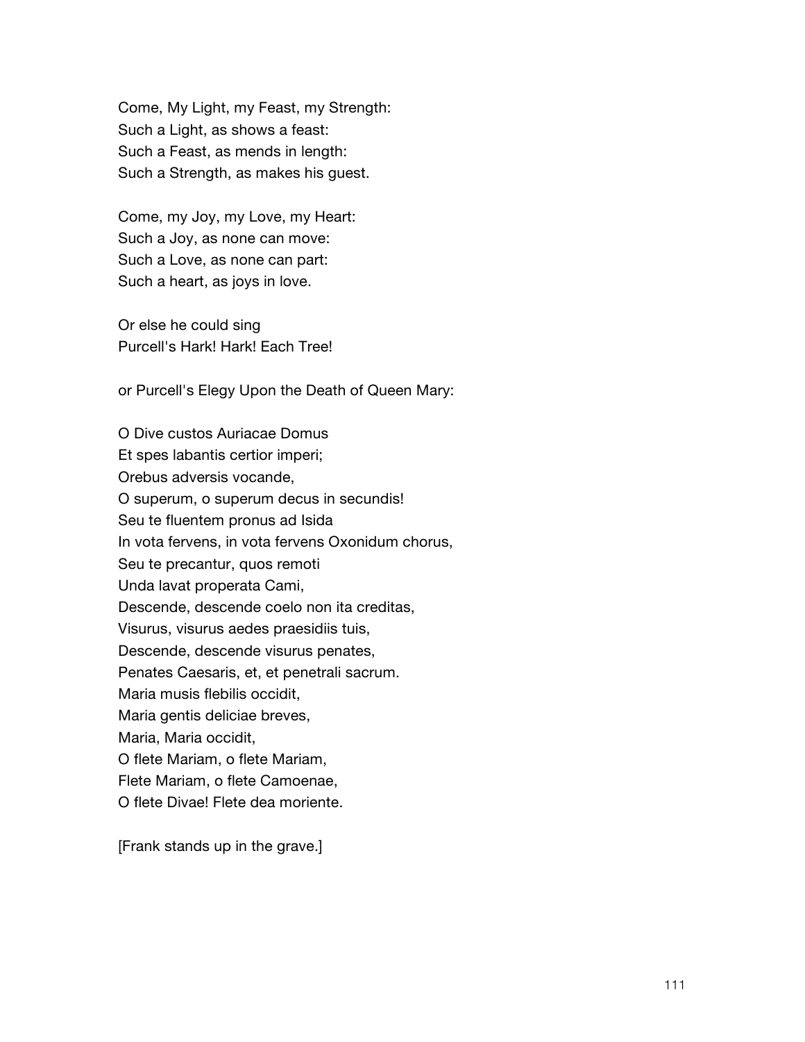Come, My Light, my Feast, my Strength:  
Such a Light, as shows a feast:  
Such a Feast, as mends in length:  
Such a Strength, as makes his guest.

Come, my Joy, my Love, my Heart:  
Such a Joy, as none can move:  
Such a Love, as none can part:  
Such a heart, as joys in love.

Or else he could sing  
Purcell's Hark! Hark! Each Tree!

or Purcell's Elegy Upon the Death of Queen Mary:

O Dive custos Auriacae Domus  
Et spes labantis certior imperi;  
Orebus adversis vocande,  
O superum, o superum decus in secundis!  
Seu te fluentem pronus ad Isida  
In vota fervens, in vota fervens Oxonidum chorus,  
Seu te precantur, quos remoti  
Unda lavat properata Cami,  
Descende, descende coelo non ita creditas,  
Visurus, visurus aedes praesidiis tuis,  
Descende, descende visurus penates,  
Penates Caesaris, et, et penetrali sacrum.  
Maria musis flebilis occidit,  
Maria gentis deliciae breves,  
Maria, Maria occidit,  
O flete Mariam, o flete Mariam,  
Flete Mariam, o flete Camoenae,  
O flete Divae! Flete dea moriente.

[Frank stands up in the grave.]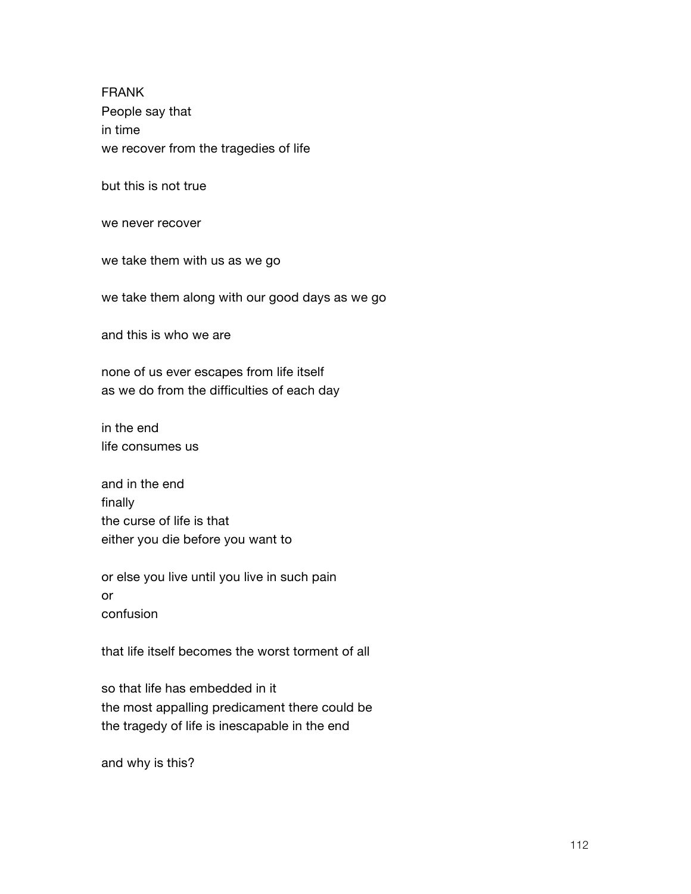FRANK
People say that
in time
we recover from the tragedies of life

but this is not true

we never recover

we take them with us as we go

we take them along with our good days as we go

and this is who we are

none of us ever escapes from life itself
as we do from the difficulties of each day

in the end
life consumes us

and in the end
finally
the curse of life is that
either you die before you want to

or else you live until you live in such pain
or
confusion

that life itself becomes the worst torment of all

so that life has embedded in it
the most appalling predicament there could be
the tragedy of life is inescapable in the end

and why is this?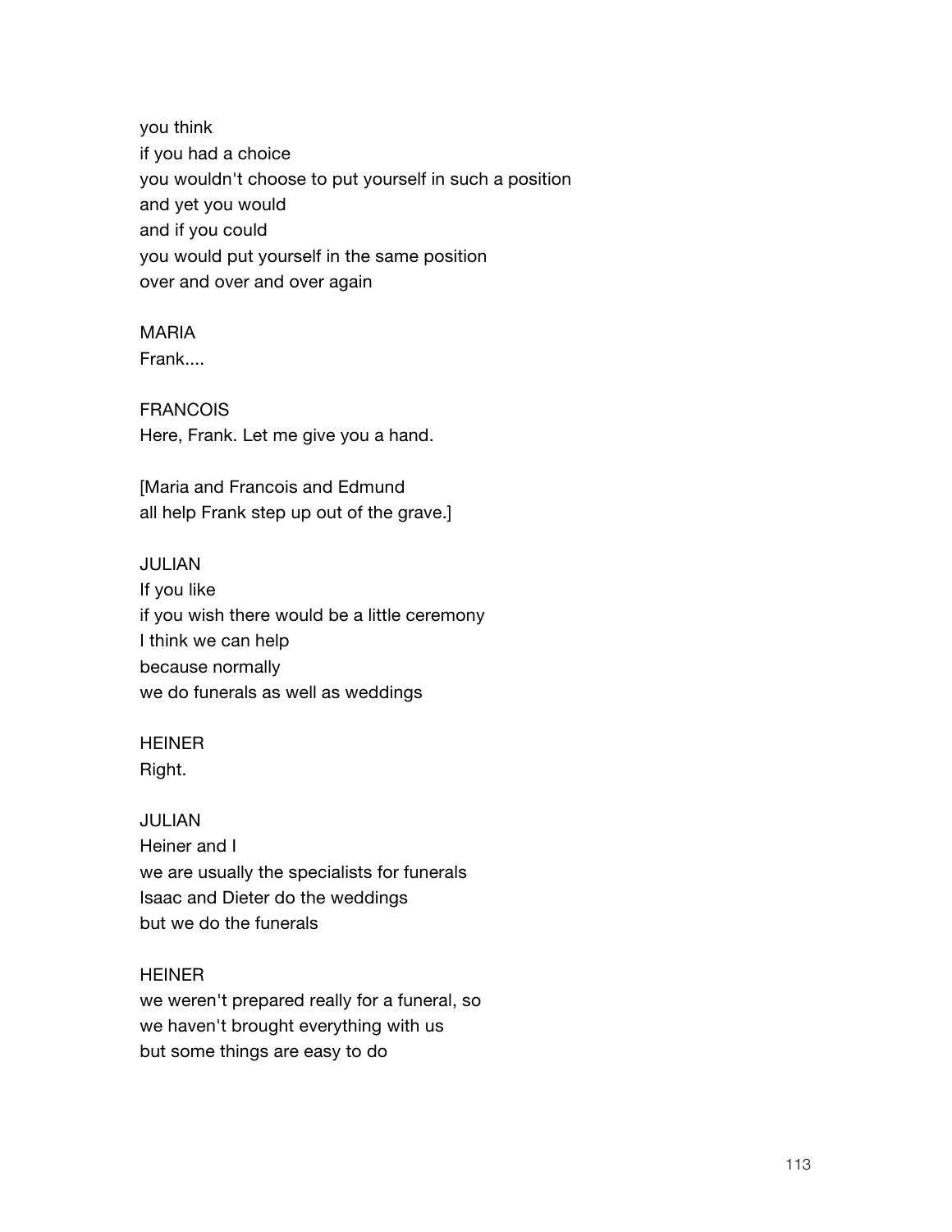you think
if you had a choice
you wouldn't choose to put yourself in such a position
and yet you would
and if you could
you would put yourself in the same position
over and over and over again

MARIA
Frank....

FRANCOIS
Here, Frank. Let me give you a hand.

[Maria and Francois and Edmund
all help Frank step up out of the grave.]

JULIAN
If you like
if you wish there would be a little ceremony
I think we can help
because normally
we do funerals as well as weddings

HEINER
Right.

JULIAN
Heiner and I
we are usually the specialists for funerals
Isaac and Dieter do the weddings
but we do the funerals

HEINER
we weren't prepared really for a funeral, so
we haven't brought everything with us
but some things are easy to do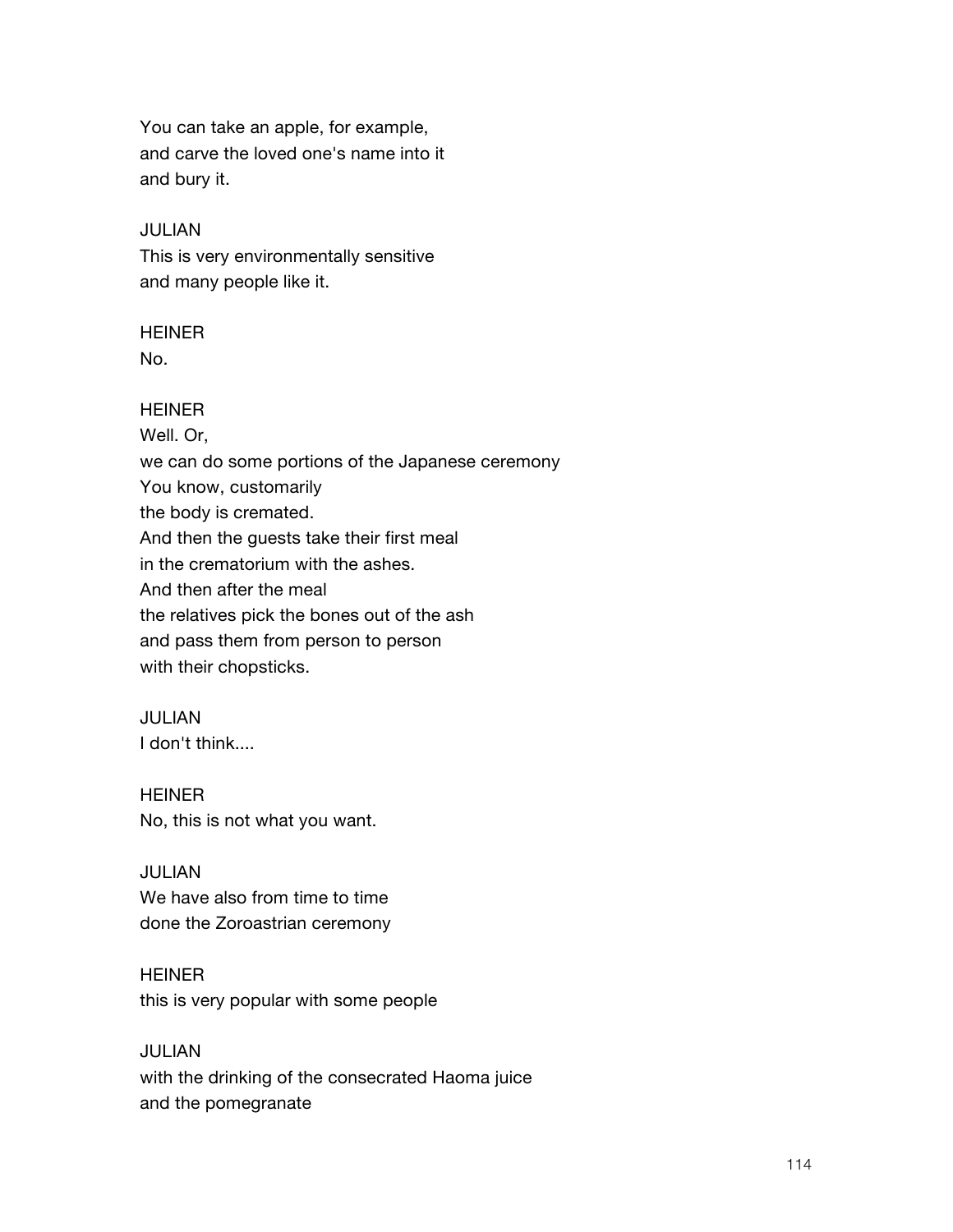You can take an apple, for example,
and carve the loved one's name into it
and bury it.

JULIAN
This is very environmentally sensitive
and many people like it.

HEINER
No.

HEINER
Well. Or,
we can do some portions of the Japanese ceremony
You know, customarily
the body is cremated.
And then the guests take their first meal
in the crematorium with the ashes.
And then after the meal
the relatives pick the bones out of the ash
and pass them from person to person
with their chopsticks.

JULIAN
I don't think....

HEINER
No, this is not what you want.

JULIAN
We have also from time to time
done the Zoroastrian ceremony

HEINER
this is very popular with some people

JULIAN
with the drinking of the consecrated Haoma juice
and the pomegranate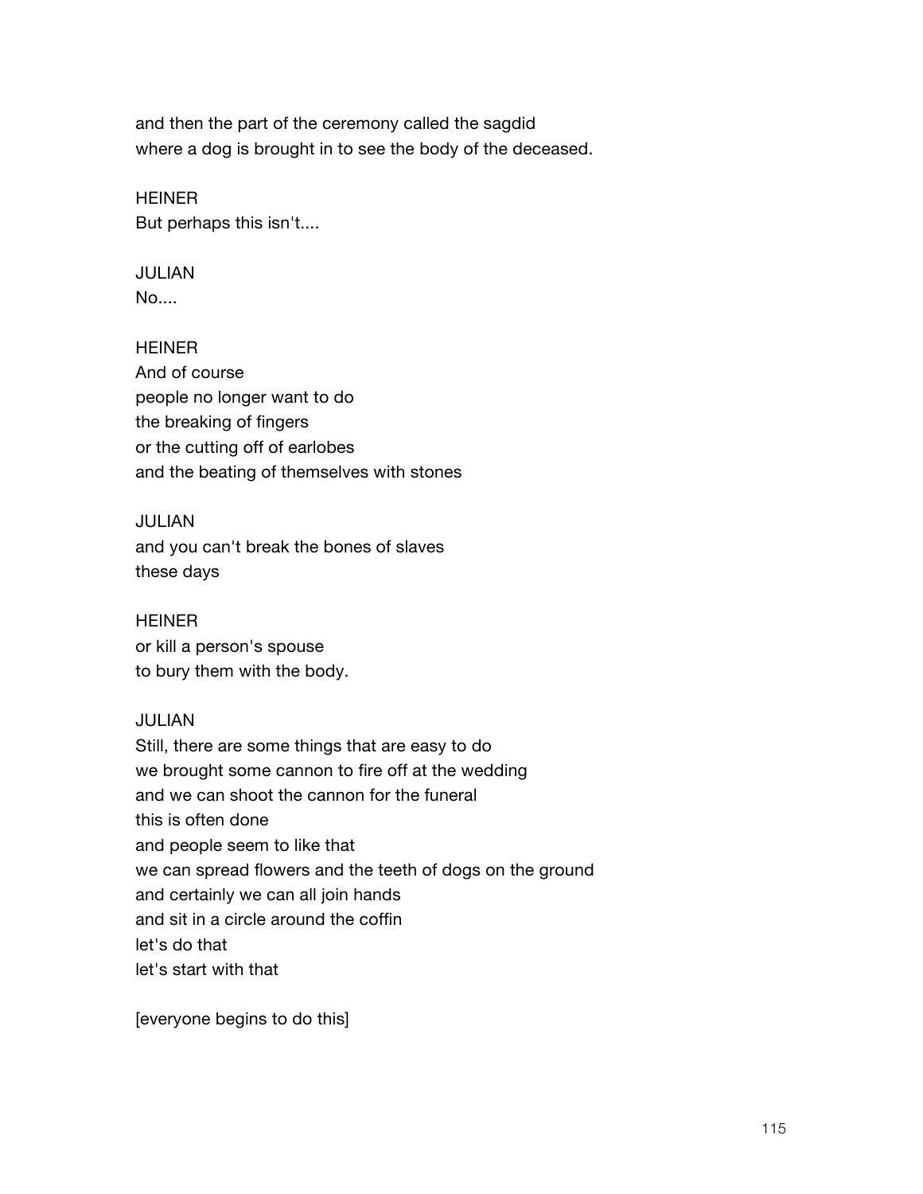and then the part of the ceremony called the sagdid
where a dog is brought in to see the body of the deceased.

HEINER
But perhaps this isn't....

JULIAN
No....

HEINER
And of course
people no longer want to do
the breaking of fingers
or the cutting off of earlobes
and the beating of themselves with stones

JULIAN
and you can't break the bones of slaves
these days

HEINER
or kill a person's spouse
to bury them with the body.

JULIAN
Still, there are some things that are easy to do
we brought some cannon to fire off at the wedding
and we can shoot the cannon for the funeral
this is often done
and people seem to like that
we can spread flowers and the teeth of dogs on the ground
and certainly we can all join hands
and sit in a circle around the coffin
let's do that
let's start with that

[everyone begins to do this]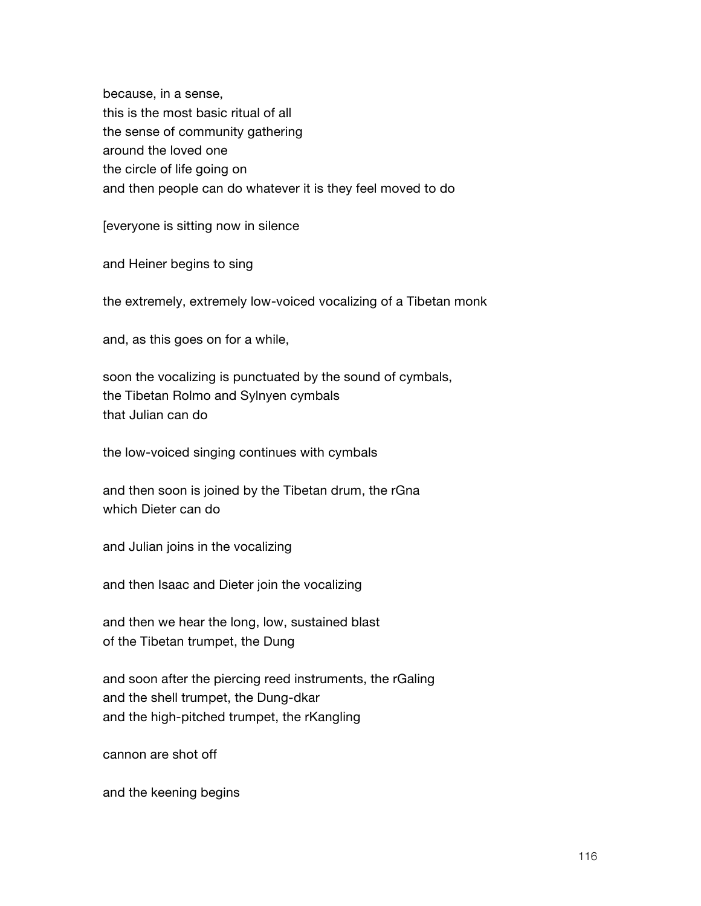because, in a sense,
this is the most basic ritual of all
the sense of community gathering
around the loved one
the circle of life going on
and then people can do whatever it is they feel moved to do

[everyone is sitting now in silence

and Heiner begins to sing

the extremely, extremely low-voiced vocalizing of a Tibetan monk

and, as this goes on for a while,

soon the vocalizing is punctuated by the sound of cymbals,
the Tibetan Rolmo and Sylnyen cymbals
that Julian can do

the low-voiced singing continues with cymbals

and then soon is joined by the Tibetan drum, the rGna
which Dieter can do

and Julian joins in the vocalizing

and then Isaac and Dieter join the vocalizing

and then we hear the long, low, sustained blast
of the Tibetan trumpet, the Dung

and soon after the piercing reed instruments, the rGaling
and the shell trumpet, the Dung-dkar
and the high-pitched trumpet, the rKangling

cannon are shot off

and the keening begins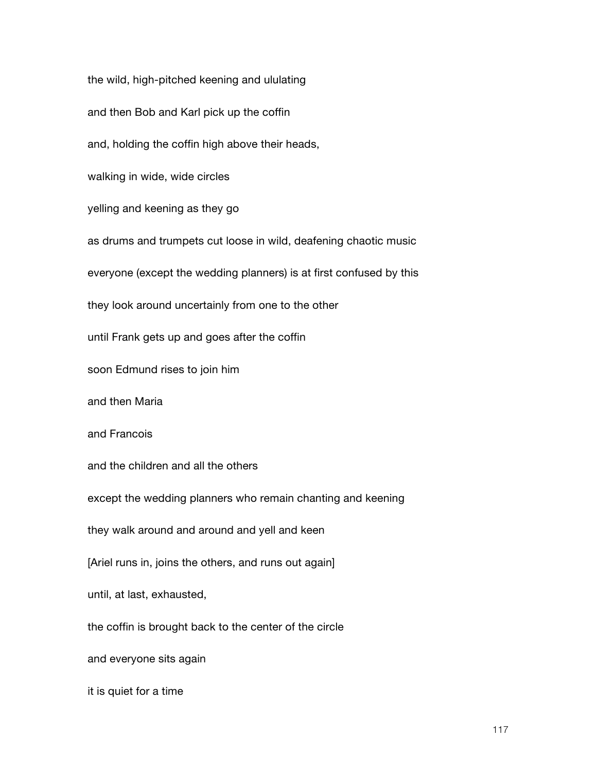the wild, high-pitched keening and ululating

and then Bob and Karl pick up the coffin

and, holding the coffin high above their heads,

walking in wide, wide circles

yelling and keening as they go

as drums and trumpets cut loose in wild, deafening chaotic music

everyone (except the wedding planners) is at first confused by this

they look around uncertainly from one to the other

until Frank gets up and goes after the coffin

soon Edmund rises to join him

and then Maria

and Francois

and the children and all the others

except the wedding planners who remain chanting and keening

they walk around and around and yell and keen

[Ariel runs in, joins the others, and runs out again]

until, at last, exhausted,

the coffin is brought back to the center of the circle

and everyone sits again

it is quiet for a time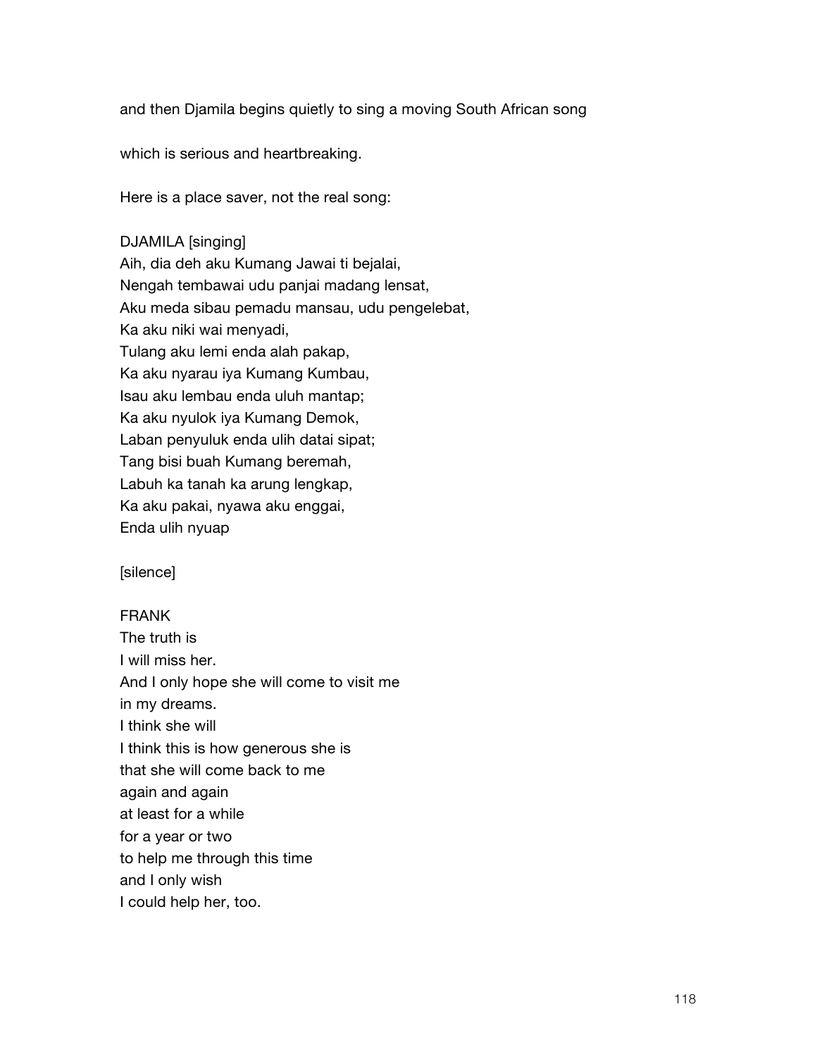and then Djamila begins quietly to sing a moving South African song

which is serious and heartbreaking.

Here is a place saver, not the real song:

DJAMILA [singing]
Aih, dia deh aku Kumang Jawai ti bejalai,
Nengah tembawai udu panjai madang lensat,
Aku meda sibau pemadu mansau, udu pengelebat,
Ka aku niki wai menyadi,
Tulang aku lemi enda alah pakap,
Ka aku nyarau iya Kumang Kumbau,
Isau aku lembau enda uluh mantap;
Ka aku nyulok iya Kumang Demok,
Laban penyuluk enda ulih datai sipat;
Tang bisi buah Kumang beremah,
Labuh ka tanah ka arung lengkap,
Ka aku pakai, nyawa aku enggai,
Enda ulih nyuap

[silence]

FRANK
The truth is
I will miss her.
And I only hope she will come to visit me
in my dreams.
I think she will
I think this is how generous she is
that she will come back to me
again and again
at least for a while
for a year or two
to help me through this time
and I only wish
I could help her, too.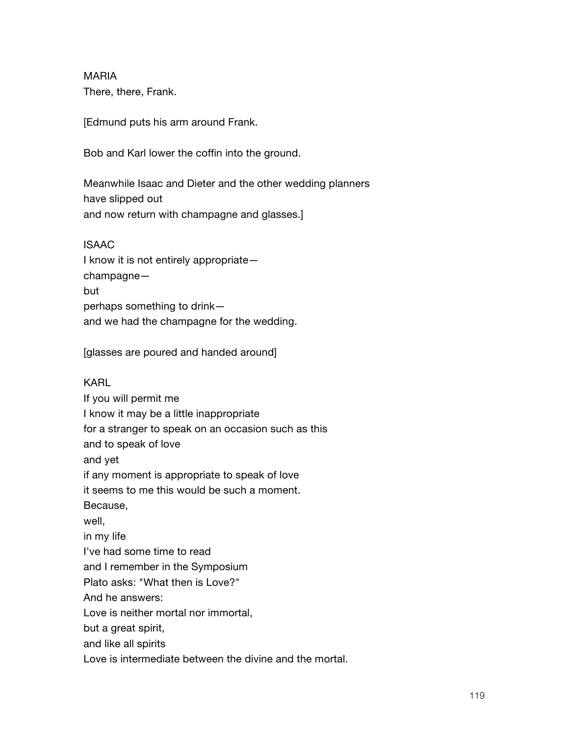MARIA
There, there, Frank.

[Edmund puts his arm around Frank.

Bob and Karl lower the coffin into the ground.

Meanwhile Isaac and Dieter and the other wedding planners
have slipped out
and now return with champagne and glasses.]

ISAAC
I know it is not entirely appropriate—
champagne—
but
perhaps something to drink—
and we had the champagne for the wedding.

[glasses are poured and handed around]

KARL
If you will permit me
I know it may be a little inappropriate
for a stranger to speak on an occasion such as this
and to speak of love
and yet
if any moment is appropriate to speak of love
it seems to me this would be such a moment.
Because,
well,
in my life
I've had some time to read
and I remember in the Symposium
Plato asks: "What then is Love?"
And he answers:
Love is neither mortal nor immortal,
but a great spirit,
and like all spirits
Love is intermediate between the divine and the mortal.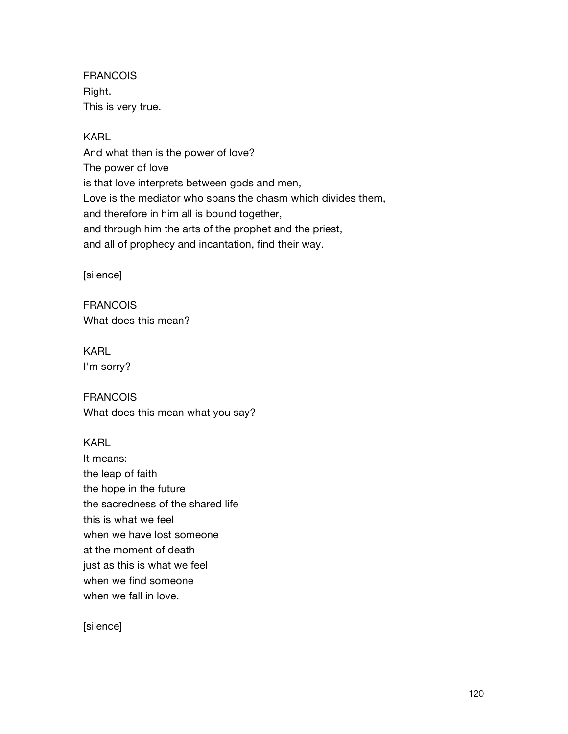FRANCOIS
Right.
This is very true.

KARL
And what then is the power of love?
The power of love
is that love interprets between gods and men,
Love is the mediator who spans the chasm which divides them,
and therefore in him all is bound together,
and through him the arts of the prophet and the priest,
and all of prophecy and incantation, find their way.

[silence]

FRANCOIS
What does this mean?

KARL
I'm sorry?

FRANCOIS
What does this mean what you say?

KARL
It means:
the leap of faith
the hope in the future
the sacredness of the shared life
this is what we feel
when we have lost someone
at the moment of death
just as this is what we feel
when we find someone
when we fall in love.

[silence]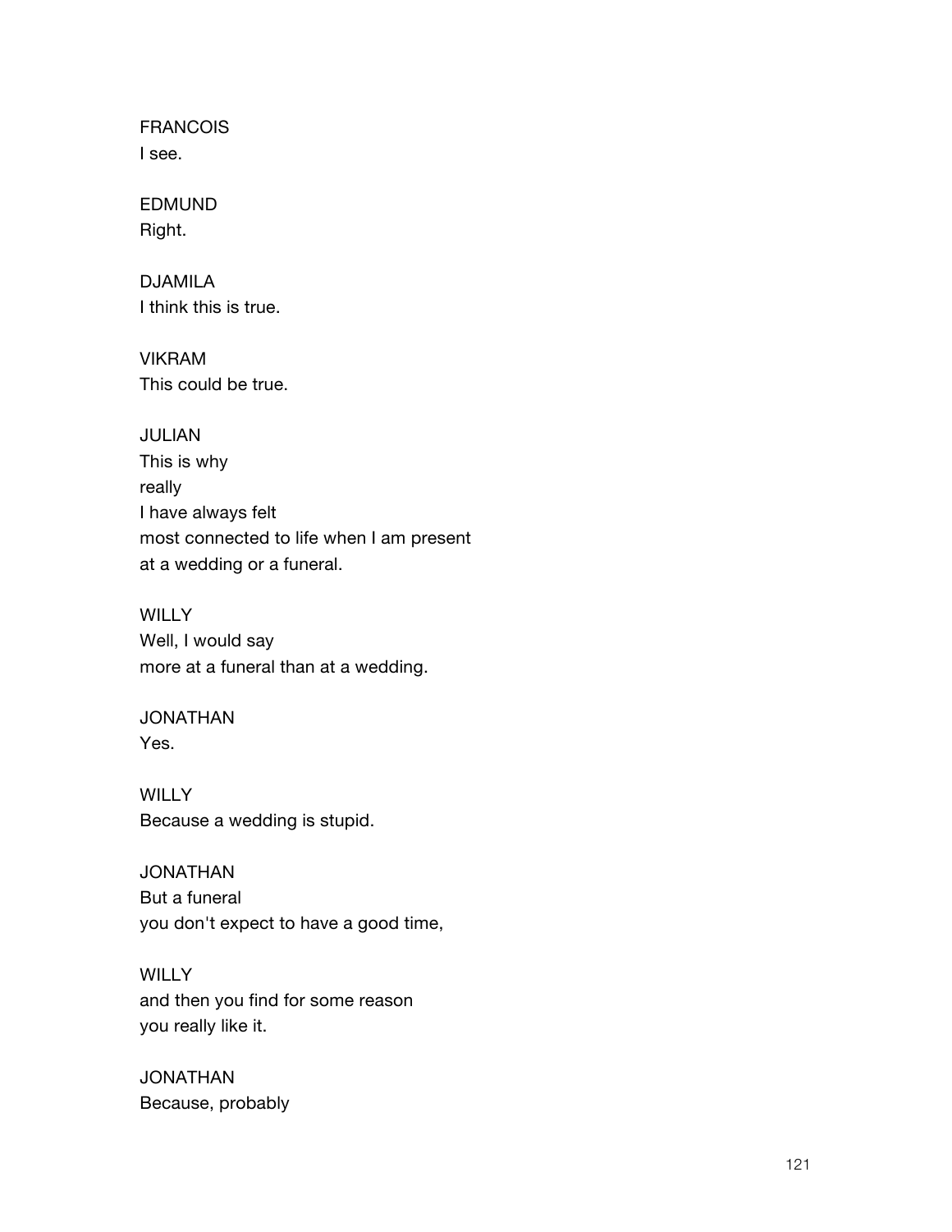FRANCOIS
I see.

EDMUND
Right.

DJAMILA
I think this is true.

VIKRAM
This could be true.

JULIAN
This is why
really
I have always felt
most connected to life when I am present
at a wedding or a funeral.

WILLY
Well, I would say
more at a funeral than at a wedding.

JONATHAN
Yes.

WILLY
Because a wedding is stupid.

JONATHAN
But a funeral
you don't expect to have a good time,

WILLY
and then you find for some reason
you really like it.

JONATHAN
Because, probably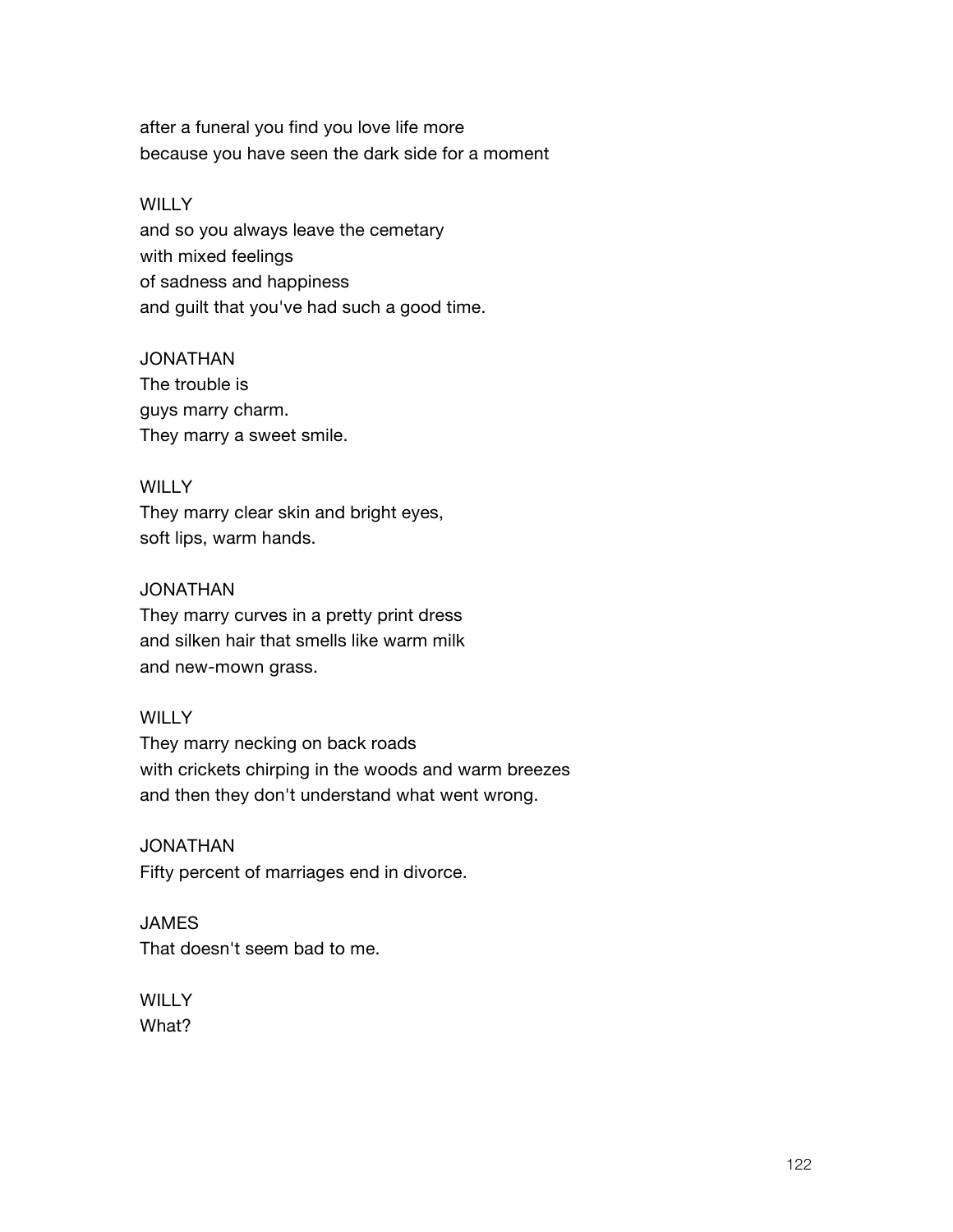after a funeral you find you love life more
because you have seen the dark side for a moment

WILLY
and so you always leave the cemetary
with mixed feelings
of sadness and happiness
and guilt that you've had such a good time.

JONATHAN
The trouble is
guys marry charm.
They marry a sweet smile.

WILLY
They marry clear skin and bright eyes,
soft lips, warm hands.

JONATHAN
They marry curves in a pretty print dress
and silken hair that smells like warm milk
and new-mown grass.

WILLY
They marry necking on back roads
with crickets chirping in the woods and warm breezes
and then they don't understand what went wrong.

JONATHAN
Fifty percent of marriages end in divorce.

JAMES
That doesn't seem bad to me.

WILLY
What?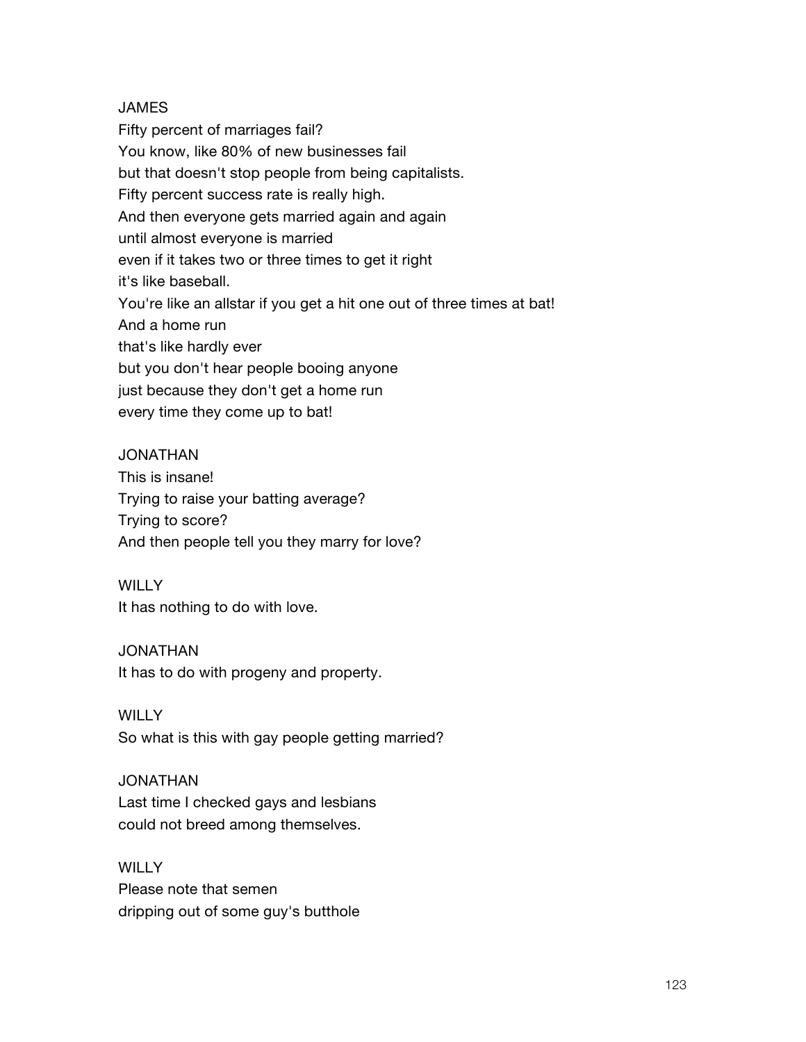JAMES

Fifty percent of marriages fail?
You know, like 80% of new businesses fail
but that doesn't stop people from being capitalists.
Fifty percent success rate is really high.
And then everyone gets married again and again
until almost everyone is married
even if it takes two or three times to get it right
it's like baseball.
You're like an allstar if you get a hit one out of three times at bat!
And a home run
that's like hardly ever
but you don't hear people booing anyone
just because they don't get a home run
every time they come up to bat!

JONATHAN

This is insane!
Trying to raise your batting average?
Trying to score?
And then people tell you they marry for love?

WILLY

It has nothing to do with love.

JONATHAN

It has to do with progeny and property.

WILLY

So what is this with gay people getting married?

JONATHAN

Last time I checked gays and lesbians
could not breed among themselves.

WILLY

Please note that semen
dripping out of some guy's butthole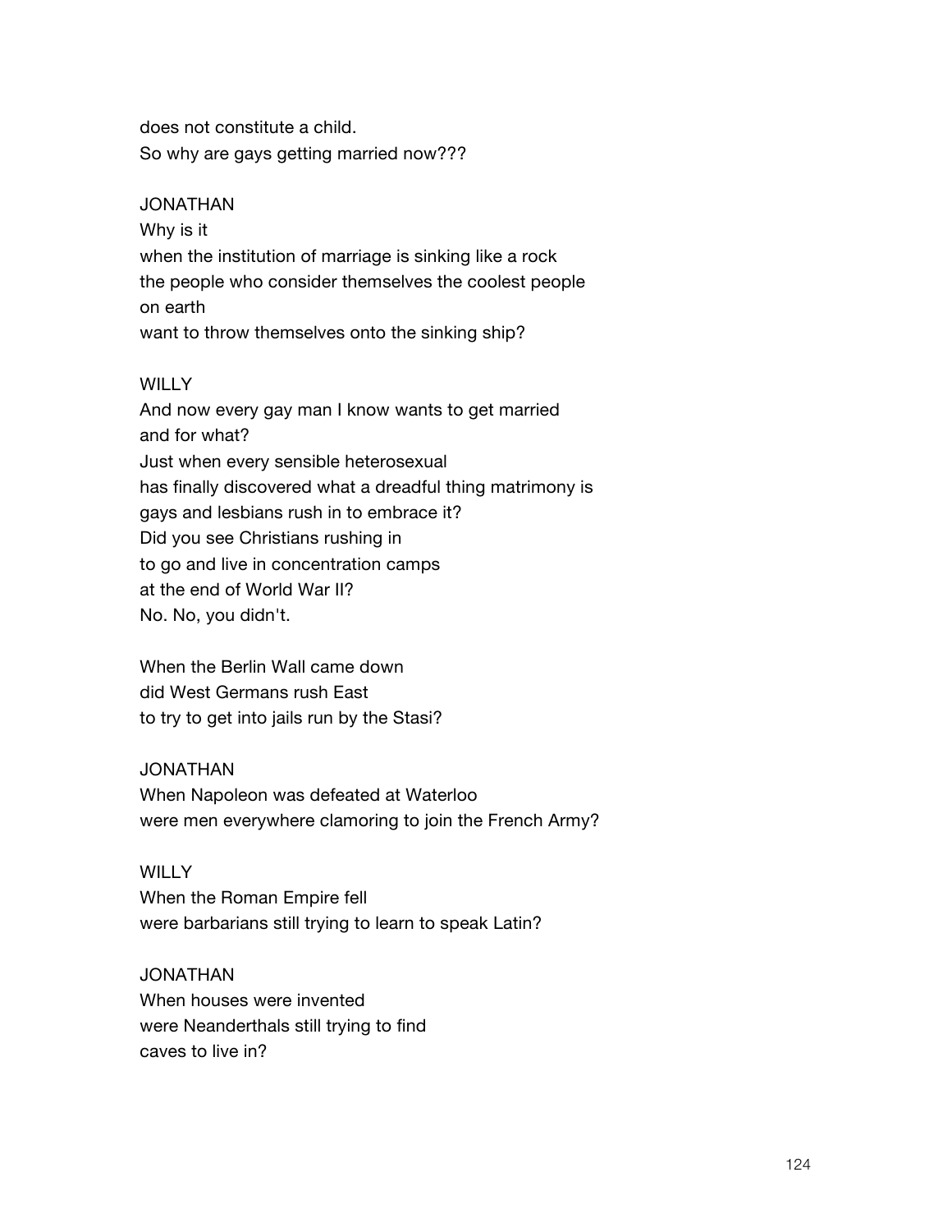does not constitute a child.
So why are gays getting married now???

JONATHAN
Why is it
when the institution of marriage is sinking like a rock
the people who consider themselves the coolest people
on earth
want to throw themselves onto the sinking ship?

WILLY
And now every gay man I know wants to get married
and for what?
Just when every sensible heterosexual
has finally discovered what a dreadful thing matrimony is
gays and lesbians rush in to embrace it?
Did you see Christians rushing in
to go and live in concentration camps
at the end of World War II?
No. No, you didn't.

When the Berlin Wall came down
did West Germans rush East
to try to get into jails run by the Stasi?

JONATHAN
When Napoleon was defeated at Waterloo
were men everywhere clamoring to join the French Army?

WILLY
When the Roman Empire fell
were barbarians still trying to learn to speak Latin?

JONATHAN
When houses were invented
were Neanderthals still trying to find
caves to live in?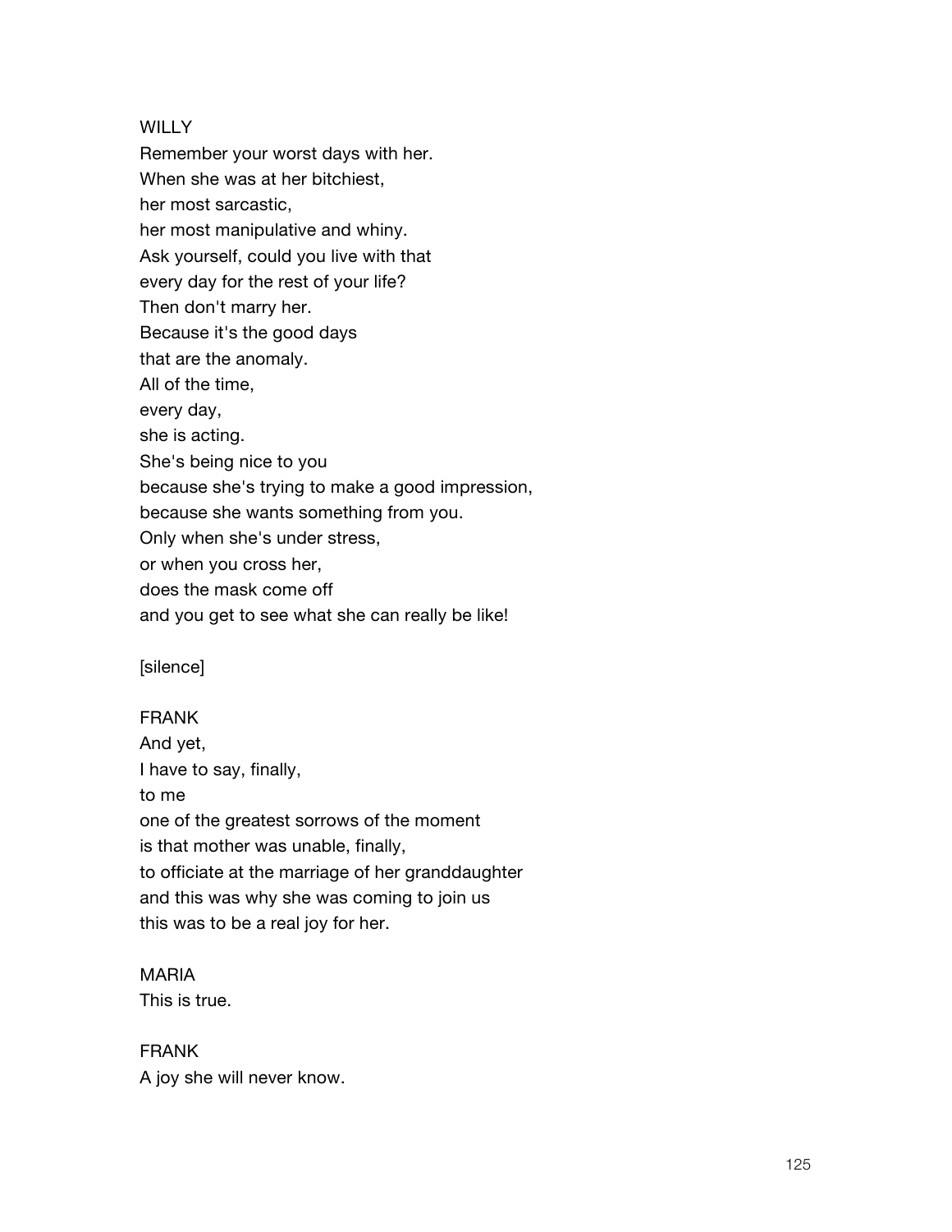WILLY
Remember your worst days with her.
When she was at her bitchiest,
her most sarcastic,
her most manipulative and whiny.
Ask yourself, could you live with that
every day for the rest of your life?
Then don't marry her.
Because it's the good days
that are the anomaly.
All of the time,
every day,
she is acting.
She's being nice to you
because she's trying to make a good impression,
because she wants something from you.
Only when she's under stress,
or when you cross her,
does the mask come off
and you get to see what she can really be like!

[silence]

FRANK
And yet,
I have to say, finally,
to me
one of the greatest sorrows of the moment
is that mother was unable, finally,
to officiate at the marriage of her granddaughter
and this was why she was coming to join us
this was to be a real joy for her.

MARIA
This is true.

FRANK
A joy she will never know.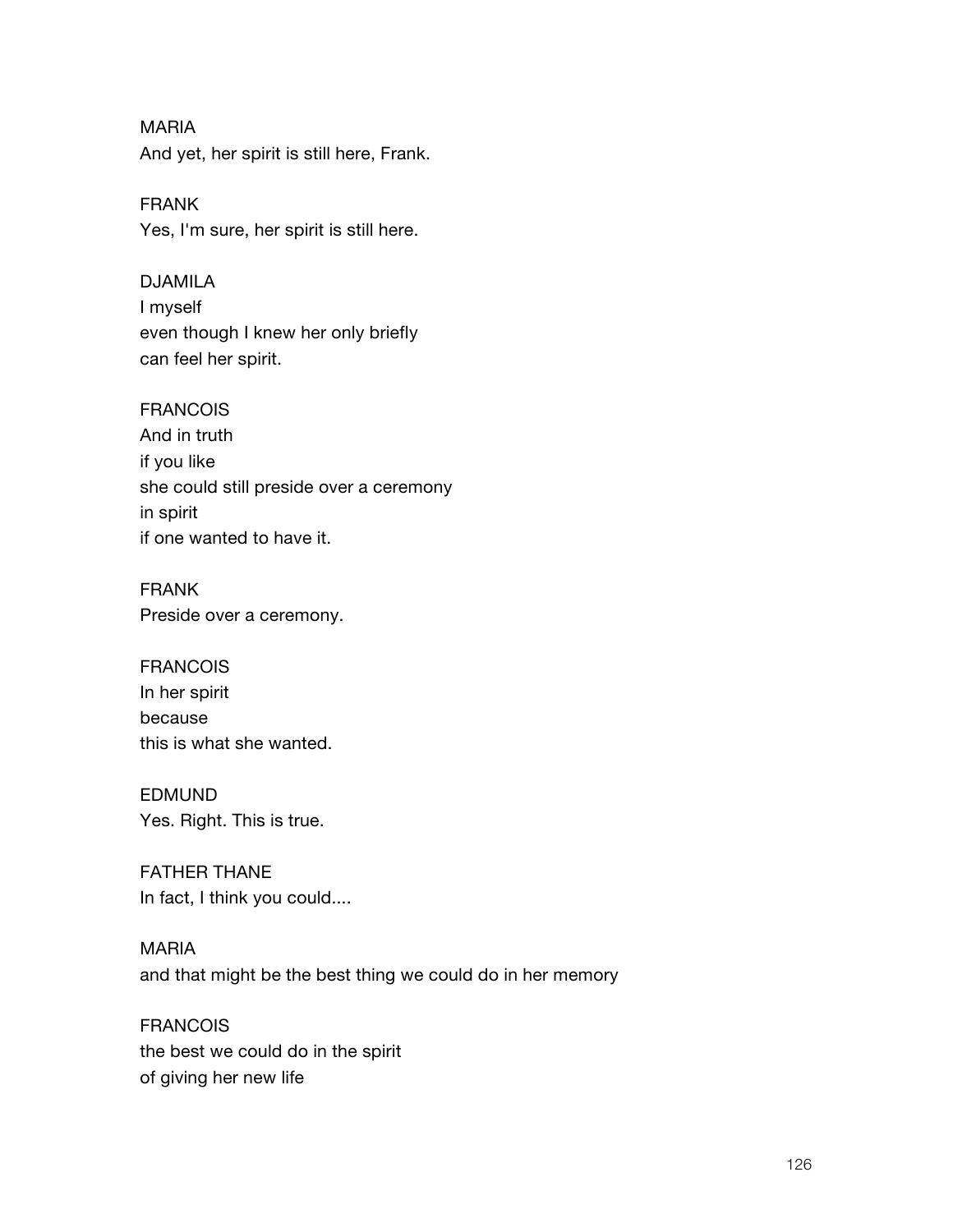MARIA
And yet, her spirit is still here, Frank.

FRANK
Yes, I'm sure, her spirit is still here.

DJAMILA
I myself
even though I knew her only briefly
can feel her spirit.

FRANCOIS
And in truth
if you like
she could still preside over a ceremony
in spirit
if one wanted to have it.

FRANK
Preside over a ceremony.

FRANCOIS
In her spirit
because
this is what she wanted.

EDMUND
Yes. Right. This is true.

FATHER THANE
In fact, I think you could....

MARIA
and that might be the best thing we could do in her memory

FRANCOIS
the best we could do in the spirit
of giving her new life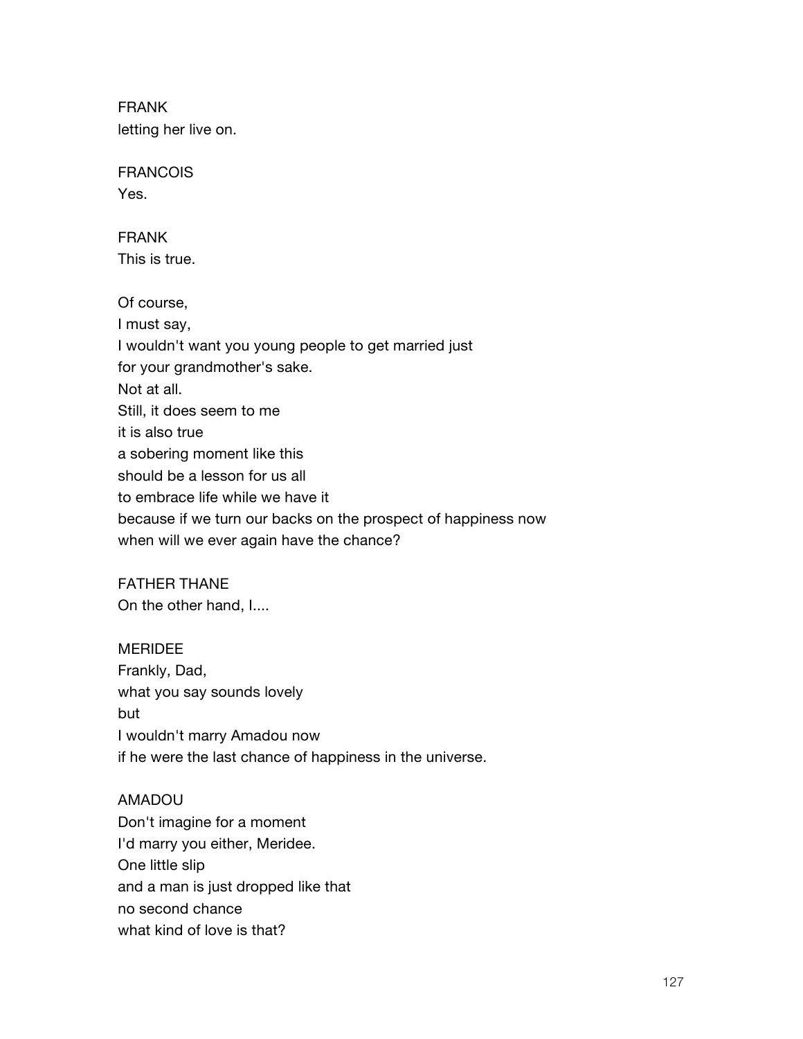FRANK
letting her live on.

FRANCOIS
Yes.

FRANK
This is true.

Of course,
I must say,
I wouldn't want you young people to get married just
for your grandmother's sake.
Not at all.
Still, it does seem to me
it is also true
a sobering moment like this
should be a lesson for us all
to embrace life while we have it
because if we turn our backs on the prospect of happiness now
when will we ever again have the chance?

FATHER THANE
On the other hand, I....

MERIDEE
Frankly, Dad,
what you say sounds lovely
but
I wouldn't marry Amadou now
if he were the last chance of happiness in the universe.

AMADOU
Don't imagine for a moment
I'd marry you either, Meridee.
One little slip
and a man is just dropped like that
no second chance
what kind of love is that?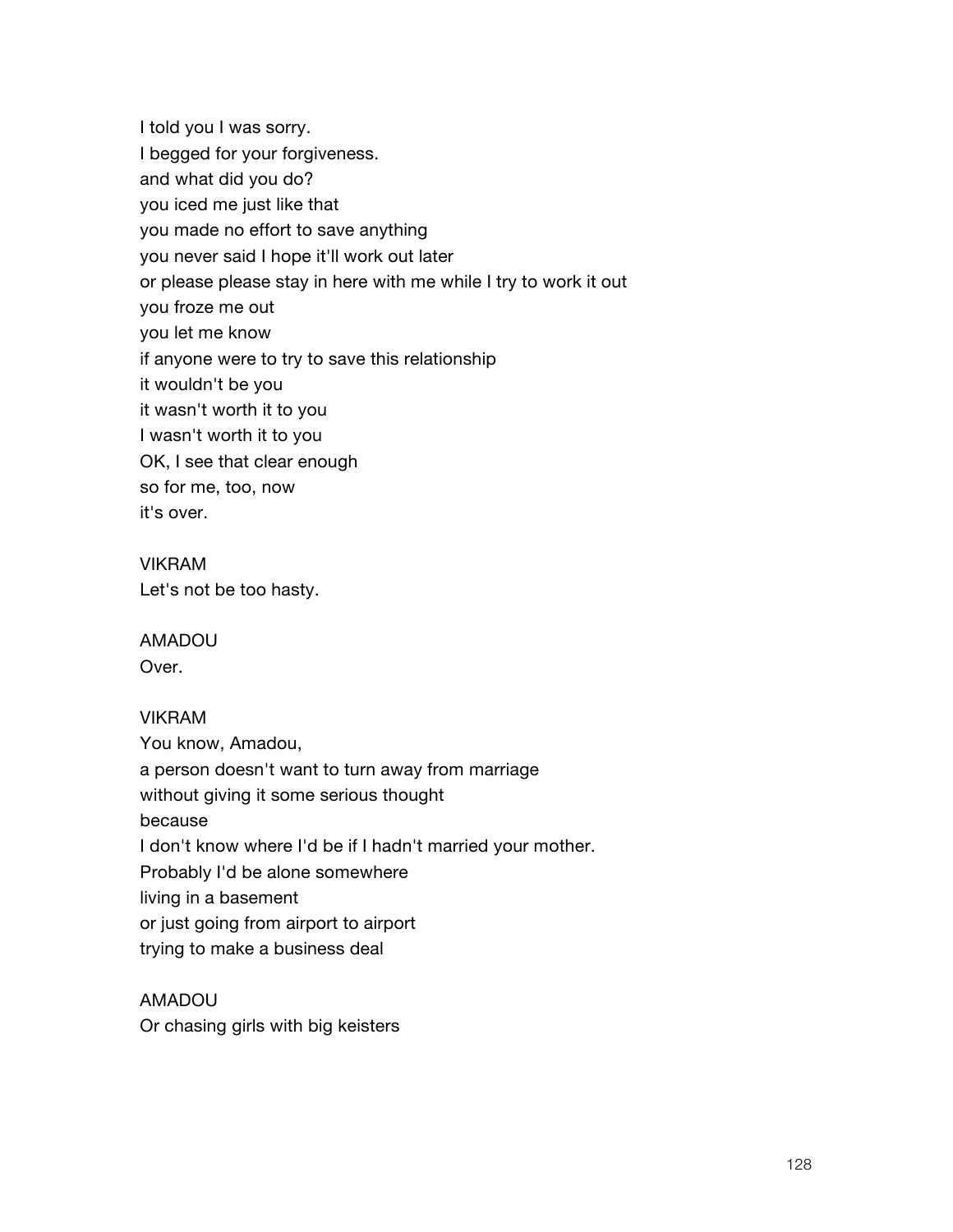I told you I was sorry.  
I begged for your forgiveness.  
and what did you do?  
you iced me just like that  
you made no effort to save anything  
you never said I hope it'll work out later  
or please please stay in here with me while I try to work it out  
you froze me out  
you let me know  
if anyone were to try to save this relationship  
it wouldn't be you  
it wasn't worth it to you  
I wasn't worth it to you  
OK, I see that clear enough  
so for me, too, now  
it's over.

VIKRAM  
Let's not be too hasty.

AMADOU  
Over.

VIKRAM  
You know, Amadou,  
a person doesn't want to turn away from marriage  
without giving it some serious thought  
because  
I don't know where I'd be if I hadn't married your mother.  
Probably I'd be alone somewhere  
living in a basement  
or just going from airport to airport  
trying to make a business deal

AMADOU  
Or chasing girls with big keisters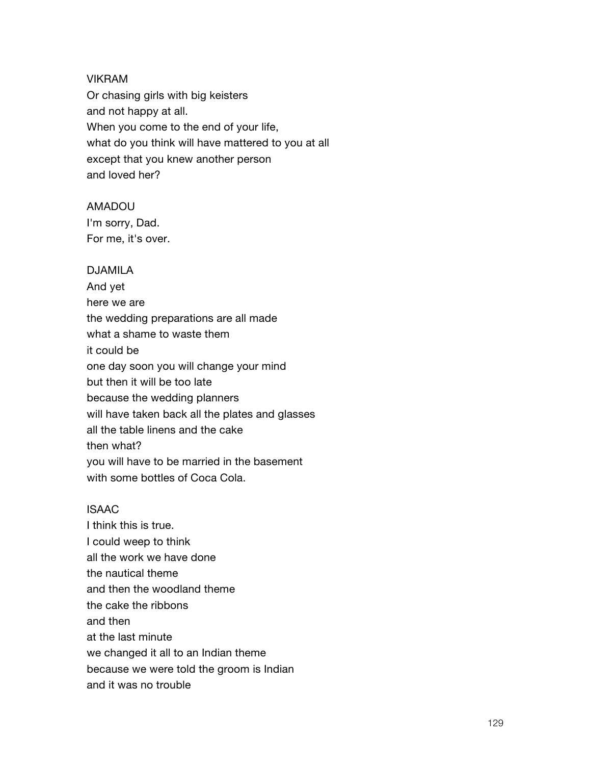VIKRAM
Or chasing girls with big keisters
and not happy at all.
When you come to the end of your life,
what do you think will have mattered to you at all
except that you knew another person
and loved her?

AMADOU
I'm sorry, Dad.
For me, it's over.

DJAMILA
And yet
here we are
the wedding preparations are all made
what a shame to waste them
it could be
one day soon you will change your mind
but then it will be too late
because the wedding planners
will have taken back all the plates and glasses
all the table linens and the cake
then what?
you will have to be married in the basement
with some bottles of Coca Cola.

ISAAC
I think this is true.
I could weep to think
all the work we have done
the nautical theme
and then the woodland theme
the cake the ribbons
and then
at the last minute
we changed it all to an Indian theme
because we were told the groom is Indian
and it was no trouble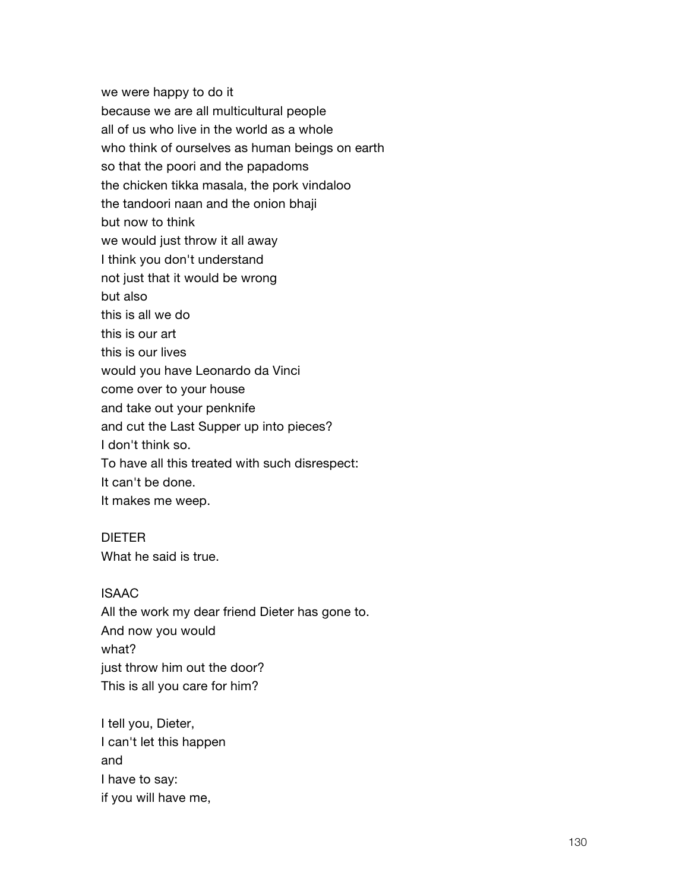we were happy to do it
because we are all multicultural people
all of us who live in the world as a whole
who think of ourselves as human beings on earth
so that the poori and the papadoms
the chicken tikka masala, the pork vindaloo
the tandoori naan and the onion bhaji
but now to think
we would just throw it all away
I think you don't understand
not just that it would be wrong
but also
this is all we do
this is our art
this is our lives
would you have Leonardo da Vinci
come over to your house
and take out your penknife
and cut the Last Supper up into pieces?
I don't think so.
To have all this treated with such disrespect:
It can't be done.
It makes me weep.

DIETER
What he said is true.

ISAAC
All the work my dear friend Dieter has gone to.
And now you would
what?
just throw him out the door?
This is all you care for him?

I tell you, Dieter,
I can't let this happen
and
I have to say:
if you will have me,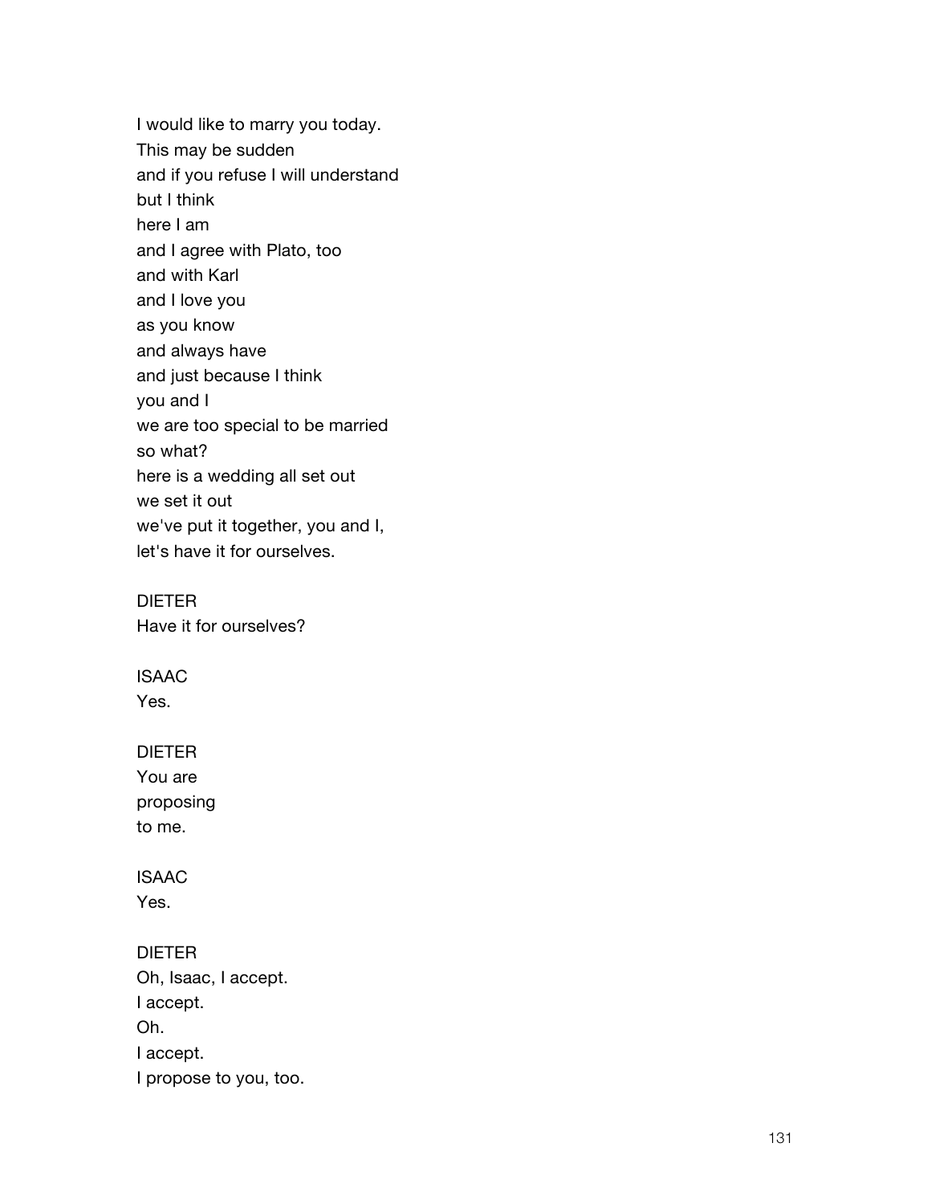I would like to marry you today.  
This may be sudden  
and if you refuse I will understand  
but I think  
here I am  
and I agree with Plato, too  
and with Karl  
and I love you  
as you know  
and always have  
and just because I think  
you and I  
we are too special to be married  
so what?  
here is a wedding all set out  
we set it out  
we've put it together, you and I,  
let's have it for ourselves.

DIETER  
Have it for ourselves?

ISAAC  
Yes.

DIETER  
You are  
proposing  
to me.

ISAAC  
Yes.

DIETER  
Oh, Isaac, I accept.  
I accept.  
Oh.  
I accept.  
I propose to you, too.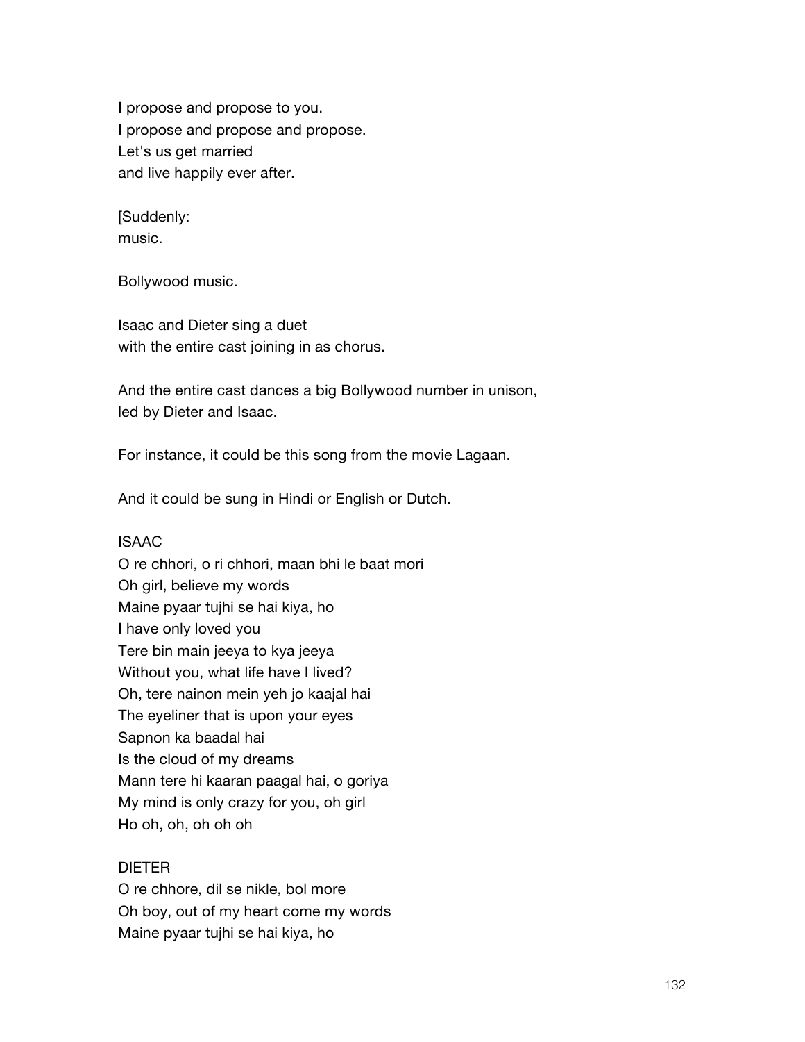I propose and propose to you.
I propose and propose and propose.
Let's us get married
and live happily ever after.

[Suddenly:
music.

Bollywood music.

Isaac and Dieter sing a duet
with the entire cast joining in as chorus.

And the entire cast dances a big Bollywood number in unison,
led by Dieter and Isaac.

For instance, it could be this song from the movie Lagaan.

And it could be sung in Hindi or English or Dutch.

ISAAC
O re chhori, o ri chhori, maan bhi le baat mori
Oh girl, believe my words
Maine pyaar tujhi se hai kiya, ho
I have only loved you
Tere bin main jeeya to kya jeeya
Without you, what life have I lived?
Oh, tere nainon mein yeh jo kaajal hai
The eyeliner that is upon your eyes
Sapnon ka baadal hai
Is the cloud of my dreams
Mann tere hi kaaran paagal hai, o goriya
My mind is only crazy for you, oh girl
Ho oh, oh, oh oh oh

DIETER
O re chhore, dil se nikle, bol more
Oh boy, out of my heart come my words
Maine pyaar tujhi se hai kiya, ho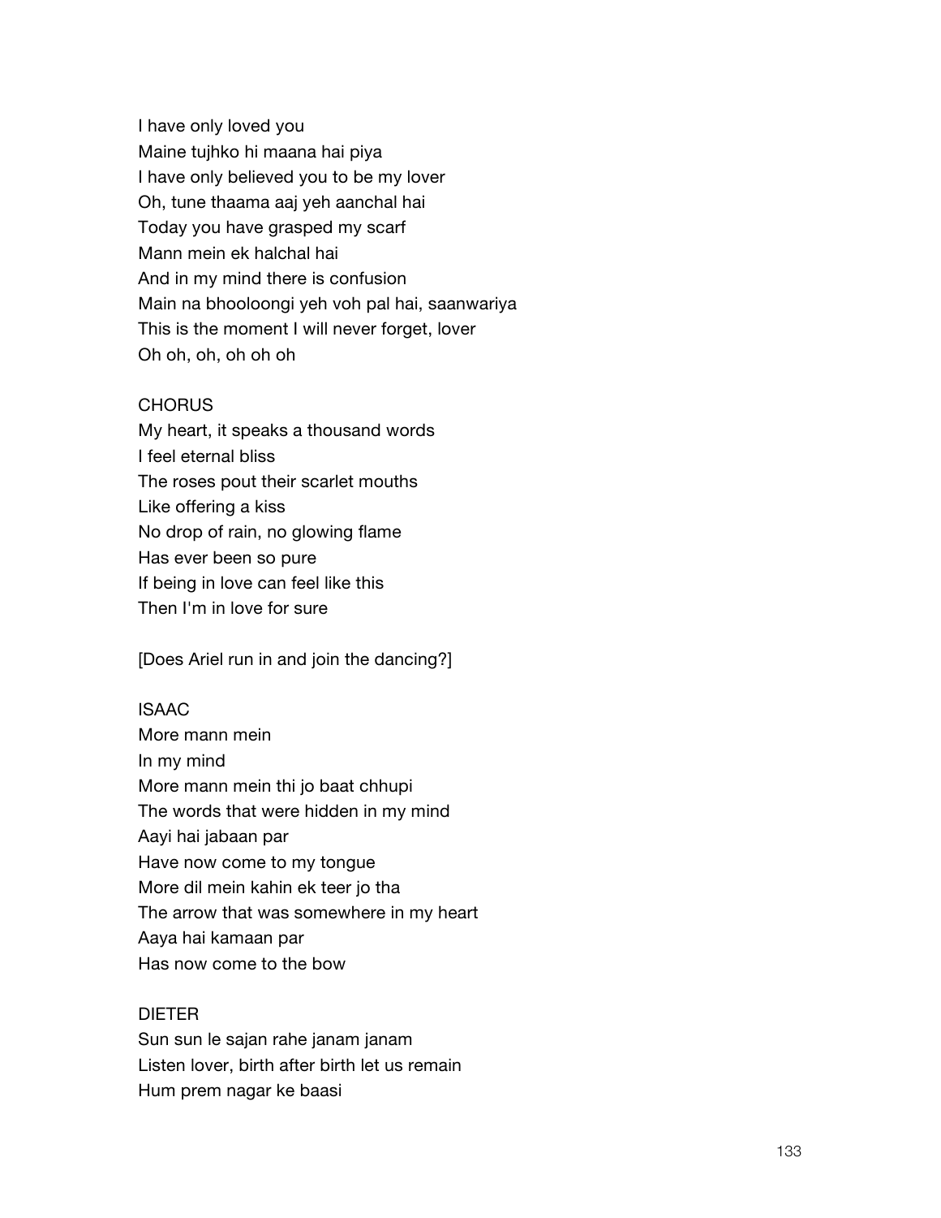I have only loved you
Maine tujhko hi maana hai piya
I have only believed you to be my lover
Oh, tune thaama aaj yeh aanchal hai
Today you have grasped my scarf
Mann mein ek halchal hai
And in my mind there is confusion
Main na bhooloongi yeh voh pal hai, saanwariya
This is the moment I will never forget, lover
Oh oh, oh, oh oh oh

CHORUS
My heart, it speaks a thousand words
I feel eternal bliss
The roses pout their scarlet mouths
Like offering a kiss
No drop of rain, no glowing flame
Has ever been so pure
If being in love can feel like this
Then I'm in love for sure

[Does Ariel run in and join the dancing?]

ISAAC
More mann mein
In my mind
More mann mein thi jo baat chhupi
The words that were hidden in my mind
Aayi hai jabaan par
Have now come to my tongue
More dil mein kahin ek teer jo tha
The arrow that was somewhere in my heart
Aaya hai kamaan par
Has now come to the bow

DIETER
Sun sun le sajan rahe janam janam
Listen lover, birth after birth let us remain
Hum prem nagar ke baasi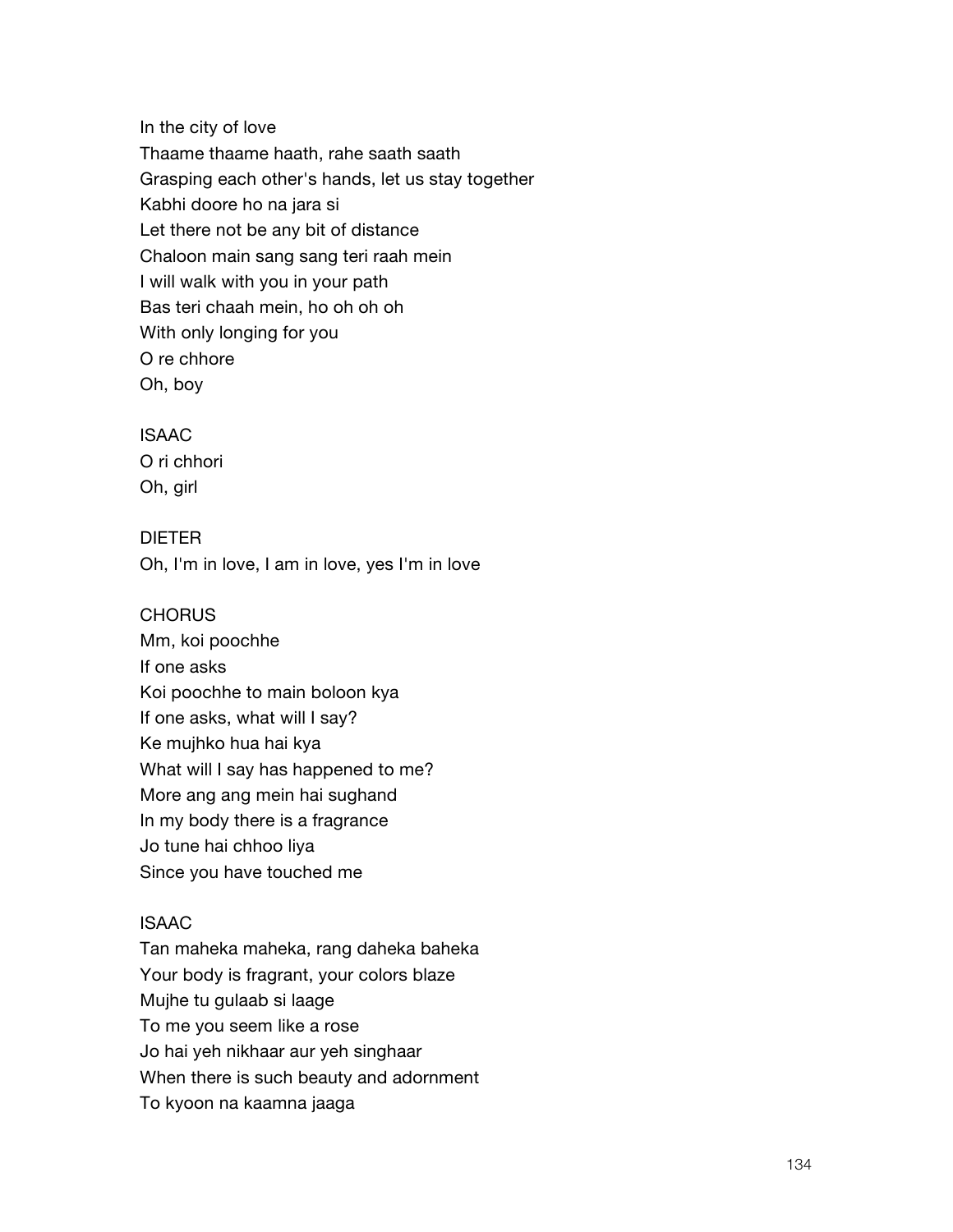In the city of love
Thaame thaame haath, rahe saath saath
Grasping each other's hands, let us stay together
Kabhi doore ho na jara si
Let there not be any bit of distance
Chaloon main sang sang teri raah mein
I will walk with you in your path
Bas teri chaah mein, ho oh oh oh
With only longing for you
O re chhore
Oh, boy

ISAAC
O ri chhori
Oh, girl

DIETER
Oh, I'm in love, I am in love, yes I'm in love

CHORUS
Mm, koi poochhe
If one asks
Koi poochhe to main boloon kya
If one asks, what will I say?
Ke mujhko hua hai kya
What will I say has happened to me?
More ang ang mein hai sughand
In my body there is a fragrance
Jo tune hai chhoo liya
Since you have touched me

ISAAC
Tan maheka maheka, rang daheka baheka
Your body is fragrant, your colors blaze
Mujhe tu gulaab si laage
To me you seem like a rose
Jo hai yeh nikhaar aur yeh singhaar
When there is such beauty and adornment
To kyoon na kaamna jaaga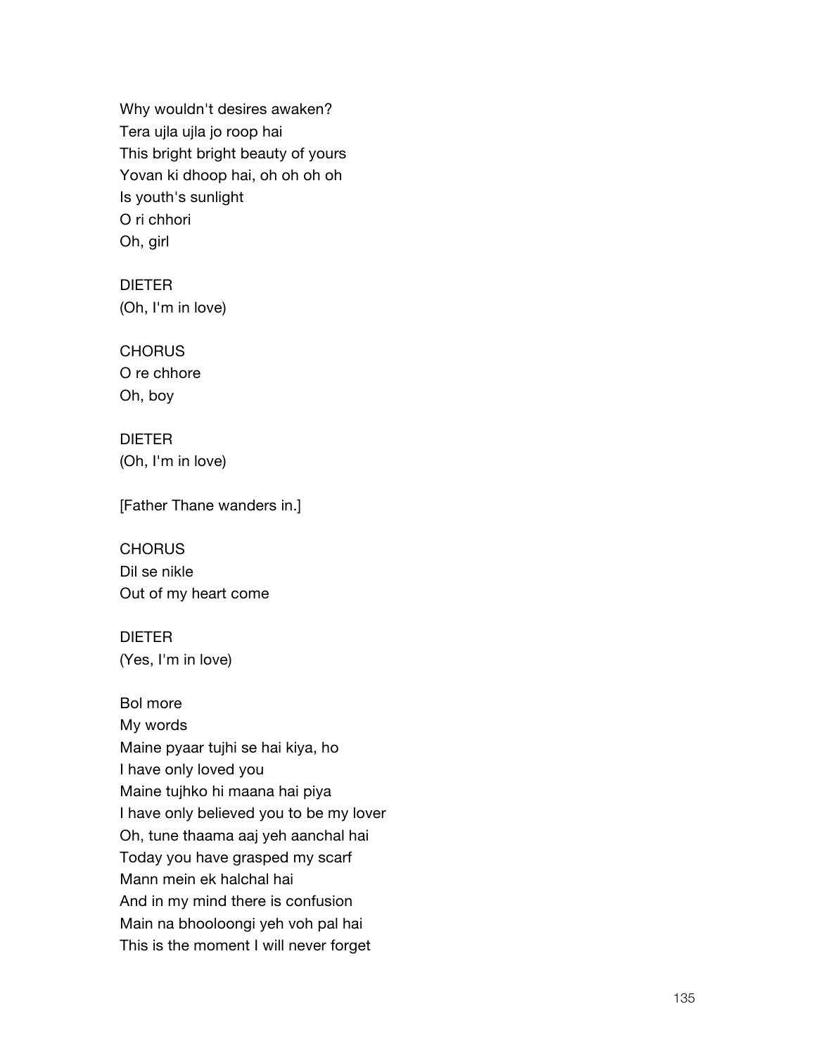Why wouldn't desires awaken?
Tera ujla ujla jo roop hai
This bright bright beauty of yours
Yovan ki dhoop hai, oh oh oh oh
Is youth's sunlight
O ri chhori
Oh, girl

DIETER
(Oh, I'm in love)

CHORUS
O re chhore
Oh, boy

DIETER
(Oh, I'm in love)

[Father Thane wanders in.]

CHORUS
Dil se nikle
Out of my heart come

DIETER
(Yes, I'm in love)

Bol more
My words
Maine pyaar tujhi se hai kiya, ho
I have only loved you
Maine tujhko hi maana hai piya
I have only believed you to be my lover
Oh, tune thaama aaj yeh aanchal hai
Today you have grasped my scarf
Mann mein ek halchal hai
And in my mind there is confusion
Main na bhooloongi yeh voh pal hai
This is the moment I will never forget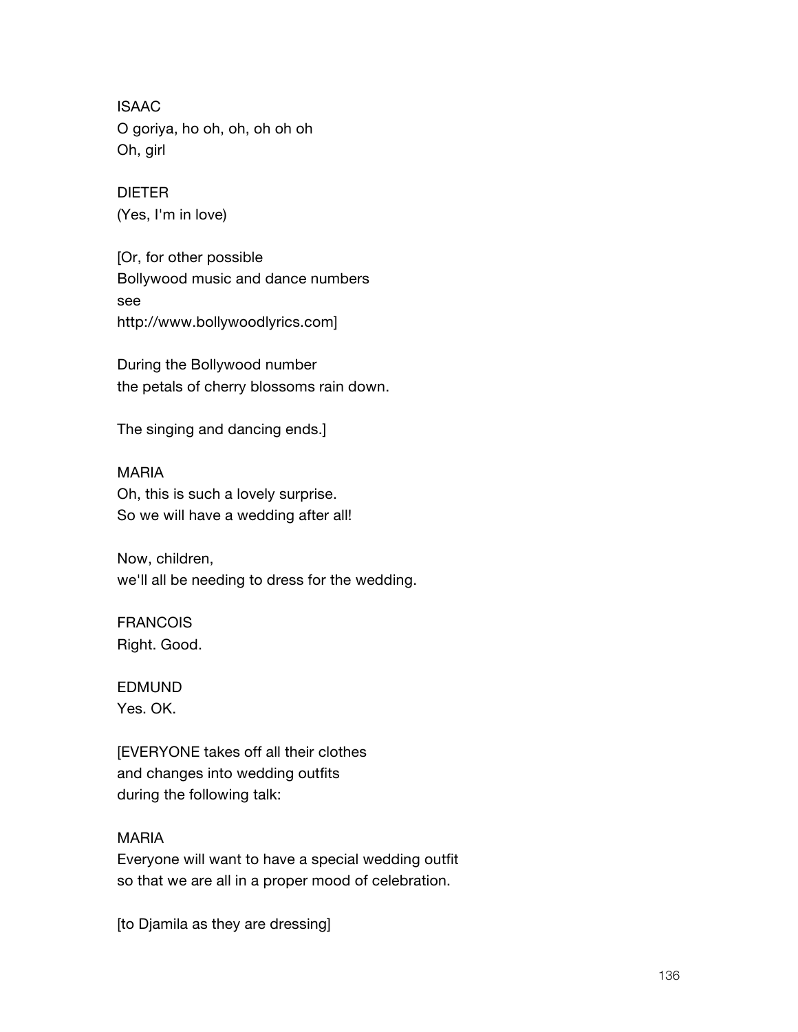ISAAC
O goriya, ho oh, oh, oh oh oh
Oh, girl

DIETER
(Yes, I'm in love)

[Or, for other possible
Bollywood music and dance numbers
see
http://www.bollywoodlyrics.com]

During the Bollywood number
the petals of cherry blossoms rain down.

The singing and dancing ends.]

MARIA
Oh, this is such a lovely surprise.
So we will have a wedding after all!

Now, children,
we'll all be needing to dress for the wedding.

FRANCOIS
Right. Good.

EDMUND
Yes. OK.

[EVERYONE takes off all their clothes
and changes into wedding outfits
during the following talk:

MARIA
Everyone will want to have a special wedding outfit
so that we are all in a proper mood of celebration.

[to Djamila as they are dressing]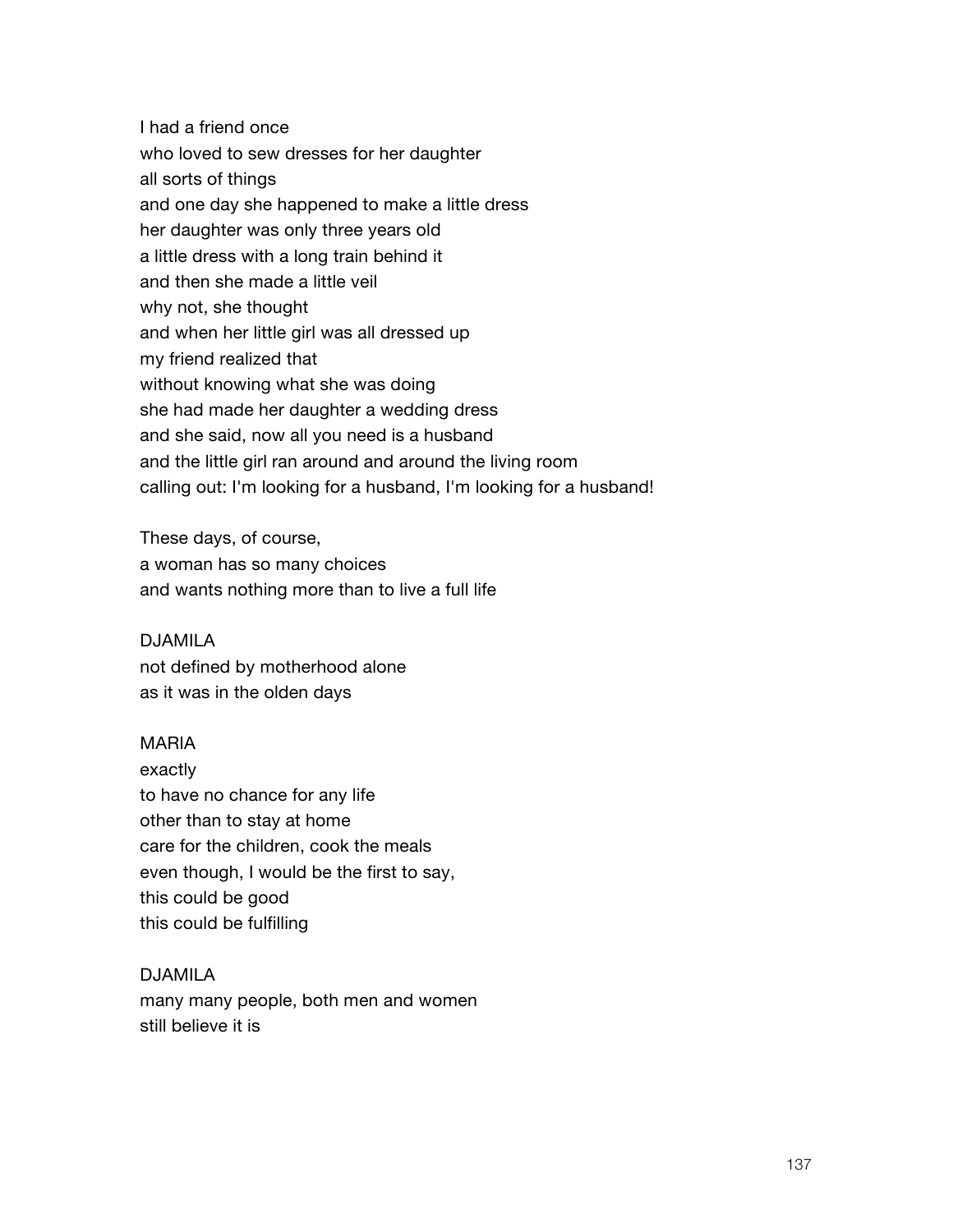I had a friend once  
who loved to sew dresses for her daughter  
all sorts of things  
and one day she happened to make a little dress  
her daughter was only three years old  
a little dress with a long train behind it  
and then she made a little veil  
why not, she thought  
and when her little girl was all dressed up  
my friend realized that  
without knowing what she was doing  
she had made her daughter a wedding dress  
and she said, now all you need is a husband  
and the little girl ran around and around the living room  
calling out: I'm looking for a husband, I'm looking for a husband!

These days, of course,  
a woman has so many choices  
and wants nothing more than to live a full life

DJAMILA  
not defined by motherhood alone  
as it was in the olden days

MARIA  
exactly  
to have no chance for any life  
other than to stay at home  
care for the children, cook the meals  
even though, I would be the first to say,  
this could be good  
this could be fulfilling

DJAMILA  
many many people, both men and women  
still believe it is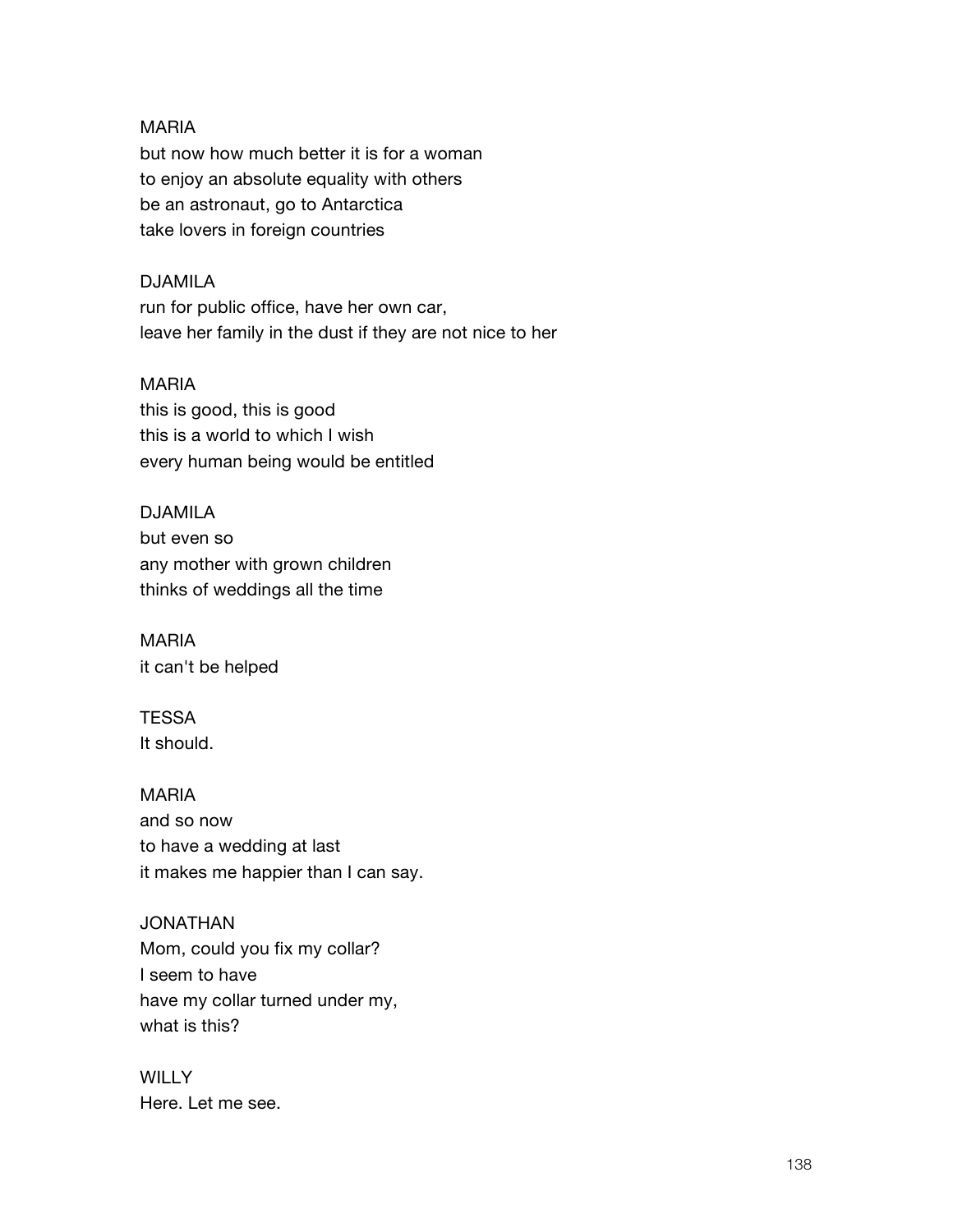MARIA
but now how much better it is for a woman
to enjoy an absolute equality with others
be an astronaut, go to Antarctica
take lovers in foreign countries

DJAMILA
run for public office, have her own car,
leave her family in the dust if they are not nice to her

MARIA
this is good, this is good
this is a world to which I wish
every human being would be entitled

DJAMILA
but even so
any mother with grown children
thinks of weddings all the time

MARIA
it can't be helped

TESSA
It should.

MARIA
and so now
to have a wedding at last
it makes me happier than I can say.

JONATHAN
Mom, could you fix my collar?
I seem to have
have my collar turned under my,
what is this?

WILLY
Here. Let me see.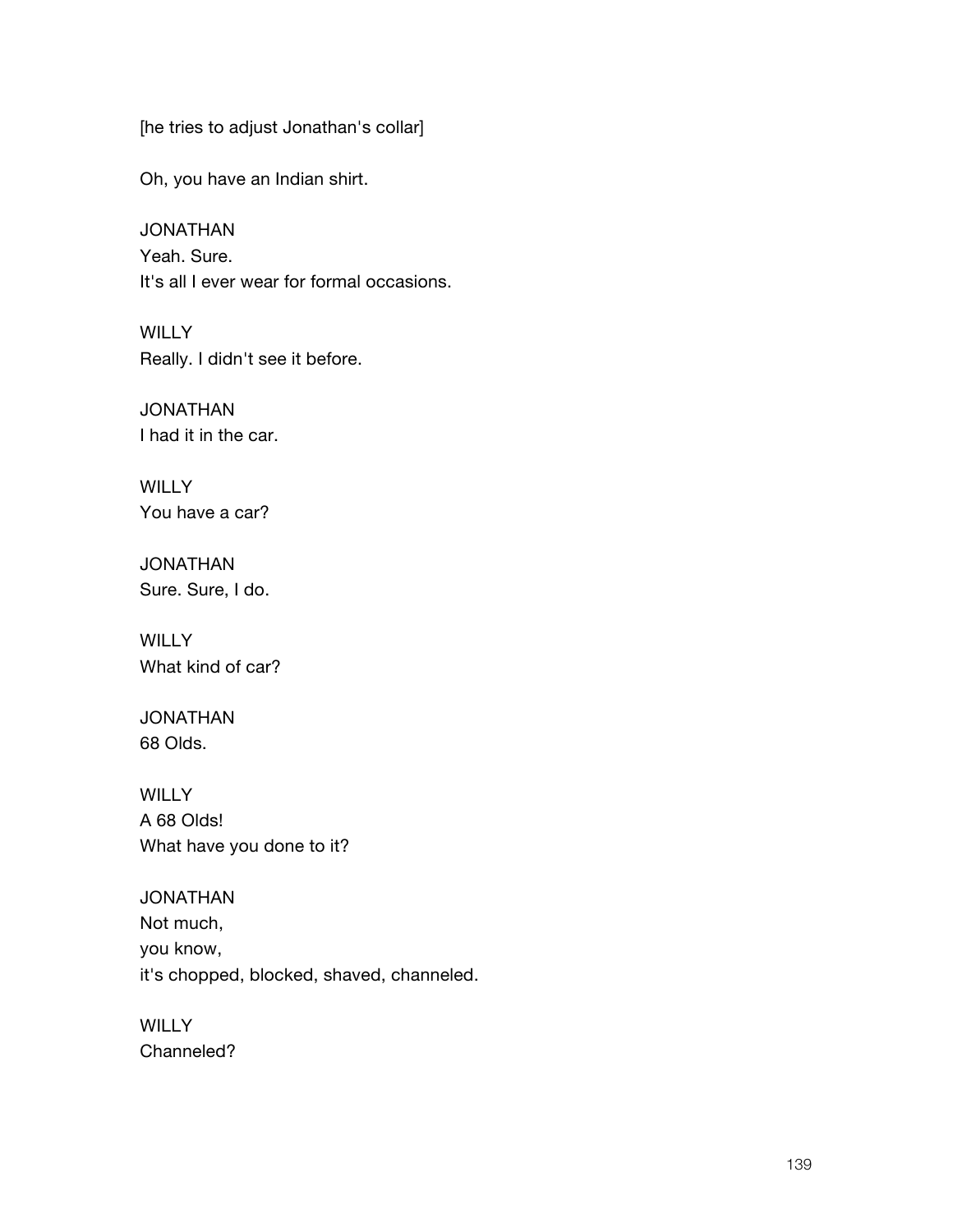[he tries to adjust Jonathan's collar]

Oh, you have an Indian shirt.

JONATHAN
Yeah. Sure.
It's all I ever wear for formal occasions.

WILLY
Really. I didn't see it before.

JONATHAN
I had it in the car.

WILLY
You have a car?

JONATHAN
Sure. Sure, I do.

WILLY
What kind of car?

JONATHAN
68 Olds.

WILLY
A 68 Olds!
What have you done to it?

JONATHAN
Not much,
you know,
it's chopped, blocked, shaved, channeled.

WILLY
Channeled?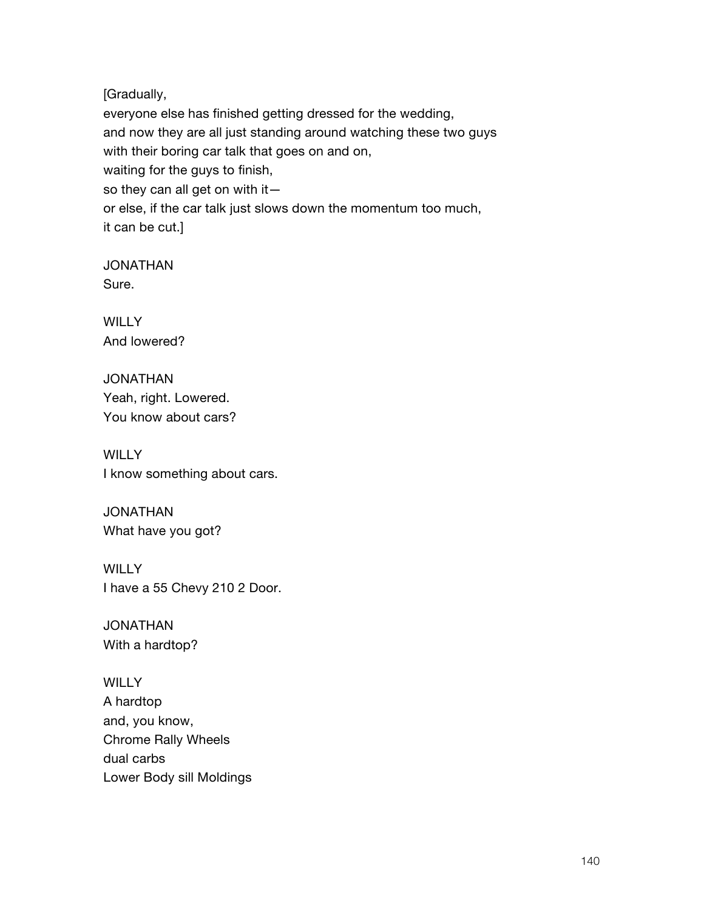[Gradually,
everyone else has finished getting dressed for the wedding,
and now they are all just standing around watching these two guys
with their boring car talk that goes on and on,
waiting for the guys to finish,
so they can all get on with it—
or else, if the car talk just slows down the momentum too much,
it can be cut.]

JONATHAN
Sure.

WILLY
And lowered?

JONATHAN
Yeah, right. Lowered.
You know about cars?

WILLY
I know something about cars.

JONATHAN
What have you got?

WILLY
I have a 55 Chevy 210 2 Door.

JONATHAN
With a hardtop?

WILLY
A hardtop
and, you know,
Chrome Rally Wheels
dual carbs
Lower Body sill Moldings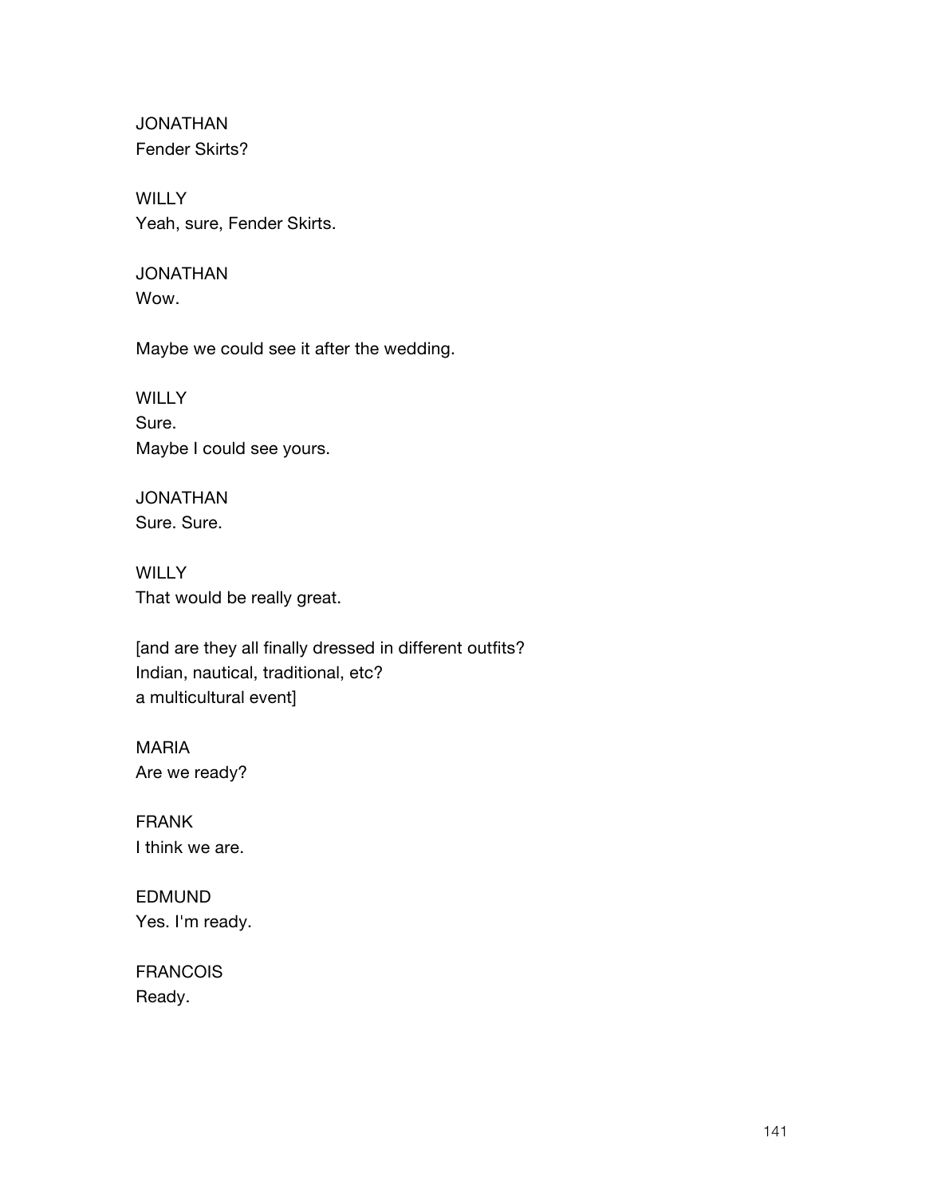JONATHAN
Fender Skirts?

WILLY
Yeah, sure, Fender Skirts.

JONATHAN
Wow.

Maybe we could see it after the wedding.

WILLY
Sure.
Maybe I could see yours.

JONATHAN
Sure. Sure.

WILLY
That would be really great.

[and are they all finally dressed in different outfits?
Indian, nautical, traditional, etc?
a multicultural event]

MARIA
Are we ready?

FRANK
I think we are.

EDMUND
Yes. I'm ready.

FRANCOIS
Ready.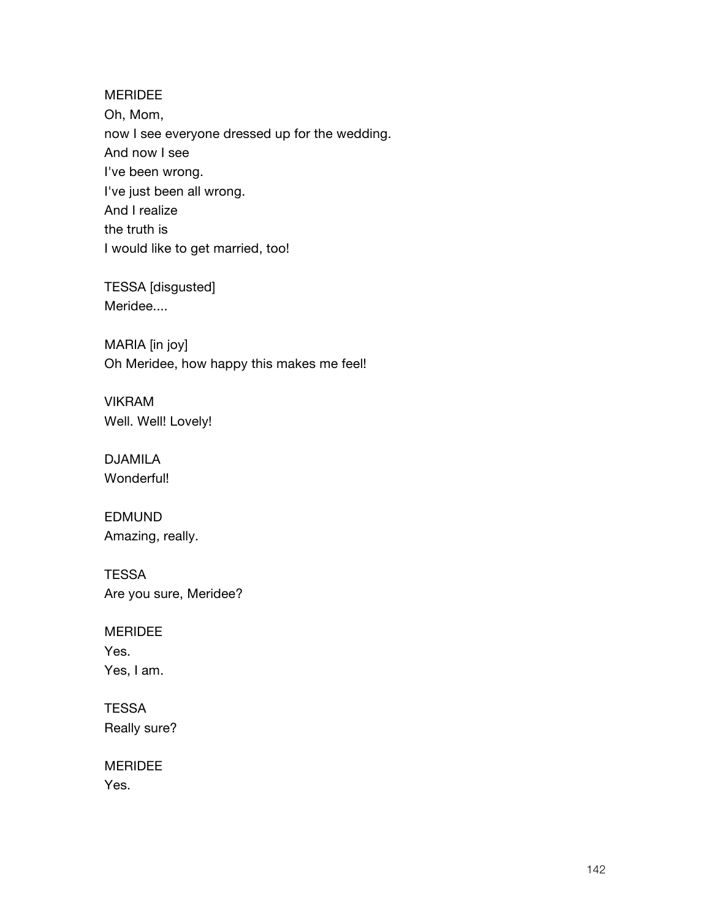MERIDEE
Oh, Mom,
now I see everyone dressed up for the wedding.
And now I see
I've been wrong.
I've just been all wrong.
And I realize
the truth is
I would like to get married, too!

TESSA [disgusted]
Meridee....

MARIA [in joy]
Oh Meridee, how happy this makes me feel!

VIKRAM
Well. Well! Lovely!

DJAMILA
Wonderful!

EDMUND
Amazing, really.

TESSA
Are you sure, Meridee?

MERIDEE
Yes.
Yes, I am.

TESSA
Really sure?

MERIDEE
Yes.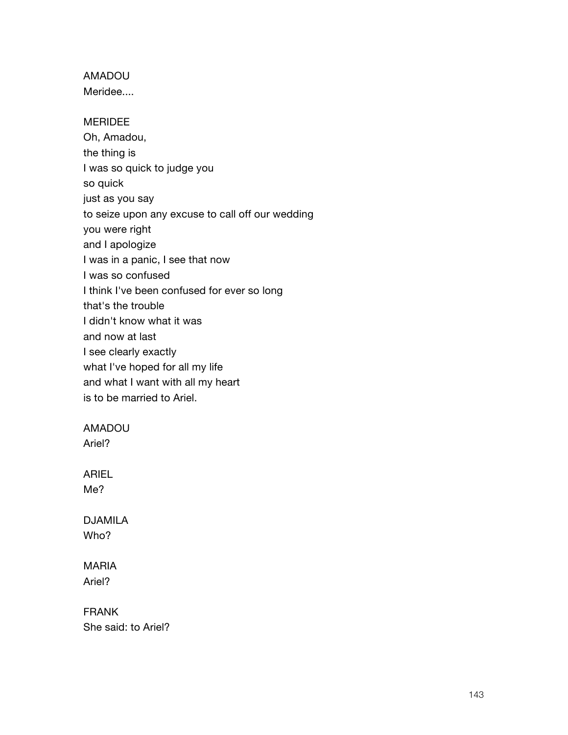AMADOU
Meridee....

MERIDEE
Oh, Amadou,
the thing is
I was so quick to judge you
so quick
just as you say
to seize upon any excuse to call off our wedding
you were right
and I apologize
I was in a panic, I see that now
I was so confused
I think I've been confused for ever so long
that's the trouble
I didn't know what it was
and now at last
I see clearly exactly
what I've hoped for all my life
and what I want with all my heart
is to be married to Ariel.

AMADOU
Ariel?

ARIEL
Me?

DJAMILA
Who?

MARIA
Ariel?

FRANK
She said: to Ariel?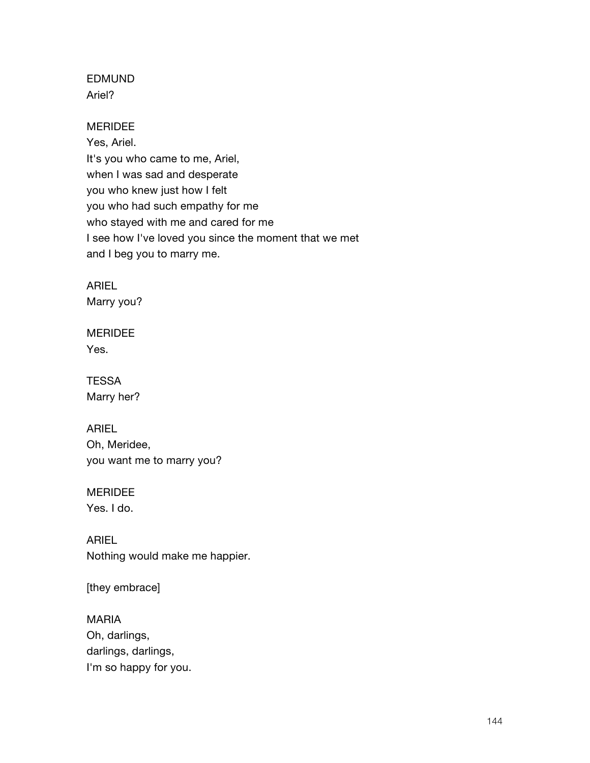EDMUND
Ariel?

MERIDEE
Yes, Ariel.
It's you who came to me, Ariel,
when I was sad and desperate
you who knew just how I felt
you who had such empathy for me
who stayed with me and cared for me
I see how I've loved you since the moment that we met
and I beg you to marry me.

ARIEL
Marry you?

MERIDEE
Yes.

TESSA
Marry her?

ARIEL
Oh, Meridee,
you want me to marry you?

MERIDEE
Yes. I do.

ARIEL
Nothing would make me happier.

[they embrace]

MARIA
Oh, darlings,
darlings, darlings,
I'm so happy for you.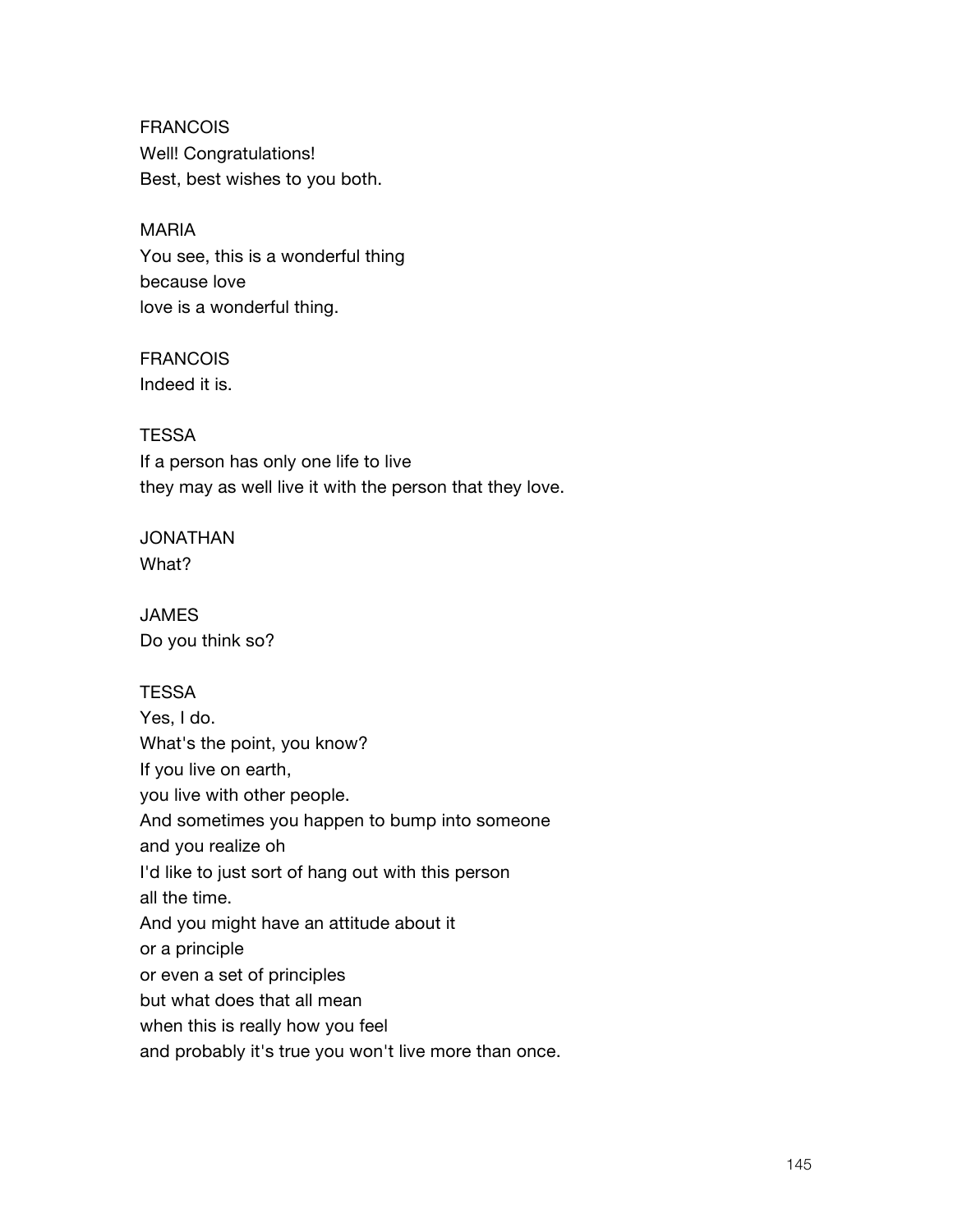FRANCOIS
Well! Congratulations!
Best, best wishes to you both.

MARIA
You see, this is a wonderful thing
because love
love is a wonderful thing.

FRANCOIS
Indeed it is.

TESSA
If a person has only one life to live
they may as well live it with the person that they love.

JONATHAN
What?

JAMES
Do you think so?

TESSA
Yes, I do.
What's the point, you know?
If you live on earth,
you live with other people.
And sometimes you happen to bump into someone
and you realize oh
I'd like to just sort of hang out with this person
all the time.
And you might have an attitude about it
or a principle
or even a set of principles
but what does that all mean
when this is really how you feel
and probably it's true you won't live more than once.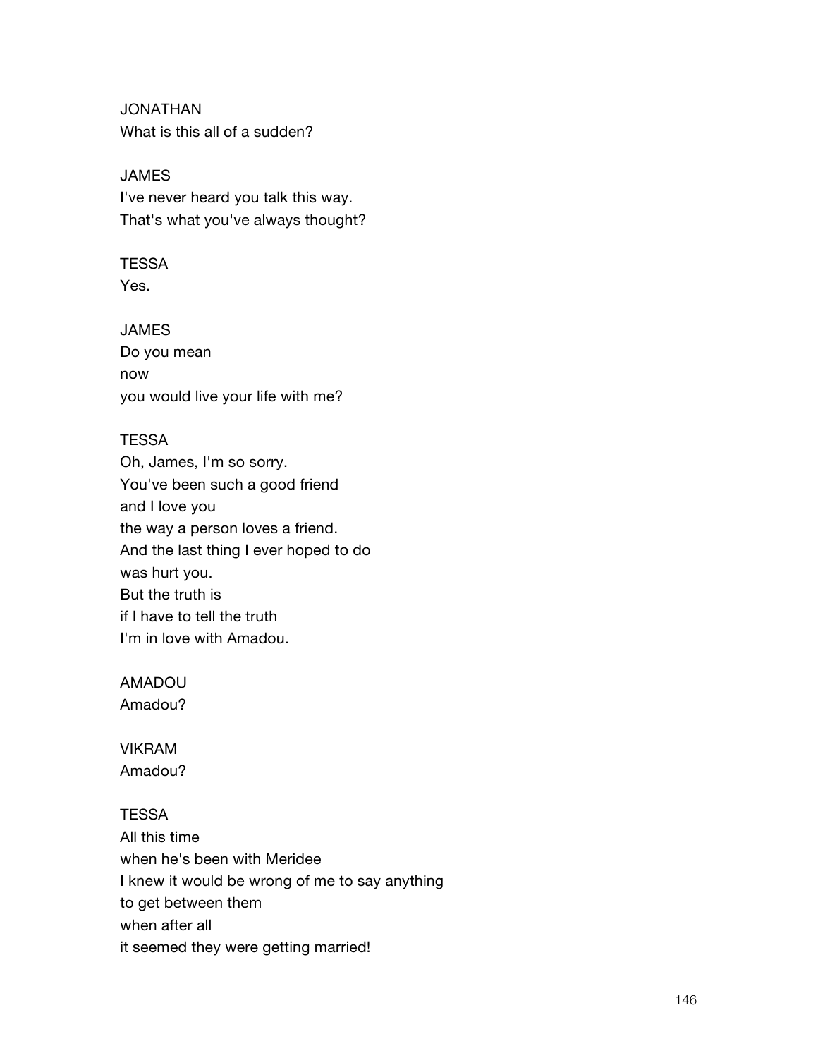JONATHAN
What is this all of a sudden?

JAMES
I've never heard you talk this way.
That's what you've always thought?

TESSA
Yes.

JAMES
Do you mean
now
you would live your life with me?

TESSA
Oh, James, I'm so sorry.
You've been such a good friend
and I love you
the way a person loves a friend.
And the last thing I ever hoped to do
was hurt you.
But the truth is
if I have to tell the truth
I'm in love with Amadou.

AMADOU
Amadou?

VIKRAM
Amadou?

TESSA
All this time
when he's been with Meridee
I knew it would be wrong of me to say anything
to get between them
when after all
it seemed they were getting married!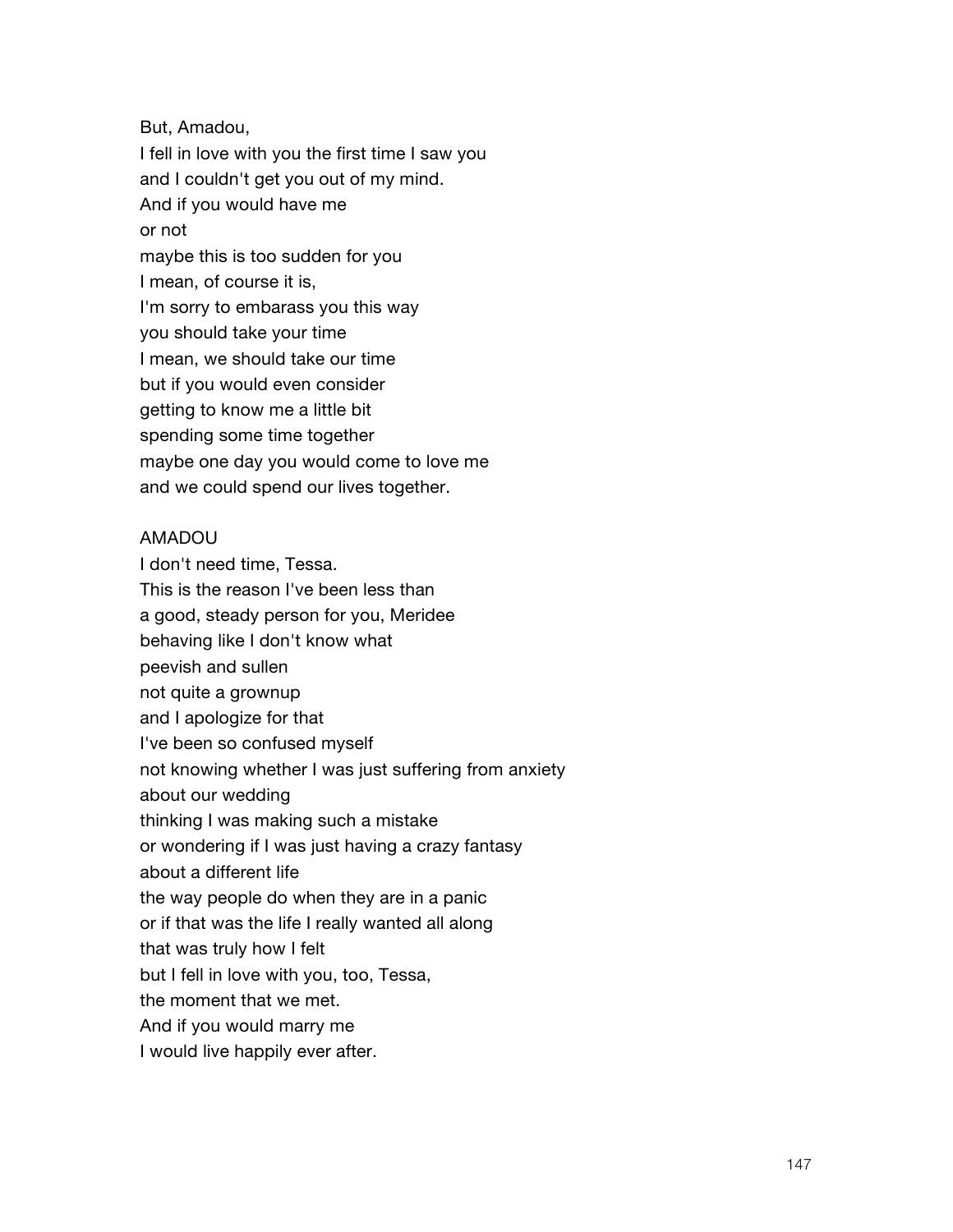But, Amadou,
I fell in love with you the first time I saw you
and I couldn't get you out of my mind.
And if you would have me
or not
maybe this is too sudden for you
I mean, of course it is,
I'm sorry to embarass you this way
you should take your time
I mean, we should take our time
but if you would even consider
getting to know me a little bit
spending some time together
maybe one day you would come to love me
and we could spend our lives together.

AMADOU
I don't need time, Tessa.
This is the reason I've been less than
a good, steady person for you, Meridee
behaving like I don't know what
peevish and sullen
not quite a grownup
and I apologize for that
I've been so confused myself
not knowing whether I was just suffering from anxiety
about our wedding
thinking I was making such a mistake
or wondering if I was just having a crazy fantasy
about a different life
the way people do when they are in a panic
or if that was the life I really wanted all along
that was truly how I felt
but I fell in love with you, too, Tessa,
the moment that we met.
And if you would marry me
I would live happily ever after.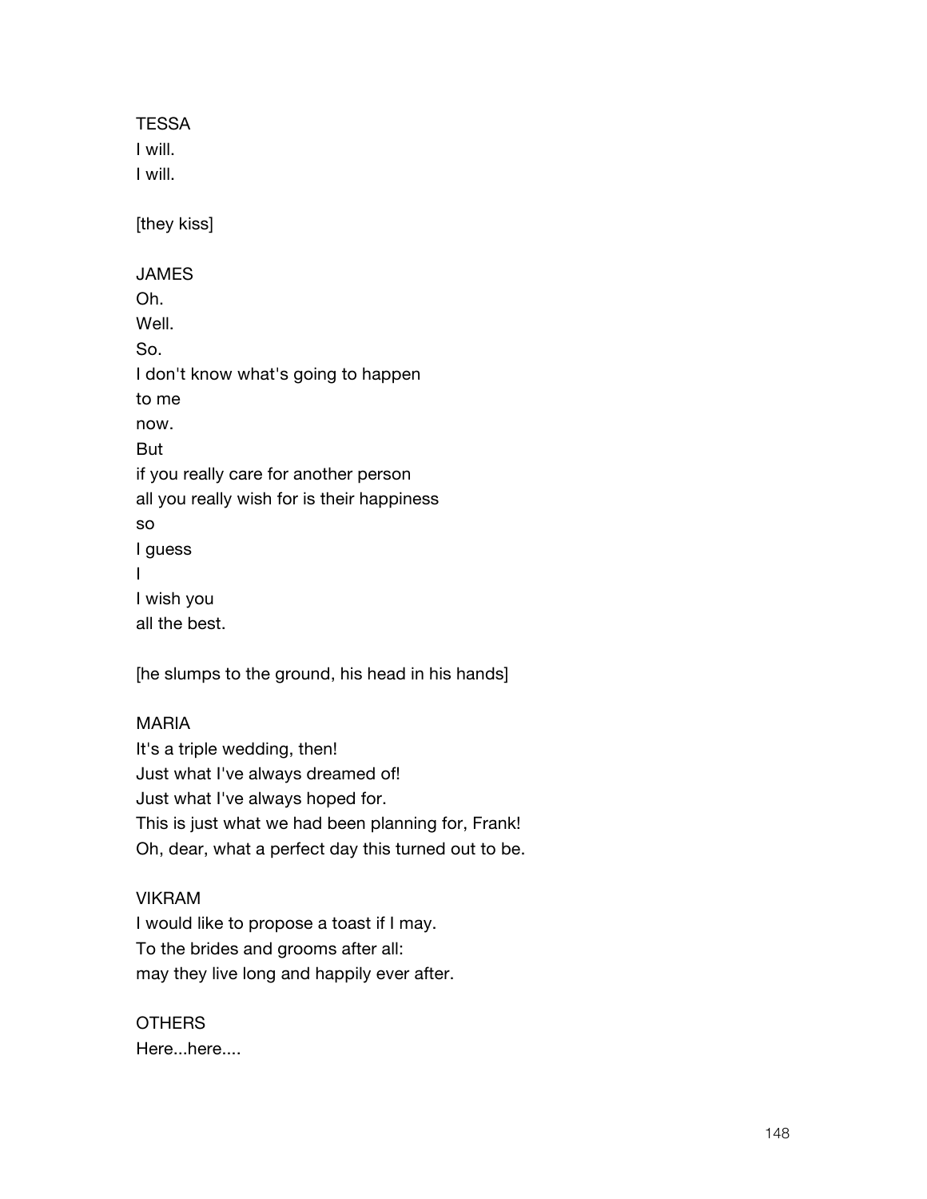TESSA
I will.
I will.

[they kiss]

JAMES
Oh.
Well.
So.
I don't know what's going to happen
to me
now.
But
if you really care for another person
all you really wish for is their happiness
so
I guess
I
I wish you
all the best.

[he slumps to the ground, his head in his hands]

MARIA
It's a triple wedding, then!
Just what I've always dreamed of!
Just what I've always hoped for.
This is just what we had been planning for, Frank!
Oh, dear, what a perfect day this turned out to be.

VIKRAM
I would like to propose a toast if I may.
To the brides and grooms after all:
may they live long and happily ever after.

OTHERS
Here...here....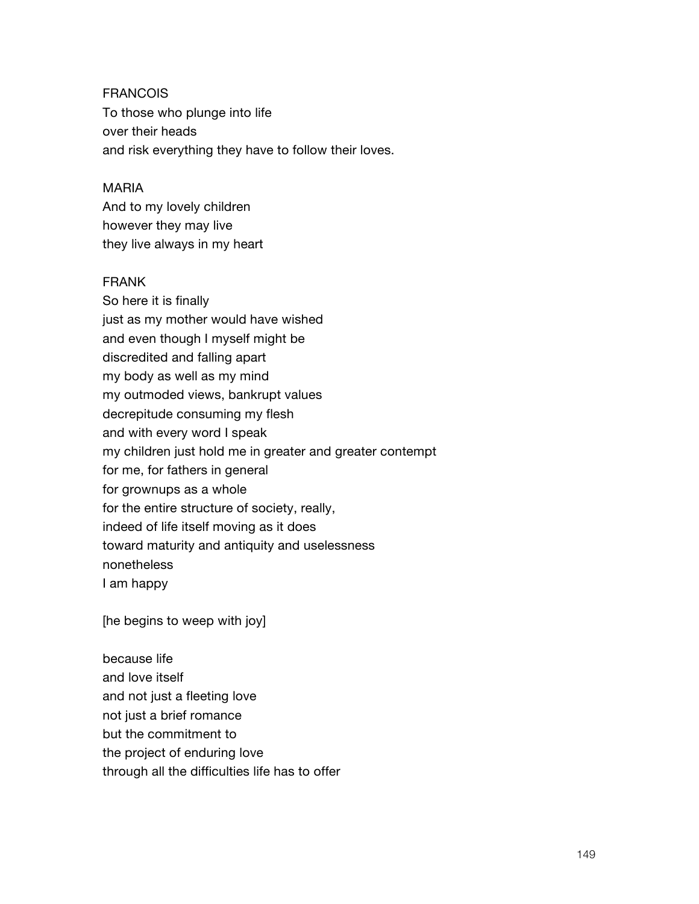FRANCOIS
To those who plunge into life
over their heads
and risk everything they have to follow their loves.

MARIA
And to my lovely children
however they may live
they live always in my heart

FRANK
So here it is finally
just as my mother would have wished
and even though I myself might be
discredited and falling apart
my body as well as my mind
my outmoded views, bankrupt values
decrepitude consuming my flesh
and with every word I speak
my children just hold me in greater and greater contempt
for me, for fathers in general
for grownups as a whole
for the entire structure of society, really,
indeed of life itself moving as it does
toward maturity and antiquity and uselessness
nonetheless
I am happy

[he begins to weep with joy]

because life
and love itself
and not just a fleeting love
not just a brief romance
but the commitment to
the project of enduring love
through all the difficulties life has to offer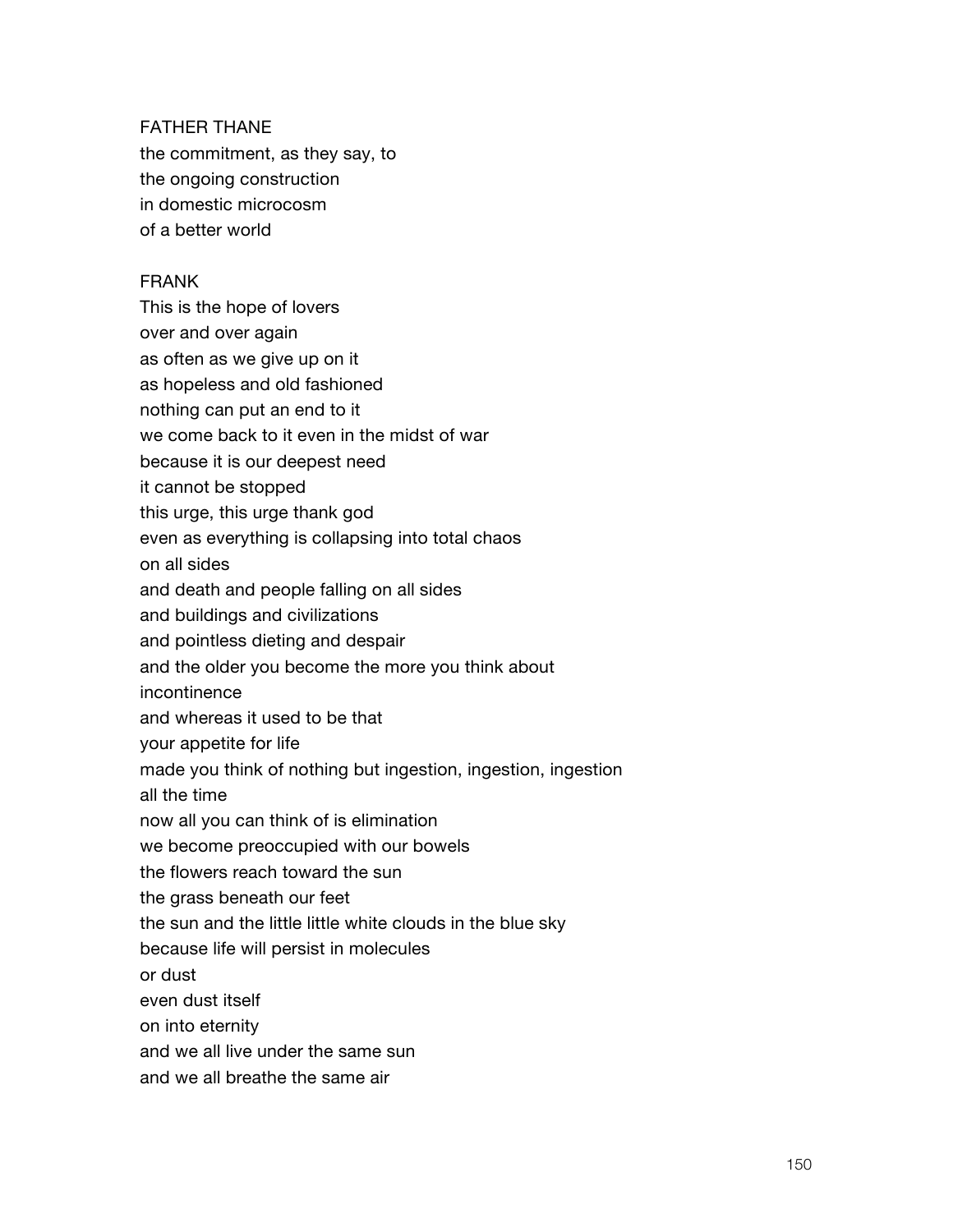FATHER THANE
the commitment, as they say, to
the ongoing construction
in domestic microcosm
of a better world

FRANK
This is the hope of lovers
over and over again
as often as we give up on it
as hopeless and old fashioned
nothing can put an end to it
we come back to it even in the midst of war
because it is our deepest need
it cannot be stopped
this urge, this urge thank god
even as everything is collapsing into total chaos
on all sides
and death and people falling on all sides
and buildings and civilizations
and pointless dieting and despair
and the older you become the more you think about
incontinence
and whereas it used to be that
your appetite for life
made you think of nothing but ingestion, ingestion, ingestion
all the time
now all you can think of is elimination
we become preoccupied with our bowels
the flowers reach toward the sun
the grass beneath our feet
the sun and the little little white clouds in the blue sky
because life will persist in molecules
or dust
even dust itself
on into eternity
and we all live under the same sun
and we all breathe the same air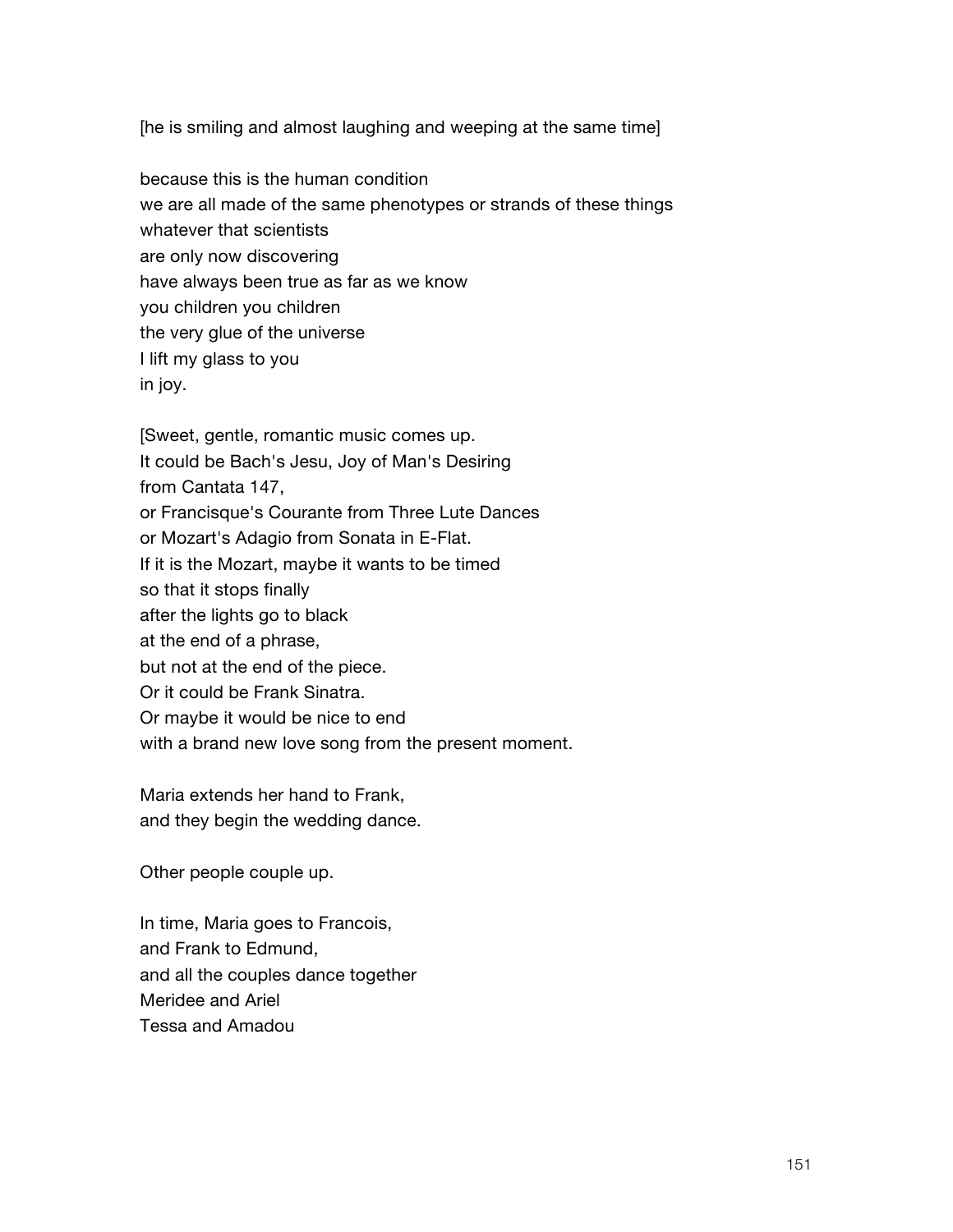[he is smiling and almost laughing and weeping at the same time]

because this is the human condition
we are all made of the same phenotypes or strands of these things
whatever that scientists
are only now discovering
have always been true as far as we know
you children you children
the very glue of the universe
I lift my glass to you
in joy.

[Sweet, gentle, romantic music comes up.
It could be Bach's Jesu, Joy of Man's Desiring
from Cantata 147,
or Francisque's Courante from Three Lute Dances
or Mozart's Adagio from Sonata in E-Flat.
If it is the Mozart, maybe it wants to be timed
so that it stops finally
after the lights go to black
at the end of a phrase,
but not at the end of the piece.
Or it could be Frank Sinatra.
Or maybe it would be nice to end
with a brand new love song from the present moment.

Maria extends her hand to Frank,
and they begin the wedding dance.

Other people couple up.

In time, Maria goes to Francois,
and Frank to Edmund,
and all the couples dance together
Meridee and Ariel
Tessa and Amadou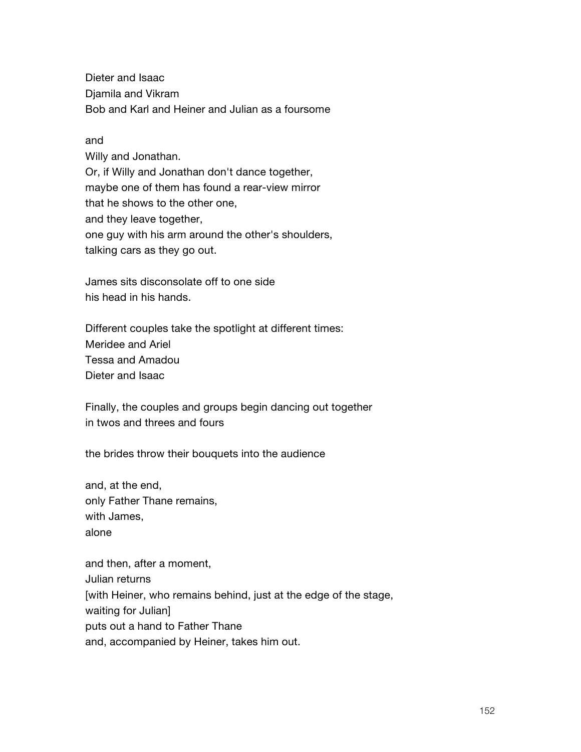Dieter and Isaac  
Djamila and Vikram  
Bob and Karl and Heiner and Julian as a foursome

and  
Willy and Jonathan.  
Or, if Willy and Jonathan don't dance together,  
maybe one of them has found a rear-view mirror  
that he shows to the other one,  
and they leave together,  
one guy with his arm around the other's shoulders,  
talking cars as they go out.

James sits disconsolate off to one side  
his head in his hands.

Different couples take the spotlight at different times:  
Meridee and Ariel  
Tessa and Amadou  
Dieter and Isaac

Finally, the couples and groups begin dancing out together  
in twos and threes and fours

the brides throw their bouquets into the audience

and, at the end,  
only Father Thane remains,  
with James,  
alone

and then, after a moment,  
Julian returns  
[with Heiner, who remains behind, just at the edge of the stage,  
waiting for Julian]  
puts out a hand to Father Thane  
and, accompanied by Heiner, takes him out.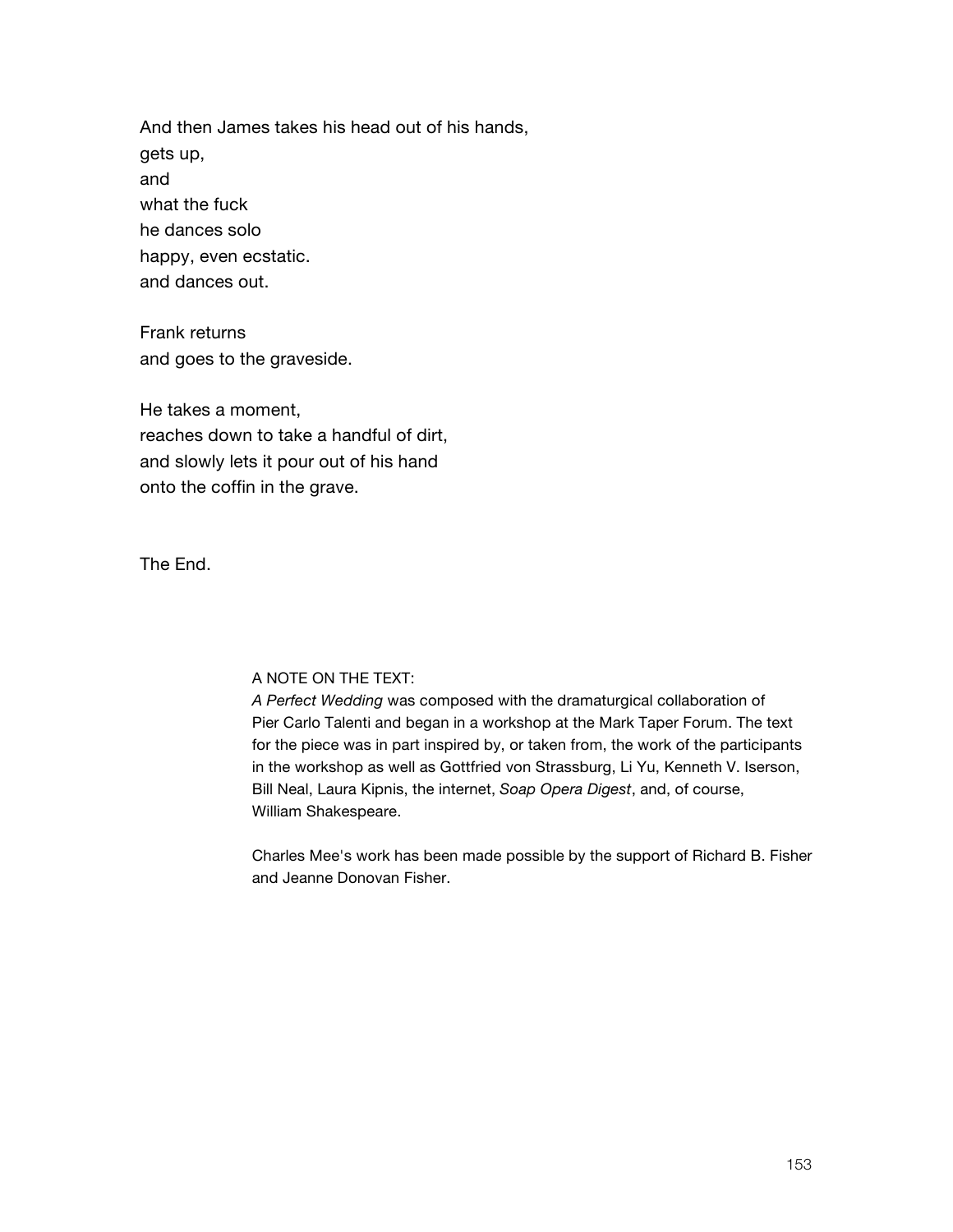And then James takes his head out of his hands,
gets up,
and
what the fuck
he dances solo
happy, even ecstatic.
and dances out.

Frank returns
and goes to the graveside.

He takes a moment,
reaches down to take a handful of dirt,
and slowly lets it pour out of his hand
onto the coffin in the grave.

The End.

A NOTE ON THE TEXT:
*A Perfect Wedding* was composed with the dramaturgical collaboration of Pier Carlo Talenti and began in a workshop at the Mark Taper Forum. The text for the piece was in part inspired by, or taken from, the work of the participants in the workshop as well as Gottfried von Strassburg, Li Yu, Kenneth V. Iserson, Bill Neal, Laura Kipnis, the internet, *Soap Opera Digest*, and, of course, William Shakespeare.

Charles Mee's work has been made possible by the support of Richard B. Fisher and Jeanne Donovan Fisher.